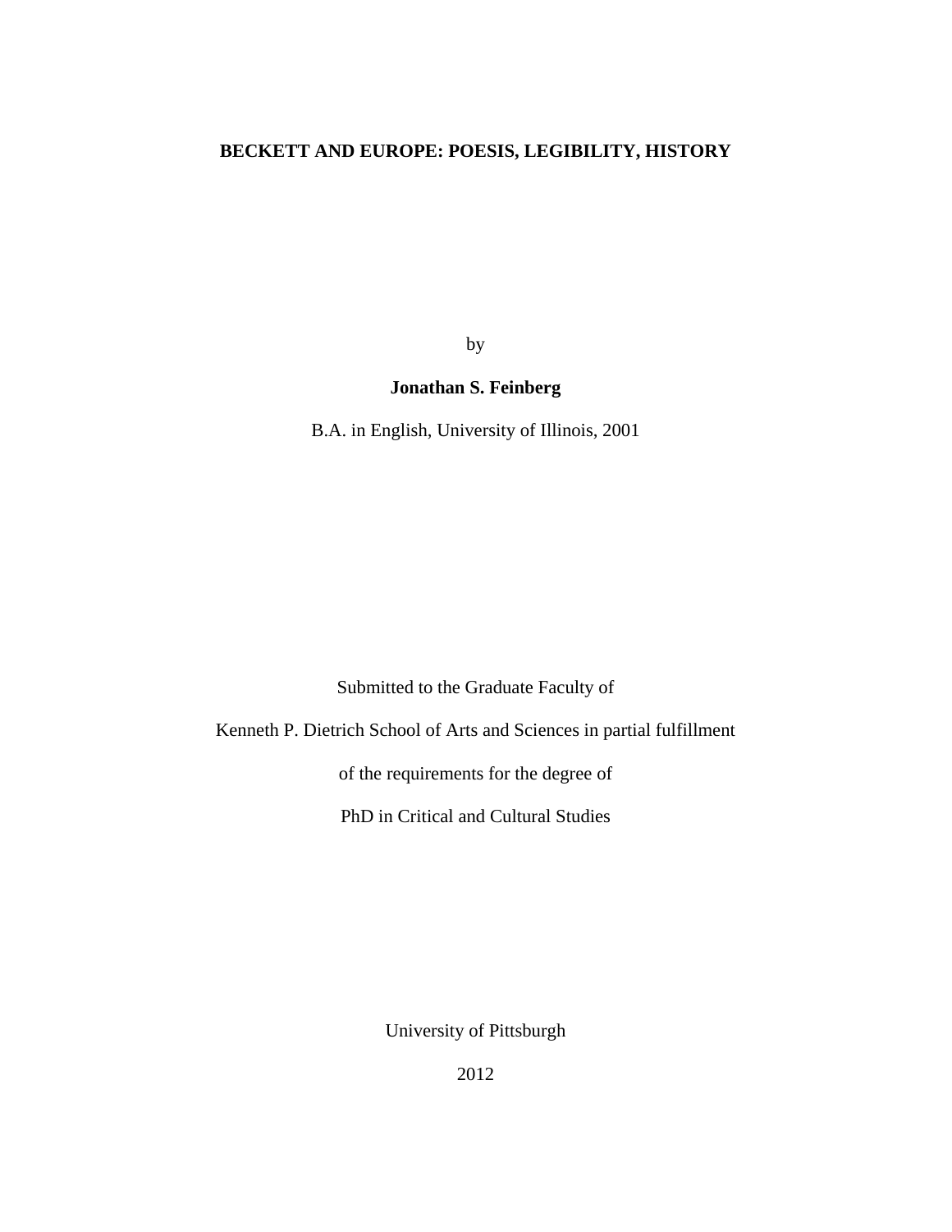# BECKETT AND EUROPE: POESIS, LEGIBILITY, HISTORY

by

**Jonathan S. Feinberg**

B.A. in English, University of Illinois, 2001

Submitted to the Graduate Faculty of

Kenneth P. Dietrich School of Arts and Sciences in partial fulfillment

of the requirements for the degree of

PhD in Critical and Cultural Studies

University of Pittsburgh

2012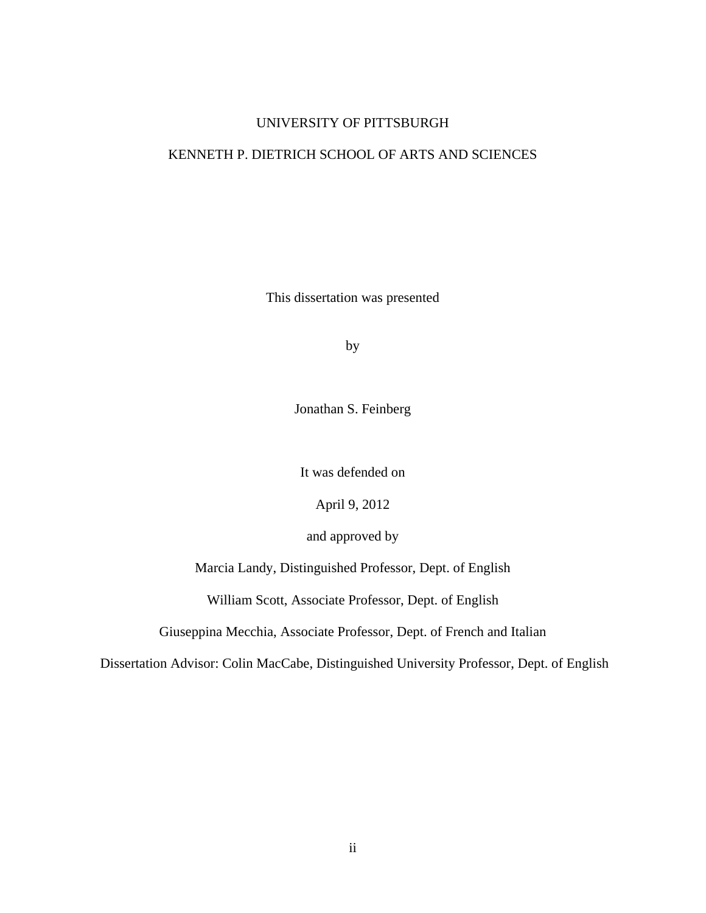UNIVERSITY OF PITTSBURGH

KENNETH P. DIETRICH SCHOOL OF ARTS AND SCIENCES

This dissertation was presented

by

Jonathan S. Feinberg

It was defended on

April 9, 2012

and approved by

Marcia Landy, Distinguished Professor, Dept. of English

William Scott, Associate Professor, Dept. of English

Giuseppina Mecchia, Associate Professor, Dept. of French and Italian

Dissertation Advisor: Colin MacCabe, Distinguished University Professor, Dept. of English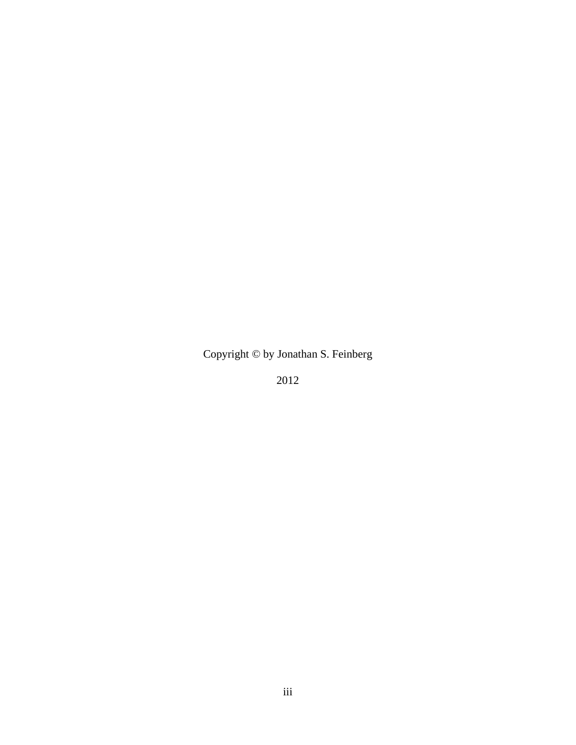Copyright © by Jonathan S. Feinberg

2012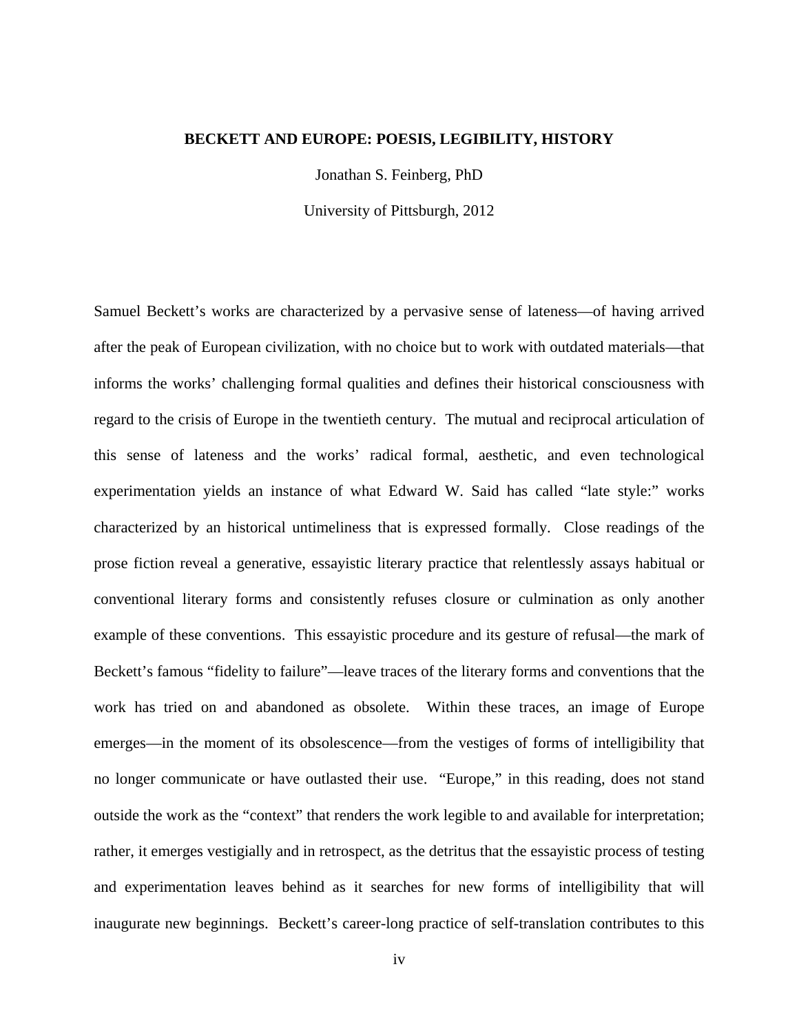**BECKETT AND EUROPE: POESIS, LEGIBILITY, HISTORY**

Jonathan S. Feinberg, PhD

University of Pittsburgh, 2012

Samuel Beckett's works are characterized by a pervasive sense of lateness—of having arrived after the peak of European civilization, with no choice but to work with outdated materials—that informs the works' challenging formal qualities and defines their historical consciousness with regard to the crisis of Europe in the twentieth century. The mutual and reciprocal articulation of this sense of lateness and the works' radical formal, aesthetic, and even technological experimentation yields an instance of what Edward W. Said has called "late style:" works characterized by an historical untimeliness that is expressed formally. Close readings of the prose fiction reveal a generative, essayistic literary practice that relentlessly assays habitual or conventional literary forms and consistently refuses closure or culmination as only another example of these conventions. This essayistic procedure and its gesture of refusal—the mark of Beckett's famous "fidelity to failure"—leave traces of the literary forms and conventions that the work has tried on and abandoned as obsolete. Within these traces, an image of Europe emerges—in the moment of its obsolescence—from the vestiges of forms of intelligibility that no longer communicate or have outlasted their use. "Europe," in this reading, does not stand outside the work as the "context" that renders the work legible to and available for interpretation; rather, it emerges vestigially and in retrospect, as the detritus that the essayistic process of testing and experimentation leaves behind as it searches for new forms of intelligibility that will inaugurate new beginnings. Beckett's career-long practice of self-translation contributes to this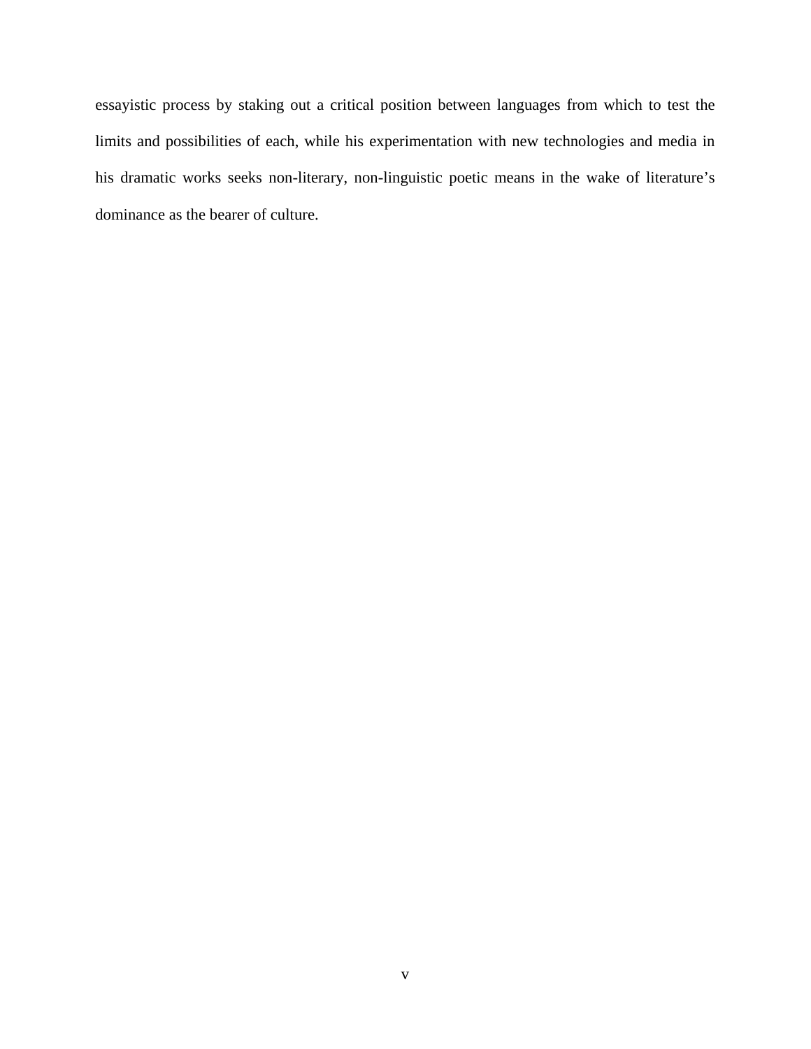essayistic process by staking out a critical position between languages from which to test the limits and possibilities of each, while his experimentation with new technologies and media in his dramatic works seeks non-literary, non-linguistic poetic means in the wake of literature's dominance as the bearer of culture.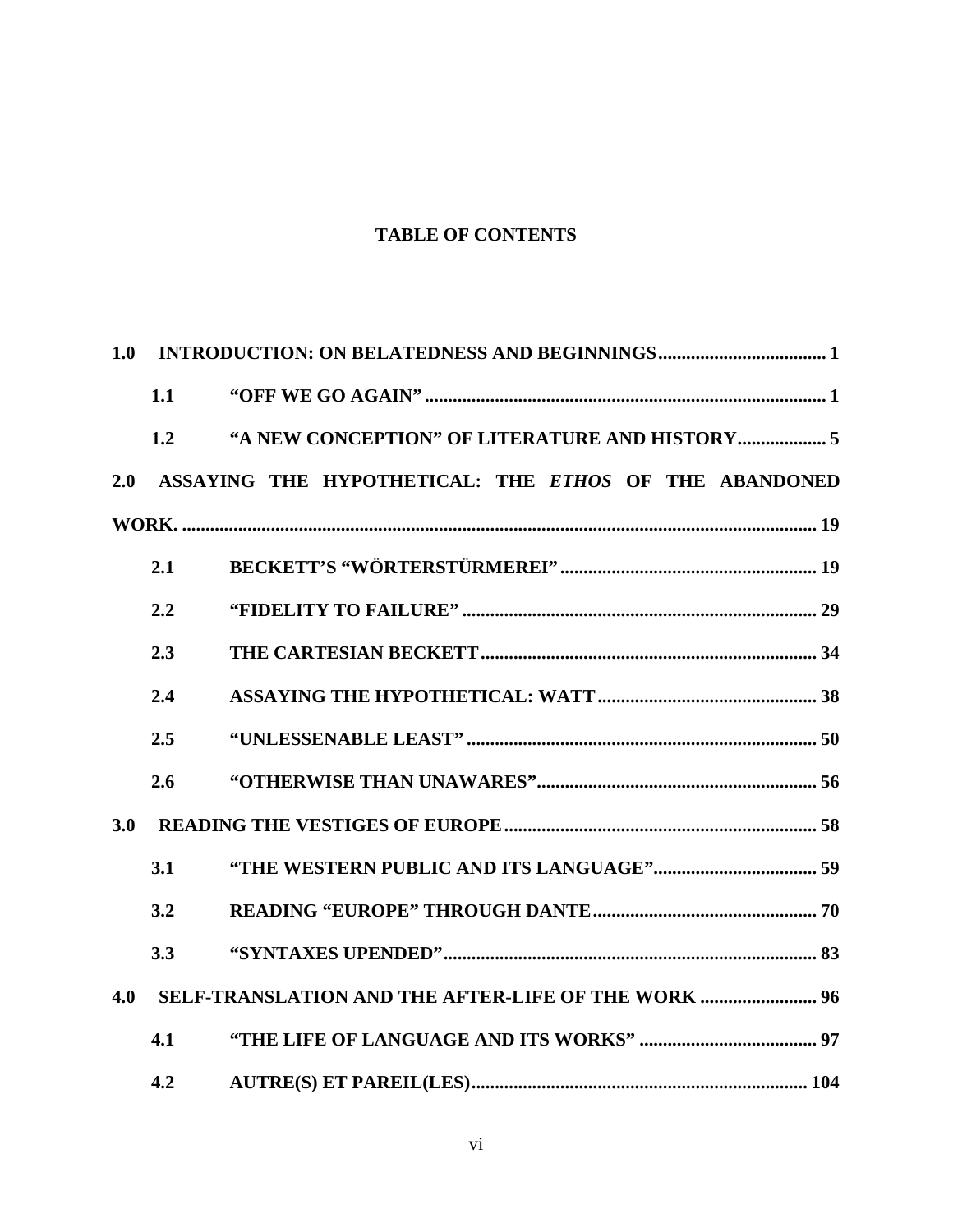**TABLE OF CONTENTS**

**1.0 INTRODUCTION: ON BELATEDNESS AND BEGINNINGS.................................... 1**

**1.1 "OFF WE GO AGAIN"...................................................................................... 1**

**1.2 "A NEW CONCEPTION" OF LITERATURE AND HISTORY.................. 5**

**2.0 ASSAYING THE HYPOTHETICAL: THE *ETHOS* OF THE ABANDONED WORK. ...................................................................................................................... 19**

**2.1 BECKETT'S "WÖRTERSTÜRMEREI"....................................................... 19**

**2.2 "FIDELITY TO FAILURE"........................................................................... 29**

**2.3 THE CARTESIAN BECKETT....................................................................... 34**

**2.4 ASSAYING THE HYPOTHETICAL: WATT............................................... 38**

**2.5 "UNLESSENABLE LEAST"........................................................................... 50**

**2.6 "OTHERWISE THAN UNAWARES"........................................................... 56**

**3.0 READING THE VESTIGES OF EUROPE................................................................... 58**

**3.1 "THE WESTERN PUBLIC AND ITS LANGUAGE"................................... 59**

**3.2 READING "EUROPE" THROUGH DANTE................................................ 70**

**3.3 "SYNTAXES UPENDED"............................................................................... 83**

**4.0 SELF-TRANSLATION AND THE AFTER-LIFE OF THE WORK ......................... 96**

**4.1 "THE LIFE OF LANGUAGE AND ITS WORKS" ...................................... 97**

**4.2 AUTRE(S) ET PAREIL(LES)........................................................................ 104**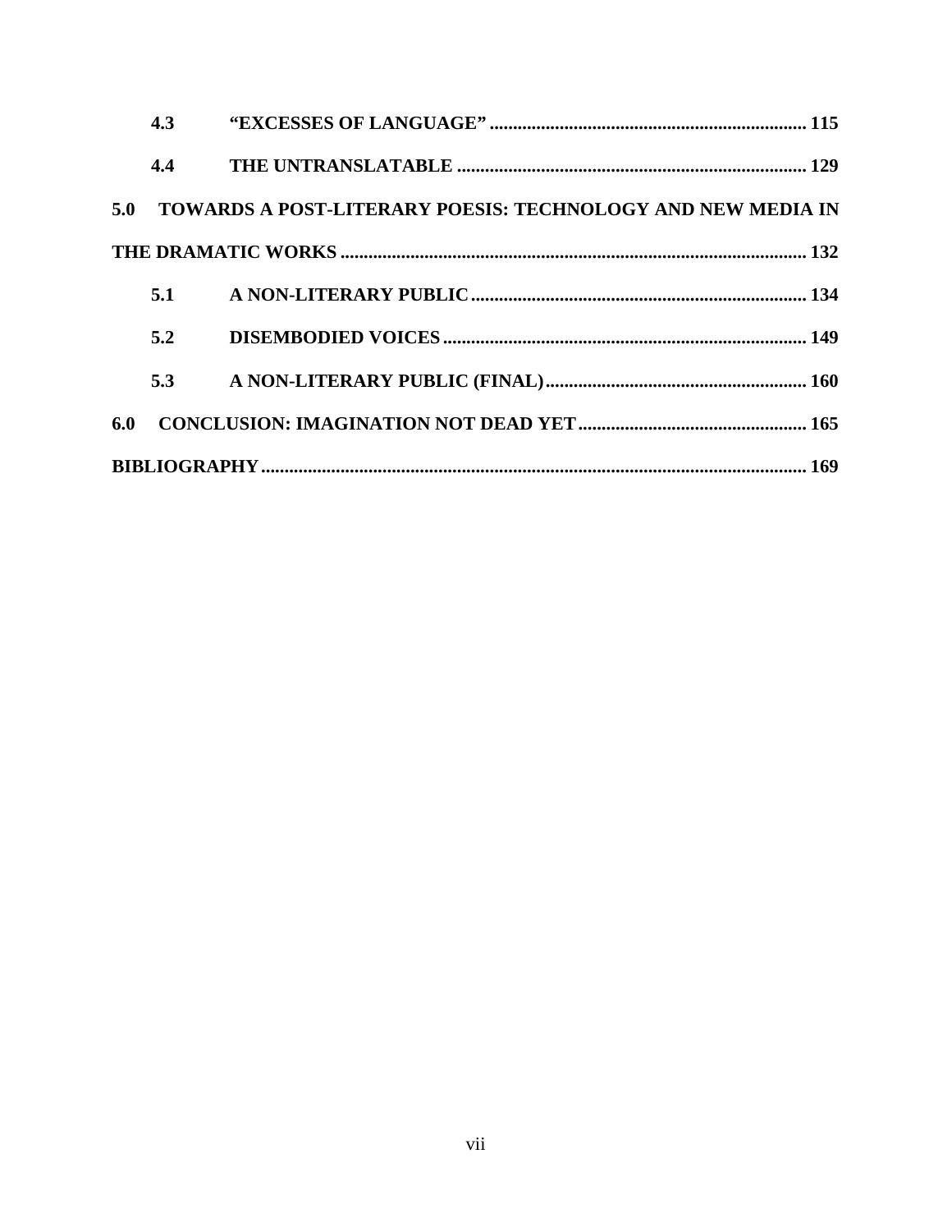4.3 "EXCESSES OF LANGUAGE" .................................................................... 115

4.4 THE UNTRANSLATABLE ........................................................................... 129

5.0 TOWARDS A POST-LITERARY POESIS: TECHNOLOGY AND NEW MEDIA IN THE DRAMATIC WORKS ................................................................................................... 132

5.1 A NON-LITERARY PUBLIC ....................................................................... 134

5.2 DISEMBODIED VOICES ............................................................................. 149

5.3 A NON-LITERARY PUBLIC (FINAL) ........................................................ 160

6.0 CONCLUSION: IMAGINATION NOT DEAD YET ................................................ 165

BIBLIOGRAPHY ..................................................................................................................... 169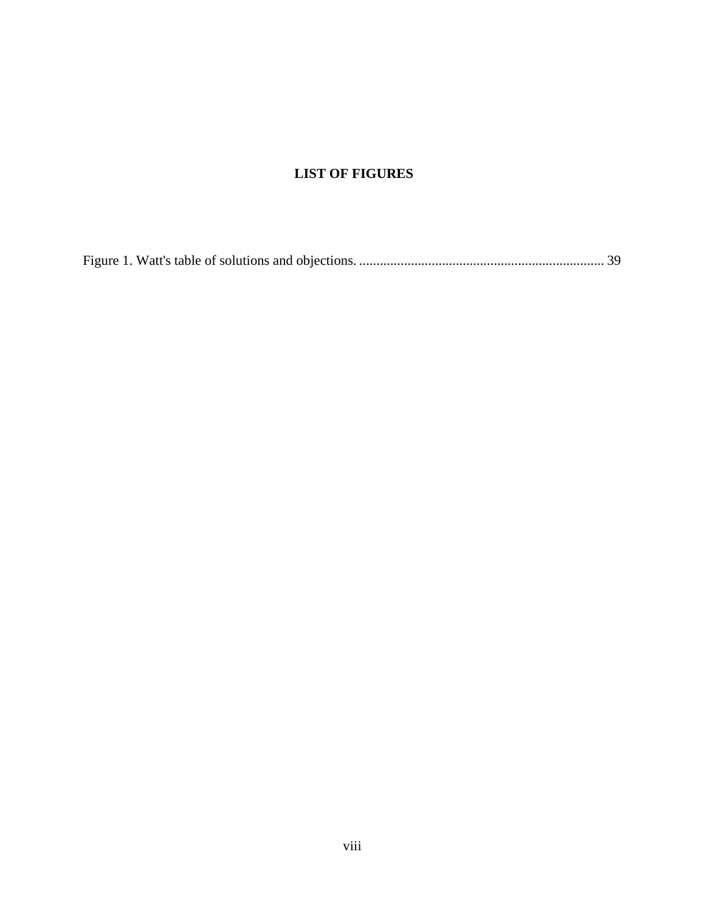# LIST OF FIGURES

Figure 1. Watt's table of solutions and objections. ...................................................................... 39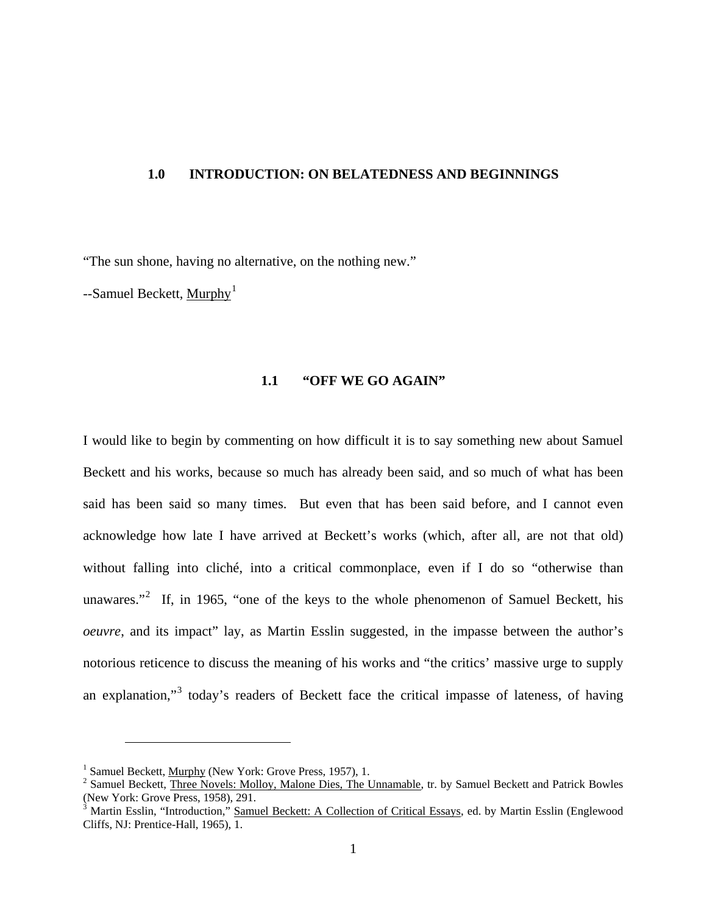# 1.0 INTRODUCTION: ON BELATEDNESS AND BEGINNINGS

"The sun shone, having no alternative, on the nothing new."

--Samuel Beckett, Murphy[1]

## 1.1 "OFF WE GO AGAIN"

I would like to begin by commenting on how difficult it is to say something new about Samuel Beckett and his works, because so much has already been said, and so much of what has been said has been said so many times. But even that has been said before, and I cannot even acknowledge how late I have arrived at Beckett's works (which, after all, are not that old) without falling into cliché, into a critical commonplace, even if I do so "otherwise than unawares."[2] If, in 1965, "one of the keys to the whole phenomenon of Samuel Beckett, his *oeuvre*, and its impact" lay, as Martin Esslin suggested, in the impasse between the author's notorious reticence to discuss the meaning of his works and "the critics' massive urge to supply an explanation,"[3] today's readers of Beckett face the critical impasse of lateness, of having

---

[1] Samuel Beckett, Murphy (New York: Grove Press, 1957), 1.

[2] Samuel Beckett, Three Novels: Molloy, Malone Dies, The Unnamable, tr. by Samuel Beckett and Patrick Bowles (New York: Grove Press, 1958), 291.

[3] Martin Esslin, "Introduction," Samuel Beckett: A Collection of Critical Essays, ed. by Martin Esslin (Englewood Cliffs, NJ: Prentice-Hall, 1965), 1.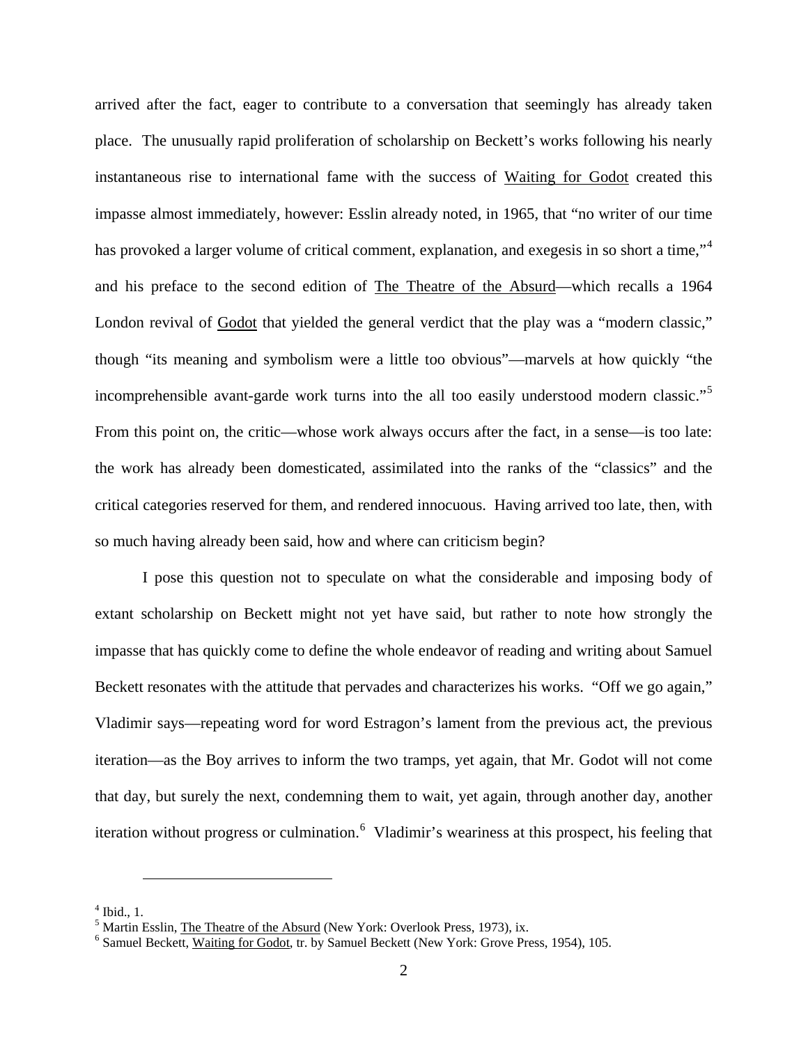arrived after the fact, eager to contribute to a conversation that seemingly has already taken place. The unusually rapid proliferation of scholarship on Beckett's works following his nearly instantaneous rise to international fame with the success of Waiting for Godot created this impasse almost immediately, however: Esslin already noted, in 1965, that "no writer of our time has provoked a larger volume of critical comment, explanation, and exegesis in so short a time,"[4] and his preface to the second edition of The Theatre of the Absurd—which recalls a 1964 London revival of Godot that yielded the general verdict that the play was a "modern classic," though "its meaning and symbolism were a little too obvious"—marvels at how quickly "the incomprehensible avant-garde work turns into the all too easily understood modern classic."[5] From this point on, the critic—whose work always occurs after the fact, in a sense—is too late: the work has already been domesticated, assimilated into the ranks of the "classics" and the critical categories reserved for them, and rendered innocuous. Having arrived too late, then, with so much having already been said, how and where can criticism begin?

I pose this question not to speculate on what the considerable and imposing body of extant scholarship on Beckett might not yet have said, but rather to note how strongly the impasse that has quickly come to define the whole endeavor of reading and writing about Samuel Beckett resonates with the attitude that pervades and characterizes his works. "Off we go again," Vladimir says—repeating word for word Estragon's lament from the previous act, the previous iteration—as the Boy arrives to inform the two tramps, yet again, that Mr. Godot will not come that day, but surely the next, condemning them to wait, yet again, through another day, another iteration without progress or culmination.[6] Vladimir's weariness at this prospect, his feeling that

---

[4] Ibid., 1.

[5] Martin Esslin, The Theatre of the Absurd (New York: Overlook Press, 1973), ix.

[6] Samuel Beckett, Waiting for Godot, tr. by Samuel Beckett (New York: Grove Press, 1954), 105.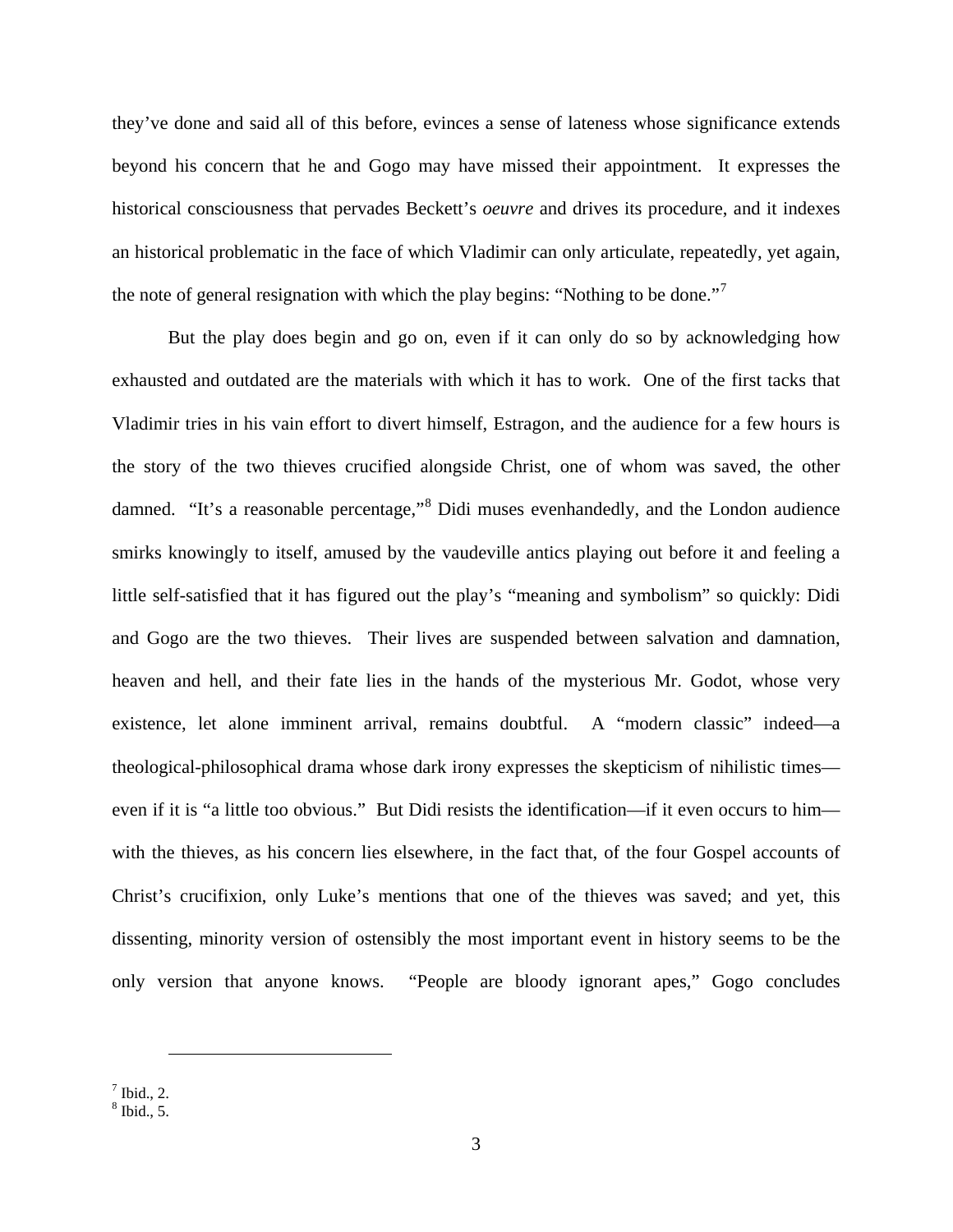they've done and said all of this before, evinces a sense of lateness whose significance extends beyond his concern that he and Gogo may have missed their appointment. It expresses the historical consciousness that pervades Beckett's *oeuvre* and drives its procedure, and it indexes an historical problematic in the face of which Vladimir can only articulate, repeatedly, yet again, the note of general resignation with which the play begins: "Nothing to be done."[7]

But the play does begin and go on, even if it can only do so by acknowledging how exhausted and outdated are the materials with which it has to work. One of the first tacks that Vladimir tries in his vain effort to divert himself, Estragon, and the audience for a few hours is the story of the two thieves crucified alongside Christ, one of whom was saved, the other damned. "It's a reasonable percentage,"[8] Didi muses evenhandedly, and the London audience smirks knowingly to itself, amused by the vaudeville antics playing out before it and feeling a little self-satisfied that it has figured out the play's "meaning and symbolism" so quickly: Didi and Gogo are the two thieves. Their lives are suspended between salvation and damnation, heaven and hell, and their fate lies in the hands of the mysterious Mr. Godot, whose very existence, let alone imminent arrival, remains doubtful. A "modern classic" indeed—a theological-philosophical drama whose dark irony expresses the skepticism of nihilistic times—even if it is "a little too obvious." But Didi resists the identification—if it even occurs to him—with the thieves, as his concern lies elsewhere, in the fact that, of the four Gospel accounts of Christ's crucifixion, only Luke's mentions that one of the thieves was saved; and yet, this dissenting, minority version of ostensibly the most important event in history seems to be the only version that anyone knows. "People are bloody ignorant apes," Gogo concludes

[7] Ibid., 2.
[8] Ibid., 5.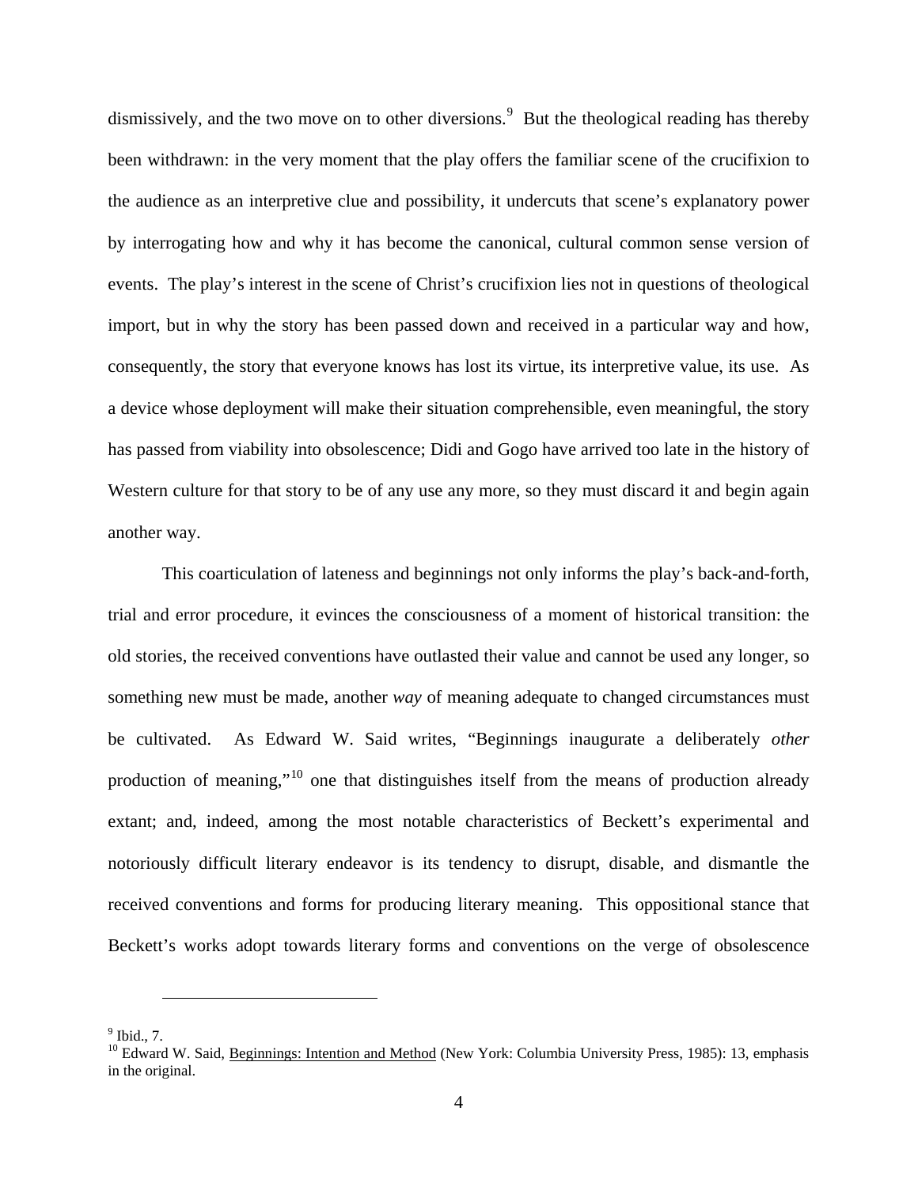dismissively, and the two move on to other diversions.[9] But the theological reading has thereby been withdrawn: in the very moment that the play offers the familiar scene of the crucifixion to the audience as an interpretive clue and possibility, it undercuts that scene's explanatory power by interrogating how and why it has become the canonical, cultural common sense version of events. The play's interest in the scene of Christ's crucifixion lies not in questions of theological import, but in why the story has been passed down and received in a particular way and how, consequently, the story that everyone knows has lost its virtue, its interpretive value, its use. As a device whose deployment will make their situation comprehensible, even meaningful, the story has passed from viability into obsolescence; Didi and Gogo have arrived too late in the history of Western culture for that story to be of any use any more, so they must discard it and begin again another way.

This coarticulation of lateness and beginnings not only informs the play's back-and-forth, trial and error procedure, it evinces the consciousness of a moment of historical transition: the old stories, the received conventions have outlasted their value and cannot be used any longer, so something new must be made, another *way* of meaning adequate to changed circumstances must be cultivated. As Edward W. Said writes, "Beginnings inaugurate a deliberately *other* production of meaning,"[10] one that distinguishes itself from the means of production already extant; and, indeed, among the most notable characteristics of Beckett's experimental and notoriously difficult literary endeavor is its tendency to disrupt, disable, and dismantle the received conventions and forms for producing literary meaning. This oppositional stance that Beckett's works adopt towards literary forms and conventions on the verge of obsolescence

---

[9] Ibid., 7.

[10] Edward W. Said, Beginnings: Intention and Method (New York: Columbia University Press, 1985): 13, emphasis in the original.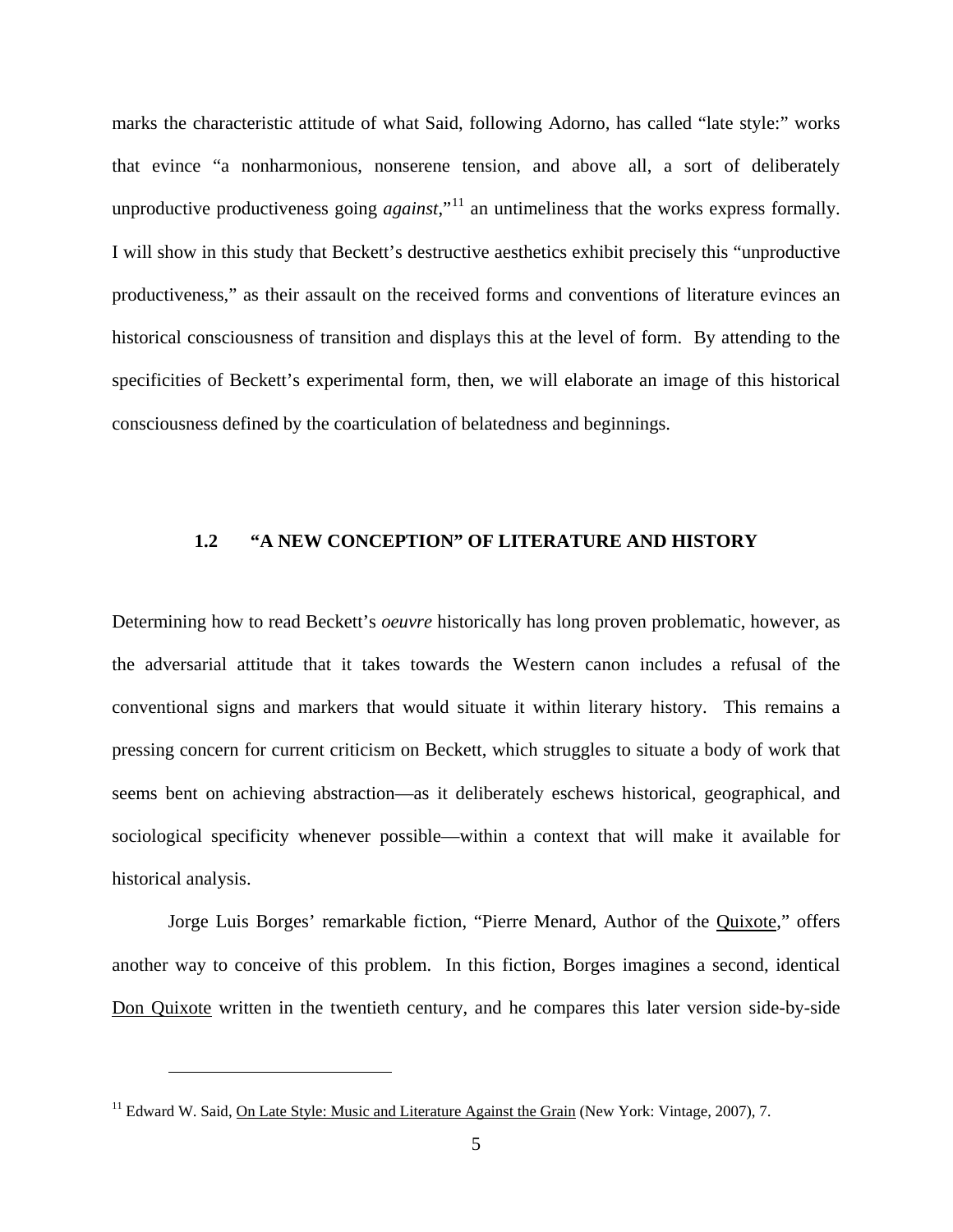marks the characteristic attitude of what Said, following Adorno, has called "late style:" works that evince "a nonharmonious, nonserene tension, and above all, a sort of deliberately unproductive productiveness going *against*,"[11] an untimeliness that the works express formally. I will show in this study that Beckett's destructive aesthetics exhibit precisely this "unproductive productiveness," as their assault on the received forms and conventions of literature evinces an historical consciousness of transition and displays this at the level of form. By attending to the specificities of Beckett's experimental form, then, we will elaborate an image of this historical consciousness defined by the coarticulation of belatedness and beginnings.

## 1.2 "A NEW CONCEPTION" OF LITERATURE AND HISTORY

Determining how to read Beckett's *oeuvre* historically has long proven problematic, however, as the adversarial attitude that it takes towards the Western canon includes a refusal of the conventional signs and markers that would situate it within literary history. This remains a pressing concern for current criticism on Beckett, which struggles to situate a body of work that seems bent on achieving abstraction—as it deliberately eschews historical, geographical, and sociological specificity whenever possible—within a context that will make it available for historical analysis.

Jorge Luis Borges' remarkable fiction, "Pierre Menard, Author of the Quixote," offers another way to conceive of this problem. In this fiction, Borges imagines a second, identical Don Quixote written in the twentieth century, and he compares this later version side-by-side

---

[11] Edward W. Said, On Late Style: Music and Literature Against the Grain (New York: Vintage, 2007), 7.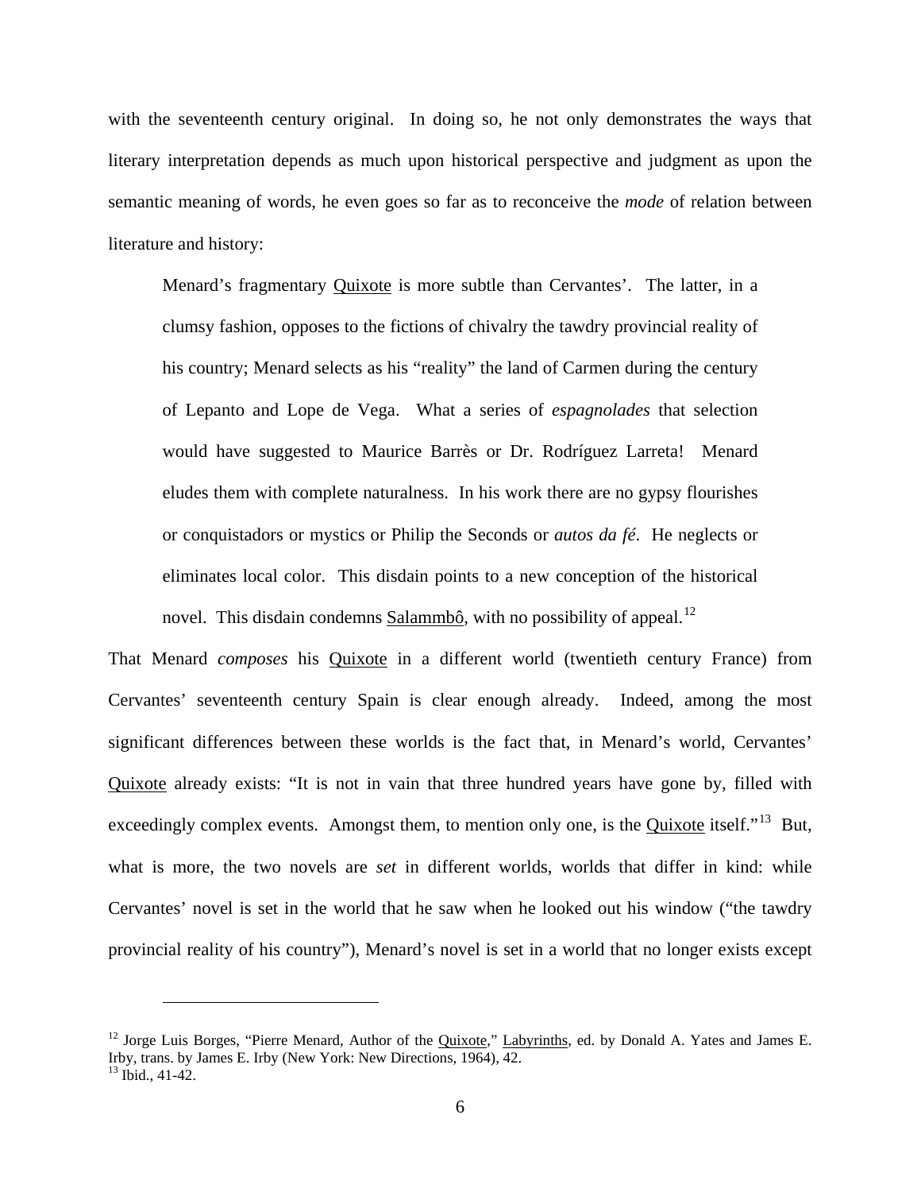with the seventeenth century original. In doing so, he not only demonstrates the ways that literary interpretation depends as much upon historical perspective and judgment as upon the semantic meaning of words, he even goes so far as to reconceive the *mode* of relation between literature and history:

> Menard's fragmentary Quixote is more subtle than Cervantes'. The latter, in a clumsy fashion, opposes to the fictions of chivalry the tawdry provincial reality of his country; Menard selects as his "reality" the land of Carmen during the century of Lepanto and Lope de Vega. What a series of *espagnolades* that selection would have suggested to Maurice Barrès or Dr. Rodríguez Larreta! Menard eludes them with complete naturalness. In his work there are no gypsy flourishes or conquistadors or mystics or Philip the Seconds or *autos da fé*. He neglects or eliminates local color. This disdain points to a new conception of the historical novel. This disdain condemns Salammbô, with no possibility of appeal.[12]

That Menard *composes* his Quixote in a different world (twentieth century France) from Cervantes' seventeenth century Spain is clear enough already. Indeed, among the most significant differences between these worlds is the fact that, in Menard's world, Cervantes' Quixote already exists: "It is not in vain that three hundred years have gone by, filled with exceedingly complex events. Amongst them, to mention only one, is the Quixote itself."[13] But, what is more, the two novels are *set* in different worlds, worlds that differ in kind: while Cervantes' novel is set in the world that he saw when he looked out his window ("the tawdry provincial reality of his country"), Menard's novel is set in a world that no longer exists except

---

[12] Jorge Luis Borges, "Pierre Menard, Author of the Quixote," Labyrinths, ed. by Donald A. Yates and James E. Irby, trans. by James E. Irby (New York: New Directions, 1964), 42.

[13] Ibid., 41-42.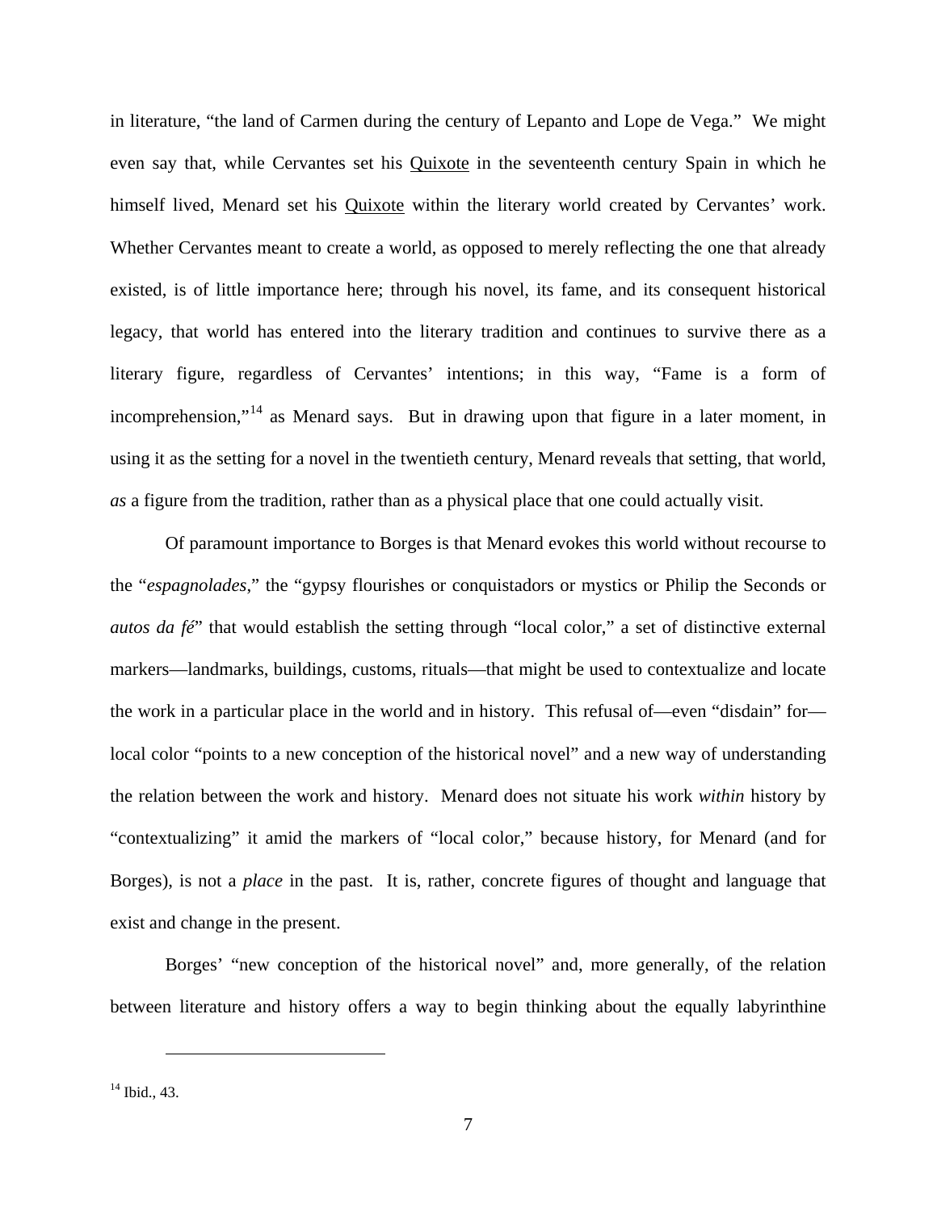in literature, "the land of Carmen during the century of Lepanto and Lope de Vega." We might even say that, while Cervantes set his Quixote in the seventeenth century Spain in which he himself lived, Menard set his Quixote within the literary world created by Cervantes' work. Whether Cervantes meant to create a world, as opposed to merely reflecting the one that already existed, is of little importance here; through his novel, its fame, and its consequent historical legacy, that world has entered into the literary tradition and continues to survive there as a literary figure, regardless of Cervantes' intentions; in this way, "Fame is a form of incomprehension,"[14] as Menard says. But in drawing upon that figure in a later moment, in using it as the setting for a novel in the twentieth century, Menard reveals that setting, that world, *as* a figure from the tradition, rather than as a physical place that one could actually visit.

Of paramount importance to Borges is that Menard evokes this world without recourse to the "*espagnolades*," the "gypsy flourishes or conquistadors or mystics or Philip the Seconds or *autos da fé*" that would establish the setting through "local color," a set of distinctive external markers—landmarks, buildings, customs, rituals—that might be used to contextualize and locate the work in a particular place in the world and in history. This refusal of—even "disdain" for—local color "points to a new conception of the historical novel" and a new way of understanding the relation between the work and history. Menard does not situate his work *within* history by "contextualizing" it amid the markers of "local color," because history, for Menard (and for Borges), is not a *place* in the past. It is, rather, concrete figures of thought and language that exist and change in the present.

Borges' "new conception of the historical novel" and, more generally, of the relation between literature and history offers a way to begin thinking about the equally labyrinthine

---

[14] Ibid., 43.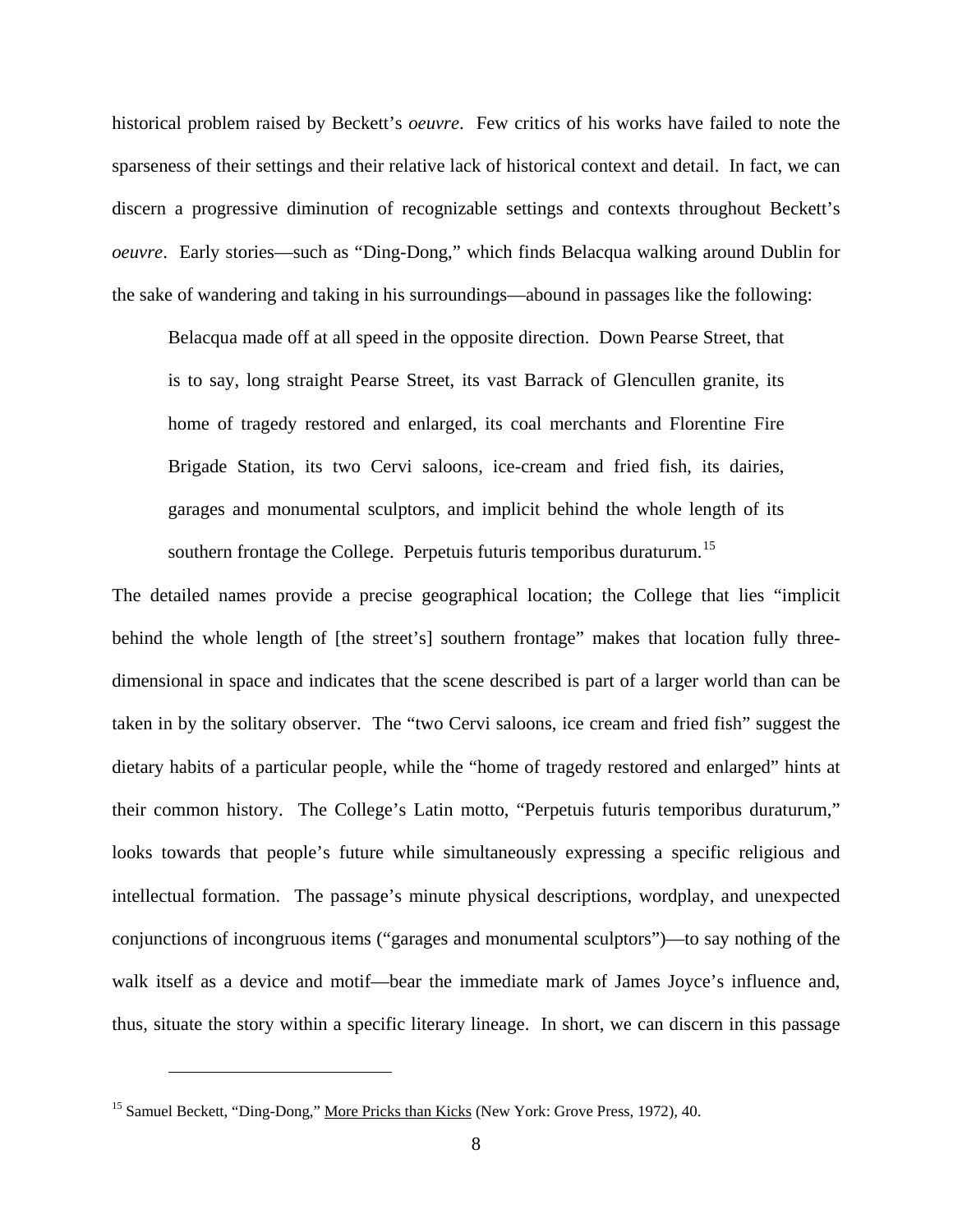historical problem raised by Beckett's *oeuvre*. Few critics of his works have failed to note the sparseness of their settings and their relative lack of historical context and detail. In fact, we can discern a progressive diminution of recognizable settings and contexts throughout Beckett's *oeuvre*. Early stories—such as "Ding-Dong," which finds Belacqua walking around Dublin for the sake of wandering and taking in his surroundings—abound in passages like the following:

> Belacqua made off at all speed in the opposite direction. Down Pearse Street, that is to say, long straight Pearse Street, its vast Barrack of Glencullen granite, its home of tragedy restored and enlarged, its coal merchants and Florentine Fire Brigade Station, its two Cervi saloons, ice-cream and fried fish, its dairies, garages and monumental sculptors, and implicit behind the whole length of its southern frontage the College. Perpetuis futuris temporibus duraturum.[15]

The detailed names provide a precise geographical location; the College that lies "implicit behind the whole length of [the street's] southern frontage" makes that location fully three-dimensional in space and indicates that the scene described is part of a larger world than can be taken in by the solitary observer. The "two Cervi saloons, ice cream and fried fish" suggest the dietary habits of a particular people, while the "home of tragedy restored and enlarged" hints at their common history. The College's Latin motto, "Perpetuis futuris temporibus duraturum," looks towards that people's future while simultaneously expressing a specific religious and intellectual formation. The passage's minute physical descriptions, wordplay, and unexpected conjunctions of incongruous items ("garages and monumental sculptors")—to say nothing of the walk itself as a device and motif—bear the immediate mark of James Joyce's influence and, thus, situate the story within a specific literary lineage. In short, we can discern in this passage

---

[15] Samuel Beckett, "Ding-Dong," More Pricks than Kicks (New York: Grove Press, 1972), 40.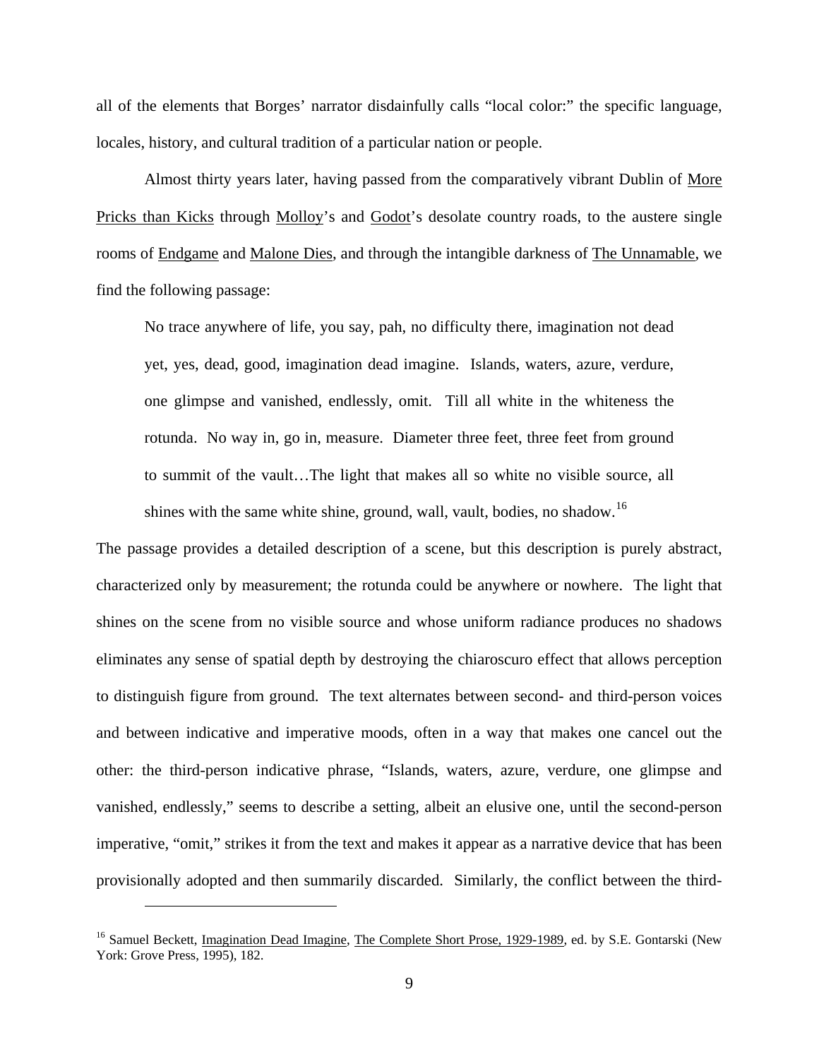all of the elements that Borges' narrator disdainfully calls "local color:" the specific language, locales, history, and cultural tradition of a particular nation or people.

Almost thirty years later, having passed from the comparatively vibrant Dublin of More Pricks than Kicks through Molloy's and Godot's desolate country roads, to the austere single rooms of Endgame and Malone Dies, and through the intangible darkness of The Unnamable, we find the following passage:

> No trace anywhere of life, you say, pah, no difficulty there, imagination not dead yet, yes, dead, good, imagination dead imagine. Islands, waters, azure, verdure, one glimpse and vanished, endlessly, omit. Till all white in the whiteness the rotunda. No way in, go in, measure. Diameter three feet, three feet from ground to summit of the vault…The light that makes all so white no visible source, all shines with the same white shine, ground, wall, vault, bodies, no shadow.[16]

The passage provides a detailed description of a scene, but this description is purely abstract, characterized only by measurement; the rotunda could be anywhere or nowhere. The light that shines on the scene from no visible source and whose uniform radiance produces no shadows eliminates any sense of spatial depth by destroying the chiaroscuro effect that allows perception to distinguish figure from ground. The text alternates between second- and third-person voices and between indicative and imperative moods, often in a way that makes one cancel out the other: the third-person indicative phrase, "Islands, waters, azure, verdure, one glimpse and vanished, endlessly," seems to describe a setting, albeit an elusive one, until the second-person imperative, "omit," strikes it from the text and makes it appear as a narrative device that has been provisionally adopted and then summarily discarded. Similarly, the conflict between the third-

---

[16] Samuel Beckett, Imagination Dead Imagine, The Complete Short Prose, 1929-1989, ed. by S.E. Gontarski (New York: Grove Press, 1995), 182.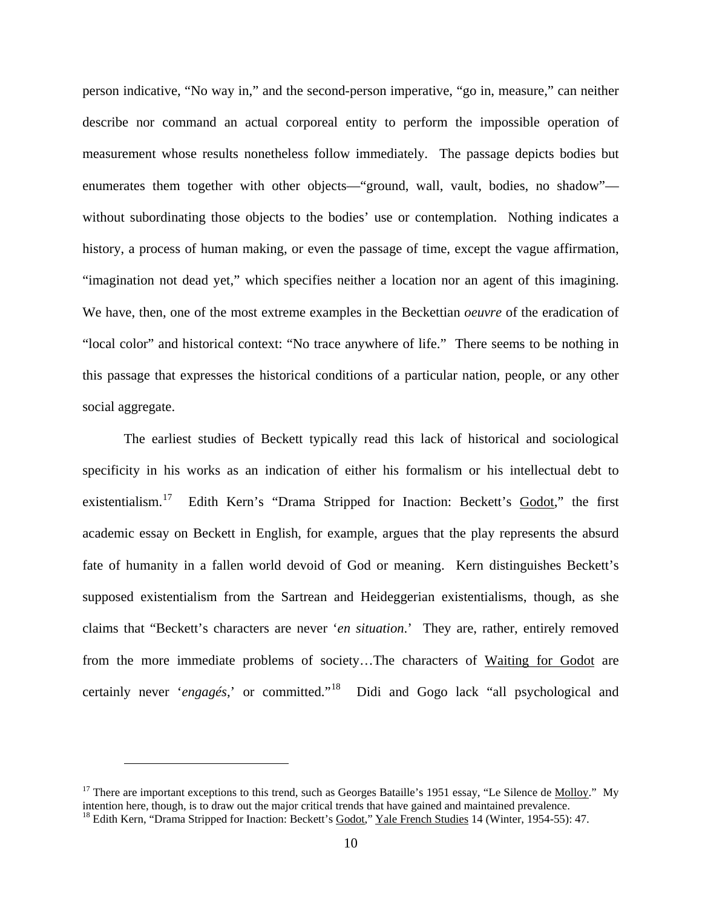person indicative, "No way in," and the second-person imperative, "go in, measure," can neither describe nor command an actual corporeal entity to perform the impossible operation of measurement whose results nonetheless follow immediately. The passage depicts bodies but enumerates them together with other objects—"ground, wall, vault, bodies, no shadow"—without subordinating those objects to the bodies' use or contemplation. Nothing indicates a history, a process of human making, or even the passage of time, except the vague affirmation, "imagination not dead yet," which specifies neither a location nor an agent of this imagining. We have, then, one of the most extreme examples in the Beckettian *oeuvre* of the eradication of "local color" and historical context: "No trace anywhere of life." There seems to be nothing in this passage that expresses the historical conditions of a particular nation, people, or any other social aggregate.

The earliest studies of Beckett typically read this lack of historical and sociological specificity in his works as an indication of either his formalism or his intellectual debt to existentialism.[17] Edith Kern's "Drama Stripped for Inaction: Beckett's Godot," the first academic essay on Beckett in English, for example, argues that the play represents the absurd fate of humanity in a fallen world devoid of God or meaning. Kern distinguishes Beckett's supposed existentialism from the Sartrean and Heideggerian existentialisms, though, as she claims that "Beckett's characters are never '*en situation*.' They are, rather, entirely removed from the more immediate problems of society…The characters of Waiting for Godot are certainly never '*engagés*,' or committed."[18] Didi and Gogo lack "all psychological and

---

[17] There are important exceptions to this trend, such as Georges Bataille's 1951 essay, "Le Silence de Molloy." My intention here, though, is to draw out the major critical trends that have gained and maintained prevalence.

[18] Edith Kern, "Drama Stripped for Inaction: Beckett's Godot," Yale French Studies 14 (Winter, 1954-55): 47.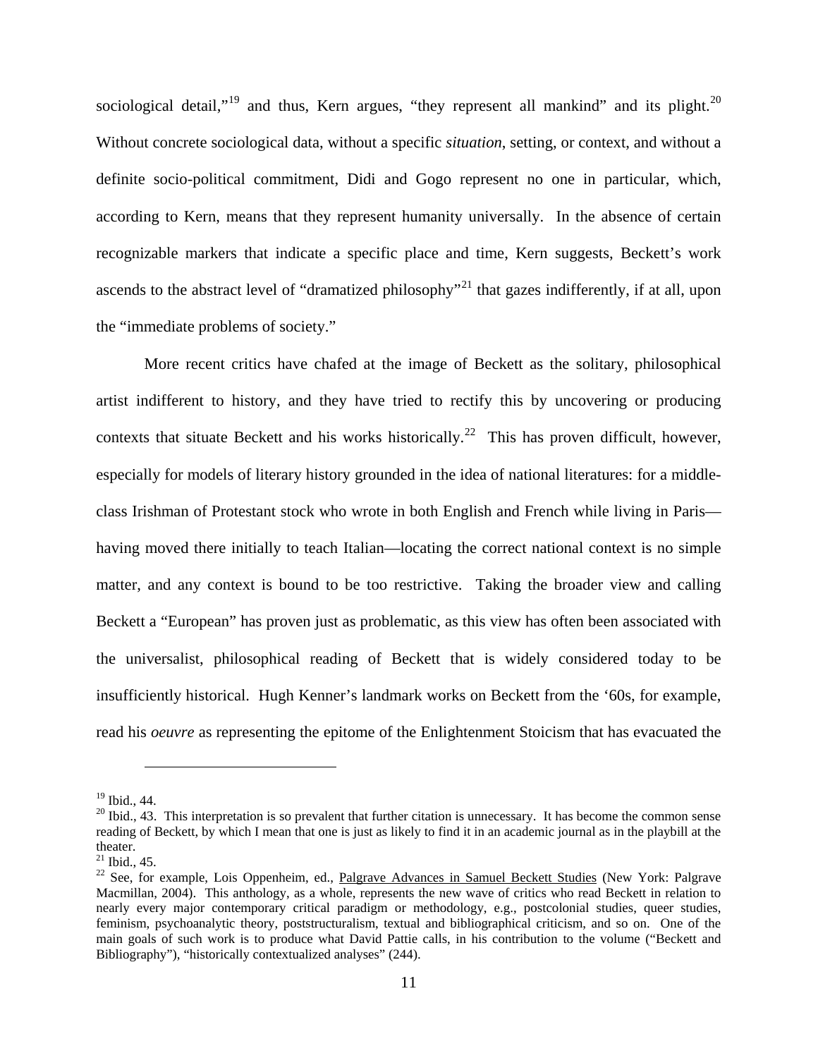sociological detail,"[19] and thus, Kern argues, "they represent all mankind" and its plight.[20] Without concrete sociological data, without a specific *situation*, setting, or context, and without a definite socio-political commitment, Didi and Gogo represent no one in particular, which, according to Kern, means that they represent humanity universally. In the absence of certain recognizable markers that indicate a specific place and time, Kern suggests, Beckett's work ascends to the abstract level of "dramatized philosophy"[21] that gazes indifferently, if at all, upon the "immediate problems of society."

More recent critics have chafed at the image of Beckett as the solitary, philosophical artist indifferent to history, and they have tried to rectify this by uncovering or producing contexts that situate Beckett and his works historically.[22] This has proven difficult, however, especially for models of literary history grounded in the idea of national literatures: for a middle-class Irishman of Protestant stock who wrote in both English and French while living in Paris—having moved there initially to teach Italian—locating the correct national context is no simple matter, and any context is bound to be too restrictive. Taking the broader view and calling Beckett a "European" has proven just as problematic, as this view has often been associated with the universalist, philosophical reading of Beckett that is widely considered today to be insufficiently historical. Hugh Kenner's landmark works on Beckett from the '60s, for example, read his *oeuvre* as representing the epitome of the Enlightenment Stoicism that has evacuated the

---

[19] Ibid., 44.

[20] Ibid., 43. This interpretation is so prevalent that further citation is unnecessary. It has become the common sense reading of Beckett, by which I mean that one is just as likely to find it in an academic journal as in the playbill at the theater.

[21] Ibid., 45.

[22] See, for example, Lois Oppenheim, ed., Palgrave Advances in Samuel Beckett Studies (New York: Palgrave Macmillan, 2004). This anthology, as a whole, represents the new wave of critics who read Beckett in relation to nearly every major contemporary critical paradigm or methodology, e.g., postcolonial studies, queer studies, feminism, psychoanalytic theory, poststructuralism, textual and bibliographical criticism, and so on. One of the main goals of such work is to produce what David Pattie calls, in his contribution to the volume ("Beckett and Bibliography"), "historically contextualized analyses" (244).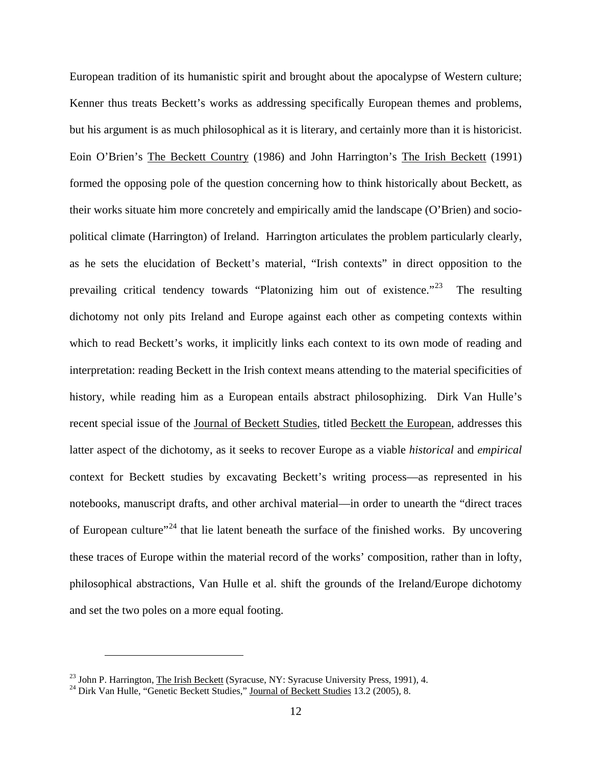European tradition of its humanistic spirit and brought about the apocalypse of Western culture; Kenner thus treats Beckett's works as addressing specifically European themes and problems, but his argument is as much philosophical as it is literary, and certainly more than it is historicist. Eoin O'Brien's The Beckett Country (1986) and John Harrington's The Irish Beckett (1991) formed the opposing pole of the question concerning how to think historically about Beckett, as their works situate him more concretely and empirically amid the landscape (O'Brien) and socio-political climate (Harrington) of Ireland. Harrington articulates the problem particularly clearly, as he sets the elucidation of Beckett's material, "Irish contexts" in direct opposition to the prevailing critical tendency towards "Platonizing him out of existence."[23] The resulting dichotomy not only pits Ireland and Europe against each other as competing contexts within which to read Beckett's works, it implicitly links each context to its own mode of reading and interpretation: reading Beckett in the Irish context means attending to the material specificities of history, while reading him as a European entails abstract philosophizing. Dirk Van Hulle's recent special issue of the Journal of Beckett Studies, titled Beckett the European, addresses this latter aspect of the dichotomy, as it seeks to recover Europe as a viable *historical* and *empirical* context for Beckett studies by excavating Beckett's writing process—as represented in his notebooks, manuscript drafts, and other archival material—in order to unearth the "direct traces of European culture"[24] that lie latent beneath the surface of the finished works. By uncovering these traces of Europe within the material record of the works' composition, rather than in lofty, philosophical abstractions, Van Hulle et al. shift the grounds of the Ireland/Europe dichotomy and set the two poles on a more equal footing.

---

[23] John P. Harrington, The Irish Beckett (Syracuse, NY: Syracuse University Press, 1991), 4.

[24] Dirk Van Hulle, "Genetic Beckett Studies," Journal of Beckett Studies 13.2 (2005), 8.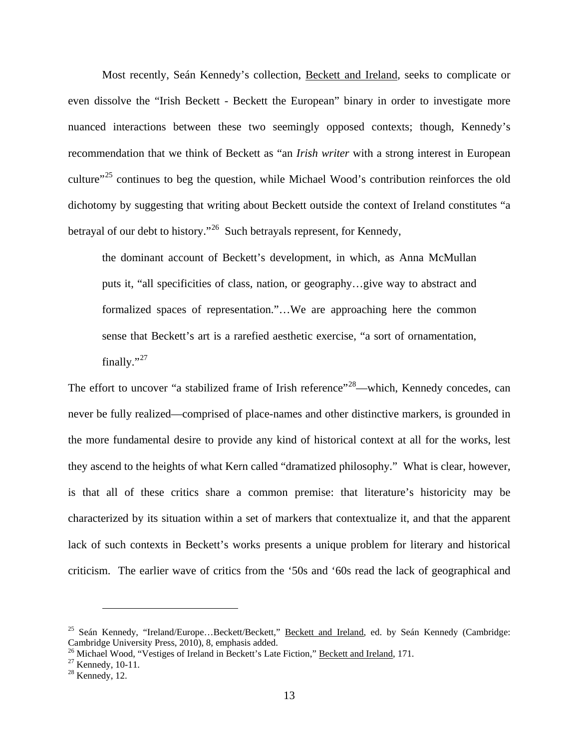Most recently, Seán Kennedy's collection, Beckett and Ireland, seeks to complicate or even dissolve the "Irish Beckett - Beckett the European" binary in order to investigate more nuanced interactions between these two seemingly opposed contexts; though, Kennedy's recommendation that we think of Beckett as "an *Irish writer* with a strong interest in European culture"[25] continues to beg the question, while Michael Wood's contribution reinforces the old dichotomy by suggesting that writing about Beckett outside the context of Ireland constitutes "a betrayal of our debt to history."[26] Such betrayals represent, for Kennedy,

> the dominant account of Beckett's development, in which, as Anna McMullan puts it, "all specificities of class, nation, or geography…give way to abstract and formalized spaces of representation."…We are approaching here the common sense that Beckett's art is a rarefied aesthetic exercise, "a sort of ornamentation, finally."[27]

The effort to uncover "a stabilized frame of Irish reference"[28]—which, Kennedy concedes, can never be fully realized—comprised of place-names and other distinctive markers, is grounded in the more fundamental desire to provide any kind of historical context at all for the works, lest they ascend to the heights of what Kern called "dramatized philosophy." What is clear, however, is that all of these critics share a common premise: that literature's historicity may be characterized by its situation within a set of markers that contextualize it, and that the apparent lack of such contexts in Beckett's works presents a unique problem for literary and historical criticism. The earlier wave of critics from the '50s and '60s read the lack of geographical and

---

[25] Seán Kennedy, "Ireland/Europe…Beckett/Beckett," Beckett and Ireland, ed. by Seán Kennedy (Cambridge: Cambridge University Press, 2010), 8, emphasis added.
[26] Michael Wood, "Vestiges of Ireland in Beckett's Late Fiction," Beckett and Ireland, 171.
[27] Kennedy, 10-11.
[28] Kennedy, 12.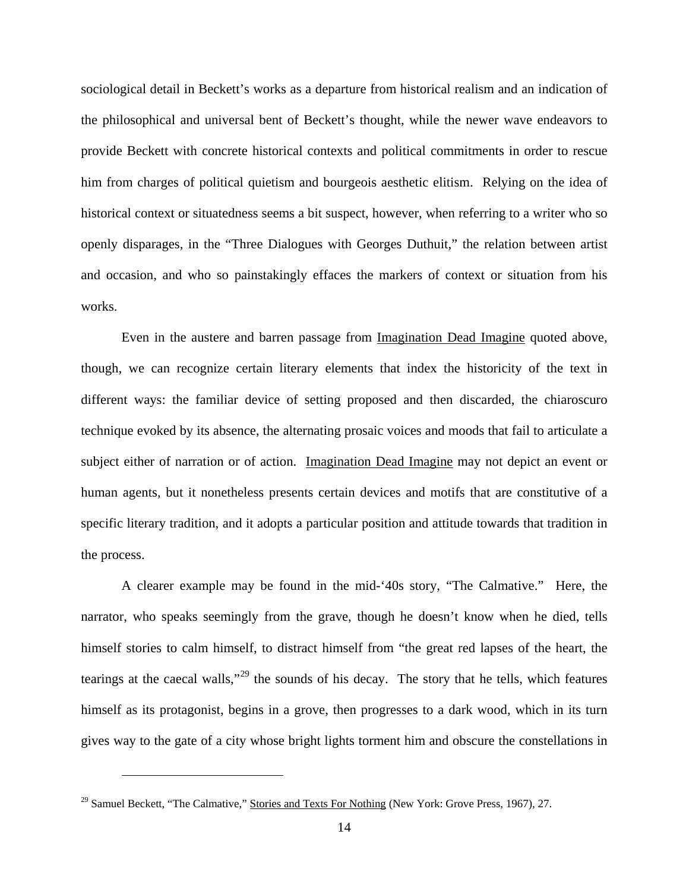sociological detail in Beckett's works as a departure from historical realism and an indication of the philosophical and universal bent of Beckett's thought, while the newer wave endeavors to provide Beckett with concrete historical contexts and political commitments in order to rescue him from charges of political quietism and bourgeois aesthetic elitism. Relying on the idea of historical context or situatedness seems a bit suspect, however, when referring to a writer who so openly disparages, in the "Three Dialogues with Georges Duthuit," the relation between artist and occasion, and who so painstakingly effaces the markers of context or situation from his works.

Even in the austere and barren passage from Imagination Dead Imagine quoted above, though, we can recognize certain literary elements that index the historicity of the text in different ways: the familiar device of setting proposed and then discarded, the chiaroscuro technique evoked by its absence, the alternating prosaic voices and moods that fail to articulate a subject either of narration or of action. Imagination Dead Imagine may not depict an event or human agents, but it nonetheless presents certain devices and motifs that are constitutive of a specific literary tradition, and it adopts a particular position and attitude towards that tradition in the process.

A clearer example may be found in the mid-'40s story, "The Calmative." Here, the narrator, who speaks seemingly from the grave, though he doesn't know when he died, tells himself stories to calm himself, to distract himself from "the great red lapses of the heart, the tearings at the caecal walls,"[29] the sounds of his decay. The story that he tells, which features himself as its protagonist, begins in a grove, then progresses to a dark wood, which in its turn gives way to the gate of a city whose bright lights torment him and obscure the constellations in

---

[29] Samuel Beckett, "The Calmative," Stories and Texts For Nothing (New York: Grove Press, 1967), 27.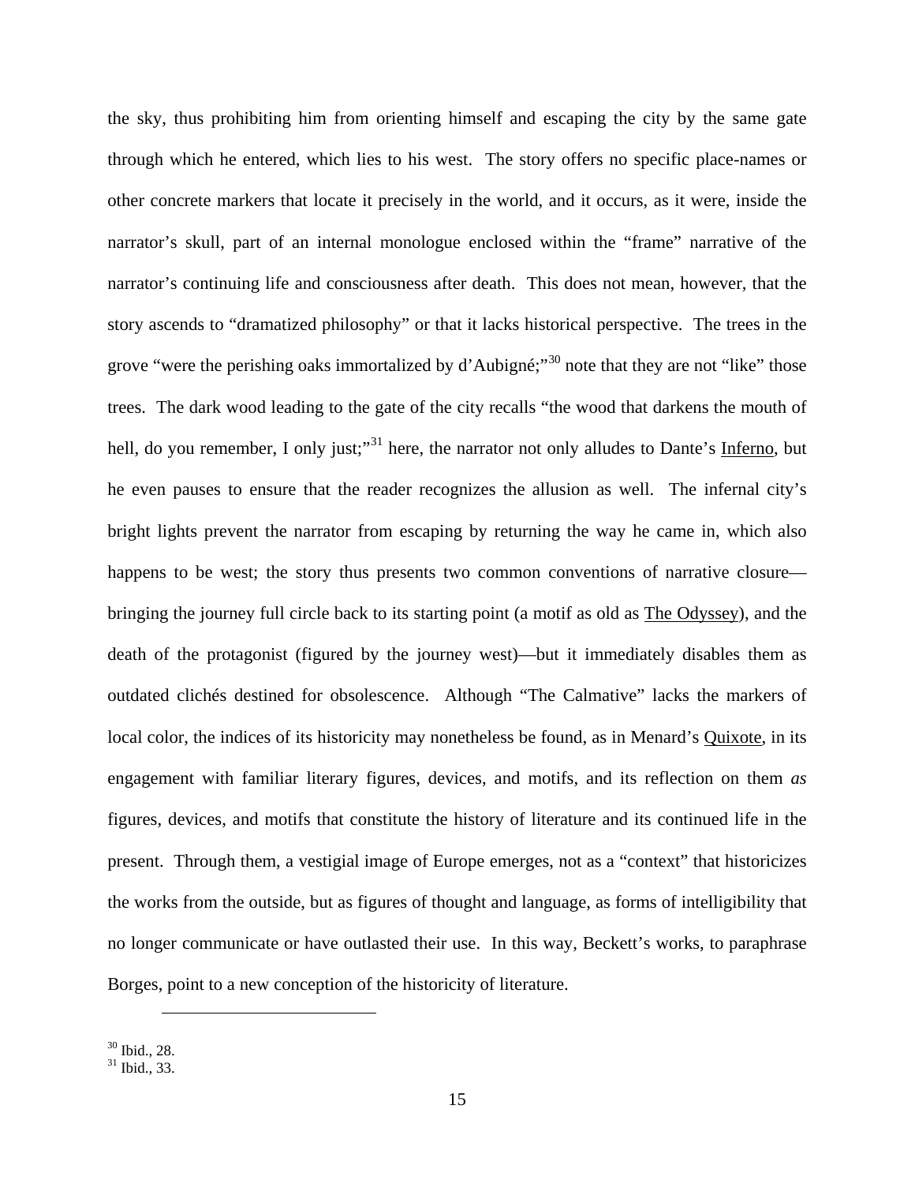the sky, thus prohibiting him from orienting himself and escaping the city by the same gate through which he entered, which lies to his west. The story offers no specific place-names or other concrete markers that locate it precisely in the world, and it occurs, as it were, inside the narrator's skull, part of an internal monologue enclosed within the "frame" narrative of the narrator's continuing life and consciousness after death. This does not mean, however, that the story ascends to "dramatized philosophy" or that it lacks historical perspective. The trees in the grove "were the perishing oaks immortalized by d'Aubigné;"[30] note that they are not "like" those trees. The dark wood leading to the gate of the city recalls "the wood that darkens the mouth of hell, do you remember, I only just;"[31] here, the narrator not only alludes to Dante's Inferno, but he even pauses to ensure that the reader recognizes the allusion as well. The infernal city's bright lights prevent the narrator from escaping by returning the way he came in, which also happens to be west; the story thus presents two common conventions of narrative closure—bringing the journey full circle back to its starting point (a motif as old as The Odyssey), and the death of the protagonist (figured by the journey west)—but it immediately disables them as outdated clichés destined for obsolescence. Although "The Calmative" lacks the markers of local color, the indices of its historicity may nonetheless be found, as in Menard's Quixote, in its engagement with familiar literary figures, devices, and motifs, and its reflection on them *as* figures, devices, and motifs that constitute the history of literature and its continued life in the present. Through them, a vestigial image of Europe emerges, not as a "context" that historicizes the works from the outside, but as figures of thought and language, as forms of intelligibility that no longer communicate or have outlasted their use. In this way, Beckett's works, to paraphrase Borges, point to a new conception of the historicity of literature.

[30] Ibid., 28.
[31] Ibid., 33.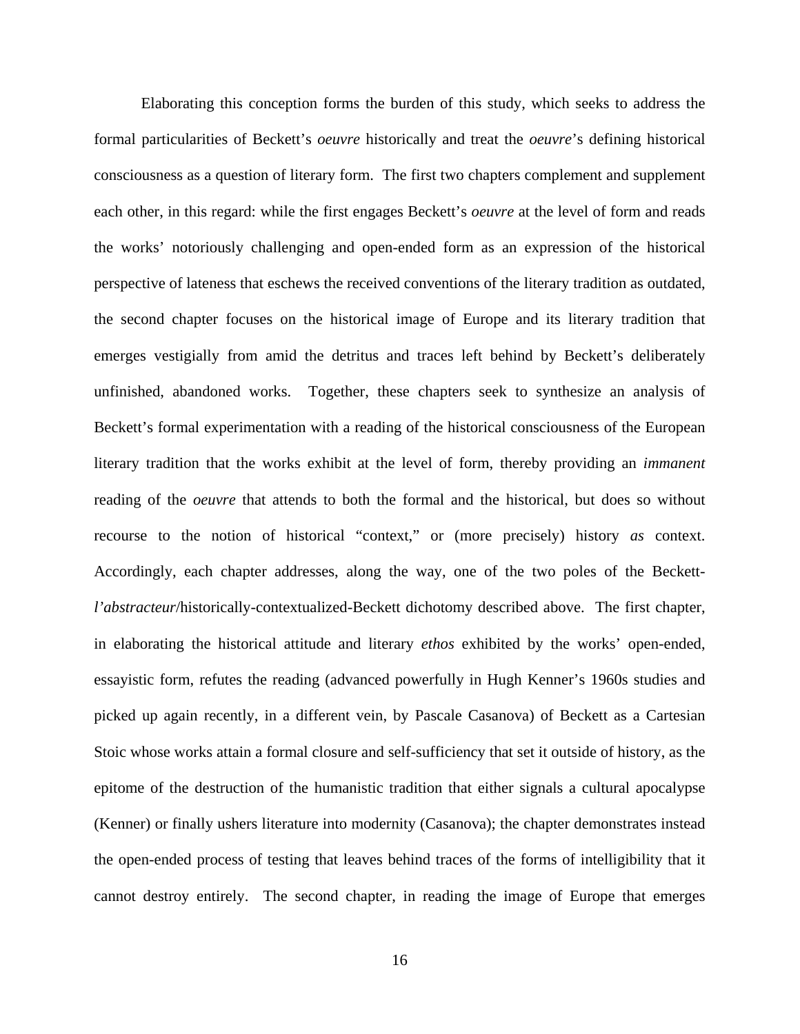Elaborating this conception forms the burden of this study, which seeks to address the formal particularities of Beckett's *oeuvre* historically and treat the *oeuvre*'s defining historical consciousness as a question of literary form. The first two chapters complement and supplement each other, in this regard: while the first engages Beckett's *oeuvre* at the level of form and reads the works' notoriously challenging and open-ended form as an expression of the historical perspective of lateness that eschews the received conventions of the literary tradition as outdated, the second chapter focuses on the historical image of Europe and its literary tradition that emerges vestigially from amid the detritus and traces left behind by Beckett's deliberately unfinished, abandoned works. Together, these chapters seek to synthesize an analysis of Beckett's formal experimentation with a reading of the historical consciousness of the European literary tradition that the works exhibit at the level of form, thereby providing an *immanent* reading of the *oeuvre* that attends to both the formal and the historical, but does so without recourse to the notion of historical "context," or (more precisely) history *as* context. Accordingly, each chapter addresses, along the way, one of the two poles of the Beckett-*l'abstracteur*/historically-contextualized-Beckett dichotomy described above. The first chapter, in elaborating the historical attitude and literary *ethos* exhibited by the works' open-ended, essayistic form, refutes the reading (advanced powerfully in Hugh Kenner's 1960s studies and picked up again recently, in a different vein, by Pascale Casanova) of Beckett as a Cartesian Stoic whose works attain a formal closure and self-sufficiency that set it outside of history, as the epitome of the destruction of the humanistic tradition that either signals a cultural apocalypse (Kenner) or finally ushers literature into modernity (Casanova); the chapter demonstrates instead the open-ended process of testing that leaves behind traces of the forms of intelligibility that it cannot destroy entirely. The second chapter, in reading the image of Europe that emerges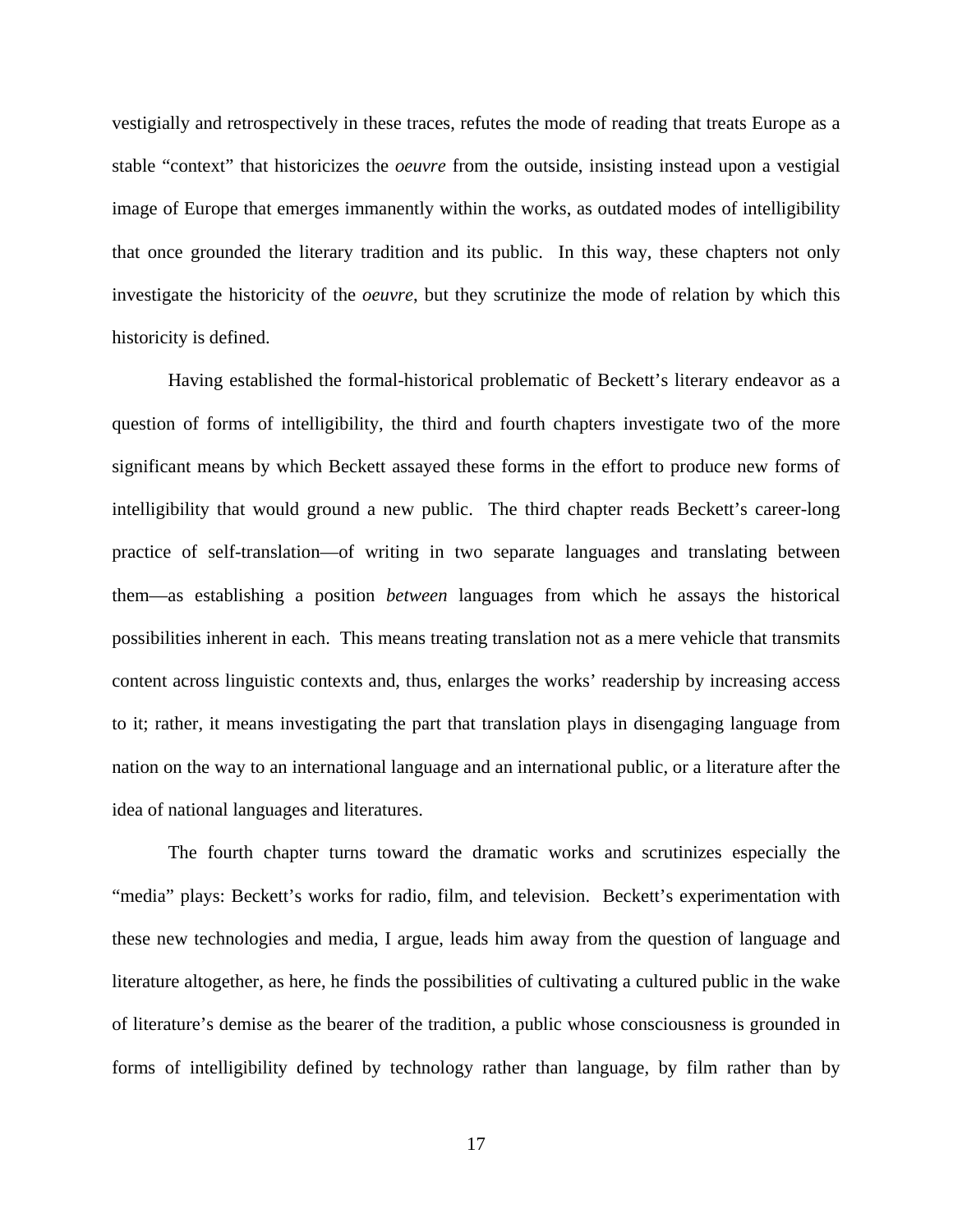vestigially and retrospectively in these traces, refutes the mode of reading that treats Europe as a stable "context" that historicizes the *oeuvre* from the outside, insisting instead upon a vestigial image of Europe that emerges immanently within the works, as outdated modes of intelligibility that once grounded the literary tradition and its public. In this way, these chapters not only investigate the historicity of the *oeuvre*, but they scrutinize the mode of relation by which this historicity is defined.

Having established the formal-historical problematic of Beckett's literary endeavor as a question of forms of intelligibility, the third and fourth chapters investigate two of the more significant means by which Beckett assayed these forms in the effort to produce new forms of intelligibility that would ground a new public. The third chapter reads Beckett's career-long practice of self-translation—of writing in two separate languages and translating between them—as establishing a position *between* languages from which he assays the historical possibilities inherent in each. This means treating translation not as a mere vehicle that transmits content across linguistic contexts and, thus, enlarges the works' readership by increasing access to it; rather, it means investigating the part that translation plays in disengaging language from nation on the way to an international language and an international public, or a literature after the idea of national languages and literatures.

The fourth chapter turns toward the dramatic works and scrutinizes especially the "media" plays: Beckett's works for radio, film, and television. Beckett's experimentation with these new technologies and media, I argue, leads him away from the question of language and literature altogether, as here, he finds the possibilities of cultivating a cultured public in the wake of literature's demise as the bearer of the tradition, a public whose consciousness is grounded in forms of intelligibility defined by technology rather than language, by film rather than by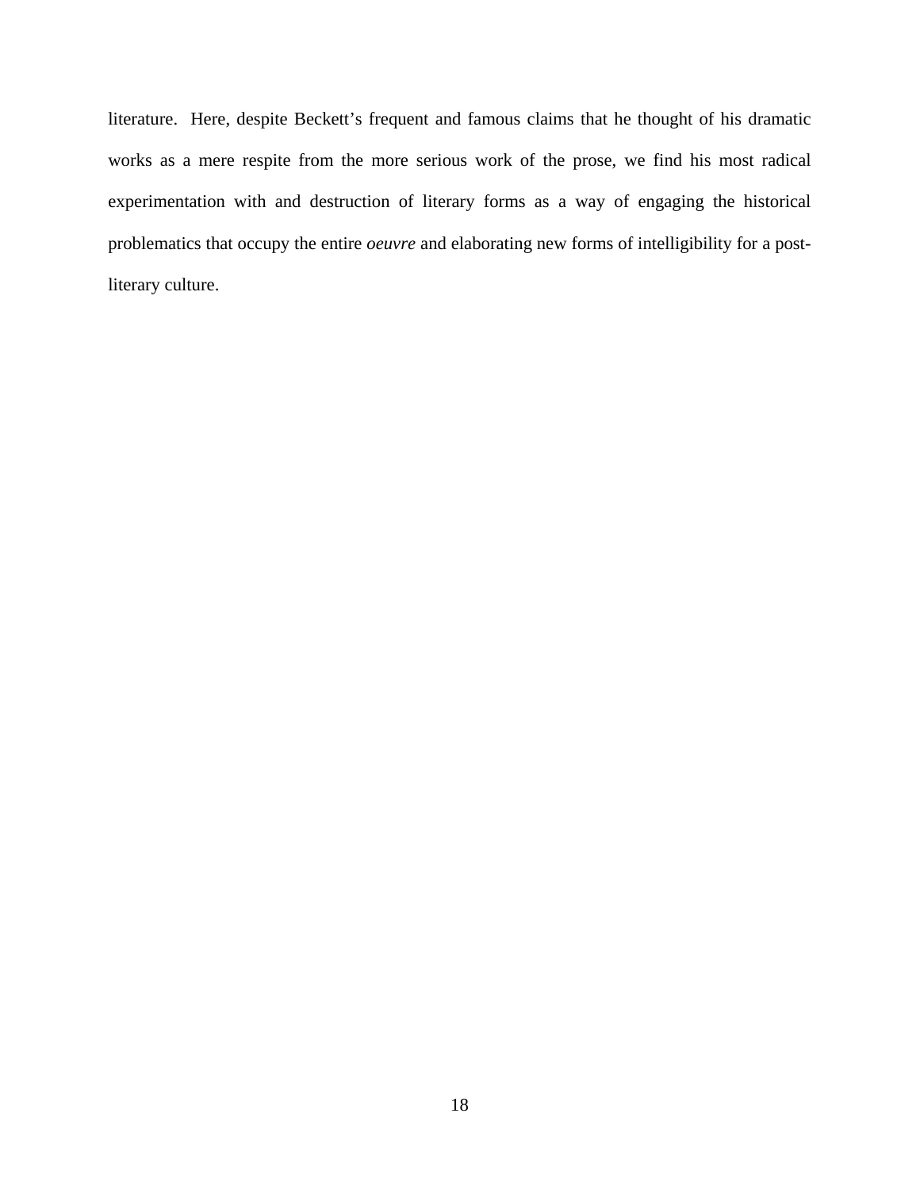literature. Here, despite Beckett's frequent and famous claims that he thought of his dramatic works as a mere respite from the more serious work of the prose, we find his most radical experimentation with and destruction of literary forms as a way of engaging the historical problematics that occupy the entire *oeuvre* and elaborating new forms of intelligibility for a post-literary culture.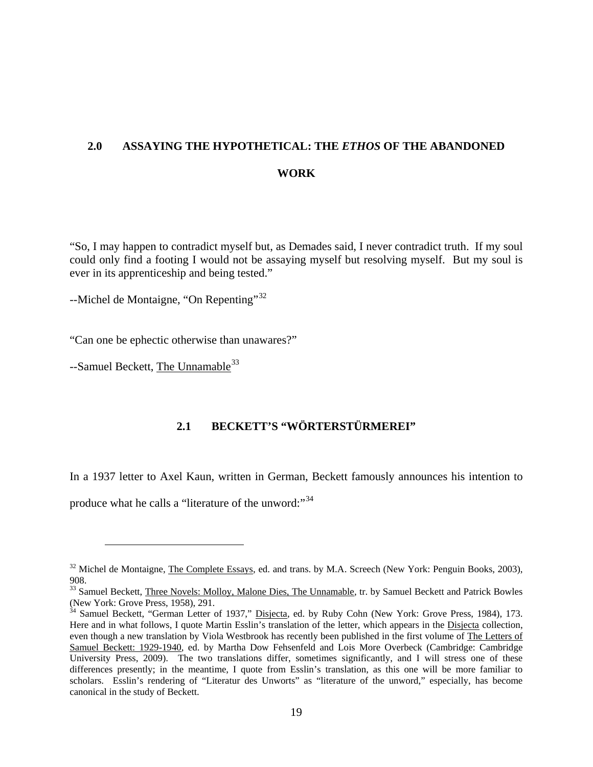# 2.0 ASSAYING THE HYPOTHETICAL: THE *ETHOS* OF THE ABANDONED WORK

"So, I may happen to contradict myself but, as Demades said, I never contradict truth. If my soul could only find a footing I would not be assaying myself but resolving myself. But my soul is ever in its apprenticeship and being tested."

--Michel de Montaigne, "On Repenting"[32]

"Can one be ephectic otherwise than unawares?"

--Samuel Beckett, The Unnamable[33]

## 2.1 BECKETT'S "WÖRTERSTÜRMEREI"

In a 1937 letter to Axel Kaun, written in German, Beckett famously announces his intention to produce what he calls a "literature of the unword:"[34]

---

[32] Michel de Montaigne, The Complete Essays, ed. and trans. by M.A. Screech (New York: Penguin Books, 2003), 908.

[33] Samuel Beckett, Three Novels: Molloy, Malone Dies, The Unnamable, tr. by Samuel Beckett and Patrick Bowles (New York: Grove Press, 1958), 291.

[34] Samuel Beckett, "German Letter of 1937," Disjecta, ed. by Ruby Cohn (New York: Grove Press, 1984), 173. Here and in what follows, I quote Martin Esslin's translation of the letter, which appears in the Disjecta collection, even though a new translation by Viola Westbrook has recently been published in the first volume of The Letters of Samuel Beckett: 1929-1940, ed. by Martha Dow Fehsenfeld and Lois More Overbeck (Cambridge: Cambridge University Press, 2009). The two translations differ, sometimes significantly, and I will stress one of these differences presently; in the meantime, I quote from Esslin's translation, as this one will be more familiar to scholars. Esslin's rendering of "Literatur des Unworts" as "literature of the unword," especially, has become canonical in the study of Beckett.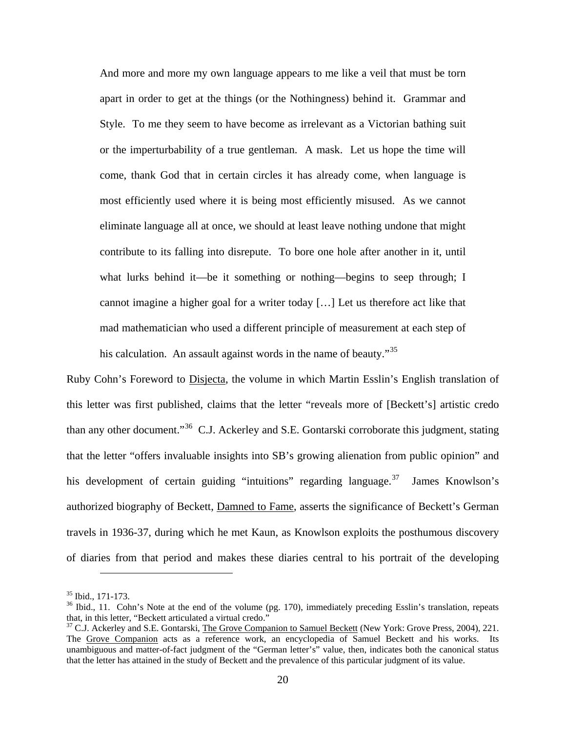> And more and more my own language appears to me like a veil that must be torn apart in order to get at the things (or the Nothingness) behind it. Grammar and Style. To me they seem to have become as irrelevant as a Victorian bathing suit or the imperturbability of a true gentleman. A mask. Let us hope the time will come, thank God that in certain circles it has already come, when language is most efficiently used where it is being most efficiently misused. As we cannot eliminate language all at once, we should at least leave nothing undone that might contribute to its falling into disrepute. To bore one hole after another in it, until what lurks behind it—be it something or nothing—begins to seep through; I cannot imagine a higher goal for a writer today […] Let us therefore act like that mad mathematician who used a different principle of measurement at each step of his calculation. An assault against words in the name of beauty."[35]

Ruby Cohn's Foreword to Disjecta, the volume in which Martin Esslin's English translation of this letter was first published, claims that the letter "reveals more of [Beckett's] artistic credo than any other document."[36] C.J. Ackerley and S.E. Gontarski corroborate this judgment, stating that the letter "offers invaluable insights into SB's growing alienation from public opinion" and his development of certain guiding "intuitions" regarding language.[37] James Knowlson's authorized biography of Beckett, Damned to Fame, asserts the significance of Beckett's German travels in 1936-37, during which he met Kaun, as Knowlson exploits the posthumous discovery of diaries from that period and makes these diaries central to his portrait of the developing

---

[35] Ibid., 171-173.

[36] Ibid., 11. Cohn's Note at the end of the volume (pg. 170), immediately preceding Esslin's translation, repeats that, in this letter, "Beckett articulated a virtual credo."

[37] C.J. Ackerley and S.E. Gontarski, The Grove Companion to Samuel Beckett (New York: Grove Press, 2004), 221. The Grove Companion acts as a reference work, an encyclopedia of Samuel Beckett and his works. Its unambiguous and matter-of-fact judgment of the "German letter's" value, then, indicates both the canonical status that the letter has attained in the study of Beckett and the prevalence of this particular judgment of its value.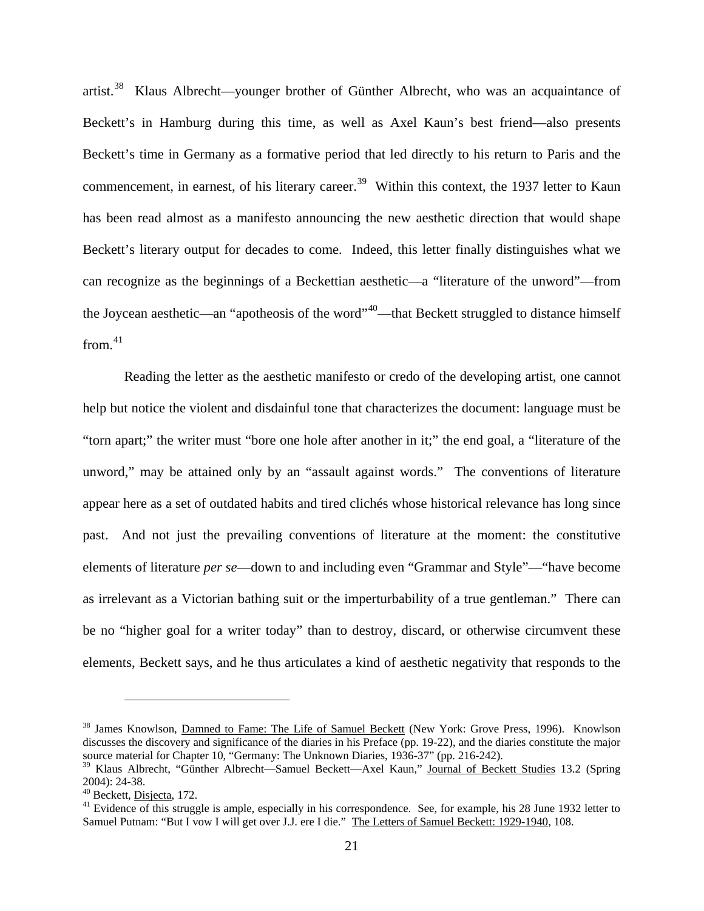artist.[38] Klaus Albrecht—younger brother of Günther Albrecht, who was an acquaintance of Beckett's in Hamburg during this time, as well as Axel Kaun's best friend—also presents Beckett's time in Germany as a formative period that led directly to his return to Paris and the commencement, in earnest, of his literary career.[39] Within this context, the 1937 letter to Kaun has been read almost as a manifesto announcing the new aesthetic direction that would shape Beckett's literary output for decades to come. Indeed, this letter finally distinguishes what we can recognize as the beginnings of a Beckettian aesthetic—a "literature of the unword"—from the Joycean aesthetic—an "apotheosis of the word"[40]—that Beckett struggled to distance himself from.[41]

Reading the letter as the aesthetic manifesto or credo of the developing artist, one cannot help but notice the violent and disdainful tone that characterizes the document: language must be "torn apart;" the writer must "bore one hole after another in it;" the end goal, a "literature of the unword," may be attained only by an "assault against words." The conventions of literature appear here as a set of outdated habits and tired clichés whose historical relevance has long since past. And not just the prevailing conventions of literature at the moment: the constitutive elements of literature *per se*—down to and including even "Grammar and Style"—"have become as irrelevant as a Victorian bathing suit or the imperturbability of a true gentleman." There can be no "higher goal for a writer today" than to destroy, discard, or otherwise circumvent these elements, Beckett says, and he thus articulates a kind of aesthetic negativity that responds to the

---

[38] James Knowlson, Damned to Fame: The Life of Samuel Beckett (New York: Grove Press, 1996). Knowlson discusses the discovery and significance of the diaries in his Preface (pp. 19-22), and the diaries constitute the major source material for Chapter 10, "Germany: The Unknown Diaries, 1936-37" (pp. 216-242).

[39] Klaus Albrecht, "Günther Albrecht—Samuel Beckett—Axel Kaun," Journal of Beckett Studies 13.2 (Spring 2004): 24-38.

[40] Beckett, Disjecta, 172.

[41] Evidence of this struggle is ample, especially in his correspondence. See, for example, his 28 June 1932 letter to Samuel Putnam: "But I vow I will get over J.J. ere I die." The Letters of Samuel Beckett: 1929-1940, 108.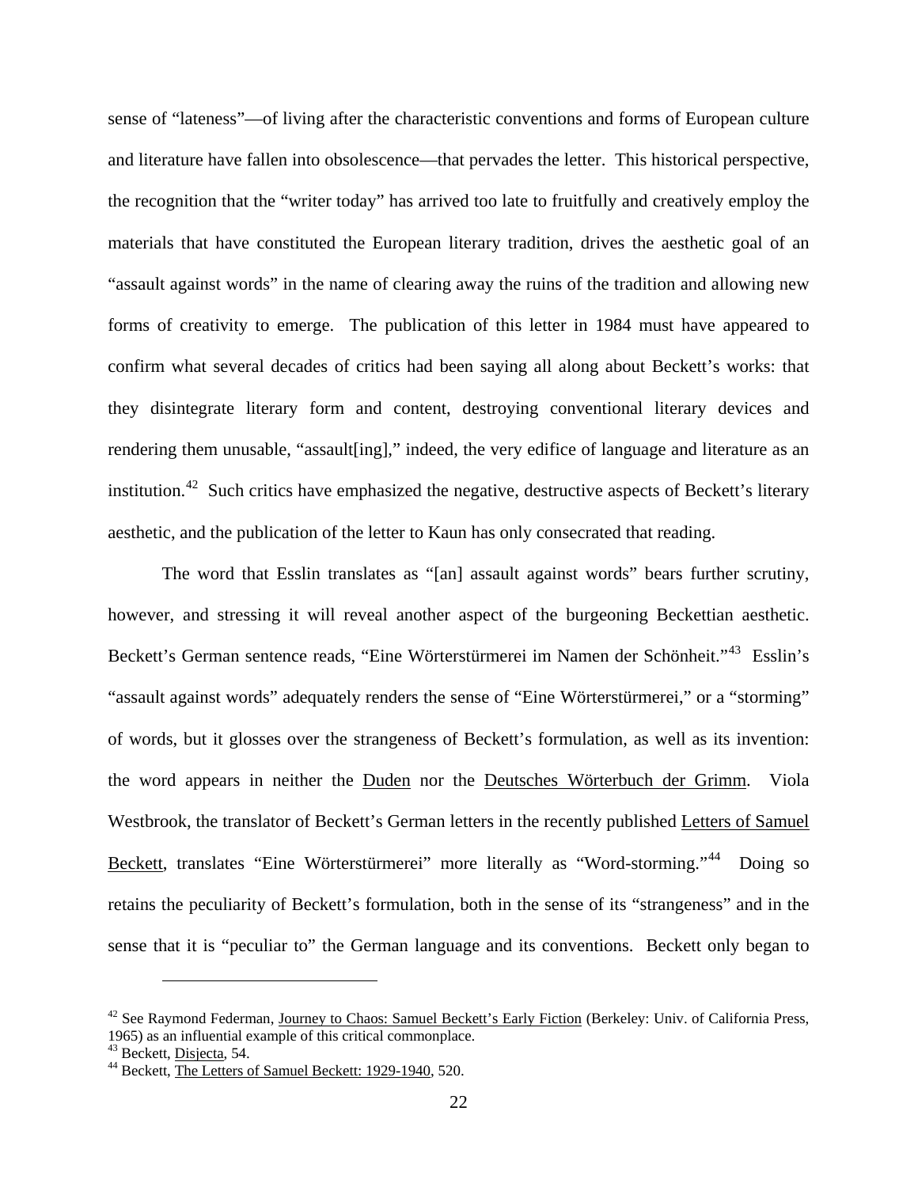sense of "lateness"—of living after the characteristic conventions and forms of European culture and literature have fallen into obsolescence—that pervades the letter. This historical perspective, the recognition that the "writer today" has arrived too late to fruitfully and creatively employ the materials that have constituted the European literary tradition, drives the aesthetic goal of an "assault against words" in the name of clearing away the ruins of the tradition and allowing new forms of creativity to emerge. The publication of this letter in 1984 must have appeared to confirm what several decades of critics had been saying all along about Beckett's works: that they disintegrate literary form and content, destroying conventional literary devices and rendering them unusable, "assault[ing]," indeed, the very edifice of language and literature as an institution.[42] Such critics have emphasized the negative, destructive aspects of Beckett's literary aesthetic, and the publication of the letter to Kaun has only consecrated that reading.

The word that Esslin translates as "[an] assault against words" bears further scrutiny, however, and stressing it will reveal another aspect of the burgeoning Beckettian aesthetic. Beckett's German sentence reads, "Eine Wörterstürmerei im Namen der Schönheit."[43] Esslin's "assault against words" adequately renders the sense of "Eine Wörterstürmerei," or a "storming" of words, but it glosses over the strangeness of Beckett's formulation, as well as its invention: the word appears in neither the Duden nor the Deutsches Wörterbuch der Grimm. Viola Westbrook, the translator of Beckett's German letters in the recently published Letters of Samuel Beckett, translates "Eine Wörterstürmerei" more literally as "Word-storming."[44] Doing so retains the peculiarity of Beckett's formulation, both in the sense of its "strangeness" and in the sense that it is "peculiar to" the German language and its conventions. Beckett only began to

---

[42] See Raymond Federman, Journey to Chaos: Samuel Beckett's Early Fiction (Berkeley: Univ. of California Press, 1965) as an influential example of this critical commonplace.

[43] Beckett, Disjecta, 54.

[44] Beckett, The Letters of Samuel Beckett: 1929-1940, 520.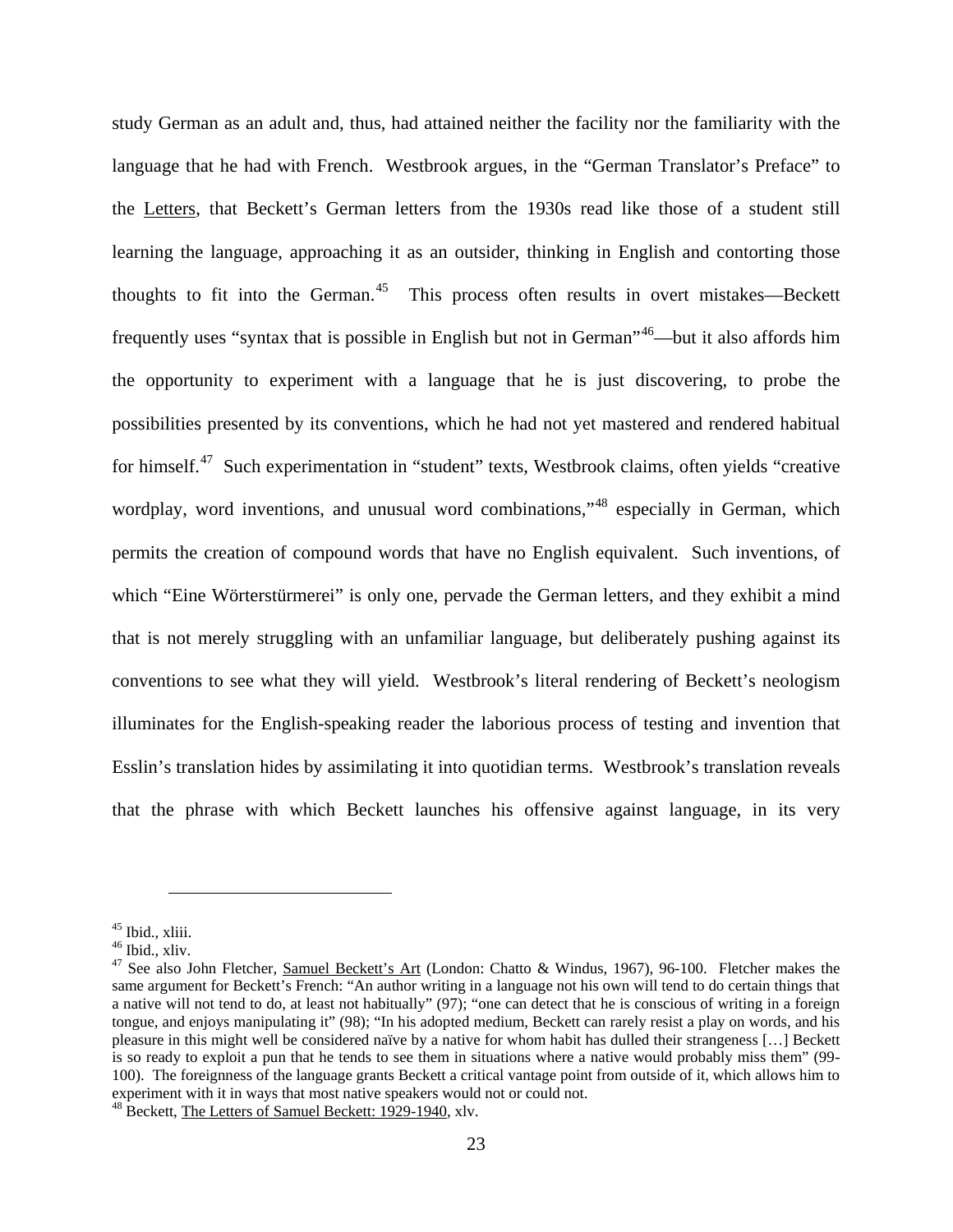study German as an adult and, thus, had attained neither the facility nor the familiarity with the language that he had with French. Westbrook argues, in the "German Translator's Preface" to the Letters, that Beckett's German letters from the 1930s read like those of a student still learning the language, approaching it as an outsider, thinking in English and contorting those thoughts to fit into the German.[45] This process often results in overt mistakes—Beckett frequently uses "syntax that is possible in English but not in German"[46]—but it also affords him the opportunity to experiment with a language that he is just discovering, to probe the possibilities presented by its conventions, which he had not yet mastered and rendered habitual for himself.[47] Such experimentation in "student" texts, Westbrook claims, often yields "creative wordplay, word inventions, and unusual word combinations,"[48] especially in German, which permits the creation of compound words that have no English equivalent. Such inventions, of which "Eine Wörterstürmerei" is only one, pervade the German letters, and they exhibit a mind that is not merely struggling with an unfamiliar language, but deliberately pushing against its conventions to see what they will yield. Westbrook's literal rendering of Beckett's neologism illuminates for the English-speaking reader the laborious process of testing and invention that Esslin's translation hides by assimilating it into quotidian terms. Westbrook's translation reveals that the phrase with which Beckett launches his offensive against language, in its very

---

[45] Ibid., xliii.

[46] Ibid., xliv.

[47] See also John Fletcher, Samuel Beckett's Art (London: Chatto & Windus, 1967), 96-100. Fletcher makes the same argument for Beckett's French: "An author writing in a language not his own will tend to do certain things that a native will not tend to do, at least not habitually" (97); "one can detect that he is conscious of writing in a foreign tongue, and enjoys manipulating it" (98); "In his adopted medium, Beckett can rarely resist a play on words, and his pleasure in this might well be considered naïve by a native for whom habit has dulled their strangeness […] Beckett is so ready to exploit a pun that he tends to see them in situations where a native would probably miss them" (99-100). The foreignness of the language grants Beckett a critical vantage point from outside of it, which allows him to experiment with it in ways that most native speakers would not or could not.

[48] Beckett, The Letters of Samuel Beckett: 1929-1940, xlv.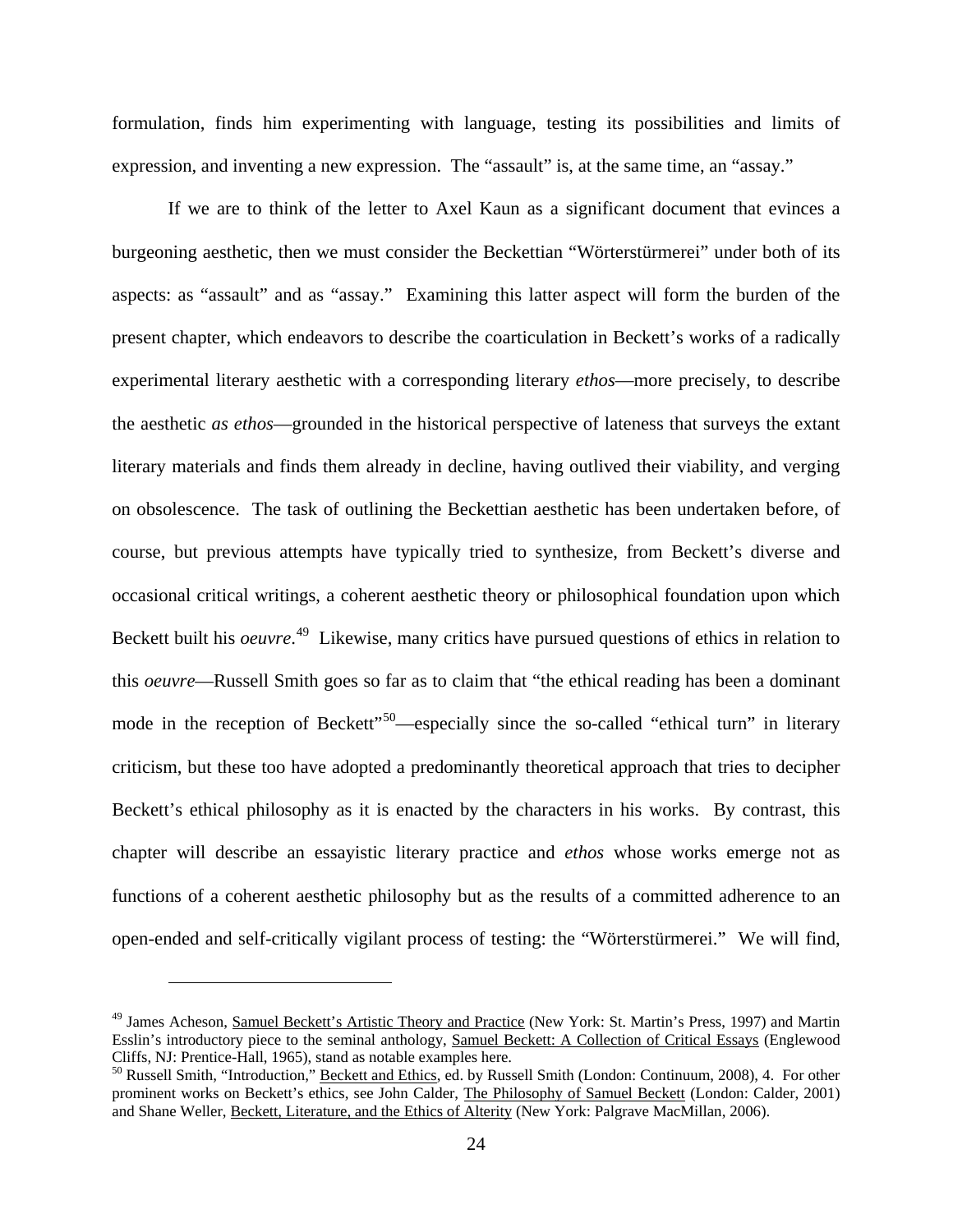formulation, finds him experimenting with language, testing its possibilities and limits of expression, and inventing a new expression. The "assault" is, at the same time, an "assay."

If we are to think of the letter to Axel Kaun as a significant document that evinces a burgeoning aesthetic, then we must consider the Beckettian "Wörterstürmerei" under both of its aspects: as "assault" and as "assay." Examining this latter aspect will form the burden of the present chapter, which endeavors to describe the coarticulation in Beckett's works of a radically experimental literary aesthetic with a corresponding literary *ethos*—more precisely, to describe the aesthetic *as ethos*—grounded in the historical perspective of lateness that surveys the extant literary materials and finds them already in decline, having outlived their viability, and verging on obsolescence. The task of outlining the Beckettian aesthetic has been undertaken before, of course, but previous attempts have typically tried to synthesize, from Beckett's diverse and occasional critical writings, a coherent aesthetic theory or philosophical foundation upon which Beckett built his *oeuvre*.[49] Likewise, many critics have pursued questions of ethics in relation to this *oeuvre*—Russell Smith goes so far as to claim that "the ethical reading has been a dominant mode in the reception of Beckett"[50]—especially since the so-called "ethical turn" in literary criticism, but these too have adopted a predominantly theoretical approach that tries to decipher Beckett's ethical philosophy as it is enacted by the characters in his works. By contrast, this chapter will describe an essayistic literary practice and *ethos* whose works emerge not as functions of a coherent aesthetic philosophy but as the results of a committed adherence to an open-ended and self-critically vigilant process of testing: the "Wörterstürmerei." We will find,

---

[49] James Acheson, Samuel Beckett's Artistic Theory and Practice (New York: St. Martin's Press, 1997) and Martin Esslin's introductory piece to the seminal anthology, Samuel Beckett: A Collection of Critical Essays (Englewood Cliffs, NJ: Prentice-Hall, 1965), stand as notable examples here.

[50] Russell Smith, "Introduction," Beckett and Ethics, ed. by Russell Smith (London: Continuum, 2008), 4. For other prominent works on Beckett's ethics, see John Calder, The Philosophy of Samuel Beckett (London: Calder, 2001) and Shane Weller, Beckett, Literature, and the Ethics of Alterity (New York: Palgrave MacMillan, 2006).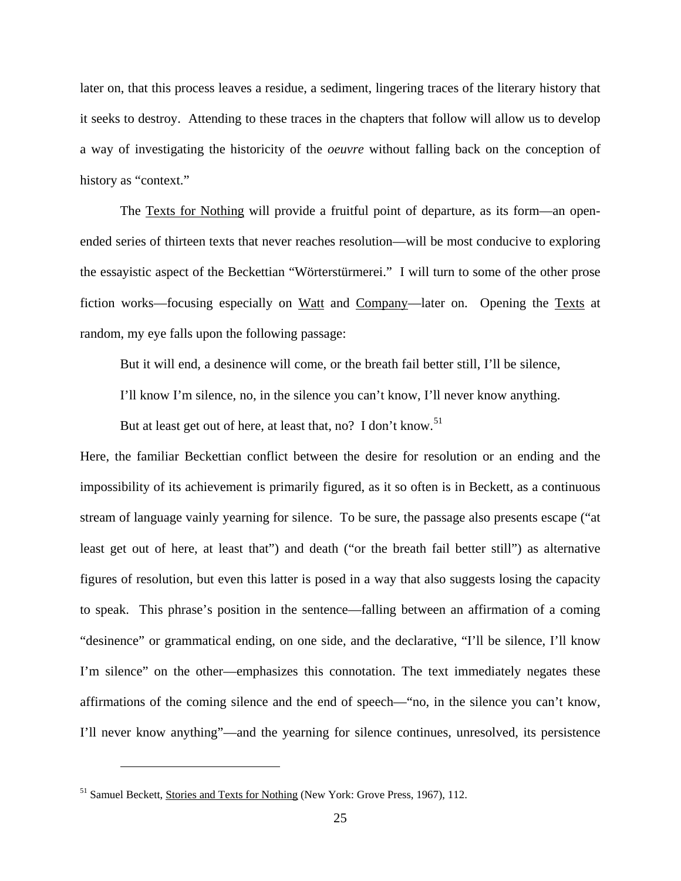later on, that this process leaves a residue, a sediment, lingering traces of the literary history that it seeks to destroy. Attending to these traces in the chapters that follow will allow us to develop a way of investigating the historicity of the *oeuvre* without falling back on the conception of history as "context."

The Texts for Nothing will provide a fruitful point of departure, as its form—an open-ended series of thirteen texts that never reaches resolution—will be most conducive to exploring the essayistic aspect of the Beckettian "Wörterstürmerei." I will turn to some of the other prose fiction works—focusing especially on Watt and Company—later on. Opening the Texts at random, my eye falls upon the following passage:

> But it will end, a desinence will come, or the breath fail better still, I'll be silence, I'll know I'm silence, no, in the silence you can't know, I'll never know anything. But at least get out of here, at least that, no? I don't know.[51]

Here, the familiar Beckettian conflict between the desire for resolution or an ending and the impossibility of its achievement is primarily figured, as it so often is in Beckett, as a continuous stream of language vainly yearning for silence. To be sure, the passage also presents escape ("at least get out of here, at least that") and death ("or the breath fail better still") as alternative figures of resolution, but even this latter is posed in a way that also suggests losing the capacity to speak. This phrase's position in the sentence—falling between an affirmation of a coming "desinence" or grammatical ending, on one side, and the declarative, "I'll be silence, I'll know I'm silence" on the other—emphasizes this connotation. The text immediately negates these affirmations of the coming silence and the end of speech—"no, in the silence you can't know, I'll never know anything"—and the yearning for silence continues, unresolved, its persistence

---

[51] Samuel Beckett, Stories and Texts for Nothing (New York: Grove Press, 1967), 112.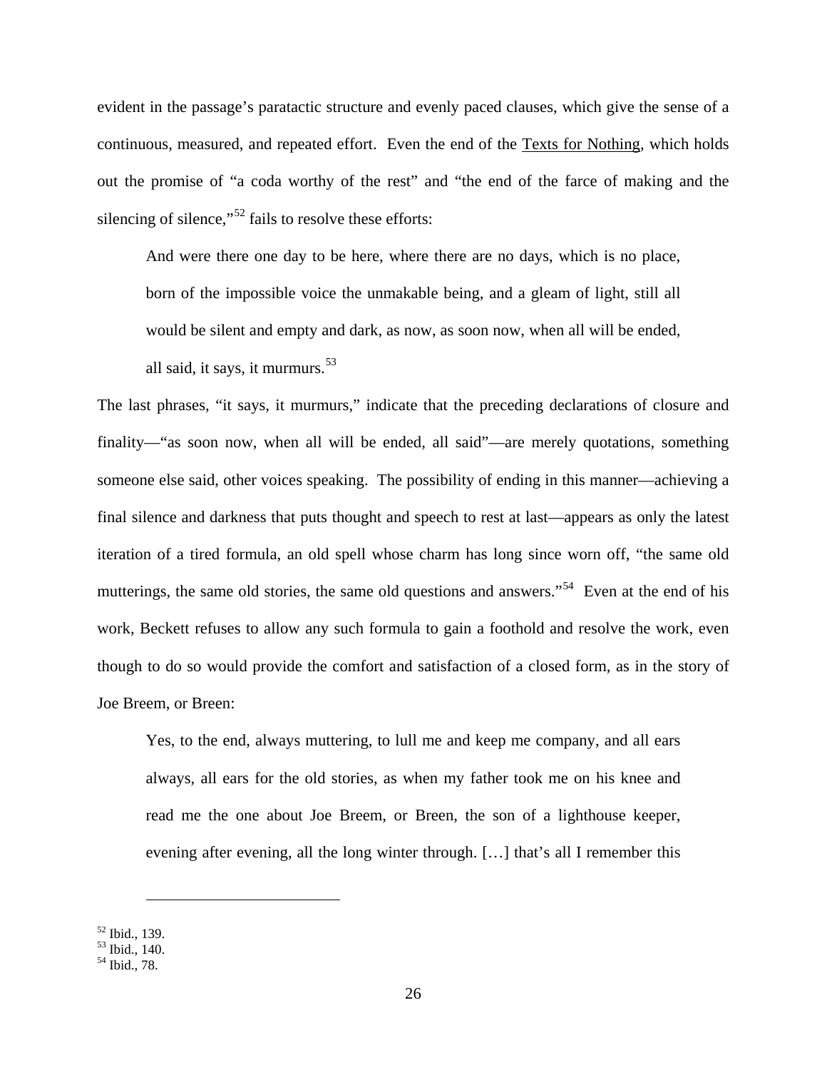evident in the passage's paratactic structure and evenly paced clauses, which give the sense of a continuous, measured, and repeated effort. Even the end of the Texts for Nothing, which holds out the promise of "a coda worthy of the rest" and "the end of the farce of making and the silencing of silence,"[52] fails to resolve these efforts:

> And were there one day to be here, where there are no days, which is no place, born of the impossible voice the unmakable being, and a gleam of light, still all would be silent and empty and dark, as now, as soon now, when all will be ended, all said, it says, it murmurs.[53]

The last phrases, "it says, it murmurs," indicate that the preceding declarations of closure and finality—"as soon now, when all will be ended, all said"—are merely quotations, something someone else said, other voices speaking. The possibility of ending in this manner—achieving a final silence and darkness that puts thought and speech to rest at last—appears as only the latest iteration of a tired formula, an old spell whose charm has long since worn off, "the same old mutterings, the same old stories, the same old questions and answers."[54] Even at the end of his work, Beckett refuses to allow any such formula to gain a foothold and resolve the work, even though to do so would provide the comfort and satisfaction of a closed form, as in the story of Joe Breem, or Breen:

> Yes, to the end, always muttering, to lull me and keep me company, and all ears always, all ears for the old stories, as when my father took me on his knee and read me the one about Joe Breem, or Breen, the son of a lighthouse keeper, evening after evening, all the long winter through. […] that's all I remember this

---

[52] Ibid., 139.
[53] Ibid., 140.
[54] Ibid., 78.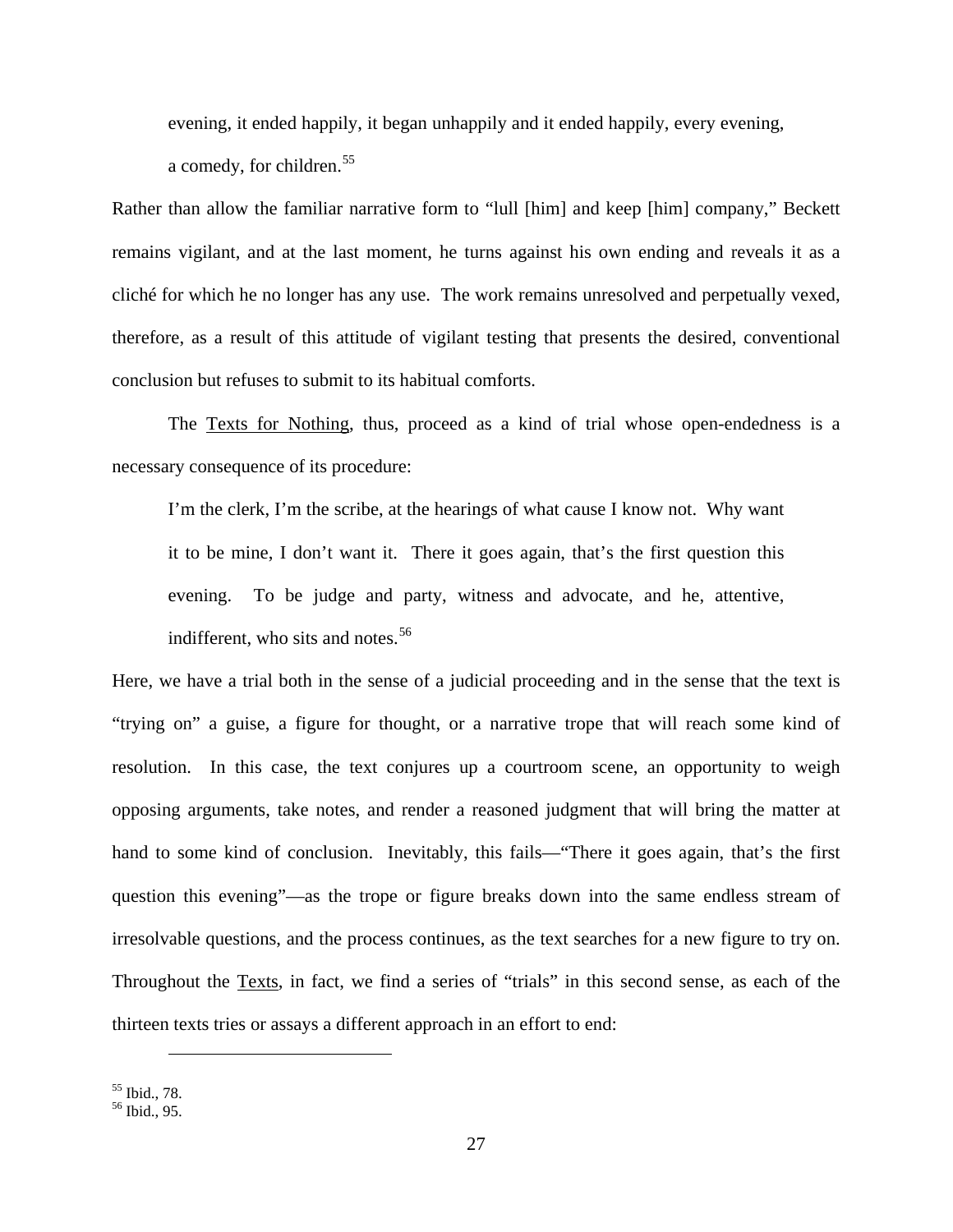> evening, it ended happily, it began unhappily and it ended happily, every evening, a comedy, for children.[55]

Rather than allow the familiar narrative form to "lull [him] and keep [him] company," Beckett remains vigilant, and at the last moment, he turns against his own ending and reveals it as a cliché for which he no longer has any use. The work remains unresolved and perpetually vexed, therefore, as a result of this attitude of vigilant testing that presents the desired, conventional conclusion but refuses to submit to its habitual comforts.

The Texts for Nothing, thus, proceed as a kind of trial whose open-endedness is a necessary consequence of its procedure:

> I'm the clerk, I'm the scribe, at the hearings of what cause I know not. Why want it to be mine, I don't want it. There it goes again, that's the first question this evening. To be judge and party, witness and advocate, and he, attentive, indifferent, who sits and notes.[56]

Here, we have a trial both in the sense of a judicial proceeding and in the sense that the text is "trying on" a guise, a figure for thought, or a narrative trope that will reach some kind of resolution. In this case, the text conjures up a courtroom scene, an opportunity to weigh opposing arguments, take notes, and render a reasoned judgment that will bring the matter at hand to some kind of conclusion. Inevitably, this fails—"There it goes again, that's the first question this evening"—as the trope or figure breaks down into the same endless stream of irresolvable questions, and the process continues, as the text searches for a new figure to try on. Throughout the Texts, in fact, we find a series of "trials" in this second sense, as each of the thirteen texts tries or assays a different approach in an effort to end:

---

[55] Ibid., 78.
[56] Ibid., 95.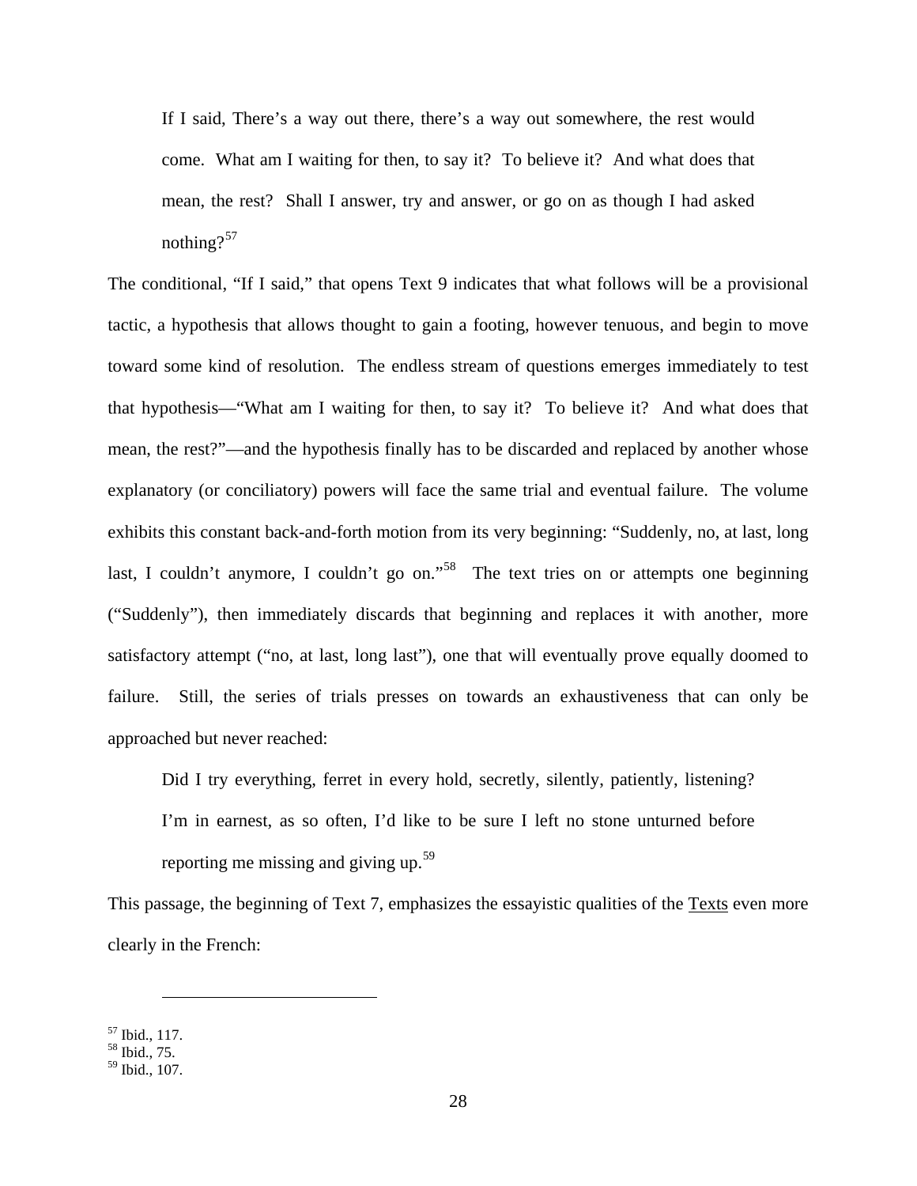> If I said, There's a way out there, there's a way out somewhere, the rest would come. What am I waiting for then, to say it? To believe it? And what does that mean, the rest? Shall I answer, try and answer, or go on as though I had asked nothing?[57]

The conditional, "If I said," that opens Text 9 indicates that what follows will be a provisional tactic, a hypothesis that allows thought to gain a footing, however tenuous, and begin to move toward some kind of resolution. The endless stream of questions emerges immediately to test that hypothesis—"What am I waiting for then, to say it? To believe it? And what does that mean, the rest?"—and the hypothesis finally has to be discarded and replaced by another whose explanatory (or conciliatory) powers will face the same trial and eventual failure. The volume exhibits this constant back-and-forth motion from its very beginning: "Suddenly, no, at last, long last, I couldn't anymore, I couldn't go on."[58] The text tries on or attempts one beginning ("Suddenly"), then immediately discards that beginning and replaces it with another, more satisfactory attempt ("no, at last, long last"), one that will eventually prove equally doomed to failure. Still, the series of trials presses on towards an exhaustiveness that can only be approached but never reached:

> Did I try everything, ferret in every hold, secretly, silently, patiently, listening? I'm in earnest, as so often, I'd like to be sure I left no stone unturned before reporting me missing and giving up.[59]

This passage, the beginning of Text 7, emphasizes the essayistic qualities of the Texts even more clearly in the French:

---

[57] Ibid., 117.
[58] Ibid., 75.
[59] Ibid., 107.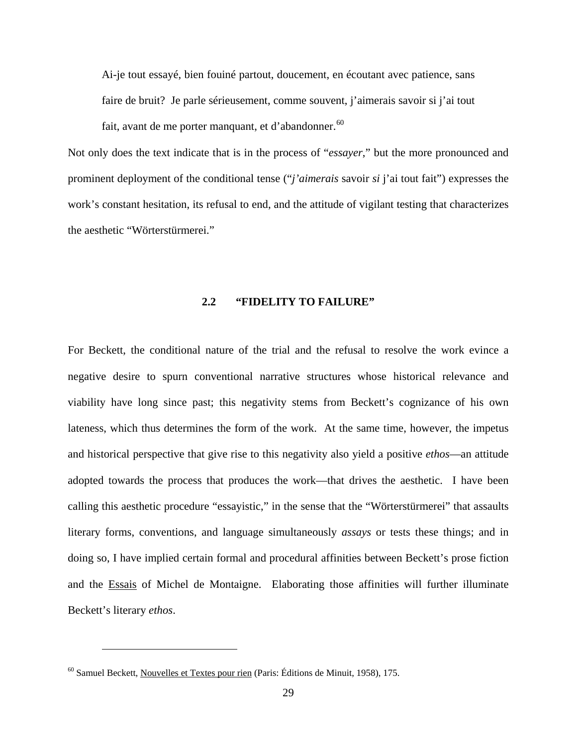> Ai-je tout essayé, bien fouiné partout, doucement, en écoutant avec patience, sans faire de bruit? Je parle sérieusement, comme souvent, j'aimerais savoir si j'ai tout fait, avant de me porter manquant, et d'abandonner.[60]

Not only does the text indicate that is in the process of "*essayer*," but the more pronounced and prominent deployment of the conditional tense ("*j'aimerais* savoir *si* j'ai tout fait") expresses the work's constant hesitation, its refusal to end, and the attitude of vigilant testing that characterizes the aesthetic "Wörterstürmerei."

## 2.2 "FIDELITY TO FAILURE"

For Beckett, the conditional nature of the trial and the refusal to resolve the work evince a negative desire to spurn conventional narrative structures whose historical relevance and viability have long since past; this negativity stems from Beckett's cognizance of his own lateness, which thus determines the form of the work. At the same time, however, the impetus and historical perspective that give rise to this negativity also yield a positive *ethos*—an attitude adopted towards the process that produces the work—that drives the aesthetic. I have been calling this aesthetic procedure "essayistic," in the sense that the "Wörterstürmerei" that assaults literary forms, conventions, and language simultaneously *assays* or tests these things; and in doing so, I have implied certain formal and procedural affinities between Beckett's prose fiction and the Essais of Michel de Montaigne. Elaborating those affinities will further illuminate Beckett's literary *ethos*.

---

[60] Samuel Beckett, Nouvelles et Textes pour rien (Paris: Éditions de Minuit, 1958), 175.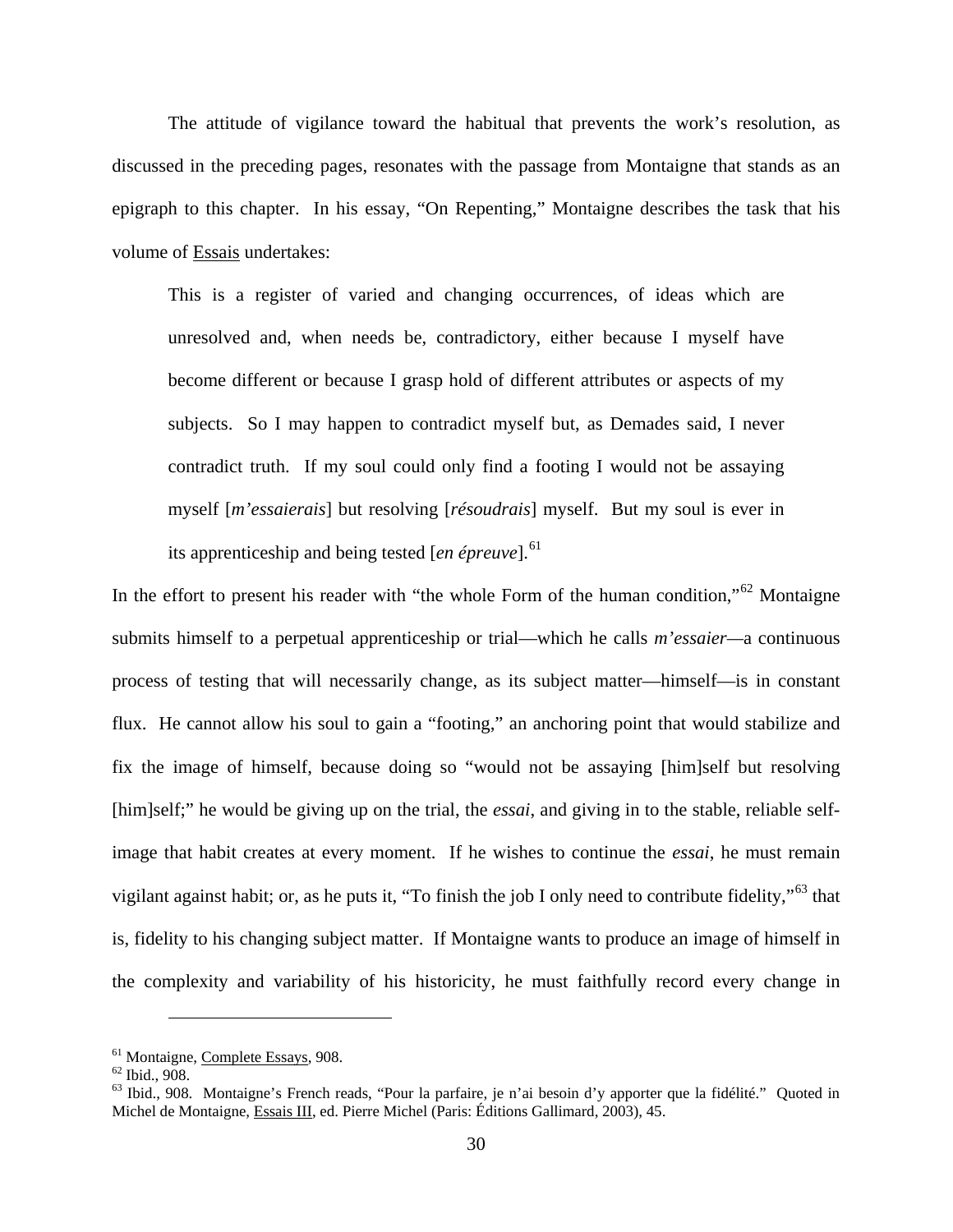The attitude of vigilance toward the habitual that prevents the work's resolution, as discussed in the preceding pages, resonates with the passage from Montaigne that stands as an epigraph to this chapter. In his essay, "On Repenting," Montaigne describes the task that his volume of Essais undertakes:

> This is a register of varied and changing occurrences, of ideas which are unresolved and, when needs be, contradictory, either because I myself have become different or because I grasp hold of different attributes or aspects of my subjects. So I may happen to contradict myself but, as Demades said, I never contradict truth. If my soul could only find a footing I would not be assaying myself [*m'essaierais*] but resolving [*résoudrais*] myself. But my soul is ever in its apprenticeship and being tested [*en épreuve*].[61]

In the effort to present his reader with "the whole Form of the human condition,"[62] Montaigne submits himself to a perpetual apprenticeship or trial—which he calls *m'essaier*—a continuous process of testing that will necessarily change, as its subject matter—himself—is in constant flux. He cannot allow his soul to gain a "footing," an anchoring point that would stabilize and fix the image of himself, because doing so "would not be assaying [him]self but resolving [him]self;" he would be giving up on the trial, the *essai*, and giving in to the stable, reliable self-image that habit creates at every moment. If he wishes to continue the *essai*, he must remain vigilant against habit; or, as he puts it, "To finish the job I only need to contribute fidelity,"[63] that is, fidelity to his changing subject matter. If Montaigne wants to produce an image of himself in the complexity and variability of his historicity, he must faithfully record every change in

---

[61] Montaigne, Complete Essays, 908.
[62] Ibid., 908.
[63] Ibid., 908. Montaigne's French reads, "Pour la parfaire, je n'ai besoin d'y apporter que la fidélité." Quoted in Michel de Montaigne, Essais III, ed. Pierre Michel (Paris: Éditions Gallimard, 2003), 45.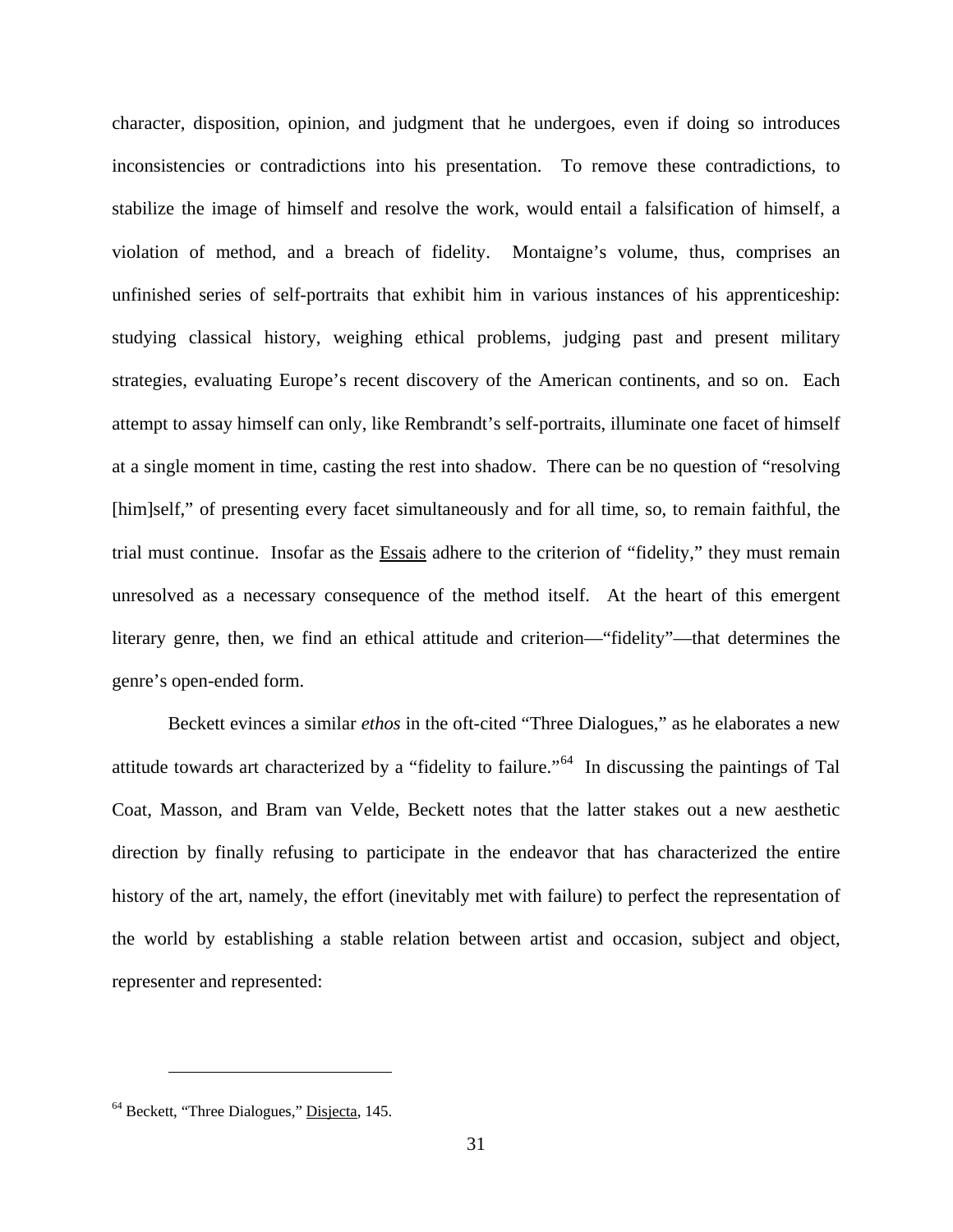character, disposition, opinion, and judgment that he undergoes, even if doing so introduces inconsistencies or contradictions into his presentation. To remove these contradictions, to stabilize the image of himself and resolve the work, would entail a falsification of himself, a violation of method, and a breach of fidelity. Montaigne's volume, thus, comprises an unfinished series of self-portraits that exhibit him in various instances of his apprenticeship: studying classical history, weighing ethical problems, judging past and present military strategies, evaluating Europe's recent discovery of the American continents, and so on. Each attempt to assay himself can only, like Rembrandt's self-portraits, illuminate one facet of himself at a single moment in time, casting the rest into shadow. There can be no question of "resolving [him]self," of presenting every facet simultaneously and for all time, so, to remain faithful, the trial must continue. Insofar as the Essais adhere to the criterion of "fidelity," they must remain unresolved as a necessary consequence of the method itself. At the heart of this emergent literary genre, then, we find an ethical attitude and criterion—"fidelity"—that determines the genre's open-ended form.

Beckett evinces a similar *ethos* in the oft-cited "Three Dialogues," as he elaborates a new attitude towards art characterized by a "fidelity to failure."[64] In discussing the paintings of Tal Coat, Masson, and Bram van Velde, Beckett notes that the latter stakes out a new aesthetic direction by finally refusing to participate in the endeavor that has characterized the entire history of the art, namely, the effort (inevitably met with failure) to perfect the representation of the world by establishing a stable relation between artist and occasion, subject and object, representer and represented:

[64] Beckett, "Three Dialogues," Disjecta, 145.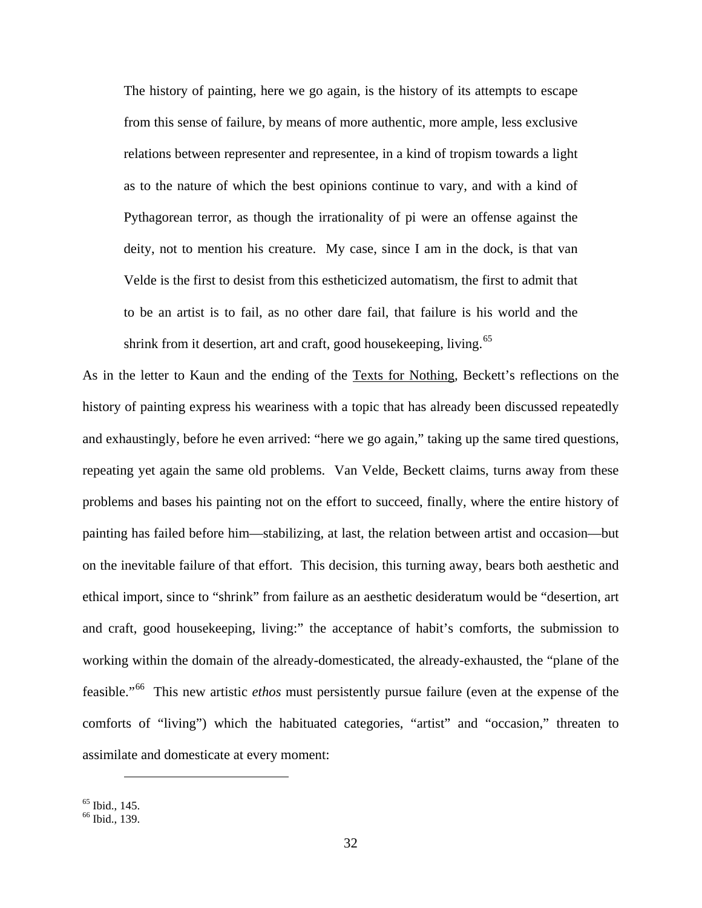> The history of painting, here we go again, is the history of its attempts to escape from this sense of failure, by means of more authentic, more ample, less exclusive relations between representer and representee, in a kind of tropism towards a light as to the nature of which the best opinions continue to vary, and with a kind of Pythagorean terror, as though the irrationality of pi were an offense against the deity, not to mention his creature. My case, since I am in the dock, is that van Velde is the first to desist from this estheticized automatism, the first to admit that to be an artist is to fail, as no other dare fail, that failure is his world and the shrink from it desertion, art and craft, good housekeeping, living.[65]

As in the letter to Kaun and the ending of the Texts for Nothing, Beckett's reflections on the history of painting express his weariness with a topic that has already been discussed repeatedly and exhaustingly, before he even arrived: "here we go again," taking up the same tired questions, repeating yet again the same old problems. Van Velde, Beckett claims, turns away from these problems and bases his painting not on the effort to succeed, finally, where the entire history of painting has failed before him—stabilizing, at last, the relation between artist and occasion—but on the inevitable failure of that effort. This decision, this turning away, bears both aesthetic and ethical import, since to "shrink" from failure as an aesthetic desideratum would be "desertion, art and craft, good housekeeping, living:" the acceptance of habit's comforts, the submission to working within the domain of the already-domesticated, the already-exhausted, the "plane of the feasible."[66] This new artistic *ethos* must persistently pursue failure (even at the expense of the comforts of "living") which the habituated categories, "artist" and "occasion," threaten to assimilate and domesticate at every moment:

[65] Ibid., 145.
[66] Ibid., 139.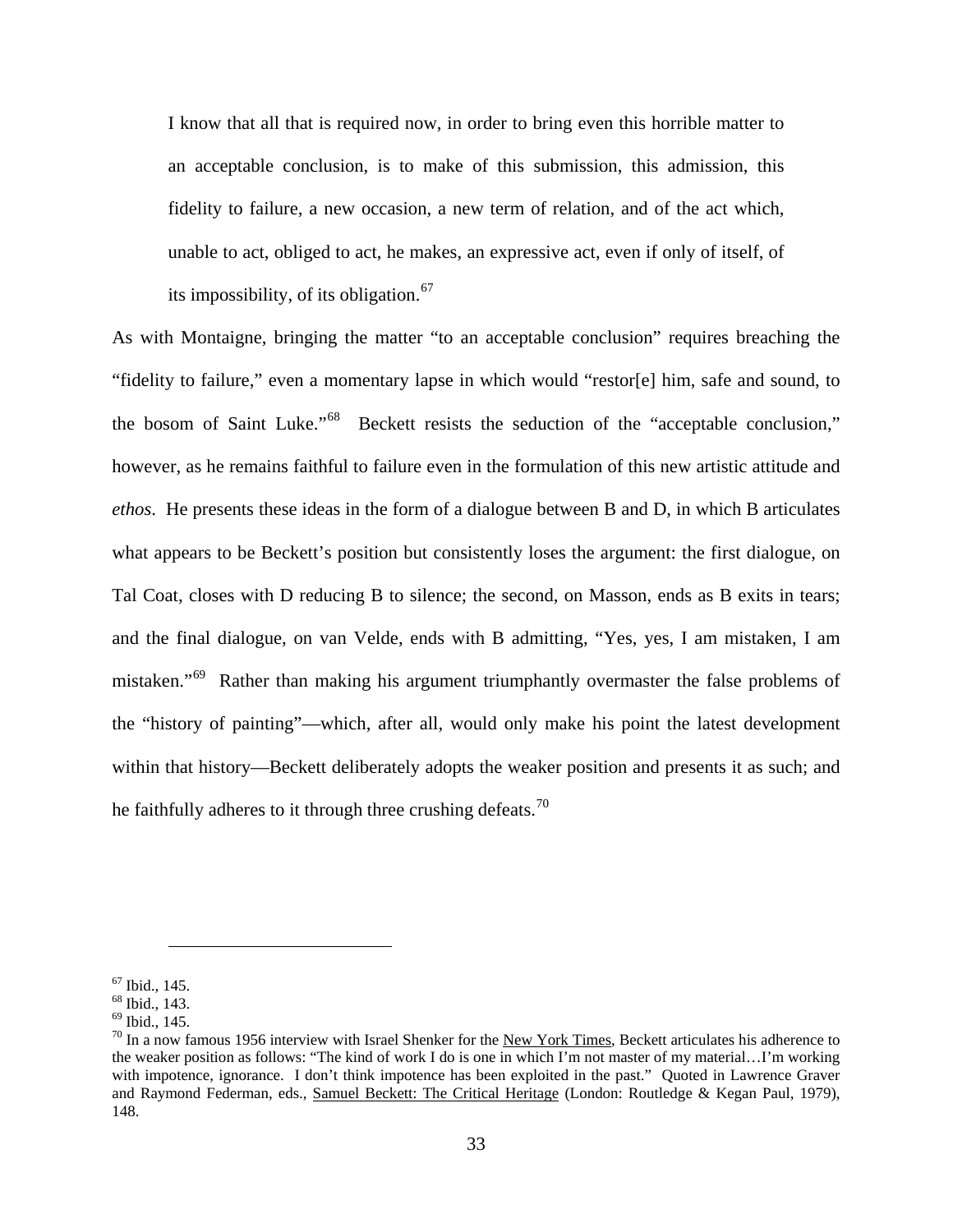> I know that all that is required now, in order to bring even this horrible matter to an acceptable conclusion, is to make of this submission, this admission, this fidelity to failure, a new occasion, a new term of relation, and of the act which, unable to act, obliged to act, he makes, an expressive act, even if only of itself, of its impossibility, of its obligation.[67]

As with Montaigne, bringing the matter "to an acceptable conclusion" requires breaching the "fidelity to failure," even a momentary lapse in which would "restor[e] him, safe and sound, to the bosom of Saint Luke."[68] Beckett resists the seduction of the "acceptable conclusion," however, as he remains faithful to failure even in the formulation of this new artistic attitude and *ethos*. He presents these ideas in the form of a dialogue between B and D, in which B articulates what appears to be Beckett's position but consistently loses the argument: the first dialogue, on Tal Coat, closes with D reducing B to silence; the second, on Masson, ends as B exits in tears; and the final dialogue, on van Velde, ends with B admitting, "Yes, yes, I am mistaken, I am mistaken."[69] Rather than making his argument triumphantly overmaster the false problems of the "history of painting"—which, after all, would only make his point the latest development within that history—Beckett deliberately adopts the weaker position and presents it as such; and he faithfully adheres to it through three crushing defeats.[70]

---

[67] Ibid., 145.

[68] Ibid., 143.

[69] Ibid., 145.

[70] In a now famous 1956 interview with Israel Shenker for the New York Times, Beckett articulates his adherence to the weaker position as follows: "The kind of work I do is one in which I'm not master of my material…I'm working with impotence, ignorance. I don't think impotence has been exploited in the past." Quoted in Lawrence Graver and Raymond Federman, eds., Samuel Beckett: The Critical Heritage (London: Routledge & Kegan Paul, 1979), 148.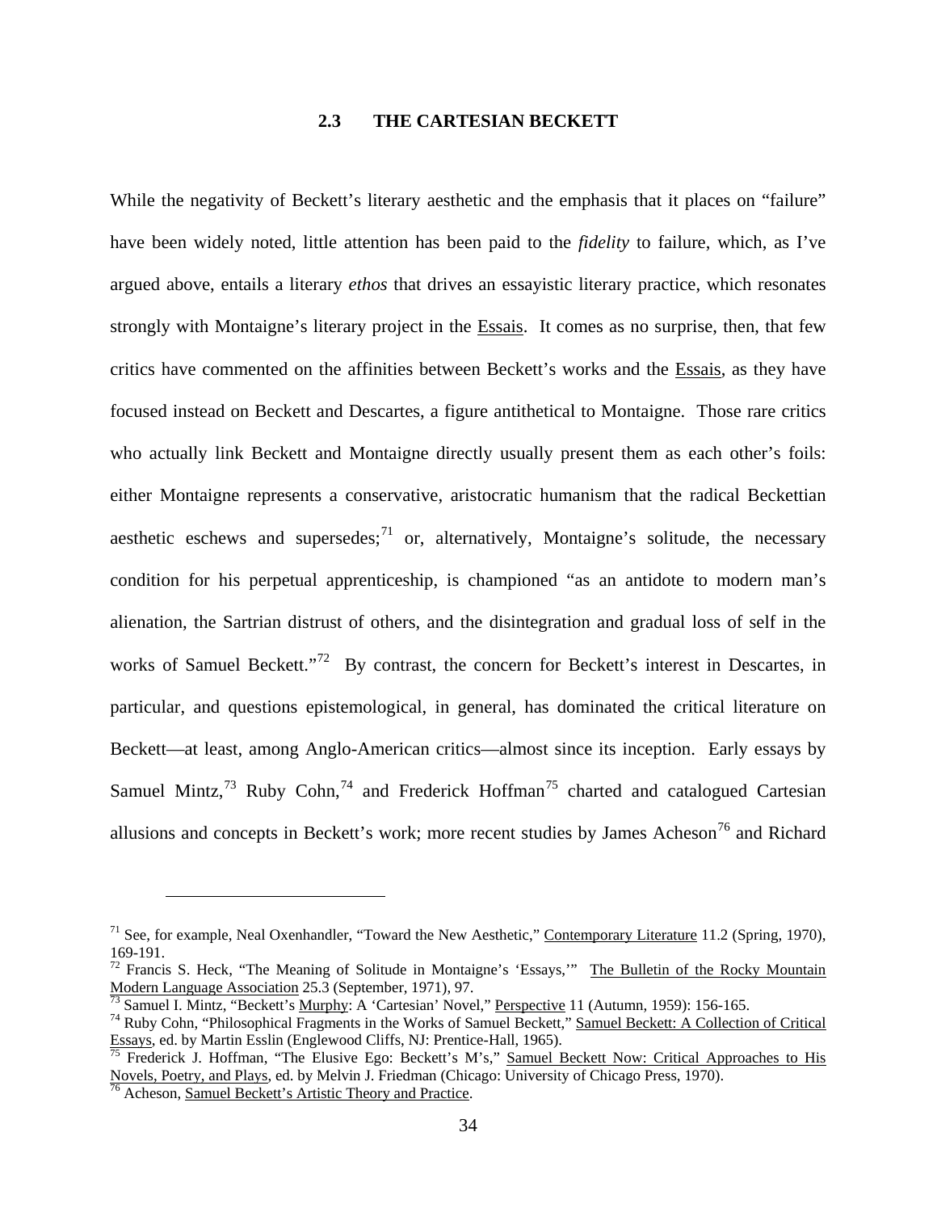## 2.3 THE CARTESIAN BECKETT

While the negativity of Beckett's literary aesthetic and the emphasis that it places on "failure" have been widely noted, little attention has been paid to the *fidelity* to failure, which, as I've argued above, entails a literary *ethos* that drives an essayistic literary practice, which resonates strongly with Montaigne's literary project in the Essais. It comes as no surprise, then, that few critics have commented on the affinities between Beckett's works and the Essais, as they have focused instead on Beckett and Descartes, a figure antithetical to Montaigne. Those rare critics who actually link Beckett and Montaigne directly usually present them as each other's foils: either Montaigne represents a conservative, aristocratic humanism that the radical Beckettian aesthetic eschews and supersedes;[71] or, alternatively, Montaigne's solitude, the necessary condition for his perpetual apprenticeship, is championed "as an antidote to modern man's alienation, the Sartrian distrust of others, and the disintegration and gradual loss of self in the works of Samuel Beckett."[72] By contrast, the concern for Beckett's interest in Descartes, in particular, and questions epistemological, in general, has dominated the critical literature on Beckett—at least, among Anglo-American critics—almost since its inception. Early essays by Samuel Mintz,[73] Ruby Cohn,[74] and Frederick Hoffman[75] charted and catalogued Cartesian allusions and concepts in Beckett's work; more recent studies by James Acheson[76] and Richard

---

[71] See, for example, Neal Oxenhandler, "Toward the New Aesthetic," Contemporary Literature 11.2 (Spring, 1970), 169-191.

[72] Francis S. Heck, "The Meaning of Solitude in Montaigne's 'Essays,'" The Bulletin of the Rocky Mountain Modern Language Association 25.3 (September, 1971), 97.

[73] Samuel I. Mintz, "Beckett's Murphy: A 'Cartesian' Novel," Perspective 11 (Autumn, 1959): 156-165.

[74] Ruby Cohn, "Philosophical Fragments in the Works of Samuel Beckett," Samuel Beckett: A Collection of Critical Essays, ed. by Martin Esslin (Englewood Cliffs, NJ: Prentice-Hall, 1965).

[75] Frederick J. Hoffman, "The Elusive Ego: Beckett's M's," Samuel Beckett Now: Critical Approaches to His Novels, Poetry, and Plays, ed. by Melvin J. Friedman (Chicago: University of Chicago Press, 1970).

[76] Acheson, Samuel Beckett's Artistic Theory and Practice.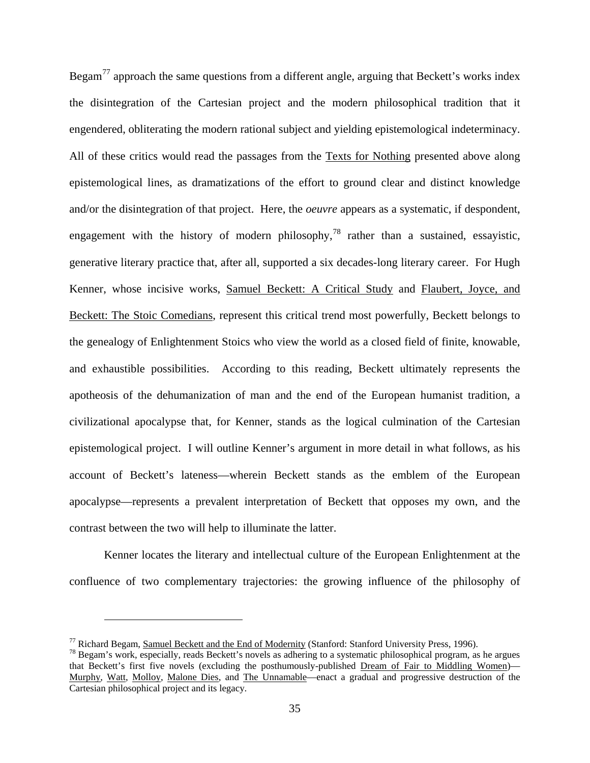Begam[77] approach the same questions from a different angle, arguing that Beckett's works index the disintegration of the Cartesian project and the modern philosophical tradition that it engendered, obliterating the modern rational subject and yielding epistemological indeterminacy. All of these critics would read the passages from the Texts for Nothing presented above along epistemological lines, as dramatizations of the effort to ground clear and distinct knowledge and/or the disintegration of that project. Here, the *oeuvre* appears as a systematic, if despondent, engagement with the history of modern philosophy,[78] rather than a sustained, essayistic, generative literary practice that, after all, supported a six decades-long literary career. For Hugh Kenner, whose incisive works, Samuel Beckett: A Critical Study and Flaubert, Joyce, and Beckett: The Stoic Comedians, represent this critical trend most powerfully, Beckett belongs to the genealogy of Enlightenment Stoics who view the world as a closed field of finite, knowable, and exhaustible possibilities. According to this reading, Beckett ultimately represents the apotheosis of the dehumanization of man and the end of the European humanist tradition, a civilizational apocalypse that, for Kenner, stands as the logical culmination of the Cartesian epistemological project. I will outline Kenner's argument in more detail in what follows, as his account of Beckett's lateness—wherein Beckett stands as the emblem of the European apocalypse—represents a prevalent interpretation of Beckett that opposes my own, and the contrast between the two will help to illuminate the latter.

Kenner locates the literary and intellectual culture of the European Enlightenment at the confluence of two complementary trajectories: the growing influence of the philosophy of

---

[77] Richard Begam, Samuel Beckett and the End of Modernity (Stanford: Stanford University Press, 1996).

[78] Begam's work, especially, reads Beckett's novels as adhering to a systematic philosophical program, as he argues that Beckett's first five novels (excluding the posthumously-published Dream of Fair to Middling Women)—Murphy, Watt, Molloy, Malone Dies, and The Unnamable—enact a gradual and progressive destruction of the Cartesian philosophical project and its legacy.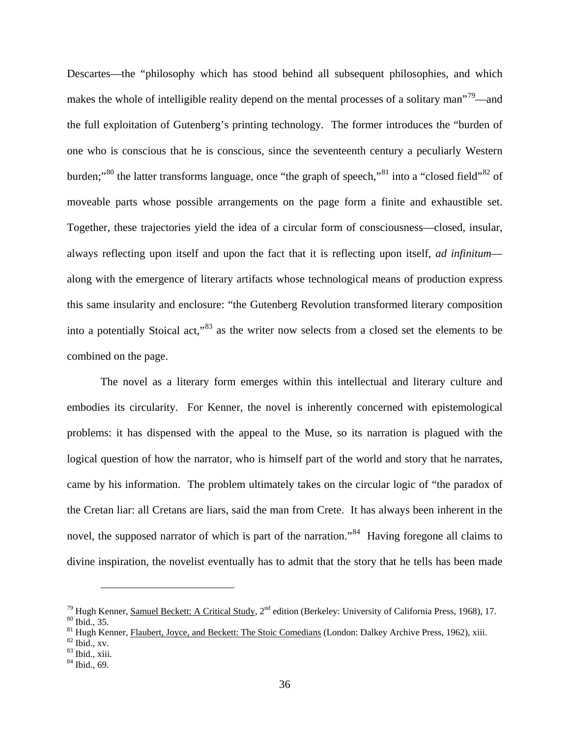Descartes—the "philosophy which has stood behind all subsequent philosophies, and which makes the whole of intelligible reality depend on the mental processes of a solitary man"[79]—and the full exploitation of Gutenberg's printing technology. The former introduces the "burden of one who is conscious that he is conscious, since the seventeenth century a peculiarly Western burden;"[80] the latter transforms language, once "the graph of speech,"[81] into a "closed field"[82] of moveable parts whose possible arrangements on the page form a finite and exhaustible set. Together, these trajectories yield the idea of a circular form of consciousness—closed, insular, always reflecting upon itself and upon the fact that it is reflecting upon itself, *ad infinitum*—along with the emergence of literary artifacts whose technological means of production express this same insularity and enclosure: "the Gutenberg Revolution transformed literary composition into a potentially Stoical act,"[83] as the writer now selects from a closed set the elements to be combined on the page.

The novel as a literary form emerges within this intellectual and literary culture and embodies its circularity. For Kenner, the novel is inherently concerned with epistemological problems: it has dispensed with the appeal to the Muse, so its narration is plagued with the logical question of how the narrator, who is himself part of the world and story that he narrates, came by his information. The problem ultimately takes on the circular logic of "the paradox of the Cretan liar: all Cretans are liars, said the man from Crete. It has always been inherent in the novel, the supposed narrator of which is part of the narration."[84] Having foregone all claims to divine inspiration, the novelist eventually has to admit that the story that he tells has been made

---

[79] Hugh Kenner, Samuel Beckett: A Critical Study, 2nd edition (Berkeley: University of California Press, 1968), 17.
[80] Ibid., 35.
[81] Hugh Kenner, Flaubert, Joyce, and Beckett: The Stoic Comedians (London: Dalkey Archive Press, 1962), xiii.
[82] Ibid., xv.
[83] Ibid., xiii.
[84] Ibid., 69.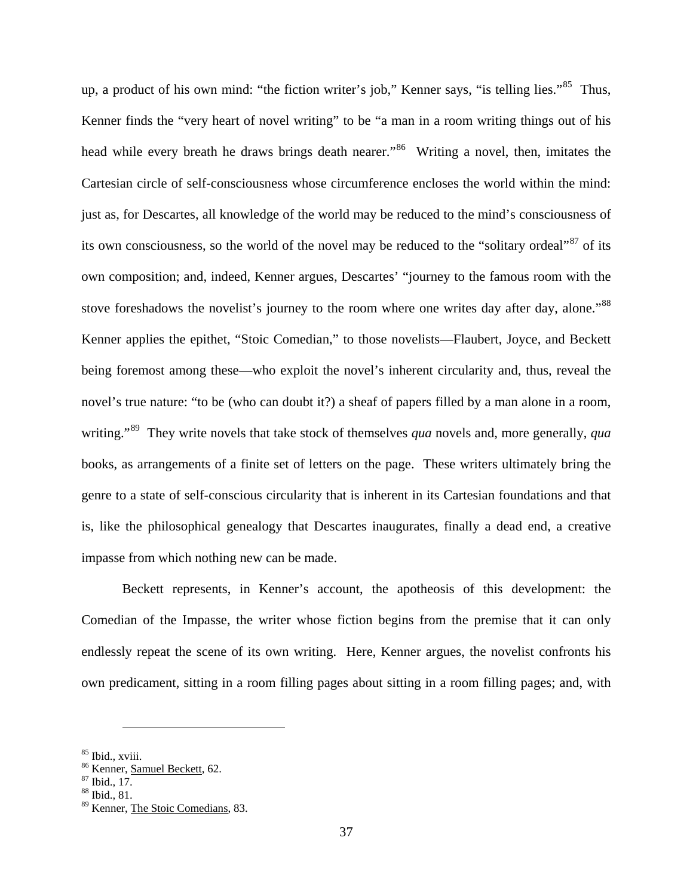up, a product of his own mind: "the fiction writer's job," Kenner says, "is telling lies."[85] Thus, Kenner finds the "very heart of novel writing" to be "a man in a room writing things out of his head while every breath he draws brings death nearer."[86] Writing a novel, then, imitates the Cartesian circle of self-consciousness whose circumference encloses the world within the mind: just as, for Descartes, all knowledge of the world may be reduced to the mind's consciousness of its own consciousness, so the world of the novel may be reduced to the "solitary ordeal"[87] of its own composition; and, indeed, Kenner argues, Descartes' "journey to the famous room with the stove foreshadows the novelist's journey to the room where one writes day after day, alone."[88] Kenner applies the epithet, "Stoic Comedian," to those novelists—Flaubert, Joyce, and Beckett being foremost among these—who exploit the novel's inherent circularity and, thus, reveal the novel's true nature: "to be (who can doubt it?) a sheaf of papers filled by a man alone in a room, writing."[89] They write novels that take stock of themselves *qua* novels and, more generally, *qua* books, as arrangements of a finite set of letters on the page. These writers ultimately bring the genre to a state of self-conscious circularity that is inherent in its Cartesian foundations and that is, like the philosophical genealogy that Descartes inaugurates, finally a dead end, a creative impasse from which nothing new can be made.

Beckett represents, in Kenner's account, the apotheosis of this development: the Comedian of the Impasse, the writer whose fiction begins from the premise that it can only endlessly repeat the scene of its own writing. Here, Kenner argues, the novelist confronts his own predicament, sitting in a room filling pages about sitting in a room filling pages; and, with

---

[85] Ibid., xviii.
[86] Kenner, Samuel Beckett, 62.
[87] Ibid., 17.
[88] Ibid., 81.
[89] Kenner, The Stoic Comedians, 83.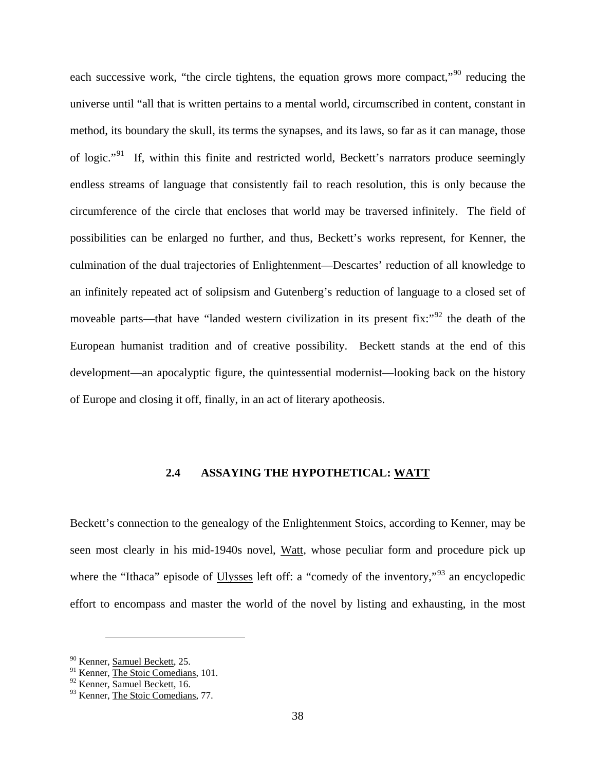each successive work, "the circle tightens, the equation grows more compact,"[90] reducing the universe until "all that is written pertains to a mental world, circumscribed in content, constant in method, its boundary the skull, its terms the synapses, and its laws, so far as it can manage, those of logic."[91] If, within this finite and restricted world, Beckett's narrators produce seemingly endless streams of language that consistently fail to reach resolution, this is only because the circumference of the circle that encloses that world may be traversed infinitely. The field of possibilities can be enlarged no further, and thus, Beckett's works represent, for Kenner, the culmination of the dual trajectories of Enlightenment—Descartes' reduction of all knowledge to an infinitely repeated act of solipsism and Gutenberg's reduction of language to a closed set of moveable parts—that have "landed western civilization in its present fix:"[92] the death of the European humanist tradition and of creative possibility. Beckett stands at the end of this development—an apocalyptic figure, the quintessential modernist—looking back on the history of Europe and closing it off, finally, in an act of literary apotheosis.

### 2.4 ASSAYING THE HYPOTHETICAL: WATT

Beckett's connection to the genealogy of the Enlightenment Stoics, according to Kenner, may be seen most clearly in his mid-1940s novel, Watt, whose peculiar form and procedure pick up where the "Ithaca" episode of Ulysses left off: a "comedy of the inventory,"[93] an encyclopedic effort to encompass and master the world of the novel by listing and exhausting, in the most

---

[90] Kenner, Samuel Beckett, 25.

[91] Kenner, The Stoic Comedians, 101.

[92] Kenner, Samuel Beckett, 16.

[93] Kenner, The Stoic Comedians, 77.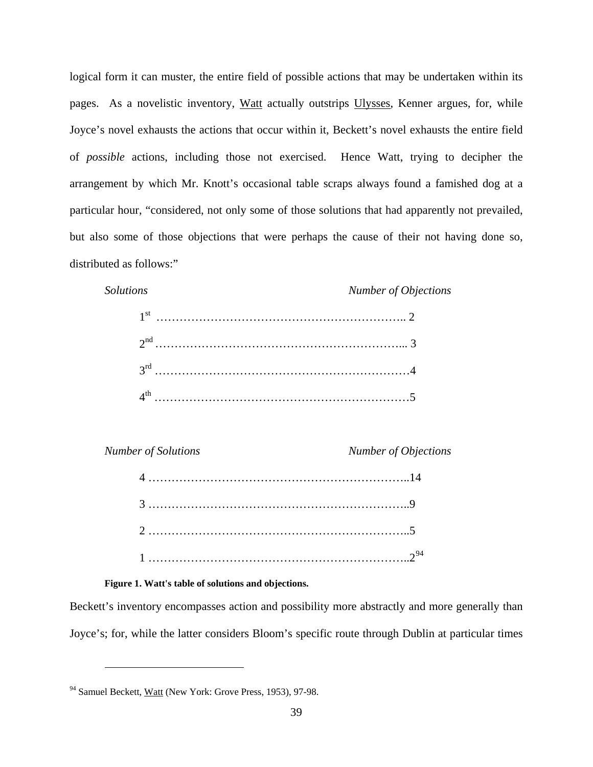logical form it can muster, the entire field of possible actions that may be undertaken within its pages. As a novelistic inventory, Watt actually outstrips Ulysses, Kenner argues, for, while Joyce's novel exhausts the actions that occur within it, Beckett's novel exhausts the entire field of *possible* actions, including those not exercised. Hence Watt, trying to decipher the arrangement by which Mr. Knott's occasional table scraps always found a famished dog at a particular hour, "considered, not only some of those solutions that had apparently not prevailed, but also some of those objections that were perhaps the cause of their not having done so, distributed as follows:"

| *Solutions* | *Number of Objections* |
|---|---|
| 1st | 2 |
| 2nd | 3 |
| 3rd | 4 |
| 4th | 5 |

| *Number of Solutions* | *Number of Objections* |
|---|---|
| 4 | 14 |
| 3 | 9 |
| 2 | 5 |
| 1 | 2[94] |

**Figure 1. Watt's table of solutions and objections.**

Beckett's inventory encompasses action and possibility more abstractly and more generally than Joyce's; for, while the latter considers Bloom's specific route through Dublin at particular times

[94] Samuel Beckett, Watt (New York: Grove Press, 1953), 97-98.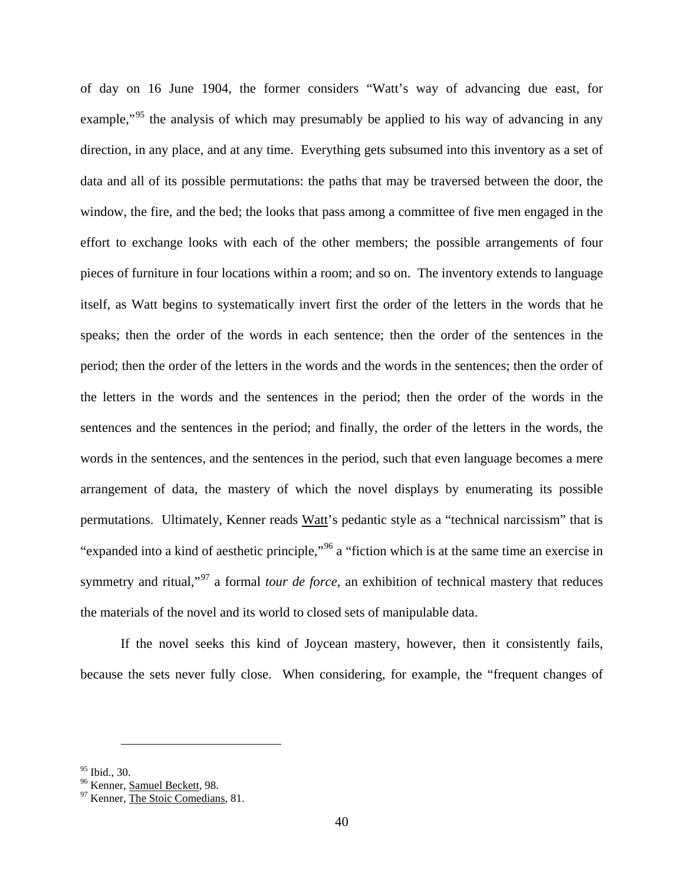of day on 16 June 1904, the former considers "Watt's way of advancing due east, for example,"[95] the analysis of which may presumably be applied to his way of advancing in any direction, in any place, and at any time. Everything gets subsumed into this inventory as a set of data and all of its possible permutations: the paths that may be traversed between the door, the window, the fire, and the bed; the looks that pass among a committee of five men engaged in the effort to exchange looks with each of the other members; the possible arrangements of four pieces of furniture in four locations within a room; and so on. The inventory extends to language itself, as Watt begins to systematically invert first the order of the letters in the words that he speaks; then the order of the words in each sentence; then the order of the sentences in the period; then the order of the letters in the words and the words in the sentences; then the order of the letters in the words and the sentences in the period; then the order of the words in the sentences and the sentences in the period; and finally, the order of the letters in the words, the words in the sentences, and the sentences in the period, such that even language becomes a mere arrangement of data, the mastery of which the novel displays by enumerating its possible permutations. Ultimately, Kenner reads Watt's pedantic style as a "technical narcissism" that is "expanded into a kind of aesthetic principle,"[96] a "fiction which is at the same time an exercise in symmetry and ritual,"[97] a formal *tour de force*, an exhibition of technical mastery that reduces the materials of the novel and its world to closed sets of manipulable data.

If the novel seeks this kind of Joycean mastery, however, then it consistently fails, because the sets never fully close. When considering, for example, the "frequent changes of

---

[95] Ibid., 30.

[96] Kenner, Samuel Beckett, 98.

[97] Kenner, The Stoic Comedians, 81.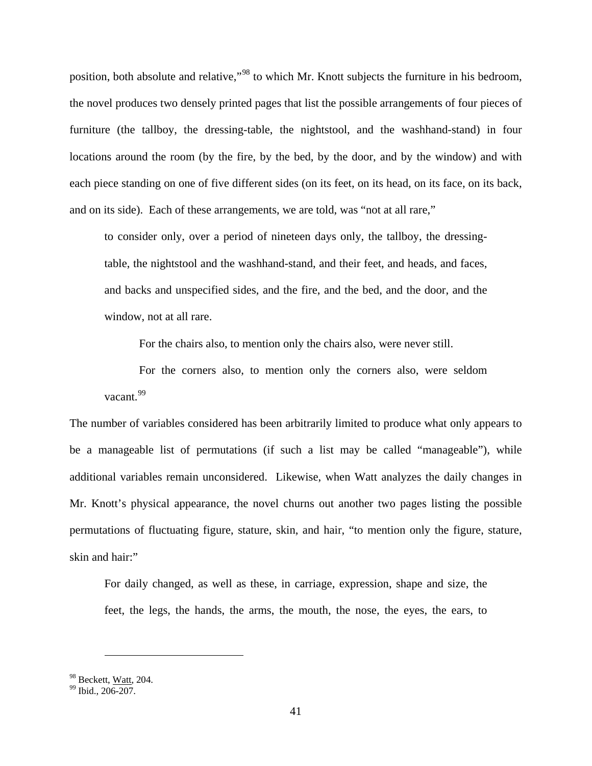position, both absolute and relative,"[98] to which Mr. Knott subjects the furniture in his bedroom, the novel produces two densely printed pages that list the possible arrangements of four pieces of furniture (the tallboy, the dressing-table, the nightstool, and the washhand-stand) in four locations around the room (by the fire, by the bed, by the door, and by the window) and with each piece standing on one of five different sides (on its feet, on its head, on its face, on its back, and on its side). Each of these arrangements, we are told, was "not at all rare,"

> to consider only, over a period of nineteen days only, the tallboy, the dressing-table, the nightstool and the washhand-stand, and their feet, and heads, and faces, and backs and unspecified sides, and the fire, and the bed, and the door, and the window, not at all rare.
>
> For the chairs also, to mention only the chairs also, were never still.
>
> For the corners also, to mention only the corners also, were seldom vacant.[99]

The number of variables considered has been arbitrarily limited to produce what only appears to be a manageable list of permutations (if such a list may be called "manageable"), while additional variables remain unconsidered. Likewise, when Watt analyzes the daily changes in Mr. Knott's physical appearance, the novel churns out another two pages listing the possible permutations of fluctuating figure, stature, skin, and hair, "to mention only the figure, stature, skin and hair:"

> For daily changed, as well as these, in carriage, expression, shape and size, the feet, the legs, the hands, the arms, the mouth, the nose, the eyes, the ears, to

---

[98] Beckett, Watt, 204.
[99] Ibid., 206-207.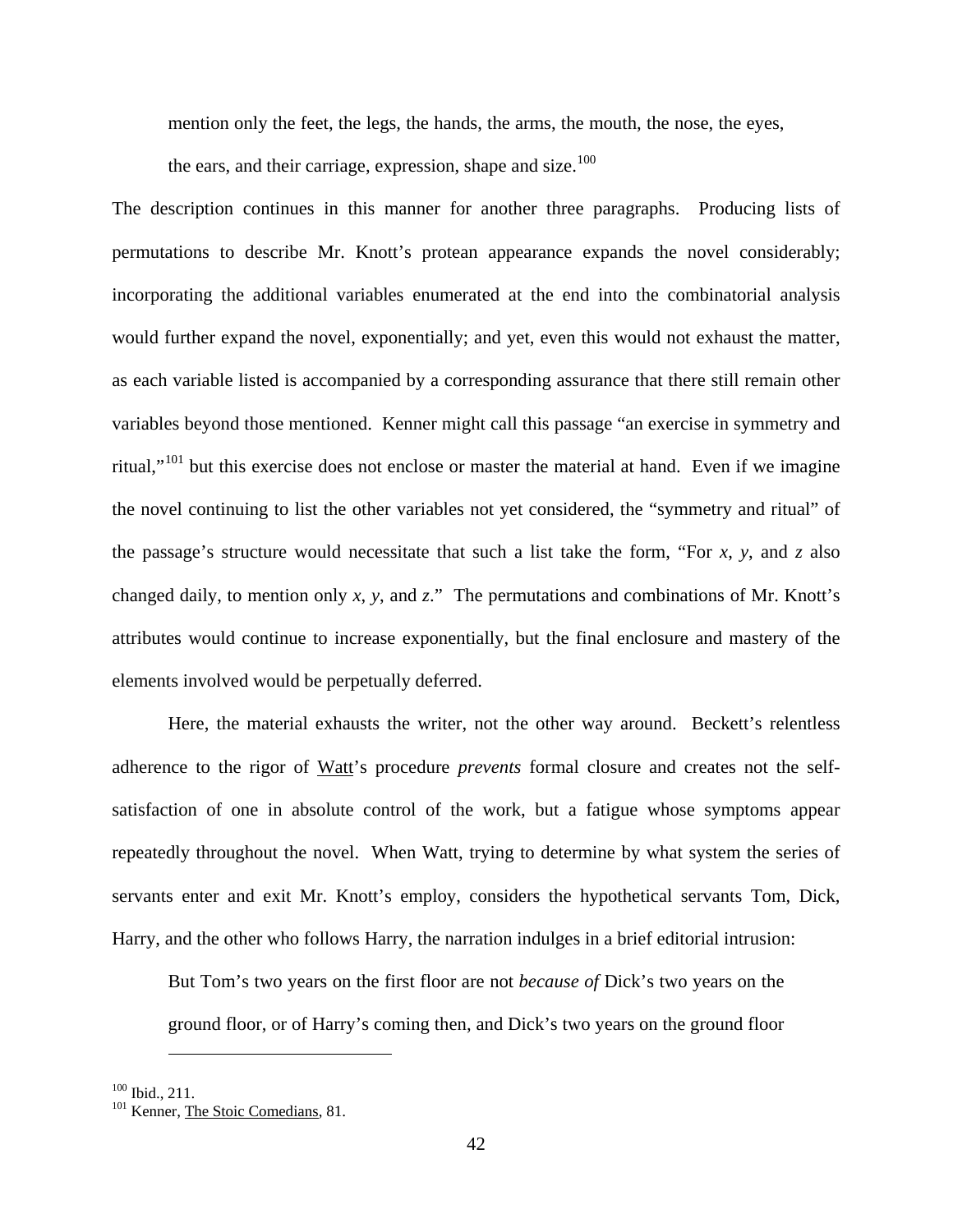> mention only the feet, the legs, the hands, the arms, the mouth, the nose, the eyes, the ears, and their carriage, expression, shape and size.[100]

The description continues in this manner for another three paragraphs. Producing lists of permutations to describe Mr. Knott's protean appearance expands the novel considerably; incorporating the additional variables enumerated at the end into the combinatorial analysis would further expand the novel, exponentially; and yet, even this would not exhaust the matter, as each variable listed is accompanied by a corresponding assurance that there still remain other variables beyond those mentioned. Kenner might call this passage "an exercise in symmetry and ritual,"[101] but this exercise does not enclose or master the material at hand. Even if we imagine the novel continuing to list the other variables not yet considered, the "symmetry and ritual" of the passage's structure would necessitate that such a list take the form, "For *x*, *y*, and *z* also changed daily, to mention only *x*, *y*, and *z*." The permutations and combinations of Mr. Knott's attributes would continue to increase exponentially, but the final enclosure and mastery of the elements involved would be perpetually deferred.

Here, the material exhausts the writer, not the other way around. Beckett's relentless adherence to the rigor of Watt's procedure *prevents* formal closure and creates not the self-satisfaction of one in absolute control of the work, but a fatigue whose symptoms appear repeatedly throughout the novel. When Watt, trying to determine by what system the series of servants enter and exit Mr. Knott's employ, considers the hypothetical servants Tom, Dick, Harry, and the other who follows Harry, the narration indulges in a brief editorial intrusion:

> But Tom's two years on the first floor are not *because of* Dick's two years on the ground floor, or of Harry's coming then, and Dick's two years on the ground floor

---

[100] Ibid., 211.
[101] Kenner, The Stoic Comedians, 81.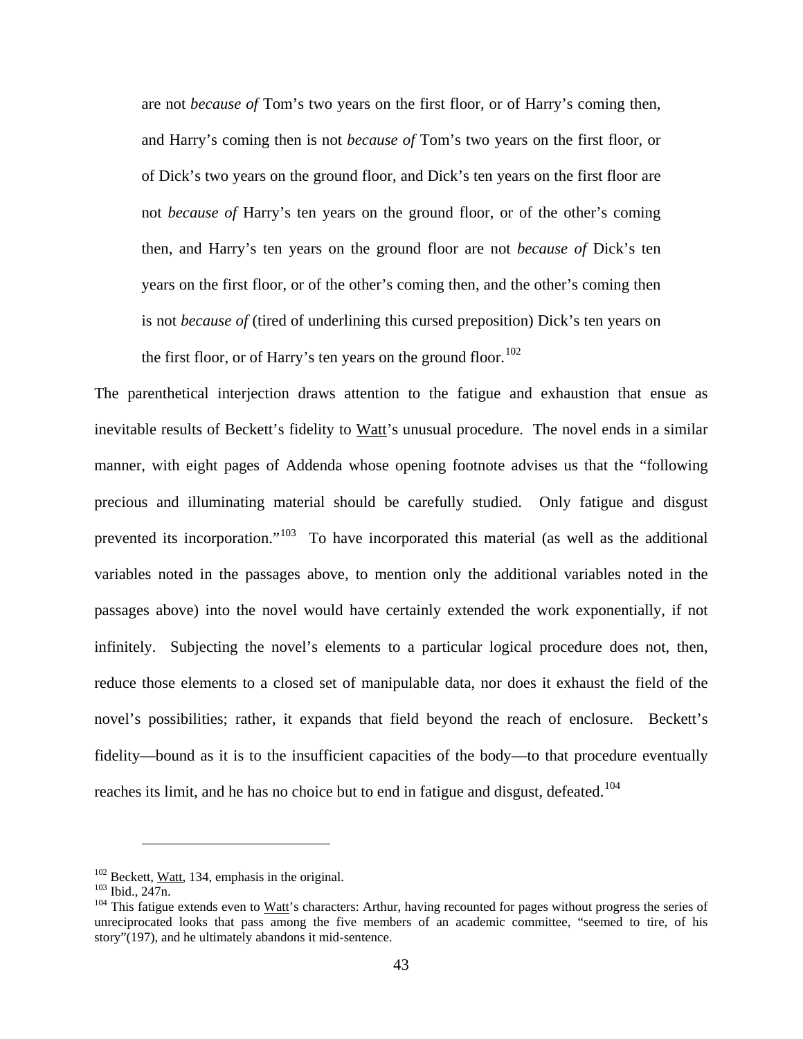> are not *because of* Tom's two years on the first floor, or of Harry's coming then, and Harry's coming then is not *because of* Tom's two years on the first floor, or of Dick's two years on the ground floor, and Dick's ten years on the first floor are not *because of* Harry's ten years on the ground floor, or of the other's coming then, and Harry's ten years on the ground floor are not *because of* Dick's ten years on the first floor, or of the other's coming then, and the other's coming then is not *because of* (tired of underlining this cursed preposition) Dick's ten years on the first floor, or of Harry's ten years on the ground floor.[102]

The parenthetical interjection draws attention to the fatigue and exhaustion that ensue as inevitable results of Beckett's fidelity to Watt's unusual procedure. The novel ends in a similar manner, with eight pages of Addenda whose opening footnote advises us that the "following precious and illuminating material should be carefully studied. Only fatigue and disgust prevented its incorporation."[103] To have incorporated this material (as well as the additional variables noted in the passages above, to mention only the additional variables noted in the passages above) into the novel would have certainly extended the work exponentially, if not infinitely. Subjecting the novel's elements to a particular logical procedure does not, then, reduce those elements to a closed set of manipulable data, nor does it exhaust the field of the novel's possibilities; rather, it expands that field beyond the reach of enclosure. Beckett's fidelity—bound as it is to the insufficient capacities of the body—to that procedure eventually reaches its limit, and he has no choice but to end in fatigue and disgust, defeated.[104]

---

[102] Beckett, Watt, 134, emphasis in the original.

[103] Ibid., 247n.

[104] This fatigue extends even to Watt's characters: Arthur, having recounted for pages without progress the series of unreciprocated looks that pass among the five members of an academic committee, "seemed to tire, of his story"(197), and he ultimately abandons it mid-sentence.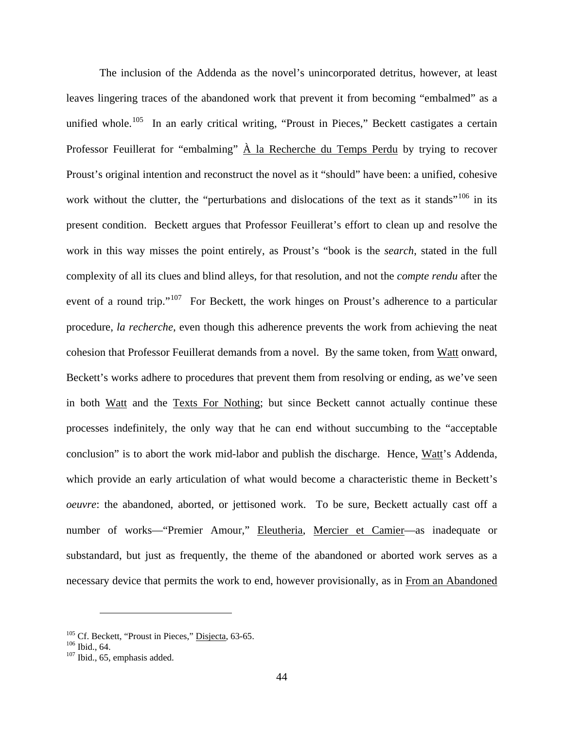The inclusion of the Addenda as the novel's unincorporated detritus, however, at least leaves lingering traces of the abandoned work that prevent it from becoming "embalmed" as a unified whole.[105] In an early critical writing, "Proust in Pieces," Beckett castigates a certain Professor Feuillerat for "embalming" À la Recherche du Temps Perdu by trying to recover Proust's original intention and reconstruct the novel as it "should" have been: a unified, cohesive work without the clutter, the "perturbations and dislocations of the text as it stands"[106] in its present condition. Beckett argues that Professor Feuillerat's effort to clean up and resolve the work in this way misses the point entirely, as Proust's "book is the *search*, stated in the full complexity of all its clues and blind alleys, for that resolution, and not the *compte rendu* after the event of a round trip."[107] For Beckett, the work hinges on Proust's adherence to a particular procedure, *la recherche*, even though this adherence prevents the work from achieving the neat cohesion that Professor Feuillerat demands from a novel. By the same token, from Watt onward, Beckett's works adhere to procedures that prevent them from resolving or ending, as we've seen in both Watt and the Texts For Nothing; but since Beckett cannot actually continue these processes indefinitely, the only way that he can end without succumbing to the "acceptable conclusion" is to abort the work mid-labor and publish the discharge. Hence, Watt's Addenda, which provide an early articulation of what would become a characteristic theme in Beckett's *oeuvre*: the abandoned, aborted, or jettisoned work. To be sure, Beckett actually cast off a number of works—"Premier Amour," Eleutheria, Mercier et Camier—as inadequate or substandard, but just as frequently, the theme of the abandoned or aborted work serves as a necessary device that permits the work to end, however provisionally, as in From an Abandoned

---

[105] Cf. Beckett, "Proust in Pieces," Disjecta, 63-65.
[106] Ibid., 64.
[107] Ibid., 65, emphasis added.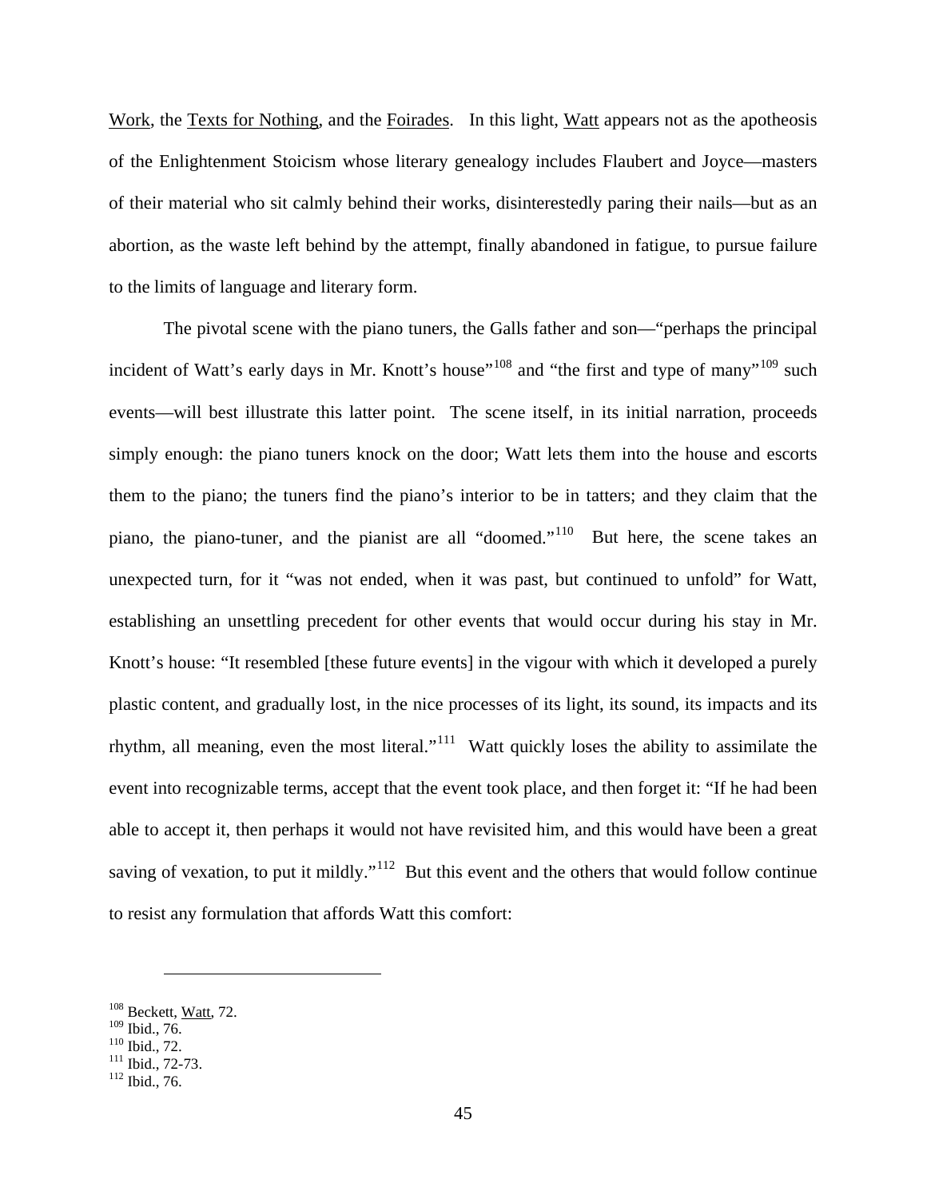Work, the Texts for Nothing, and the Foirades. In this light, Watt appears not as the apotheosis of the Enlightenment Stoicism whose literary genealogy includes Flaubert and Joyce—masters of their material who sit calmly behind their works, disinterestedly paring their nails—but as an abortion, as the waste left behind by the attempt, finally abandoned in fatigue, to pursue failure to the limits of language and literary form.

The pivotal scene with the piano tuners, the Galls father and son—"perhaps the principal incident of Watt's early days in Mr. Knott's house"[108] and "the first and type of many"[109] such events—will best illustrate this latter point. The scene itself, in its initial narration, proceeds simply enough: the piano tuners knock on the door; Watt lets them into the house and escorts them to the piano; the tuners find the piano's interior to be in tatters; and they claim that the piano, the piano-tuner, and the pianist are all "doomed."[110] But here, the scene takes an unexpected turn, for it "was not ended, when it was past, but continued to unfold" for Watt, establishing an unsettling precedent for other events that would occur during his stay in Mr. Knott's house: "It resembled [these future events] in the vigour with which it developed a purely plastic content, and gradually lost, in the nice processes of its light, its sound, its impacts and its rhythm, all meaning, even the most literal."[111] Watt quickly loses the ability to assimilate the event into recognizable terms, accept that the event took place, and then forget it: "If he had been able to accept it, then perhaps it would not have revisited him, and this would have been a great saving of vexation, to put it mildly."[112] But this event and the others that would follow continue to resist any formulation that affords Watt this comfort:

---

[108] Beckett, Watt, 72.
[109] Ibid., 76.
[110] Ibid., 72.
[111] Ibid., 72-73.
[112] Ibid., 76.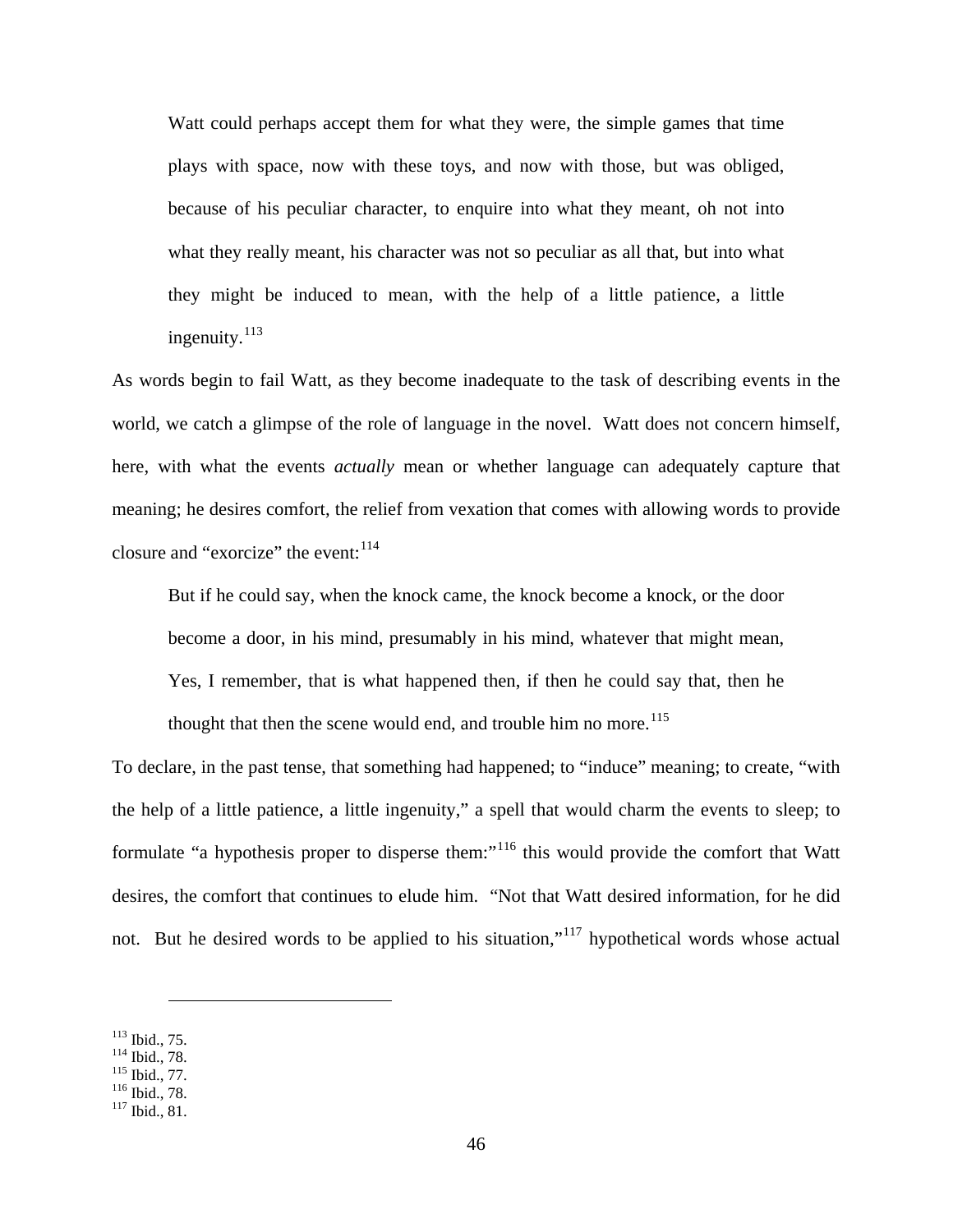> Watt could perhaps accept them for what they were, the simple games that time plays with space, now with these toys, and now with those, but was obliged, because of his peculiar character, to enquire into what they meant, oh not into what they really meant, his character was not so peculiar as all that, but into what they might be induced to mean, with the help of a little patience, a little ingenuity.[113]

As words begin to fail Watt, as they become inadequate to the task of describing events in the world, we catch a glimpse of the role of language in the novel. Watt does not concern himself, here, with what the events *actually* mean or whether language can adequately capture that meaning; he desires comfort, the relief from vexation that comes with allowing words to provide closure and "exorcize" the event:[114]

> But if he could say, when the knock came, the knock become a knock, or the door become a door, in his mind, presumably in his mind, whatever that might mean, Yes, I remember, that is what happened then, if then he could say that, then he thought that then the scene would end, and trouble him no more.[115]

To declare, in the past tense, that something had happened; to "induce" meaning; to create, "with the help of a little patience, a little ingenuity," a spell that would charm the events to sleep; to formulate "a hypothesis proper to disperse them:"[116] this would provide the comfort that Watt desires, the comfort that continues to elude him. "Not that Watt desired information, for he did not. But he desired words to be applied to his situation,"[117] hypothetical words whose actual

---

[113] Ibid., 75.
[114] Ibid., 78.
[115] Ibid., 77.
[116] Ibid., 78.
[117] Ibid., 81.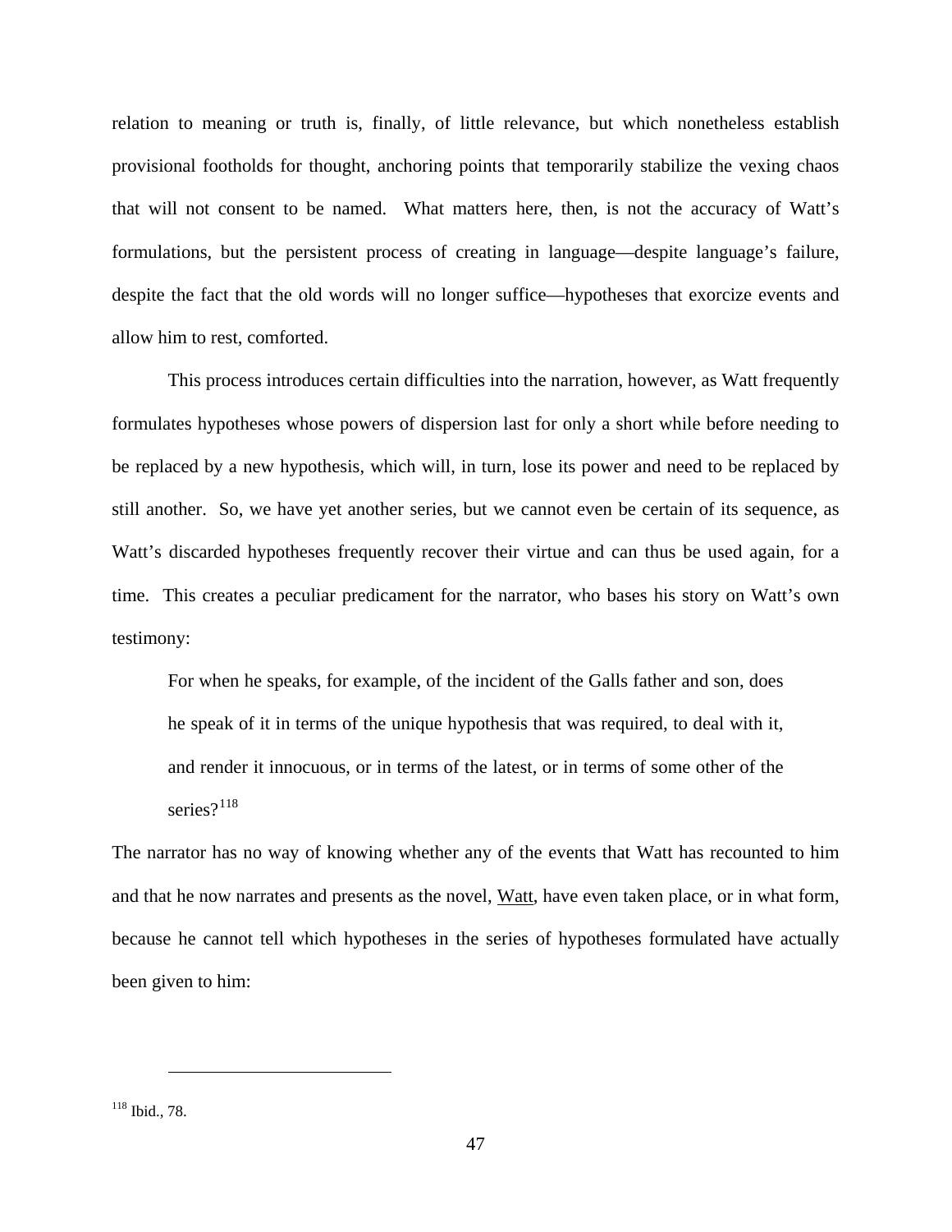relation to meaning or truth is, finally, of little relevance, but which nonetheless establish provisional footholds for thought, anchoring points that temporarily stabilize the vexing chaos that will not consent to be named. What matters here, then, is not the accuracy of Watt's formulations, but the persistent process of creating in language—despite language's failure, despite the fact that the old words will no longer suffice—hypotheses that exorcize events and allow him to rest, comforted.

This process introduces certain difficulties into the narration, however, as Watt frequently formulates hypotheses whose powers of dispersion last for only a short while before needing to be replaced by a new hypothesis, which will, in turn, lose its power and need to be replaced by still another. So, we have yet another series, but we cannot even be certain of its sequence, as Watt's discarded hypotheses frequently recover their virtue and can thus be used again, for a time. This creates a peculiar predicament for the narrator, who bases his story on Watt's own testimony:

> For when he speaks, for example, of the incident of the Galls father and son, does he speak of it in terms of the unique hypothesis that was required, to deal with it, and render it innocuous, or in terms of the latest, or in terms of some other of the series?[118]

The narrator has no way of knowing whether any of the events that Watt has recounted to him and that he now narrates and presents as the novel, Watt, have even taken place, or in what form, because he cannot tell which hypotheses in the series of hypotheses formulated have actually been given to him:

---

[118] Ibid., 78.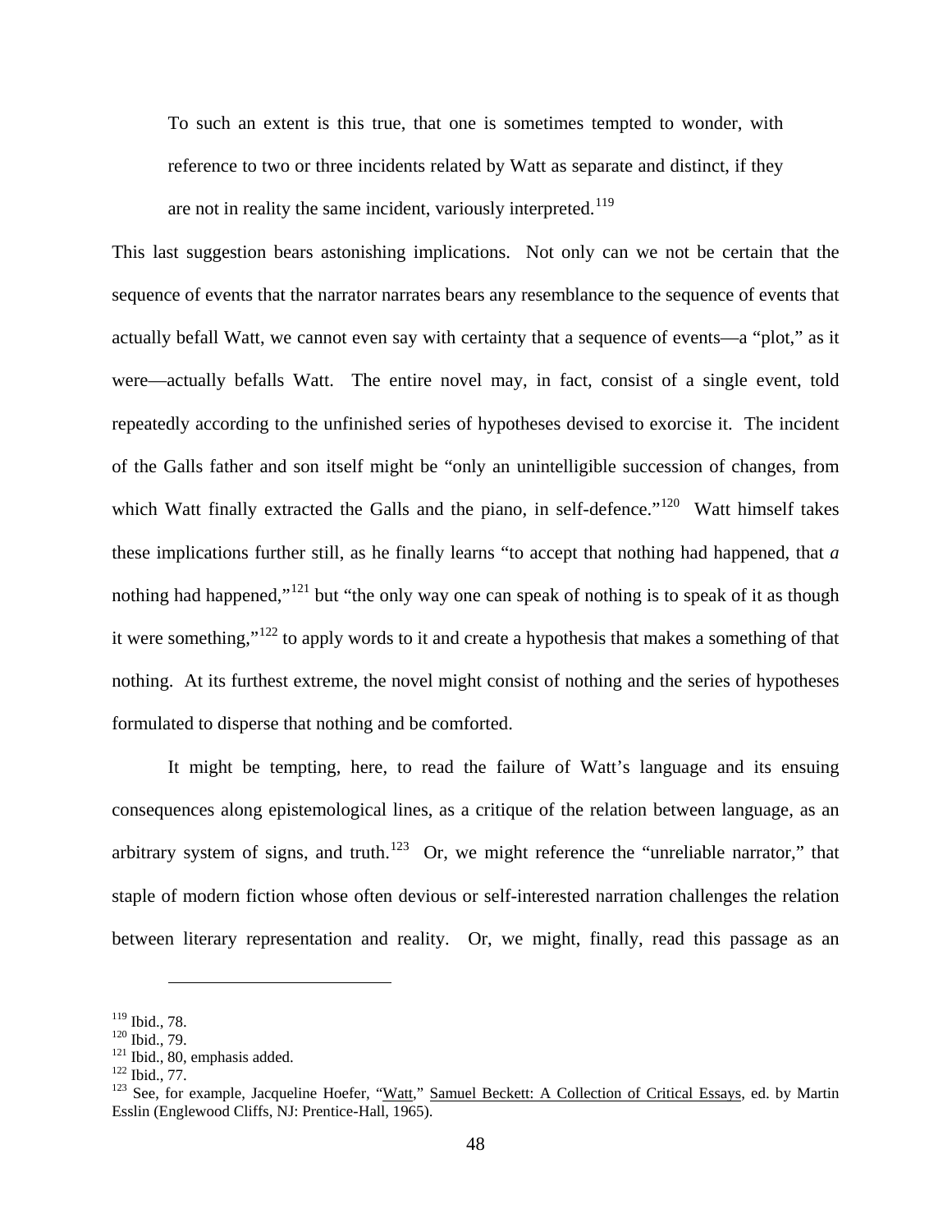> To such an extent is this true, that one is sometimes tempted to wonder, with reference to two or three incidents related by Watt as separate and distinct, if they are not in reality the same incident, variously interpreted.[119]

This last suggestion bears astonishing implications. Not only can we not be certain that the sequence of events that the narrator narrates bears any resemblance to the sequence of events that actually befall Watt, we cannot even say with certainty that a sequence of events—a "plot," as it were—actually befalls Watt. The entire novel may, in fact, consist of a single event, told repeatedly according to the unfinished series of hypotheses devised to exorcise it. The incident of the Galls father and son itself might be "only an unintelligible succession of changes, from which Watt finally extracted the Galls and the piano, in self-defence."[120] Watt himself takes these implications further still, as he finally learns "to accept that nothing had happened, that *a* nothing had happened,"[121] but "the only way one can speak of nothing is to speak of it as though it were something,"[122] to apply words to it and create a hypothesis that makes a something of that nothing. At its furthest extreme, the novel might consist of nothing and the series of hypotheses formulated to disperse that nothing and be comforted.

It might be tempting, here, to read the failure of Watt's language and its ensuing consequences along epistemological lines, as a critique of the relation between language, as an arbitrary system of signs, and truth.[123] Or, we might reference the "unreliable narrator," that staple of modern fiction whose often devious or self-interested narration challenges the relation between literary representation and reality. Or, we might, finally, read this passage as an

---

[119] Ibid., 78.
[120] Ibid., 79.
[121] Ibid., 80, emphasis added.
[122] Ibid., 77.
[123] See, for example, Jacqueline Hoefer, "Watt," Samuel Beckett: A Collection of Critical Essays, ed. by Martin Esslin (Englewood Cliffs, NJ: Prentice-Hall, 1965).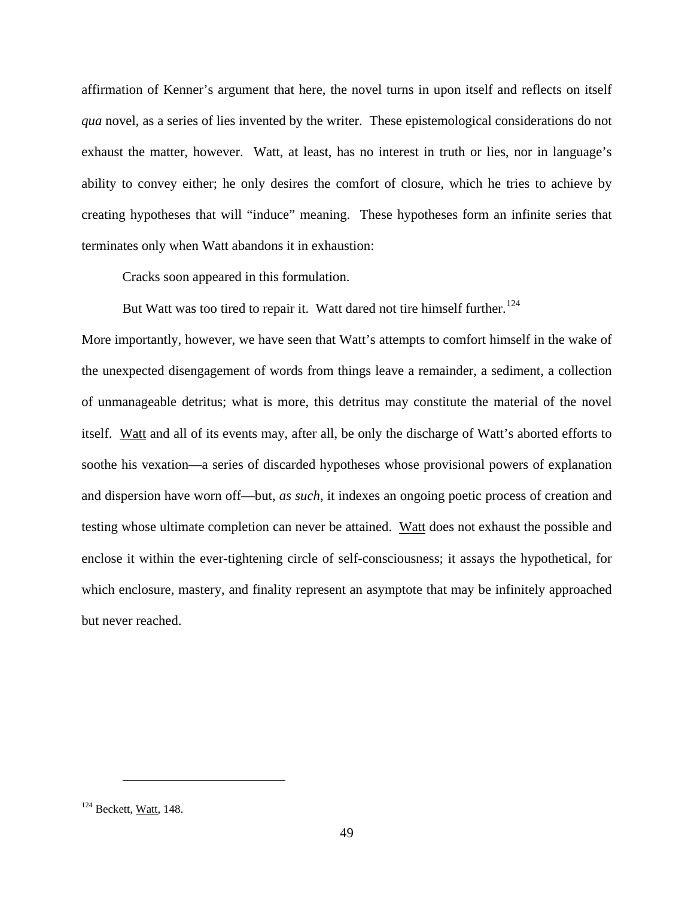affirmation of Kenner's argument that here, the novel turns in upon itself and reflects on itself *qua* novel, as a series of lies invented by the writer. These epistemological considerations do not exhaust the matter, however. Watt, at least, has no interest in truth or lies, nor in language's ability to convey either; he only desires the comfort of closure, which he tries to achieve by creating hypotheses that will "induce" meaning. These hypotheses form an infinite series that terminates only when Watt abandons it in exhaustion:

> Cracks soon appeared in this formulation.
>
> But Watt was too tired to repair it. Watt dared not tire himself further.[124]

More importantly, however, we have seen that Watt's attempts to comfort himself in the wake of the unexpected disengagement of words from things leave a remainder, a sediment, a collection of unmanageable detritus; what is more, this detritus may constitute the material of the novel itself. Watt and all of its events may, after all, be only the discharge of Watt's aborted efforts to soothe his vexation—a series of discarded hypotheses whose provisional powers of explanation and dispersion have worn off—but, *as such*, it indexes an ongoing poetic process of creation and testing whose ultimate completion can never be attained. Watt does not exhaust the possible and enclose it within the ever-tightening circle of self-consciousness; it assays the hypothetical, for which enclosure, mastery, and finality represent an asymptote that may be infinitely approached but never reached.

---

[124] Beckett, Watt, 148.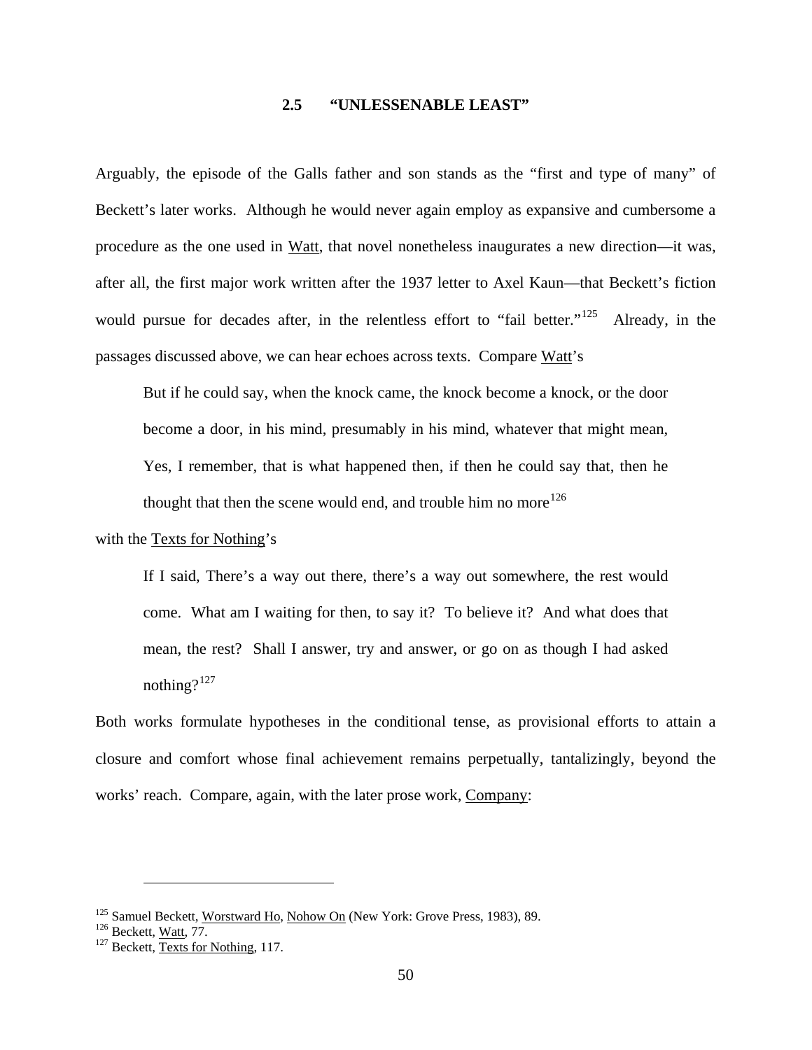## 2.5 "UNLESSENABLE LEAST"

Arguably, the episode of the Galls father and son stands as the "first and type of many" of Beckett's later works. Although he would never again employ as expansive and cumbersome a procedure as the one used in Watt, that novel nonetheless inaugurates a new direction—it was, after all, the first major work written after the 1937 letter to Axel Kaun—that Beckett's fiction would pursue for decades after, in the relentless effort to "fail better."[125] Already, in the passages discussed above, we can hear echoes across texts. Compare Watt's

> But if he could say, when the knock came, the knock become a knock, or the door become a door, in his mind, presumably in his mind, whatever that might mean, Yes, I remember, that is what happened then, if then he could say that, then he thought that then the scene would end, and trouble him no more[126]

with the Texts for Nothing's

> If I said, There's a way out there, there's a way out somewhere, the rest would come. What am I waiting for then, to say it? To believe it? And what does that mean, the rest? Shall I answer, try and answer, or go on as though I had asked nothing?[127]

Both works formulate hypotheses in the conditional tense, as provisional efforts to attain a closure and comfort whose final achievement remains perpetually, tantalizingly, beyond the works' reach. Compare, again, with the later prose work, Company:

---

[125] Samuel Beckett, Worstward Ho, Nohow On (New York: Grove Press, 1983), 89.
[126] Beckett, Watt, 77.
[127] Beckett, Texts for Nothing, 117.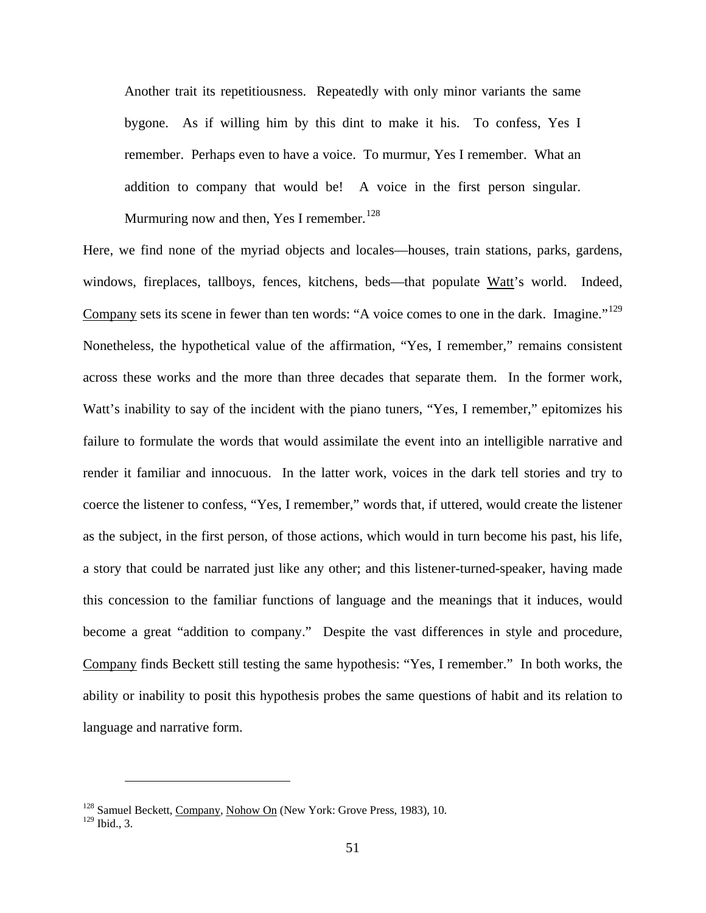> Another trait its repetitiousness. Repeatedly with only minor variants the same bygone. As if willing him by this dint to make it his. To confess, Yes I remember. Perhaps even to have a voice. To murmur, Yes I remember. What an addition to company that would be! A voice in the first person singular. Murmuring now and then, Yes I remember.[128]

Here, we find none of the myriad objects and locales—houses, train stations, parks, gardens, windows, fireplaces, tallboys, fences, kitchens, beds—that populate Watt's world. Indeed, Company sets its scene in fewer than ten words: "A voice comes to one in the dark. Imagine."[129] Nonetheless, the hypothetical value of the affirmation, "Yes, I remember," remains consistent across these works and the more than three decades that separate them. In the former work, Watt's inability to say of the incident with the piano tuners, "Yes, I remember," epitomizes his failure to formulate the words that would assimilate the event into an intelligible narrative and render it familiar and innocuous. In the latter work, voices in the dark tell stories and try to coerce the listener to confess, "Yes, I remember," words that, if uttered, would create the listener as the subject, in the first person, of those actions, which would in turn become his past, his life, a story that could be narrated just like any other; and this listener-turned-speaker, having made this concession to the familiar functions of language and the meanings that it induces, would become a great "addition to company." Despite the vast differences in style and procedure, Company finds Beckett still testing the same hypothesis: "Yes, I remember." In both works, the ability or inability to posit this hypothesis probes the same questions of habit and its relation to language and narrative form.

---

[128] Samuel Beckett, Company, Nohow On (New York: Grove Press, 1983), 10.
[129] Ibid., 3.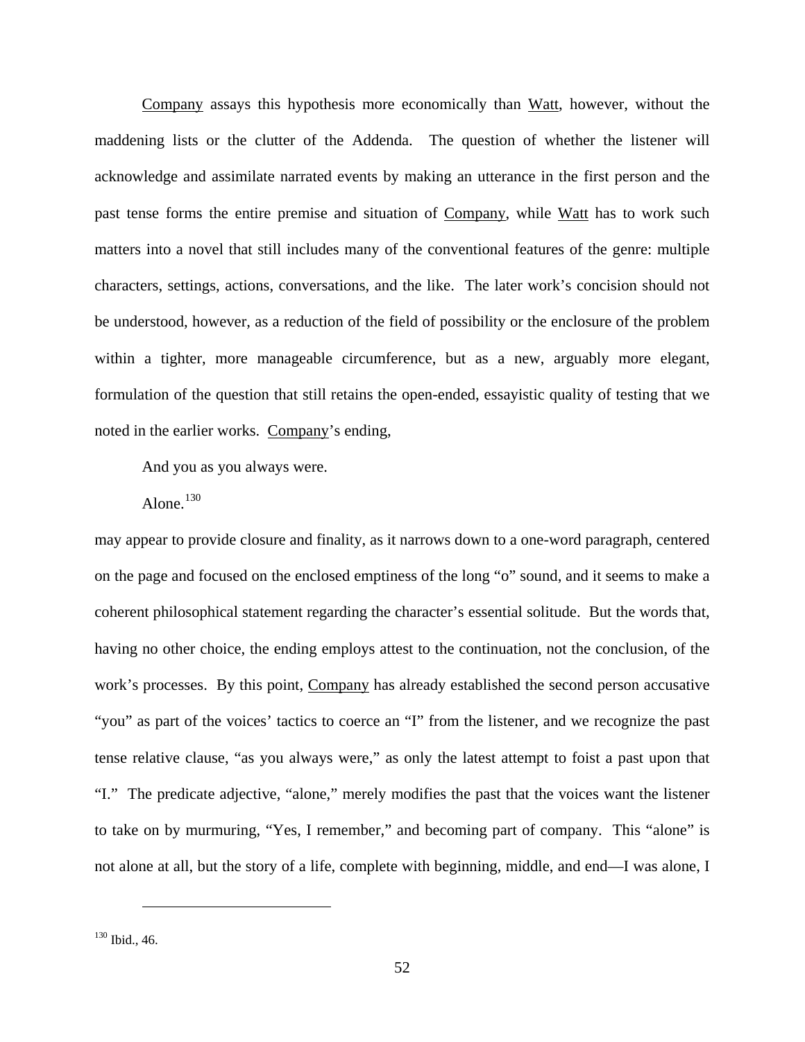Company assays this hypothesis more economically than Watt, however, without the maddening lists or the clutter of the Addenda. The question of whether the listener will acknowledge and assimilate narrated events by making an utterance in the first person and the past tense forms the entire premise and situation of Company, while Watt has to work such matters into a novel that still includes many of the conventional features of the genre: multiple characters, settings, actions, conversations, and the like. The later work's concision should not be understood, however, as a reduction of the field of possibility or the enclosure of the problem within a tighter, more manageable circumference, but as a new, arguably more elegant, formulation of the question that still retains the open-ended, essayistic quality of testing that we noted in the earlier works. Company's ending,

And you as you always were.

Alone.[130]

may appear to provide closure and finality, as it narrows down to a one-word paragraph, centered on the page and focused on the enclosed emptiness of the long "o" sound, and it seems to make a coherent philosophical statement regarding the character's essential solitude. But the words that, having no other choice, the ending employs attest to the continuation, not the conclusion, of the work's processes. By this point, Company has already established the second person accusative "you" as part of the voices' tactics to coerce an "I" from the listener, and we recognize the past tense relative clause, "as you always were," as only the latest attempt to foist a past upon that "I." The predicate adjective, "alone," merely modifies the past that the voices want the listener to take on by murmuring, "Yes, I remember," and becoming part of company. This "alone" is not alone at all, but the story of a life, complete with beginning, middle, and end—I was alone, I

[130] Ibid., 46.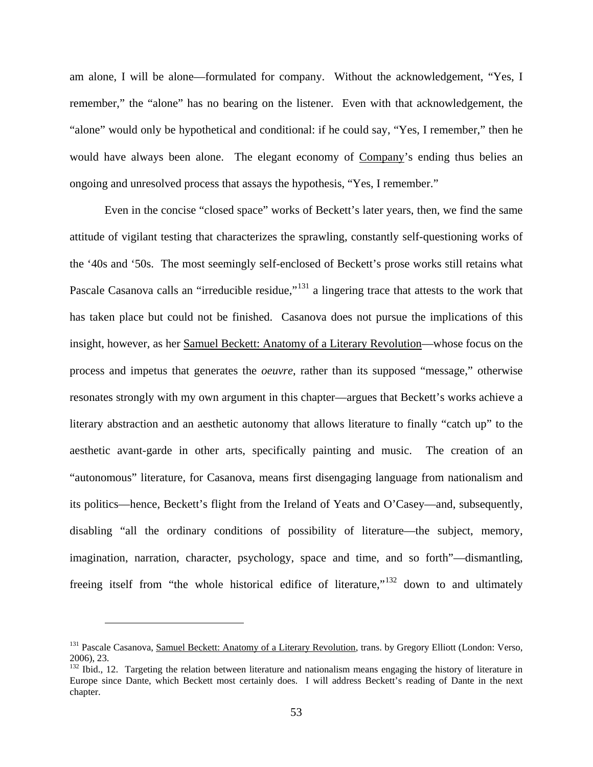am alone, I will be alone—formulated for company. Without the acknowledgement, "Yes, I remember," the "alone" has no bearing on the listener. Even with that acknowledgement, the "alone" would only be hypothetical and conditional: if he could say, "Yes, I remember," then he would have always been alone. The elegant economy of Company's ending thus belies an ongoing and unresolved process that assays the hypothesis, "Yes, I remember."

Even in the concise "closed space" works of Beckett's later years, then, we find the same attitude of vigilant testing that characterizes the sprawling, constantly self-questioning works of the '40s and '50s. The most seemingly self-enclosed of Beckett's prose works still retains what Pascale Casanova calls an "irreducible residue,"[131] a lingering trace that attests to the work that has taken place but could not be finished. Casanova does not pursue the implications of this insight, however, as her Samuel Beckett: Anatomy of a Literary Revolution—whose focus on the process and impetus that generates the *oeuvre*, rather than its supposed "message," otherwise resonates strongly with my own argument in this chapter—argues that Beckett's works achieve a literary abstraction and an aesthetic autonomy that allows literature to finally "catch up" to the aesthetic avant-garde in other arts, specifically painting and music. The creation of an "autonomous" literature, for Casanova, means first disengaging language from nationalism and its politics—hence, Beckett's flight from the Ireland of Yeats and O'Casey—and, subsequently, disabling "all the ordinary conditions of possibility of literature—the subject, memory, imagination, narration, character, psychology, space and time, and so forth"—dismantling, freeing itself from "the whole historical edifice of literature,"[132] down to and ultimately

---

[131] Pascale Casanova, Samuel Beckett: Anatomy of a Literary Revolution, trans. by Gregory Elliott (London: Verso, 2006), 23.

[132] Ibid., 12. Targeting the relation between literature and nationalism means engaging the history of literature in Europe since Dante, which Beckett most certainly does. I will address Beckett's reading of Dante in the next chapter.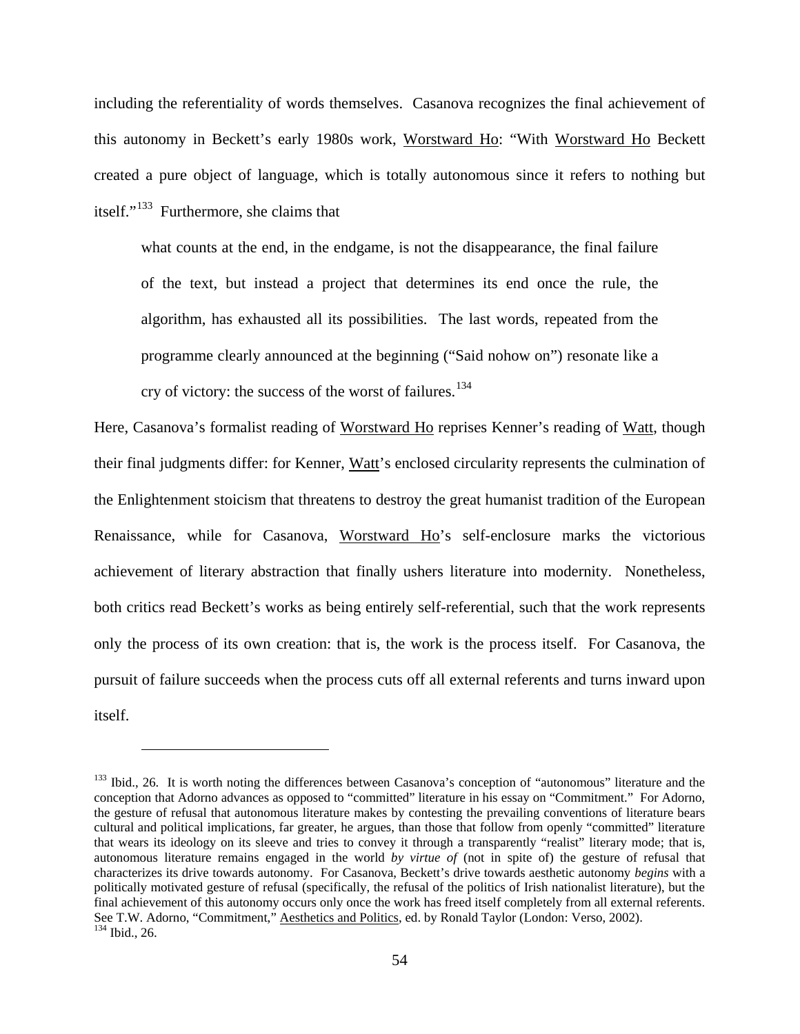including the referentiality of words themselves. Casanova recognizes the final achievement of this autonomy in Beckett's early 1980s work, Worstward Ho: "With Worstward Ho Beckett created a pure object of language, which is totally autonomous since it refers to nothing but itself."[133] Furthermore, she claims that

> what counts at the end, in the endgame, is not the disappearance, the final failure of the text, but instead a project that determines its end once the rule, the algorithm, has exhausted all its possibilities. The last words, repeated from the programme clearly announced at the beginning ("Said nohow on") resonate like a cry of victory: the success of the worst of failures.[134]

Here, Casanova's formalist reading of Worstward Ho reprises Kenner's reading of Watt, though their final judgments differ: for Kenner, Watt's enclosed circularity represents the culmination of the Enlightenment stoicism that threatens to destroy the great humanist tradition of the European Renaissance, while for Casanova, Worstward Ho's self-enclosure marks the victorious achievement of literary abstraction that finally ushers literature into modernity. Nonetheless, both critics read Beckett's works as being entirely self-referential, such that the work represents only the process of its own creation: that is, the work is the process itself. For Casanova, the pursuit of failure succeeds when the process cuts off all external referents and turns inward upon itself.

---

[133] Ibid., 26. It is worth noting the differences between Casanova's conception of "autonomous" literature and the conception that Adorno advances as opposed to "committed" literature in his essay on "Commitment." For Adorno, the gesture of refusal that autonomous literature makes by contesting the prevailing conventions of literature bears cultural and political implications, far greater, he argues, than those that follow from openly "committed" literature that wears its ideology on its sleeve and tries to convey it through a transparently "realist" literary mode; that is, autonomous literature remains engaged in the world *by virtue of* (not in spite of) the gesture of refusal that characterizes its drive towards autonomy. For Casanova, Beckett's drive towards aesthetic autonomy *begins* with a politically motivated gesture of refusal (specifically, the refusal of the politics of Irish nationalist literature), but the final achievement of this autonomy occurs only once the work has freed itself completely from all external referents. See T.W. Adorno, "Commitment," Aesthetics and Politics, ed. by Ronald Taylor (London: Verso, 2002).

[134] Ibid., 26.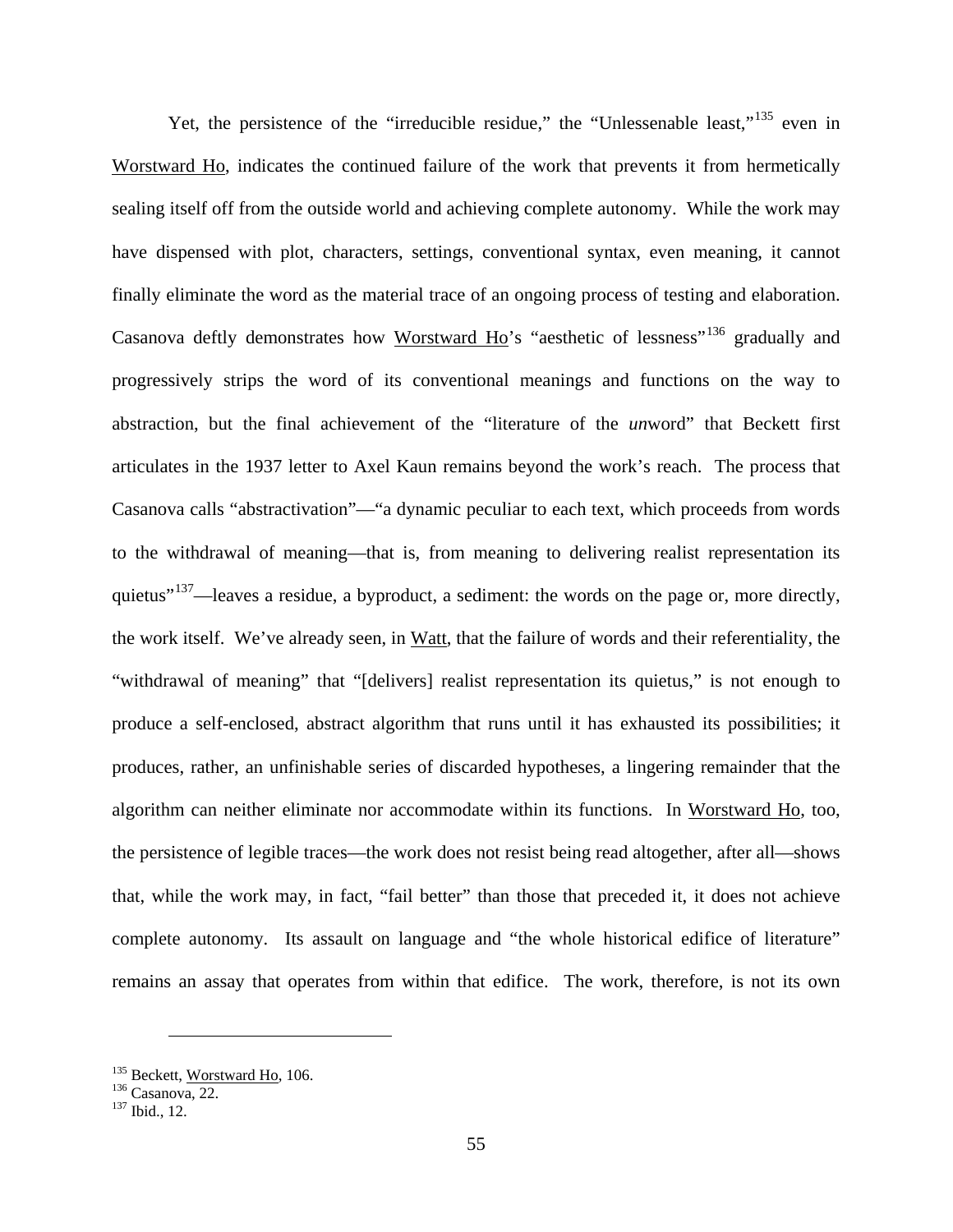Yet, the persistence of the "irreducible residue," the "Unlessenable least,"[135] even in Worstward Ho, indicates the continued failure of the work that prevents it from hermetically sealing itself off from the outside world and achieving complete autonomy. While the work may have dispensed with plot, characters, settings, conventional syntax, even meaning, it cannot finally eliminate the word as the material trace of an ongoing process of testing and elaboration. Casanova deftly demonstrates how Worstward Ho's "aesthetic of lessness"[136] gradually and progressively strips the word of its conventional meanings and functions on the way to abstraction, but the final achievement of the "literature of the *un*word" that Beckett first articulates in the 1937 letter to Axel Kaun remains beyond the work's reach. The process that Casanova calls "abstractivation"—"a dynamic peculiar to each text, which proceeds from words to the withdrawal of meaning—that is, from meaning to delivering realist representation its quietus"[137]—leaves a residue, a byproduct, a sediment: the words on the page or, more directly, the work itself. We've already seen, in Watt, that the failure of words and their referentiality, the "withdrawal of meaning" that "[delivers] realist representation its quietus," is not enough to produce a self-enclosed, abstract algorithm that runs until it has exhausted its possibilities; it produces, rather, an unfinishable series of discarded hypotheses, a lingering remainder that the algorithm can neither eliminate nor accommodate within its functions. In Worstward Ho, too, the persistence of legible traces—the work does not resist being read altogether, after all—shows that, while the work may, in fact, "fail better" than those that preceded it, it does not achieve complete autonomy. Its assault on language and "the whole historical edifice of literature" remains an assay that operates from within that edifice. The work, therefore, is not its own

---

[135] Beckett, Worstward Ho, 106.
[136] Casanova, 22.
[137] Ibid., 12.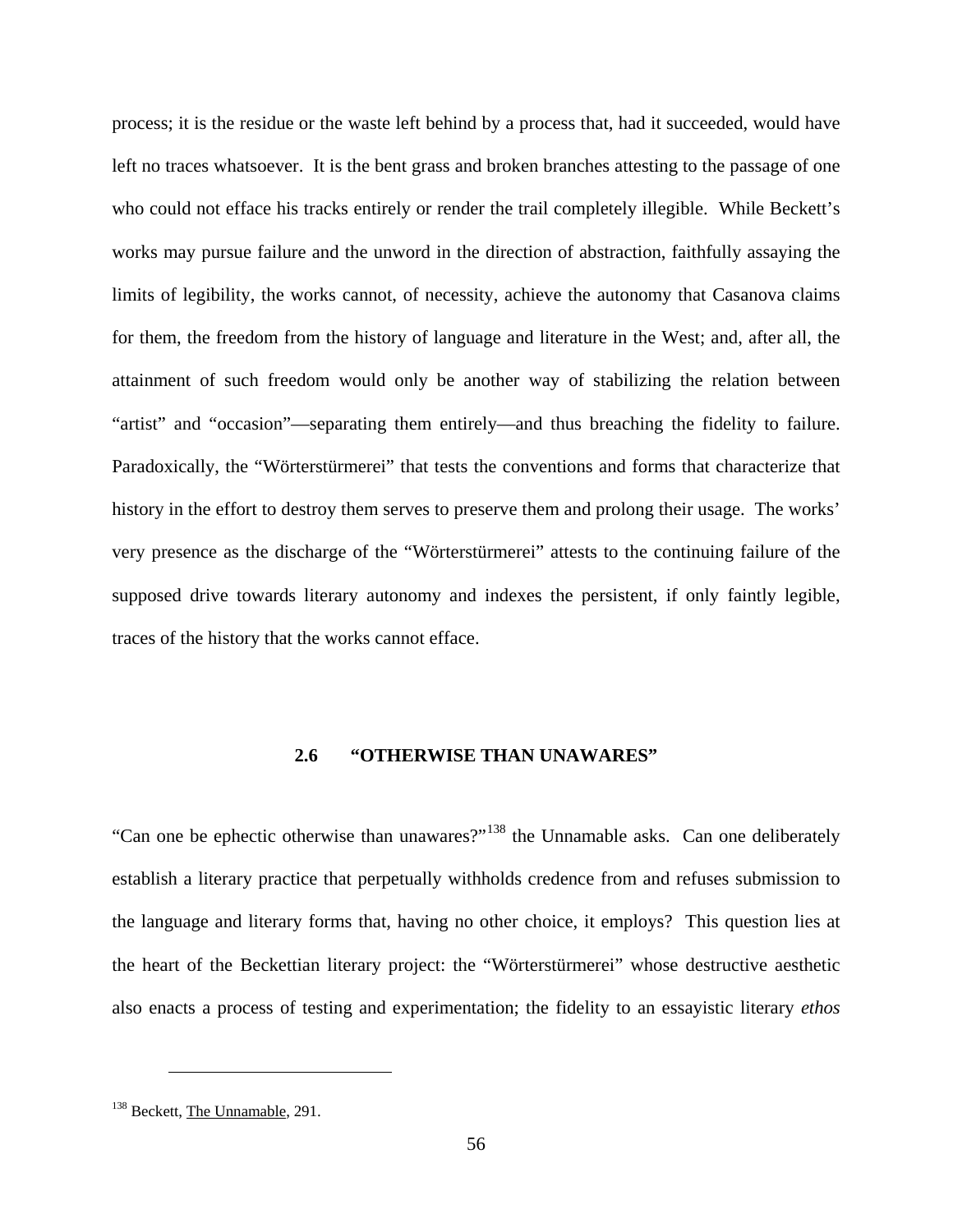process; it is the residue or the waste left behind by a process that, had it succeeded, would have left no traces whatsoever. It is the bent grass and broken branches attesting to the passage of one who could not efface his tracks entirely or render the trail completely illegible. While Beckett's works may pursue failure and the unword in the direction of abstraction, faithfully assaying the limits of legibility, the works cannot, of necessity, achieve the autonomy that Casanova claims for them, the freedom from the history of language and literature in the West; and, after all, the attainment of such freedom would only be another way of stabilizing the relation between "artist" and "occasion"—separating them entirely—and thus breaching the fidelity to failure. Paradoxically, the "Wörterstürmerei" that tests the conventions and forms that characterize that history in the effort to destroy them serves to preserve them and prolong their usage. The works' very presence as the discharge of the "Wörterstürmerei" attests to the continuing failure of the supposed drive towards literary autonomy and indexes the persistent, if only faintly legible, traces of the history that the works cannot efface.

## 2.6 "OTHERWISE THAN UNAWARES"

"Can one be ephectic otherwise than unawares?"[138] the Unnamable asks. Can one deliberately establish a literary practice that perpetually withholds credence from and refuses submission to the language and literary forms that, having no other choice, it employs? This question lies at the heart of the Beckettian literary project: the "Wörterstürmerei" whose destructive aesthetic also enacts a process of testing and experimentation; the fidelity to an essayistic literary *ethos*

---

[138] Beckett, The Unnamable, 291.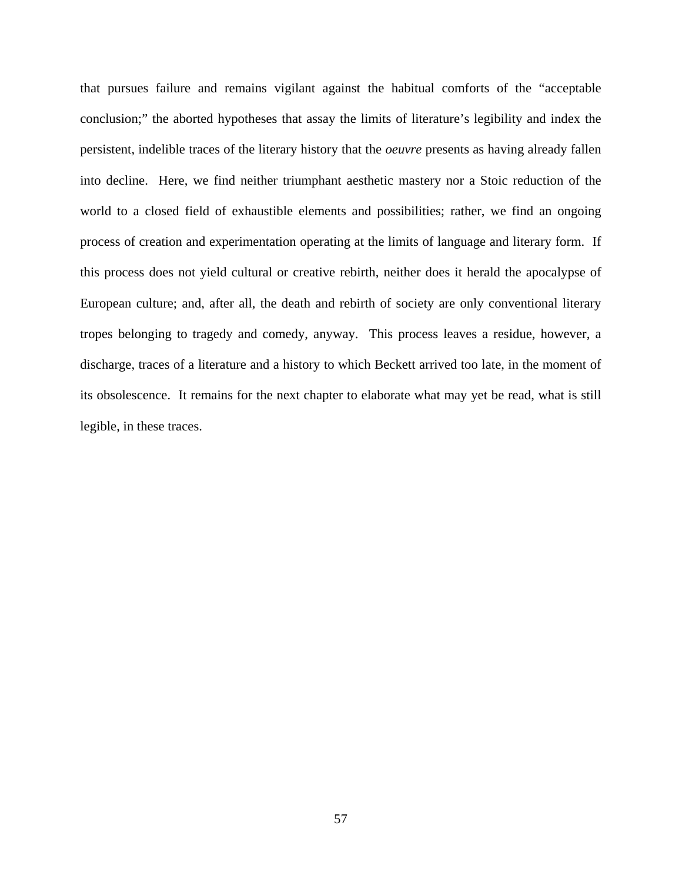that pursues failure and remains vigilant against the habitual comforts of the "acceptable conclusion;" the aborted hypotheses that assay the limits of literature's legibility and index the persistent, indelible traces of the literary history that the *oeuvre* presents as having already fallen into decline. Here, we find neither triumphant aesthetic mastery nor a Stoic reduction of the world to a closed field of exhaustible elements and possibilities; rather, we find an ongoing process of creation and experimentation operating at the limits of language and literary form. If this process does not yield cultural or creative rebirth, neither does it herald the apocalypse of European culture; and, after all, the death and rebirth of society are only conventional literary tropes belonging to tragedy and comedy, anyway. This process leaves a residue, however, a discharge, traces of a literature and a history to which Beckett arrived too late, in the moment of its obsolescence. It remains for the next chapter to elaborate what may yet be read, what is still legible, in these traces.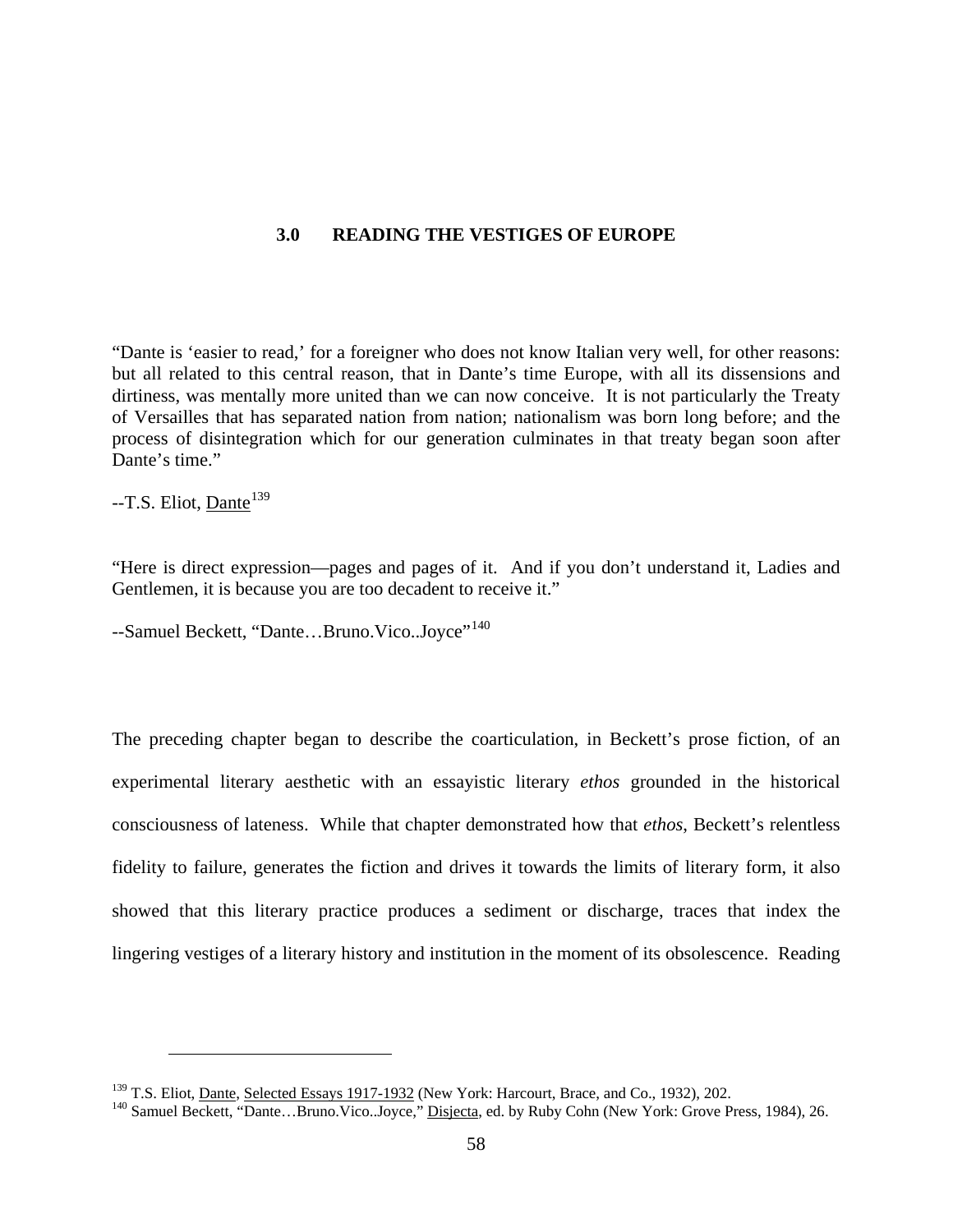# 3.0 READING THE VESTIGES OF EUROPE

"Dante is 'easier to read,' for a foreigner who does not know Italian very well, for other reasons: but all related to this central reason, that in Dante's time Europe, with all its dissensions and dirtiness, was mentally more united than we can now conceive. It is not particularly the Treaty of Versailles that has separated nation from nation; nationalism was born long before; and the process of disintegration which for our generation culminates in that treaty began soon after Dante's time."

--T.S. Eliot, Dante[139]

"Here is direct expression—pages and pages of it. And if you don't understand it, Ladies and Gentlemen, it is because you are too decadent to receive it."

--Samuel Beckett, "Dante…Bruno.Vico..Joyce"[140]

The preceding chapter began to describe the coarticulation, in Beckett's prose fiction, of an experimental literary aesthetic with an essayistic literary *ethos* grounded in the historical consciousness of lateness. While that chapter demonstrated how that *ethos*, Beckett's relentless fidelity to failure, generates the fiction and drives it towards the limits of literary form, it also showed that this literary practice produces a sediment or discharge, traces that index the lingering vestiges of a literary history and institution in the moment of its obsolescence. Reading

---

[139] T.S. Eliot, Dante, Selected Essays 1917-1932 (New York: Harcourt, Brace, and Co., 1932), 202.

[140] Samuel Beckett, "Dante…Bruno.Vico..Joyce," Disjecta, ed. by Ruby Cohn (New York: Grove Press, 1984), 26.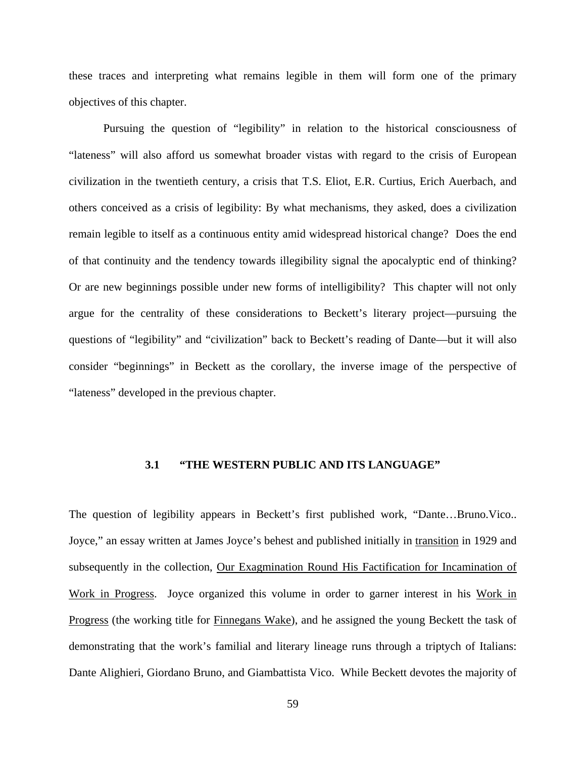these traces and interpreting what remains legible in them will form one of the primary objectives of this chapter.

Pursuing the question of "legibility" in relation to the historical consciousness of "lateness" will also afford us somewhat broader vistas with regard to the crisis of European civilization in the twentieth century, a crisis that T.S. Eliot, E.R. Curtius, Erich Auerbach, and others conceived as a crisis of legibility: By what mechanisms, they asked, does a civilization remain legible to itself as a continuous entity amid widespread historical change? Does the end of that continuity and the tendency towards illegibility signal the apocalyptic end of thinking? Or are new beginnings possible under new forms of intelligibility? This chapter will not only argue for the centrality of these considerations to Beckett's literary project—pursuing the questions of "legibility" and "civilization" back to Beckett's reading of Dante—but it will also consider "beginnings" in Beckett as the corollary, the inverse image of the perspective of "lateness" developed in the previous chapter.

### 3.1 "THE WESTERN PUBLIC AND ITS LANGUAGE"

The question of legibility appears in Beckett's first published work, "Dante…Bruno.Vico.. Joyce," an essay written at James Joyce's behest and published initially in _transition_ in 1929 and subsequently in the collection, _Our Exagmination Round His Factification for Incamination of Work in Progress_. Joyce organized this volume in order to garner interest in his _Work in Progress_ (the working title for _Finnegans Wake_), and he assigned the young Beckett the task of demonstrating that the work's familial and literary lineage runs through a triptych of Italians: Dante Alighieri, Giordano Bruno, and Giambattista Vico. While Beckett devotes the majority of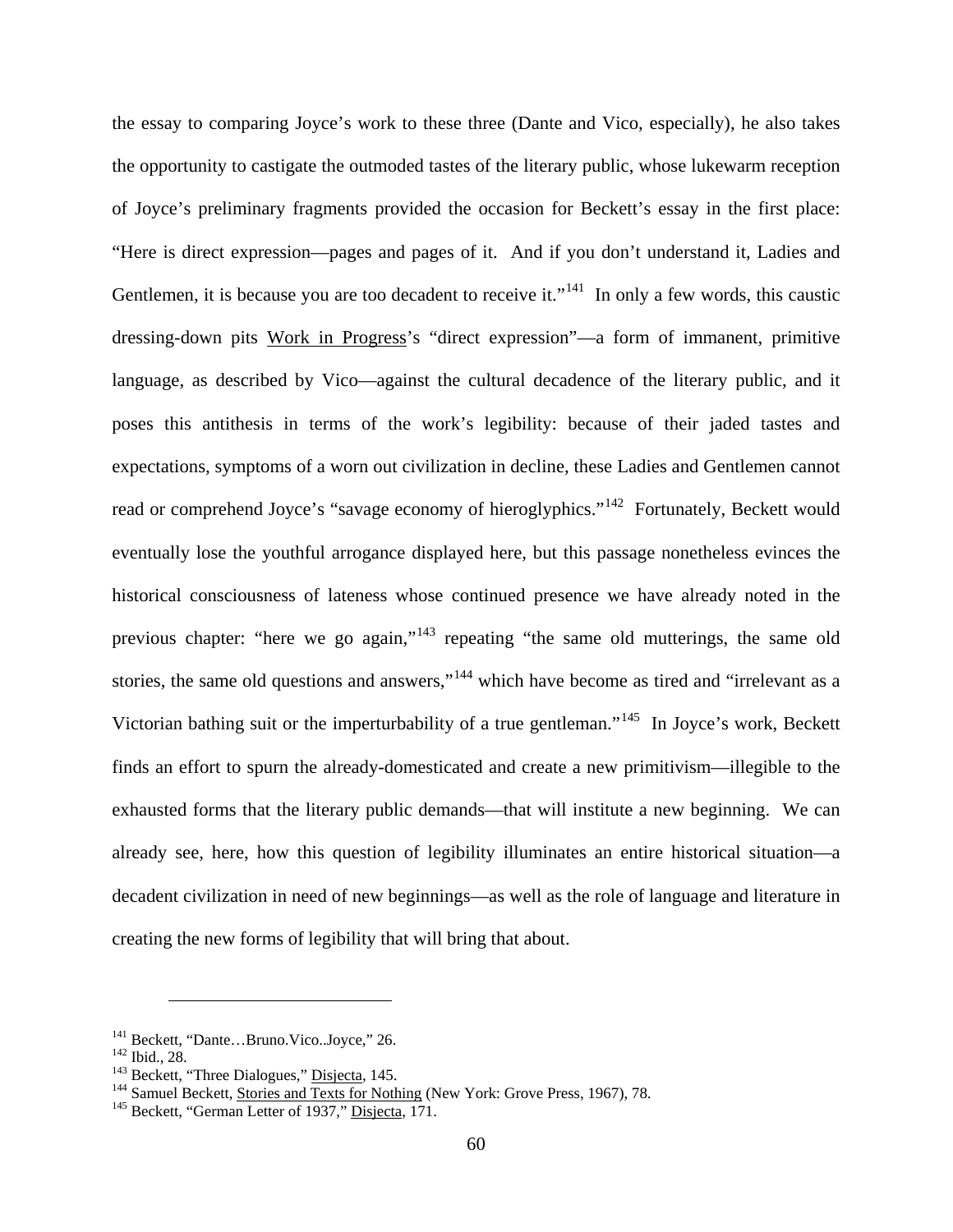the essay to comparing Joyce's work to these three (Dante and Vico, especially), he also takes the opportunity to castigate the outmoded tastes of the literary public, whose lukewarm reception of Joyce's preliminary fragments provided the occasion for Beckett's essay in the first place: "Here is direct expression—pages and pages of it. And if you don't understand it, Ladies and Gentlemen, it is because you are too decadent to receive it."[141] In only a few words, this caustic dressing-down pits Work in Progress's "direct expression"—a form of immanent, primitive language, as described by Vico—against the cultural decadence of the literary public, and it poses this antithesis in terms of the work's legibility: because of their jaded tastes and expectations, symptoms of a worn out civilization in decline, these Ladies and Gentlemen cannot read or comprehend Joyce's "savage economy of hieroglyphics."[142] Fortunately, Beckett would eventually lose the youthful arrogance displayed here, but this passage nonetheless evinces the historical consciousness of lateness whose continued presence we have already noted in the previous chapter: "here we go again,"[143] repeating "the same old mutterings, the same old stories, the same old questions and answers,"[144] which have become as tired and "irrelevant as a Victorian bathing suit or the imperturbability of a true gentleman."[145] In Joyce's work, Beckett finds an effort to spurn the already-domesticated and create a new primitivism—illegible to the exhausted forms that the literary public demands—that will institute a new beginning. We can already see, here, how this question of legibility illuminates an entire historical situation—a decadent civilization in need of new beginnings—as well as the role of language and literature in creating the new forms of legibility that will bring that about.

---

[141] Beckett, "Dante…Bruno.Vico..Joyce," 26.
[142] Ibid., 28.
[143] Beckett, "Three Dialogues," Disjecta, 145.
[144] Samuel Beckett, Stories and Texts for Nothing (New York: Grove Press, 1967), 78.
[145] Beckett, "German Letter of 1937," Disjecta, 171.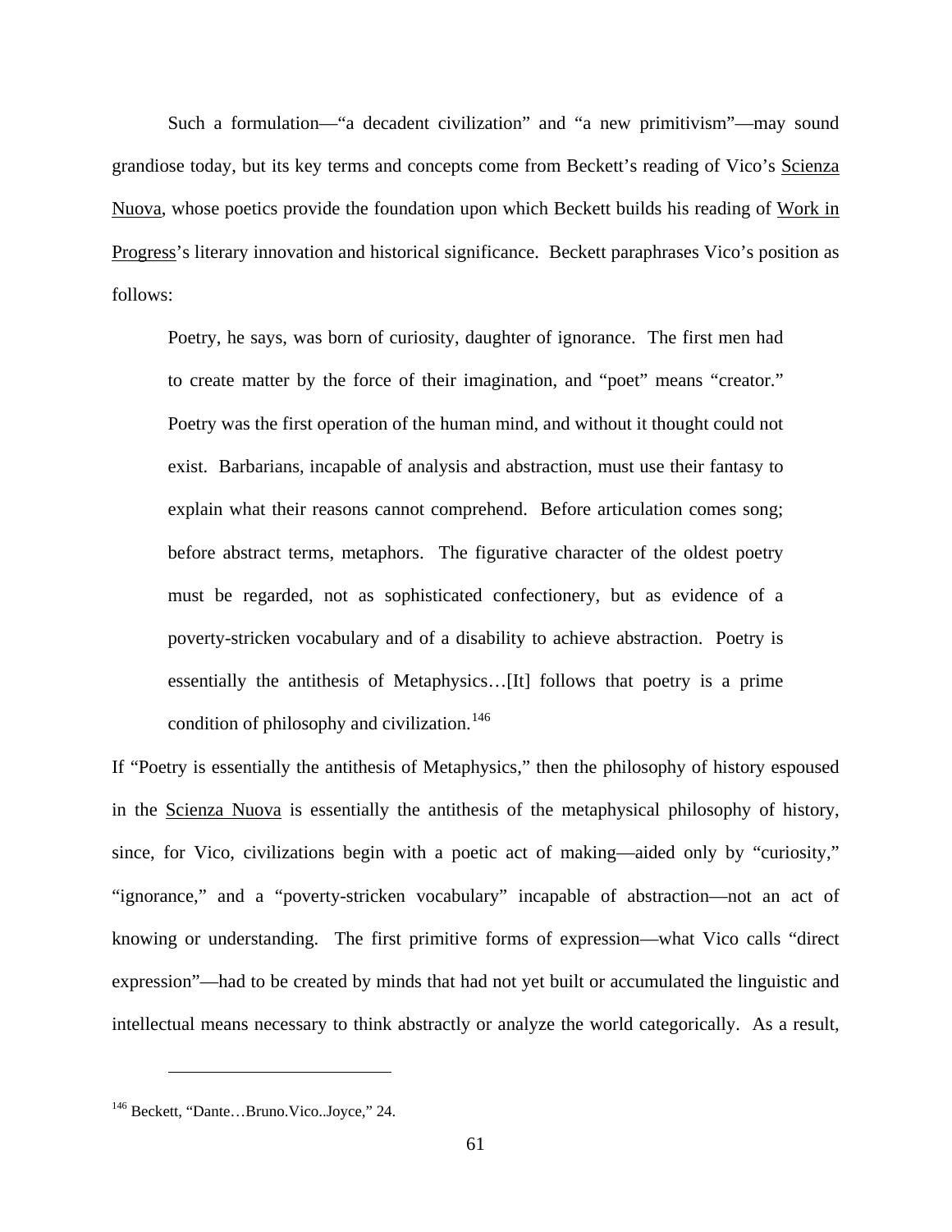Such a formulation—"a decadent civilization" and "a new primitivism"—may sound grandiose today, but its key terms and concepts come from Beckett's reading of Vico's Scienza Nuova, whose poetics provide the foundation upon which Beckett builds his reading of Work in Progress's literary innovation and historical significance. Beckett paraphrases Vico's position as follows:

> Poetry, he says, was born of curiosity, daughter of ignorance. The first men had to create matter by the force of their imagination, and "poet" means "creator." Poetry was the first operation of the human mind, and without it thought could not exist. Barbarians, incapable of analysis and abstraction, must use their fantasy to explain what their reasons cannot comprehend. Before articulation comes song; before abstract terms, metaphors. The figurative character of the oldest poetry must be regarded, not as sophisticated confectionery, but as evidence of a poverty-stricken vocabulary and of a disability to achieve abstraction. Poetry is essentially the antithesis of Metaphysics…[It] follows that poetry is a prime condition of philosophy and civilization.[146]

If "Poetry is essentially the antithesis of Metaphysics," then the philosophy of history espoused in the Scienza Nuova is essentially the antithesis of the metaphysical philosophy of history, since, for Vico, civilizations begin with a poetic act of making—aided only by "curiosity," "ignorance," and a "poverty-stricken vocabulary" incapable of abstraction—not an act of knowing or understanding. The first primitive forms of expression—what Vico calls "direct expression"—had to be created by minds that had not yet built or accumulated the linguistic and intellectual means necessary to think abstractly or analyze the world categorically. As a result,

---

[146] Beckett, "Dante…Bruno.Vico..Joyce," 24.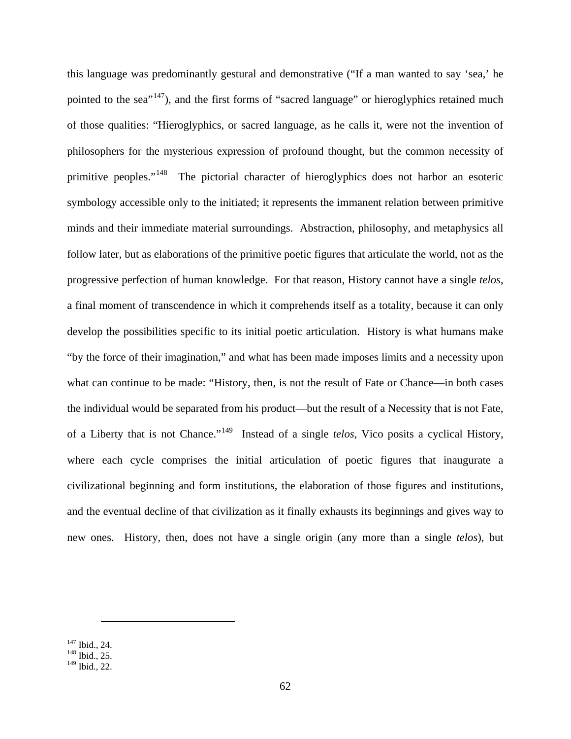this language was predominantly gestural and demonstrative ("If a man wanted to say 'sea,' he pointed to the sea"[147]), and the first forms of "sacred language" or hieroglyphics retained much of those qualities: "Hieroglyphics, or sacred language, as he calls it, were not the invention of philosophers for the mysterious expression of profound thought, but the common necessity of primitive peoples."[148] The pictorial character of hieroglyphics does not harbor an esoteric symbology accessible only to the initiated; it represents the immanent relation between primitive minds and their immediate material surroundings. Abstraction, philosophy, and metaphysics all follow later, but as elaborations of the primitive poetic figures that articulate the world, not as the progressive perfection of human knowledge. For that reason, History cannot have a single *telos*, a final moment of transcendence in which it comprehends itself as a totality, because it can only develop the possibilities specific to its initial poetic articulation. History is what humans make "by the force of their imagination," and what has been made imposes limits and a necessity upon what can continue to be made: "History, then, is not the result of Fate or Chance—in both cases the individual would be separated from his product—but the result of a Necessity that is not Fate, of a Liberty that is not Chance."[149] Instead of a single *telos*, Vico posits a cyclical History, where each cycle comprises the initial articulation of poetic figures that inaugurate a civilizational beginning and form institutions, the elaboration of those figures and institutions, and the eventual decline of that civilization as it finally exhausts its beginnings and gives way to new ones. History, then, does not have a single origin (any more than a single *telos*), but

---

[147] Ibid., 24.
[148] Ibid., 25.
[149] Ibid., 22.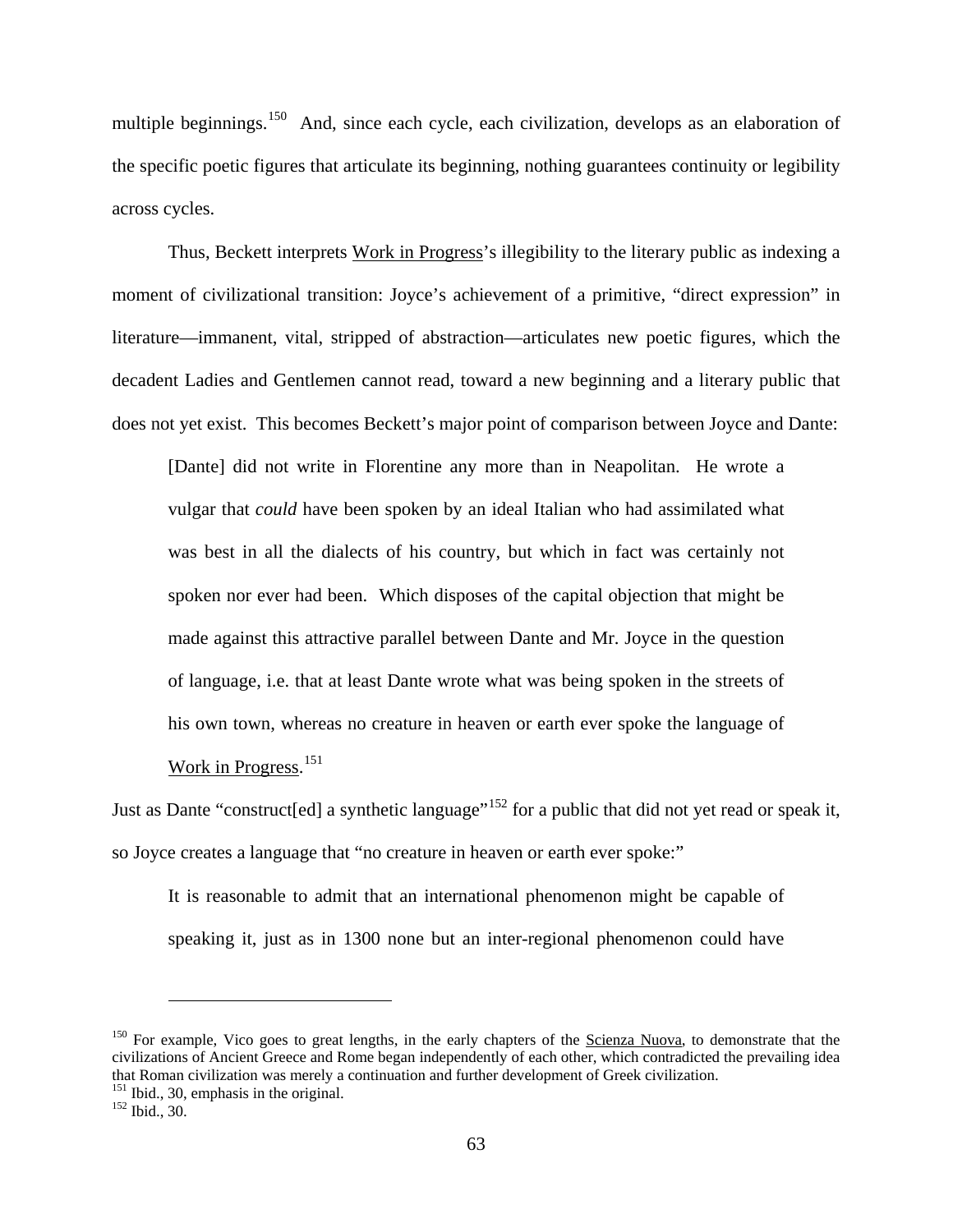multiple beginnings.[150] And, since each cycle, each civilization, develops as an elaboration of the specific poetic figures that articulate its beginning, nothing guarantees continuity or legibility across cycles.

Thus, Beckett interprets Work in Progress's illegibility to the literary public as indexing a moment of civilizational transition: Joyce's achievement of a primitive, "direct expression" in literature—immanent, vital, stripped of abstraction—articulates new poetic figures, which the decadent Ladies and Gentlemen cannot read, toward a new beginning and a literary public that does not yet exist. This becomes Beckett's major point of comparison between Joyce and Dante:

> [Dante] did not write in Florentine any more than in Neapolitan. He wrote a vulgar that *could* have been spoken by an ideal Italian who had assimilated what was best in all the dialects of his country, but which in fact was certainly not spoken nor ever had been. Which disposes of the capital objection that might be made against this attractive parallel between Dante and Mr. Joyce in the question of language, i.e. that at least Dante wrote what was being spoken in the streets of his own town, whereas no creature in heaven or earth ever spoke the language of Work in Progress.[151]

Just as Dante "construct[ed] a synthetic language"[152] for a public that did not yet read or speak it, so Joyce creates a language that "no creature in heaven or earth ever spoke:"

> It is reasonable to admit that an international phenomenon might be capable of speaking it, just as in 1300 none but an inter-regional phenomenon could have

---

[150] For example, Vico goes to great lengths, in the early chapters of the Scienza Nuova, to demonstrate that the civilizations of Ancient Greece and Rome began independently of each other, which contradicted the prevailing idea that Roman civilization was merely a continuation and further development of Greek civilization.

[151] Ibid., 30, emphasis in the original.

[152] Ibid., 30.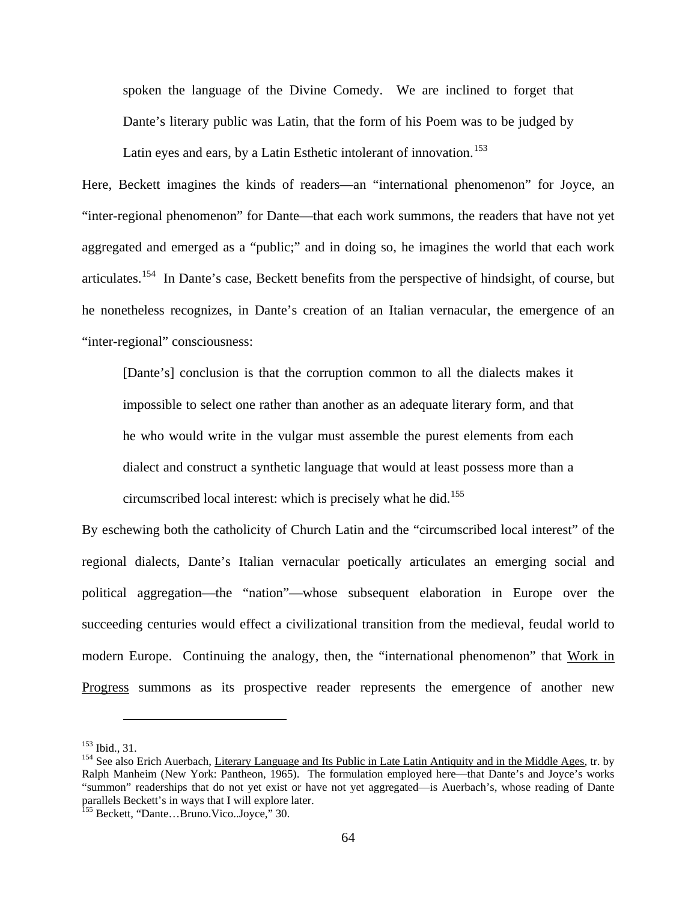> spoken the language of the Divine Comedy. We are inclined to forget that Dante's literary public was Latin, that the form of his Poem was to be judged by Latin eyes and ears, by a Latin Esthetic intolerant of innovation.[153]

Here, Beckett imagines the kinds of readers—an "international phenomenon" for Joyce, an "inter-regional phenomenon" for Dante—that each work summons, the readers that have not yet aggregated and emerged as a "public;" and in doing so, he imagines the world that each work articulates.[154] In Dante's case, Beckett benefits from the perspective of hindsight, of course, but he nonetheless recognizes, in Dante's creation of an Italian vernacular, the emergence of an "inter-regional" consciousness:

> [Dante's] conclusion is that the corruption common to all the dialects makes it impossible to select one rather than another as an adequate literary form, and that he who would write in the vulgar must assemble the purest elements from each dialect and construct a synthetic language that would at least possess more than a circumscribed local interest: which is precisely what he did.[155]

By eschewing both the catholicity of Church Latin and the "circumscribed local interest" of the regional dialects, Dante's Italian vernacular poetically articulates an emerging social and political aggregation—the "nation"—whose subsequent elaboration in Europe over the succeeding centuries would effect a civilizational transition from the medieval, feudal world to modern Europe. Continuing the analogy, then, the "international phenomenon" that Work in Progress summons as its prospective reader represents the emergence of another new

---

[153] Ibid., 31.

[154] See also Erich Auerbach, Literary Language and Its Public in Late Latin Antiquity and in the Middle Ages, tr. by Ralph Manheim (New York: Pantheon, 1965). The formulation employed here—that Dante's and Joyce's works "summon" readerships that do not yet exist or have not yet aggregated—is Auerbach's, whose reading of Dante parallels Beckett's in ways that I will explore later.

[155] Beckett, "Dante…Bruno.Vico..Joyce," 30.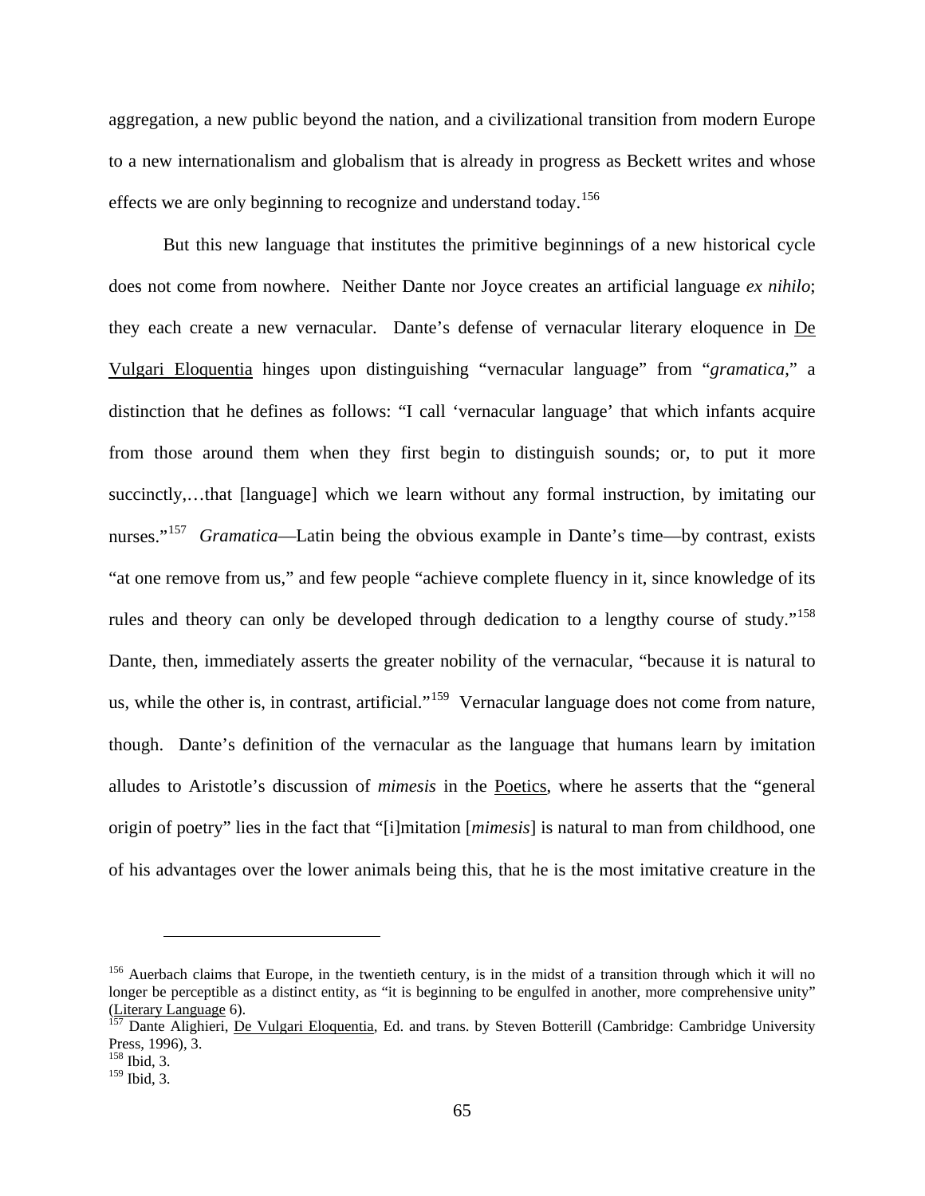aggregation, a new public beyond the nation, and a civilizational transition from modern Europe to a new internationalism and globalism that is already in progress as Beckett writes and whose effects we are only beginning to recognize and understand today.[156]

But this new language that institutes the primitive beginnings of a new historical cycle does not come from nowhere. Neither Dante nor Joyce creates an artificial language *ex nihilo*; they each create a new vernacular. Dante's defense of vernacular literary eloquence in De Vulgari Eloquentia hinges upon distinguishing "vernacular language" from "*gramatica*," a distinction that he defines as follows: "I call 'vernacular language' that which infants acquire from those around them when they first begin to distinguish sounds; or, to put it more succinctly,…that [language] which we learn without any formal instruction, by imitating our nurses."[157] *Gramatica*—Latin being the obvious example in Dante's time—by contrast, exists "at one remove from us," and few people "achieve complete fluency in it, since knowledge of its rules and theory can only be developed through dedication to a lengthy course of study."[158] Dante, then, immediately asserts the greater nobility of the vernacular, "because it is natural to us, while the other is, in contrast, artificial."[159] Vernacular language does not come from nature, though. Dante's definition of the vernacular as the language that humans learn by imitation alludes to Aristotle's discussion of *mimesis* in the Poetics, where he asserts that the "general origin of poetry" lies in the fact that "[i]mitation [*mimesis*] is natural to man from childhood, one of his advantages over the lower animals being this, that he is the most imitative creature in the

---

[156] Auerbach claims that Europe, in the twentieth century, is in the midst of a transition through which it will no longer be perceptible as a distinct entity, as "it is beginning to be engulfed in another, more comprehensive unity" (Literary Language 6).

[157] Dante Alighieri, De Vulgari Eloquentia, Ed. and trans. by Steven Botterill (Cambridge: Cambridge University Press, 1996), 3.

[158] Ibid, 3.

[159] Ibid, 3.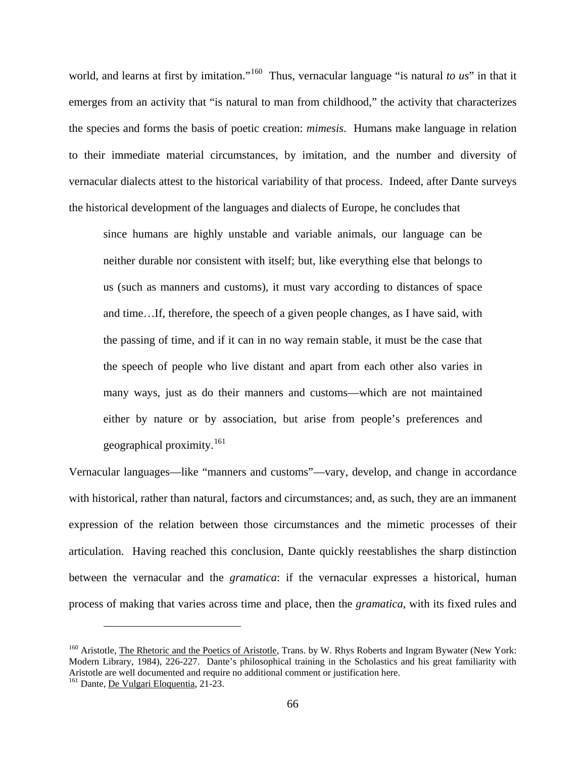world, and learns at first by imitation."[160] Thus, vernacular language "is natural *to us*" in that it emerges from an activity that "is natural to man from childhood," the activity that characterizes the species and forms the basis of poetic creation: *mimesis*. Humans make language in relation to their immediate material circumstances, by imitation, and the number and diversity of vernacular dialects attest to the historical variability of that process. Indeed, after Dante surveys the historical development of the languages and dialects of Europe, he concludes that

> since humans are highly unstable and variable animals, our language can be neither durable nor consistent with itself; but, like everything else that belongs to us (such as manners and customs), it must vary according to distances of space and time…If, therefore, the speech of a given people changes, as I have said, with the passing of time, and if it can in no way remain stable, it must be the case that the speech of people who live distant and apart from each other also varies in many ways, just as do their manners and customs—which are not maintained either by nature or by association, but arise from people's preferences and geographical proximity.[161]

Vernacular languages—like "manners and customs"—vary, develop, and change in accordance with historical, rather than natural, factors and circumstances; and, as such, they are an immanent expression of the relation between those circumstances and the mimetic processes of their articulation. Having reached this conclusion, Dante quickly reestablishes the sharp distinction between the vernacular and the *gramatica*: if the vernacular expresses a historical, human process of making that varies across time and place, then the *gramatica*, with its fixed rules and

---

[160] Aristotle, The Rhetoric and the Poetics of Aristotle, Trans. by W. Rhys Roberts and Ingram Bywater (New York: Modern Library, 1984), 226-227. Dante's philosophical training in the Scholastics and his great familiarity with Aristotle are well documented and require no additional comment or justification here.

[161] Dante, De Vulgari Eloquentia, 21-23.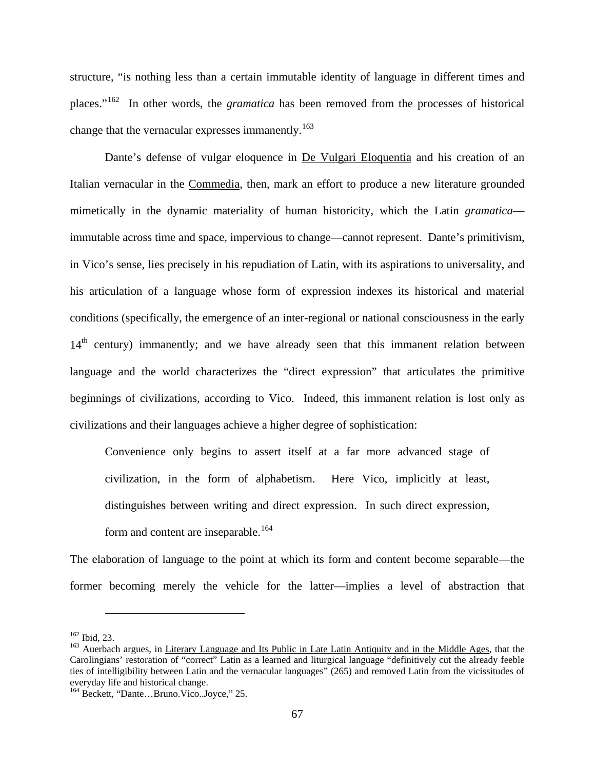structure, "is nothing less than a certain immutable identity of language in different times and places."[162] In other words, the *gramatica* has been removed from the processes of historical change that the vernacular expresses immanently.[163]

Dante's defense of vulgar eloquence in De Vulgari Eloquentia and his creation of an Italian vernacular in the Commedia, then, mark an effort to produce a new literature grounded mimetically in the dynamic materiality of human historicity, which the Latin *gramatica*—immutable across time and space, impervious to change—cannot represent. Dante's primitivism, in Vico's sense, lies precisely in his repudiation of Latin, with its aspirations to universality, and his articulation of a language whose form of expression indexes its historical and material conditions (specifically, the emergence of an inter-regional or national consciousness in the early 14th century) immanently; and we have already seen that this immanent relation between language and the world characterizes the "direct expression" that articulates the primitive beginnings of civilizations, according to Vico. Indeed, this immanent relation is lost only as civilizations and their languages achieve a higher degree of sophistication:

> Convenience only begins to assert itself at a far more advanced stage of civilization, in the form of alphabetism. Here Vico, implicitly at least, distinguishes between writing and direct expression. In such direct expression, form and content are inseparable.[164]

The elaboration of language to the point at which its form and content become separable—the former becoming merely the vehicle for the latter—implies a level of abstraction that

---

[162] Ibid, 23.

[163] Auerbach argues, in Literary Language and Its Public in Late Latin Antiquity and in the Middle Ages, that the Carolingians' restoration of "correct" Latin as a learned and liturgical language "definitively cut the already feeble ties of intelligibility between Latin and the vernacular languages" (265) and removed Latin from the vicissitudes of everyday life and historical change.

[164] Beckett, "Dante…Bruno.Vico..Joyce," 25.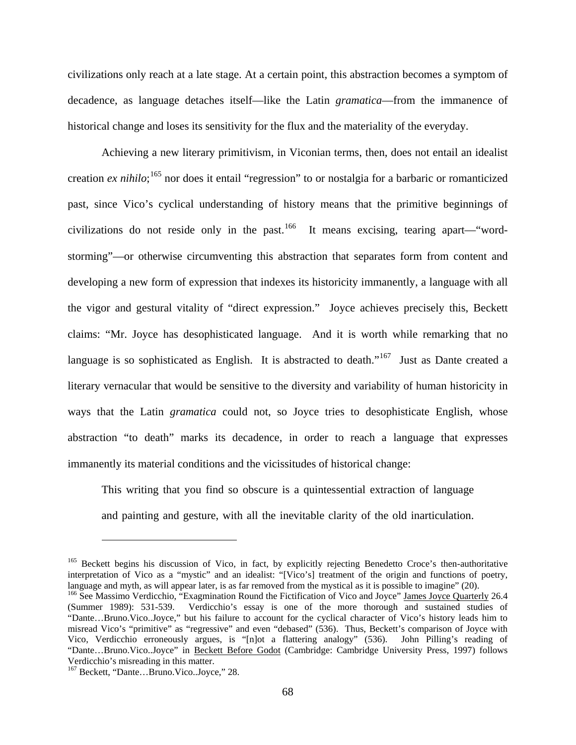civilizations only reach at a late stage. At a certain point, this abstraction becomes a symptom of decadence, as language detaches itself—like the Latin *gramatica*—from the immanence of historical change and loses its sensitivity for the flux and the materiality of the everyday.

Achieving a new literary primitivism, in Viconian terms, then, does not entail an idealist creation *ex nihilo*;[165] nor does it entail "regression" to or nostalgia for a barbaric or romanticized past, since Vico's cyclical understanding of history means that the primitive beginnings of civilizations do not reside only in the past.[166] It means excising, tearing apart—"word-storming"—or otherwise circumventing this abstraction that separates form from content and developing a new form of expression that indexes its historicity immanently, a language with all the vigor and gestural vitality of "direct expression." Joyce achieves precisely this, Beckett claims: "Mr. Joyce has desophisticated language. And it is worth while remarking that no language is so sophisticated as English. It is abstracted to death."[167] Just as Dante created a literary vernacular that would be sensitive to the diversity and variability of human historicity in ways that the Latin *gramatica* could not, so Joyce tries to desophisticate English, whose abstraction "to death" marks its decadence, in order to reach a language that expresses immanently its material conditions and the vicissitudes of historical change:

> This writing that you find so obscure is a quintessential extraction of language and painting and gesture, with all the inevitable clarity of the old inarticulation.

---

[165] Beckett begins his discussion of Vico, in fact, by explicitly rejecting Benedetto Croce's then-authoritative interpretation of Vico as a "mystic" and an idealist: "[Vico's] treatment of the origin and functions of poetry, language and myth, as will appear later, is as far removed from the mystical as it is possible to imagine" (20).

[166] See Massimo Verdicchio, "Exagmination Round the Fictification of Vico and Joyce" James Joyce Quarterly 26.4 (Summer 1989): 531-539. Verdicchio's essay is one of the more thorough and sustained studies of "Dante…Bruno.Vico..Joyce," but his failure to account for the cyclical character of Vico's history leads him to misread Vico's "primitive" as "regressive" and even "debased" (536). Thus, Beckett's comparison of Joyce with Vico, Verdicchio erroneously argues, is "[n]ot a flattering analogy" (536). John Pilling's reading of "Dante…Bruno.Vico..Joyce" in Beckett Before Godot (Cambridge: Cambridge University Press, 1997) follows Verdicchio's misreading in this matter.

[167] Beckett, "Dante…Bruno.Vico..Joyce," 28.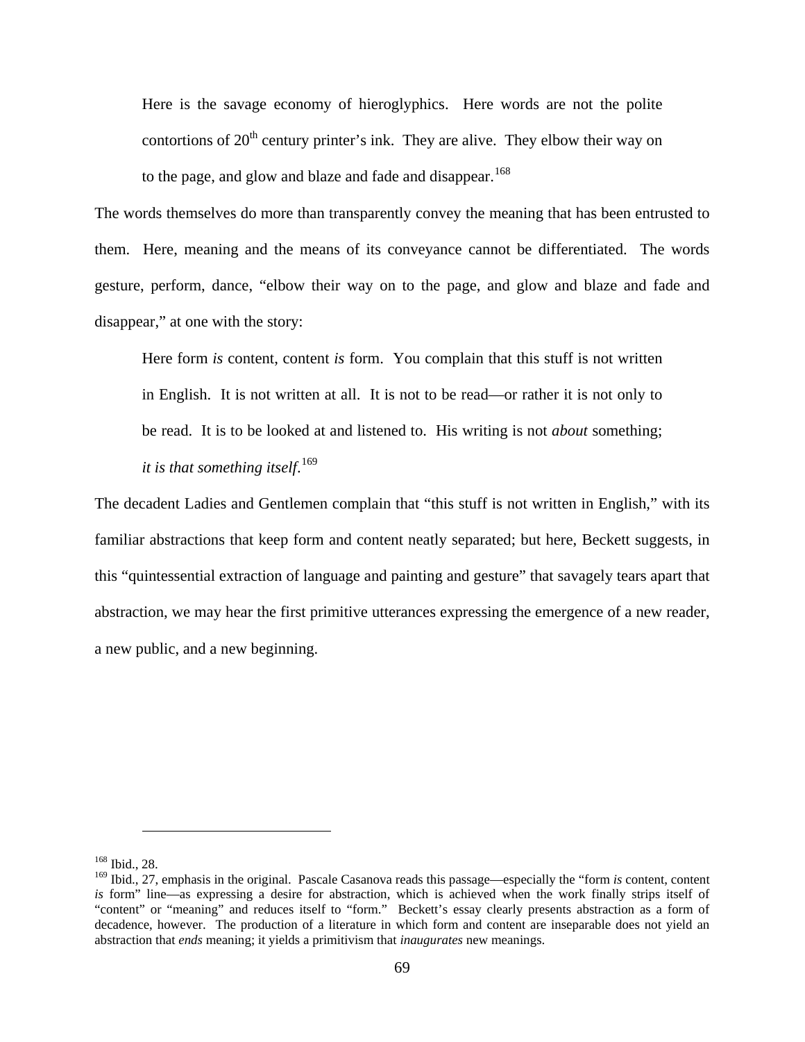> Here is the savage economy of hieroglyphics. Here words are not the polite contortions of 20th century printer's ink. They are alive. They elbow their way on to the page, and glow and blaze and fade and disappear.[168]

The words themselves do more than transparently convey the meaning that has been entrusted to them. Here, meaning and the means of its conveyance cannot be differentiated. The words gesture, perform, dance, "elbow their way on to the page, and glow and blaze and fade and disappear," at one with the story:

> Here form *is* content, content *is* form. You complain that this stuff is not written in English. It is not written at all. It is not to be read—or rather it is not only to be read. It is to be looked at and listened to. His writing is not *about* something; *it is that something itself*.[169]

The decadent Ladies and Gentlemen complain that "this stuff is not written in English," with its familiar abstractions that keep form and content neatly separated; but here, Beckett suggests, in this "quintessential extraction of language and painting and gesture" that savagely tears apart that abstraction, we may hear the first primitive utterances expressing the emergence of a new reader, a new public, and a new beginning.

---

[168] Ibid., 28.

[169] Ibid., 27, emphasis in the original. Pascale Casanova reads this passage—especially the "form *is* content, content *is* form" line—as expressing a desire for abstraction, which is achieved when the work finally strips itself of "content" or "meaning" and reduces itself to "form." Beckett's essay clearly presents abstraction as a form of decadence, however. The production of a literature in which form and content are inseparable does not yield an abstraction that *ends* meaning; it yields a primitivism that *inaugurates* new meanings.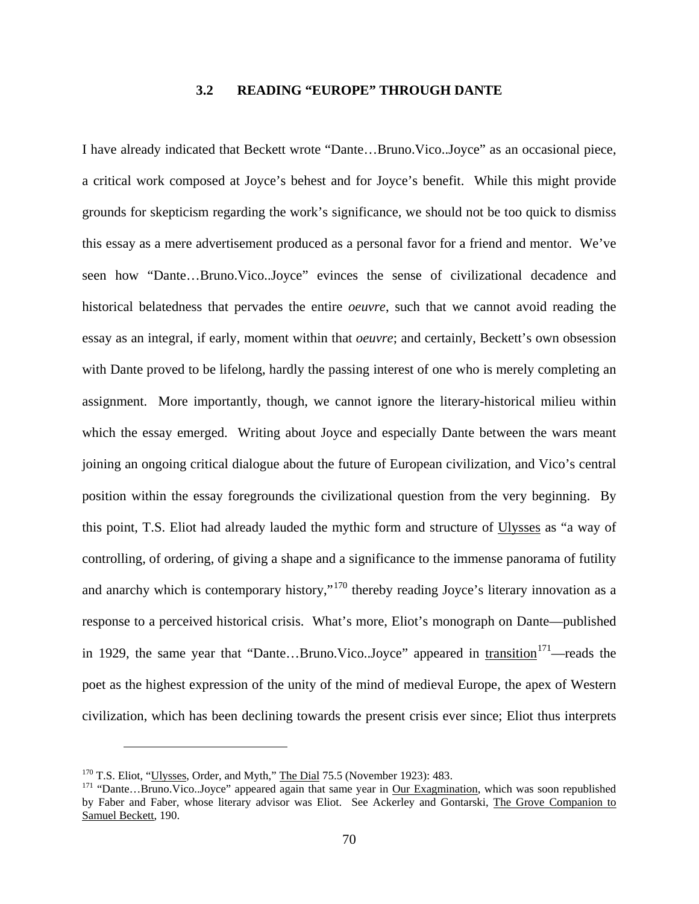### 3.2 READING "EUROPE" THROUGH DANTE

I have already indicated that Beckett wrote "Dante…Bruno.Vico..Joyce" as an occasional piece, a critical work composed at Joyce's behest and for Joyce's benefit. While this might provide grounds for skepticism regarding the work's significance, we should not be too quick to dismiss this essay as a mere advertisement produced as a personal favor for a friend and mentor. We've seen how "Dante…Bruno.Vico..Joyce" evinces the sense of civilizational decadence and historical belatedness that pervades the entire *oeuvre*, such that we cannot avoid reading the essay as an integral, if early, moment within that *oeuvre*; and certainly, Beckett's own obsession with Dante proved to be lifelong, hardly the passing interest of one who is merely completing an assignment. More importantly, though, we cannot ignore the literary-historical milieu within which the essay emerged. Writing about Joyce and especially Dante between the wars meant joining an ongoing critical dialogue about the future of European civilization, and Vico's central position within the essay foregrounds the civilizational question from the very beginning. By this point, T.S. Eliot had already lauded the mythic form and structure of Ulysses as "a way of controlling, of ordering, of giving a shape and a significance to the immense panorama of futility and anarchy which is contemporary history,"[170] thereby reading Joyce's literary innovation as a response to a perceived historical crisis. What's more, Eliot's monograph on Dante—published in 1929, the same year that "Dante…Bruno.Vico..Joyce" appeared in transition[171]—reads the poet as the highest expression of the unity of the mind of medieval Europe, the apex of Western civilization, which has been declining towards the present crisis ever since; Eliot thus interprets

---

[170] T.S. Eliot, "Ulysses, Order, and Myth," The Dial 75.5 (November 1923): 483.

[171] "Dante…Bruno.Vico..Joyce" appeared again that same year in Our Exagmination, which was soon republished by Faber and Faber, whose literary advisor was Eliot. See Ackerley and Gontarski, The Grove Companion to Samuel Beckett, 190.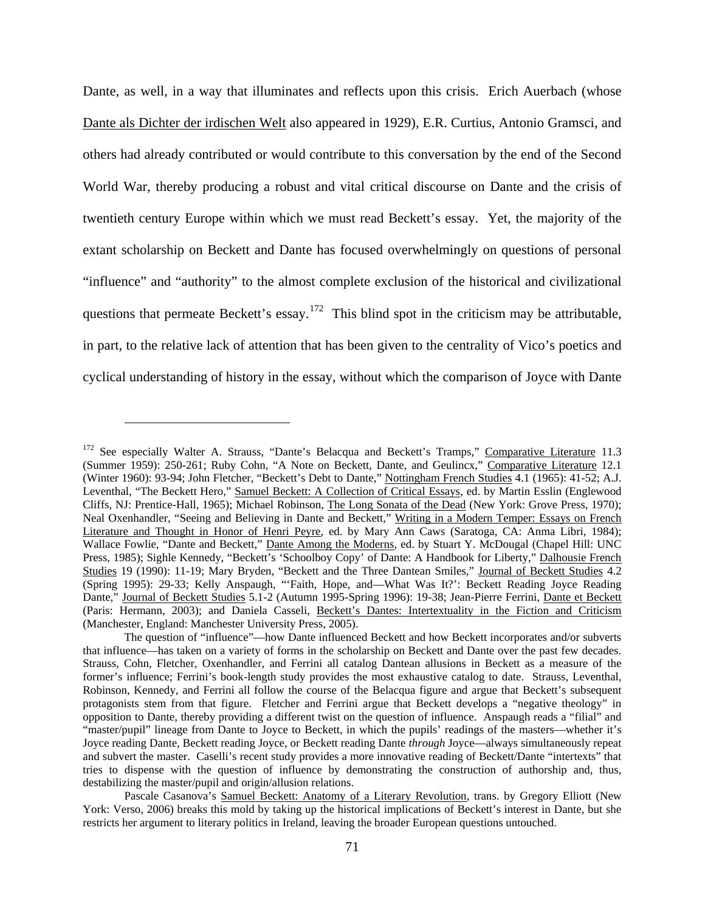Dante, as well, in a way that illuminates and reflects upon this crisis. Erich Auerbach (whose Dante als Dichter der irdischen Welt also appeared in 1929), E.R. Curtius, Antonio Gramsci, and others had already contributed or would contribute to this conversation by the end of the Second World War, thereby producing a robust and vital critical discourse on Dante and the crisis of twentieth century Europe within which we must read Beckett's essay. Yet, the majority of the extant scholarship on Beckett and Dante has focused overwhelmingly on questions of personal "influence" and "authority" to the almost complete exclusion of the historical and civilizational questions that permeate Beckett's essay.[172] This blind spot in the criticism may be attributable, in part, to the relative lack of attention that has been given to the centrality of Vico's poetics and cyclical understanding of history in the essay, without which the comparison of Joyce with Dante

---

[172] See especially Walter A. Strauss, "Dante's Belacqua and Beckett's Tramps," Comparative Literature 11.3 (Summer 1959): 250-261; Ruby Cohn, "A Note on Beckett, Dante, and Geulincx," Comparative Literature 12.1 (Winter 1960): 93-94; John Fletcher, "Beckett's Debt to Dante," Nottingham French Studies 4.1 (1965): 41-52; A.J. Leventhal, "The Beckett Hero," Samuel Beckett: A Collection of Critical Essays, ed. by Martin Esslin (Englewood Cliffs, NJ: Prentice-Hall, 1965); Michael Robinson, The Long Sonata of the Dead (New York: Grove Press, 1970); Neal Oxenhandler, "Seeing and Believing in Dante and Beckett," Writing in a Modern Temper: Essays on French Literature and Thought in Honor of Henri Peyre, ed. by Mary Ann Caws (Saratoga, CA: Anma Libri, 1984); Wallace Fowlie, "Dante and Beckett," Dante Among the Moderns, ed. by Stuart Y. McDougal (Chapel Hill: UNC Press, 1985); Sighle Kennedy, "Beckett's 'Schoolboy Copy' of Dante: A Handbook for Liberty," Dalhousie French Studies 19 (1990): 11-19; Mary Bryden, "Beckett and the Three Dantean Smiles," Journal of Beckett Studies 4.2 (Spring 1995): 29-33; Kelly Anspaugh, "'Faith, Hope, and—What Was It?': Beckett Reading Joyce Reading Dante," Journal of Beckett Studies 5.1-2 (Autumn 1995-Spring 1996): 19-38; Jean-Pierre Ferrini, Dante et Beckett (Paris: Hermann, 2003); and Daniela Casseli, Beckett's Dantes: Intertextuality in the Fiction and Criticism (Manchester, England: Manchester University Press, 2005).

The question of "influence"—how Dante influenced Beckett and how Beckett incorporates and/or subverts that influence—has taken on a variety of forms in the scholarship on Beckett and Dante over the past few decades. Strauss, Cohn, Fletcher, Oxenhandler, and Ferrini all catalog Dantean allusions in Beckett as a measure of the former's influence; Ferrini's book-length study provides the most exhaustive catalog to date. Strauss, Leventhal, Robinson, Kennedy, and Ferrini all follow the course of the Belacqua figure and argue that Beckett's subsequent protagonists stem from that figure. Fletcher and Ferrini argue that Beckett develops a "negative theology" in opposition to Dante, thereby providing a different twist on the question of influence. Anspaugh reads a "filial" and "master/pupil" lineage from Dante to Joyce to Beckett, in which the pupils' readings of the masters—whether it's Joyce reading Dante, Beckett reading Joyce, or Beckett reading Dante *through* Joyce—always simultaneously repeat and subvert the master. Caselli's recent study provides a more innovative reading of Beckett/Dante "intertexts" that tries to dispense with the question of influence by demonstrating the construction of authorship and, thus, destabilizing the master/pupil and origin/allusion relations.

Pascale Casanova's Samuel Beckett: Anatomy of a Literary Revolution, trans. by Gregory Elliott (New York: Verso, 2006) breaks this mold by taking up the historical implications of Beckett's interest in Dante, but she restricts her argument to literary politics in Ireland, leaving the broader European questions untouched.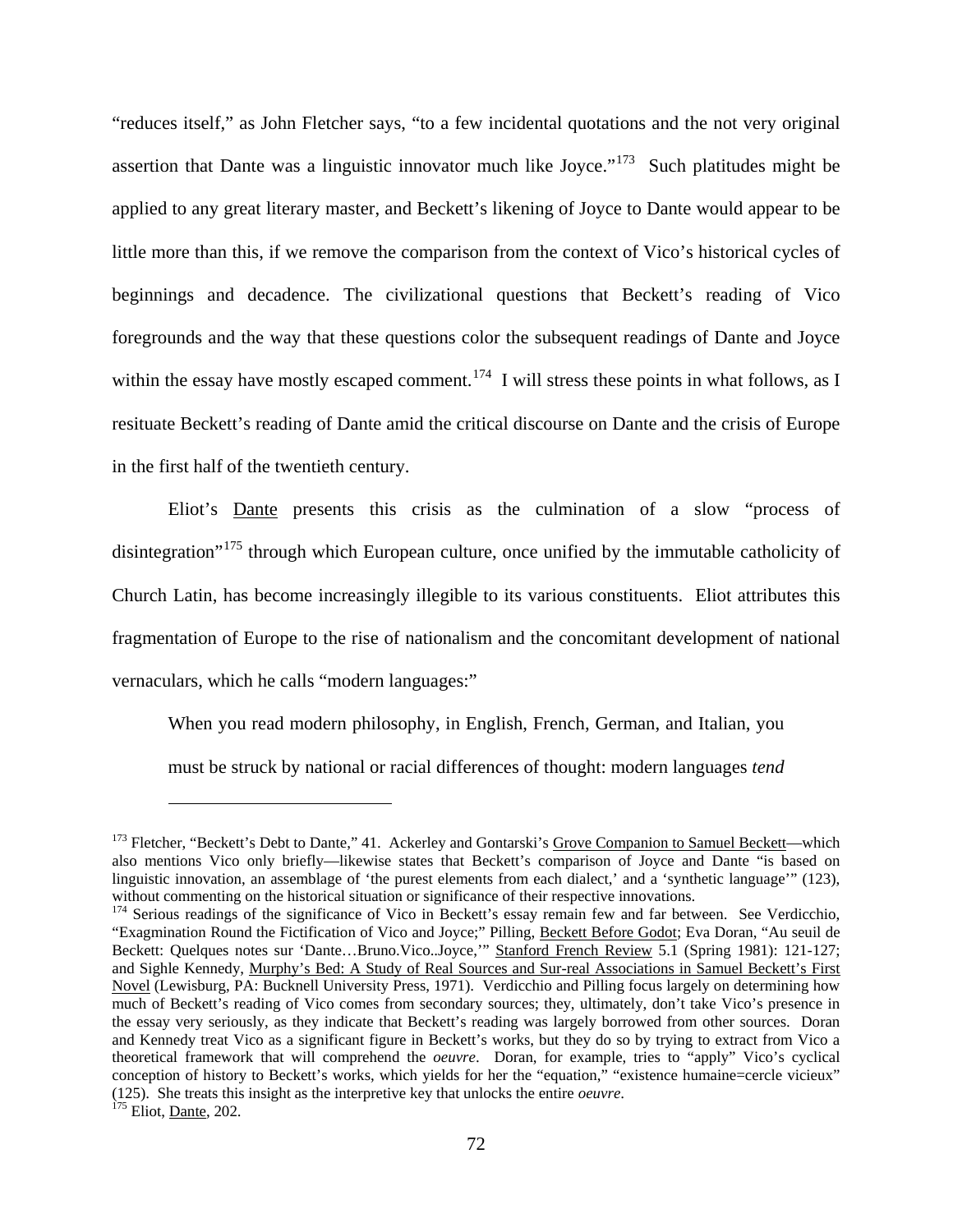"reduces itself," as John Fletcher says, "to a few incidental quotations and the not very original assertion that Dante was a linguistic innovator much like Joyce."[173] Such platitudes might be applied to any great literary master, and Beckett's likening of Joyce to Dante would appear to be little more than this, if we remove the comparison from the context of Vico's historical cycles of beginnings and decadence. The civilizational questions that Beckett's reading of Vico foregrounds and the way that these questions color the subsequent readings of Dante and Joyce within the essay have mostly escaped comment.[174] I will stress these points in what follows, as I resituate Beckett's reading of Dante amid the critical discourse on Dante and the crisis of Europe in the first half of the twentieth century.

Eliot's Dante presents this crisis as the culmination of a slow "process of disintegration"[175] through which European culture, once unified by the immutable catholicity of Church Latin, has become increasingly illegible to its various constituents. Eliot attributes this fragmentation of Europe to the rise of nationalism and the concomitant development of national vernaculars, which he calls "modern languages:"

> When you read modern philosophy, in English, French, German, and Italian, you must be struck by national or racial differences of thought: modern languages *tend*

---

[173] Fletcher, "Beckett's Debt to Dante," 41. Ackerley and Gontarski's Grove Companion to Samuel Beckett—which also mentions Vico only briefly—likewise states that Beckett's comparison of Joyce and Dante "is based on linguistic innovation, an assemblage of 'the purest elements from each dialect,' and a 'synthetic language'" (123), without commenting on the historical situation or significance of their respective innovations.

[174] Serious readings of the significance of Vico in Beckett's essay remain few and far between. See Verdicchio, "Exagmination Round the Fictification of Vico and Joyce;" Pilling, Beckett Before Godot; Eva Doran, "Au seuil de Beckett: Quelques notes sur 'Dante…Bruno.Vico..Joyce,'" Stanford French Review 5.1 (Spring 1981): 121-127; and Sighle Kennedy, Murphy's Bed: A Study of Real Sources and Sur-real Associations in Samuel Beckett's First Novel (Lewisburg, PA: Bucknell University Press, 1971). Verdicchio and Pilling focus largely on determining how much of Beckett's reading of Vico comes from secondary sources; they, ultimately, don't take Vico's presence in the essay very seriously, as they indicate that Beckett's reading was largely borrowed from other sources. Doran and Kennedy treat Vico as a significant figure in Beckett's works, but they do so by trying to extract from Vico a theoretical framework that will comprehend the *oeuvre*. Doran, for example, tries to "apply" Vico's cyclical conception of history to Beckett's works, which yields for her the "equation," "existence humaine=cercle vicieux" (125). She treats this insight as the interpretive key that unlocks the entire *oeuvre*.

[175] Eliot, Dante, 202.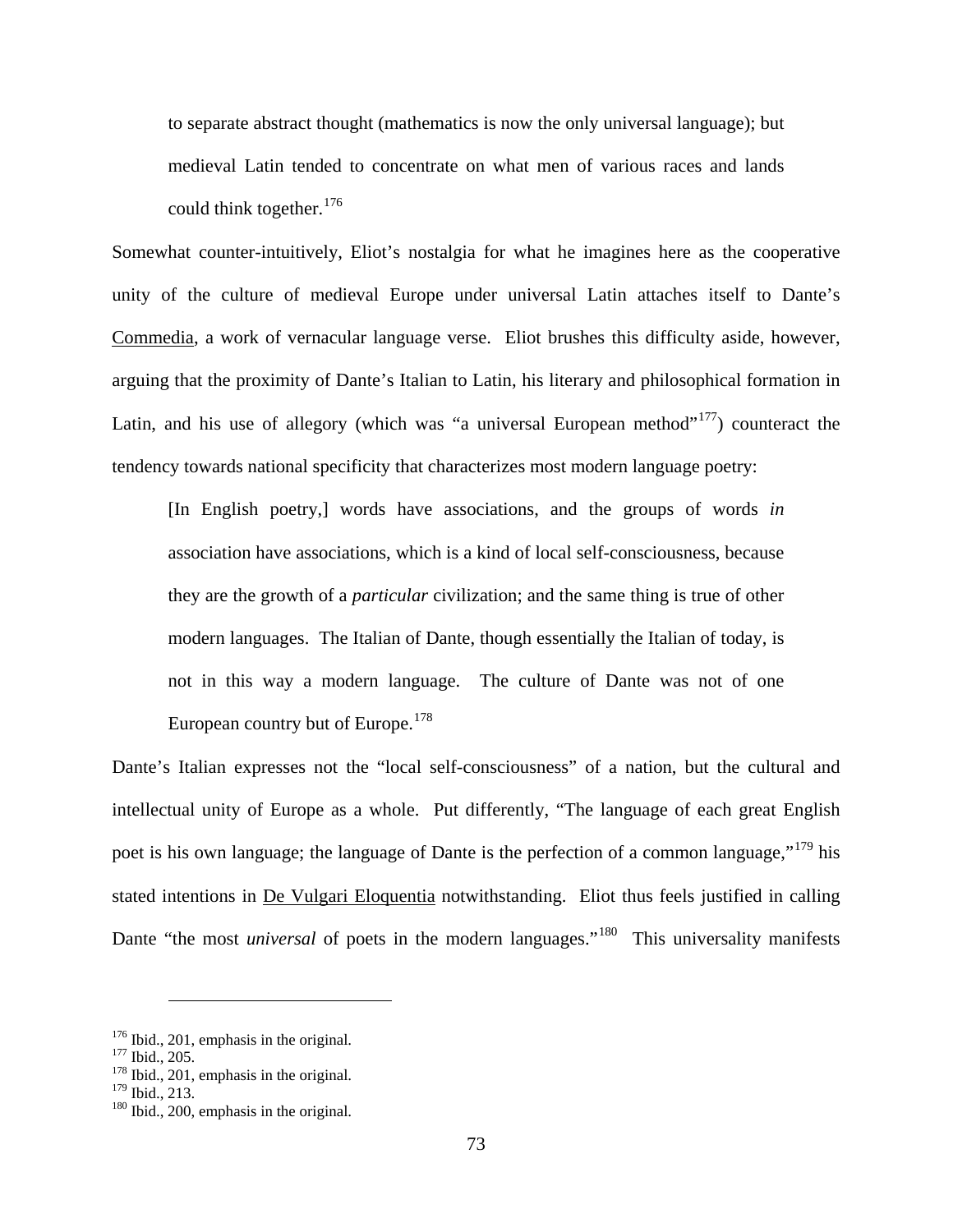> to separate abstract thought (mathematics is now the only universal language); but medieval Latin tended to concentrate on what men of various races and lands could think together.[176]

Somewhat counter-intuitively, Eliot's nostalgia for what he imagines here as the cooperative unity of the culture of medieval Europe under universal Latin attaches itself to Dante's Commedia, a work of vernacular language verse. Eliot brushes this difficulty aside, however, arguing that the proximity of Dante's Italian to Latin, his literary and philosophical formation in Latin, and his use of allegory (which was "a universal European method"[177]) counteract the tendency towards national specificity that characterizes most modern language poetry:

> [In English poetry,] words have associations, and the groups of words *in* association have associations, which is a kind of local self-consciousness, because they are the growth of a *particular* civilization; and the same thing is true of other modern languages. The Italian of Dante, though essentially the Italian of today, is not in this way a modern language. The culture of Dante was not of one European country but of Europe.[178]

Dante's Italian expresses not the "local self-consciousness" of a nation, but the cultural and intellectual unity of Europe as a whole. Put differently, "The language of each great English poet is his own language; the language of Dante is the perfection of a common language,"[179] his stated intentions in De Vulgari Eloquentia notwithstanding. Eliot thus feels justified in calling Dante "the most *universal* of poets in the modern languages."[180] This universality manifests

---

[176] Ibid., 201, emphasis in the original.
[177] Ibid., 205.
[178] Ibid., 201, emphasis in the original.
[179] Ibid., 213.
[180] Ibid., 200, emphasis in the original.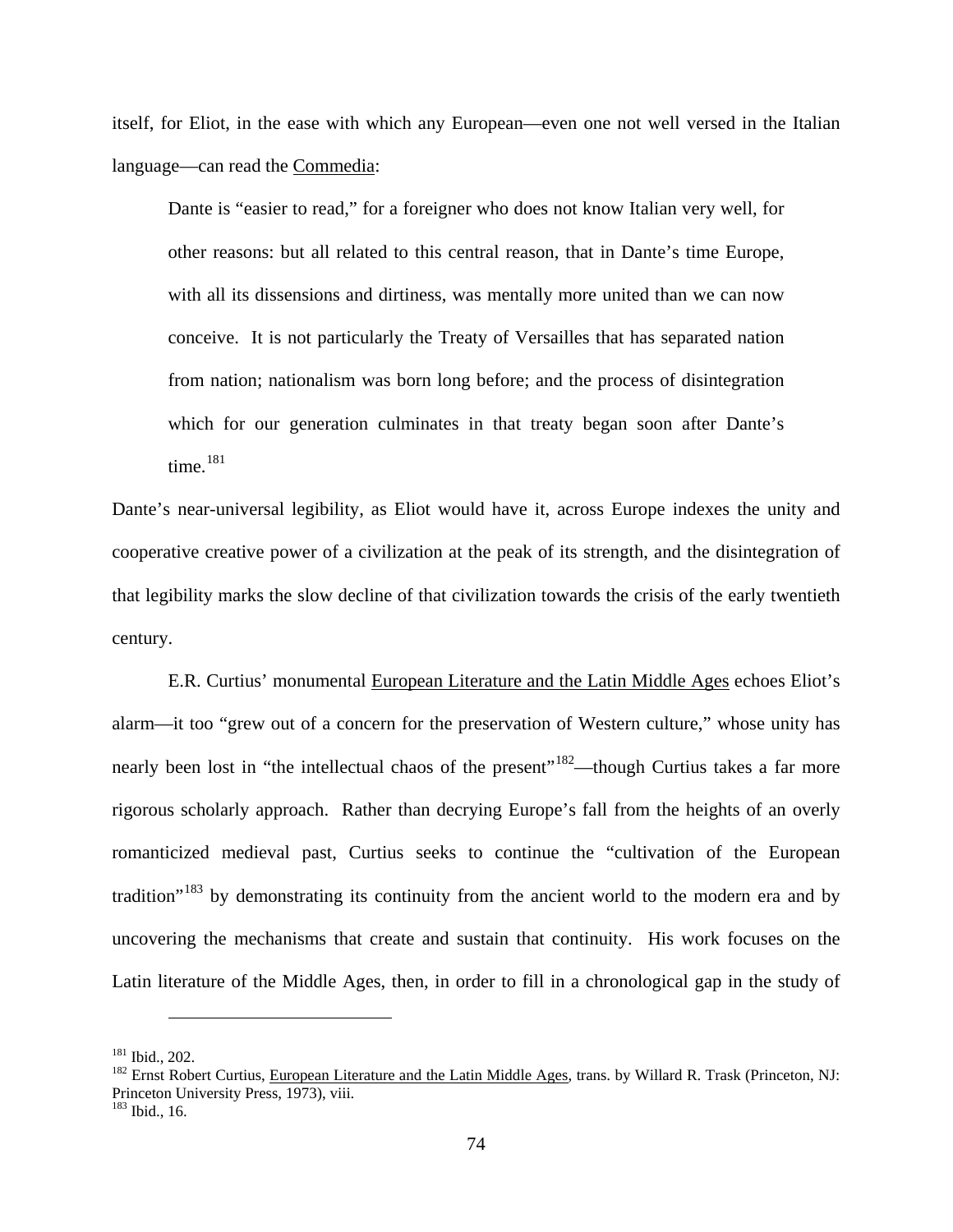itself, for Eliot, in the ease with which any European—even one not well versed in the Italian language—can read the Commedia:

> Dante is "easier to read," for a foreigner who does not know Italian very well, for other reasons: but all related to this central reason, that in Dante's time Europe, with all its dissensions and dirtiness, was mentally more united than we can now conceive. It is not particularly the Treaty of Versailles that has separated nation from nation; nationalism was born long before; and the process of disintegration which for our generation culminates in that treaty began soon after Dante's time.[181]

Dante's near-universal legibility, as Eliot would have it, across Europe indexes the unity and cooperative creative power of a civilization at the peak of its strength, and the disintegration of that legibility marks the slow decline of that civilization towards the crisis of the early twentieth century.

E.R. Curtius' monumental European Literature and the Latin Middle Ages echoes Eliot's alarm—it too "grew out of a concern for the preservation of Western culture," whose unity has nearly been lost in "the intellectual chaos of the present"[182]—though Curtius takes a far more rigorous scholarly approach. Rather than decrying Europe's fall from the heights of an overly romanticized medieval past, Curtius seeks to continue the "cultivation of the European tradition"[183] by demonstrating its continuity from the ancient world to the modern era and by uncovering the mechanisms that create and sustain that continuity. His work focuses on the Latin literature of the Middle Ages, then, in order to fill in a chronological gap in the study of

---

[181] Ibid., 202.

[182] Ernst Robert Curtius, European Literature and the Latin Middle Ages, trans. by Willard R. Trask (Princeton, NJ: Princeton University Press, 1973), viii.

[183] Ibid., 16.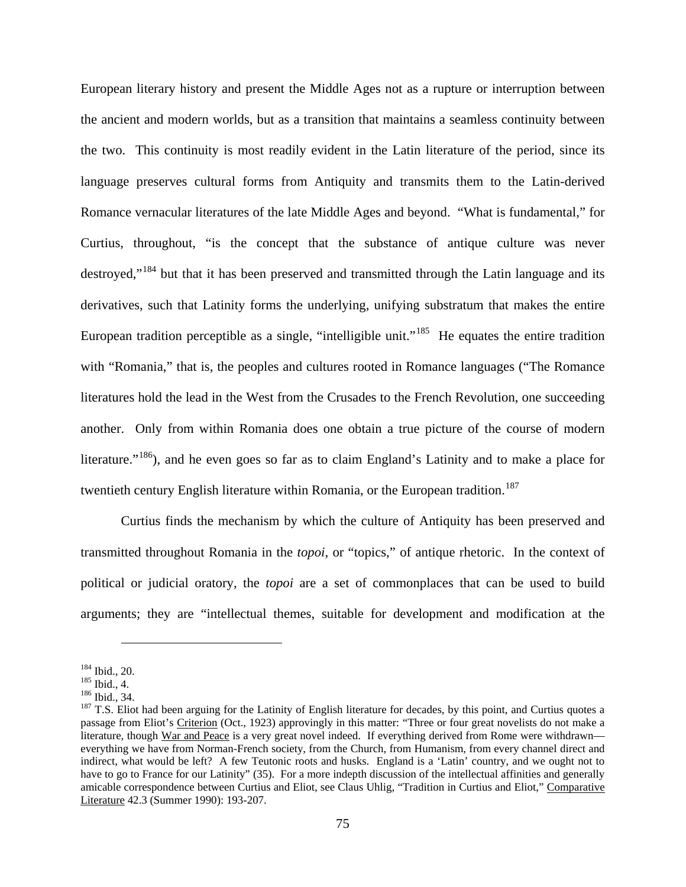European literary history and present the Middle Ages not as a rupture or interruption between the ancient and modern worlds, but as a transition that maintains a seamless continuity between the two. This continuity is most readily evident in the Latin literature of the period, since its language preserves cultural forms from Antiquity and transmits them to the Latin-derived Romance vernacular literatures of the late Middle Ages and beyond. "What is fundamental," for Curtius, throughout, "is the concept that the substance of antique culture was never destroyed,"[184] but that it has been preserved and transmitted through the Latin language and its derivatives, such that Latinity forms the underlying, unifying substratum that makes the entire European tradition perceptible as a single, "intelligible unit."[185] He equates the entire tradition with "Romania," that is, the peoples and cultures rooted in Romance languages ("The Romance literatures hold the lead in the West from the Crusades to the French Revolution, one succeeding another. Only from within Romania does one obtain a true picture of the course of modern literature."[186]), and he even goes so far as to claim England's Latinity and to make a place for twentieth century English literature within Romania, or the European tradition.[187]

Curtius finds the mechanism by which the culture of Antiquity has been preserved and transmitted throughout Romania in the *topoi*, or "topics," of antique rhetoric. In the context of political or judicial oratory, the *topoi* are a set of commonplaces that can be used to build arguments; they are "intellectual themes, suitable for development and modification at the

---

[184] Ibid., 20.
[185] Ibid., 4.
[186] Ibid., 34.
[187] T.S. Eliot had been arguing for the Latinity of English literature for decades, by this point, and Curtius quotes a passage from Eliot's Criterion (Oct., 1923) approvingly in this matter: "Three or four great novelists do not make a literature, though War and Peace is a very great novel indeed. If everything derived from Rome were withdrawn—everything we have from Norman-French society, from the Church, from Humanism, from every channel direct and indirect, what would be left? A few Teutonic roots and husks. England is a 'Latin' country, and we ought not to have to go to France for our Latinity" (35). For a more indepth discussion of the intellectual affinities and generally amicable correspondence between Curtius and Eliot, see Claus Uhlig, "Tradition in Curtius and Eliot," Comparative Literature 42.3 (Summer 1990): 193-207.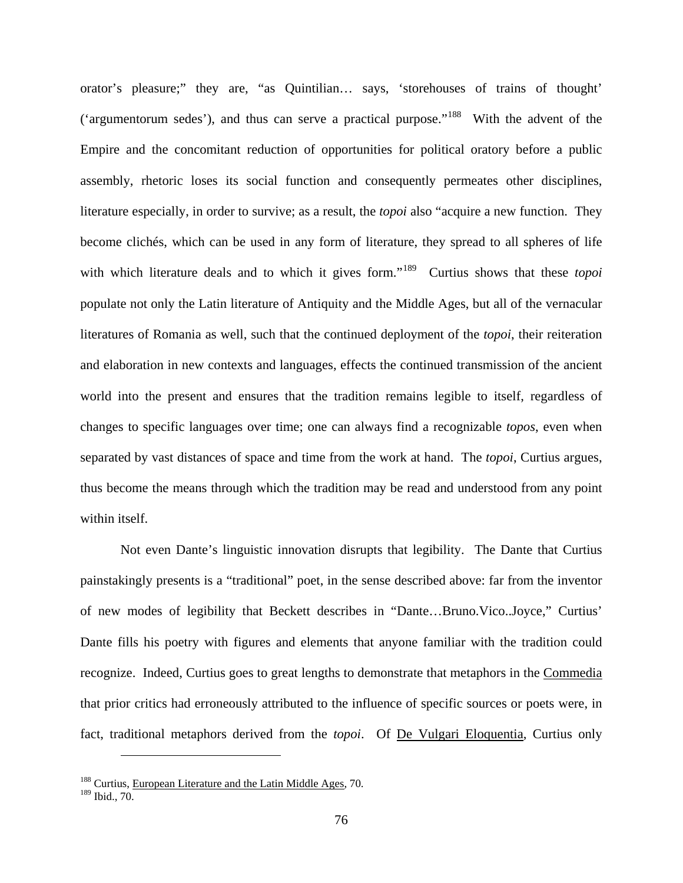orator's pleasure;" they are, "as Quintilian… says, 'storehouses of trains of thought' ('argumentorum sedes'), and thus can serve a practical purpose."[188] With the advent of the Empire and the concomitant reduction of opportunities for political oratory before a public assembly, rhetoric loses its social function and consequently permeates other disciplines, literature especially, in order to survive; as a result, the *topoi* also "acquire a new function. They become clichés, which can be used in any form of literature, they spread to all spheres of life with which literature deals and to which it gives form."[189] Curtius shows that these *topoi* populate not only the Latin literature of Antiquity and the Middle Ages, but all of the vernacular literatures of Romania as well, such that the continued deployment of the *topoi*, their reiteration and elaboration in new contexts and languages, effects the continued transmission of the ancient world into the present and ensures that the tradition remains legible to itself, regardless of changes to specific languages over time; one can always find a recognizable *topos*, even when separated by vast distances of space and time from the work at hand. The *topoi*, Curtius argues, thus become the means through which the tradition may be read and understood from any point within itself.

Not even Dante's linguistic innovation disrupts that legibility. The Dante that Curtius painstakingly presents is a "traditional" poet, in the sense described above: far from the inventor of new modes of legibility that Beckett describes in "Dante…Bruno.Vico..Joyce," Curtius' Dante fills his poetry with figures and elements that anyone familiar with the tradition could recognize. Indeed, Curtius goes to great lengths to demonstrate that metaphors in the Commedia that prior critics had erroneously attributed to the influence of specific sources or poets were, in fact, traditional metaphors derived from the *topoi*. Of De Vulgari Eloquentia, Curtius only

---

[188] Curtius, European Literature and the Latin Middle Ages, 70.
[189] Ibid., 70.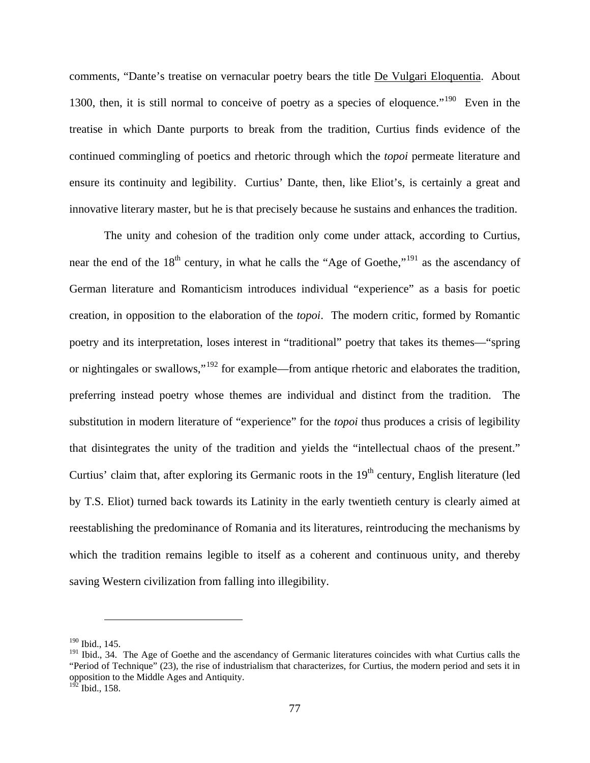comments, "Dante's treatise on vernacular poetry bears the title De Vulgari Eloquentia. About 1300, then, it is still normal to conceive of poetry as a species of eloquence."[190] Even in the treatise in which Dante purports to break from the tradition, Curtius finds evidence of the continued commingling of poetics and rhetoric through which the *topoi* permeate literature and ensure its continuity and legibility. Curtius' Dante, then, like Eliot's, is certainly a great and innovative literary master, but he is that precisely because he sustains and enhances the tradition.

The unity and cohesion of the tradition only come under attack, according to Curtius, near the end of the 18th century, in what he calls the "Age of Goethe,"[191] as the ascendancy of German literature and Romanticism introduces individual "experience" as a basis for poetic creation, in opposition to the elaboration of the *topoi*. The modern critic, formed by Romantic poetry and its interpretation, loses interest in "traditional" poetry that takes its themes—"spring or nightingales or swallows,"[192] for example—from antique rhetoric and elaborates the tradition, preferring instead poetry whose themes are individual and distinct from the tradition. The substitution in modern literature of "experience" for the *topoi* thus produces a crisis of legibility that disintegrates the unity of the tradition and yields the "intellectual chaos of the present." Curtius' claim that, after exploring its Germanic roots in the 19th century, English literature (led by T.S. Eliot) turned back towards its Latinity in the early twentieth century is clearly aimed at reestablishing the predominance of Romania and its literatures, reintroducing the mechanisms by which the tradition remains legible to itself as a coherent and continuous unity, and thereby saving Western civilization from falling into illegibility.

---

[190] Ibid., 145.

[191] Ibid., 34. The Age of Goethe and the ascendancy of Germanic literatures coincides with what Curtius calls the "Period of Technique" (23), the rise of industrialism that characterizes, for Curtius, the modern period and sets it in opposition to the Middle Ages and Antiquity.

[192] Ibid., 158.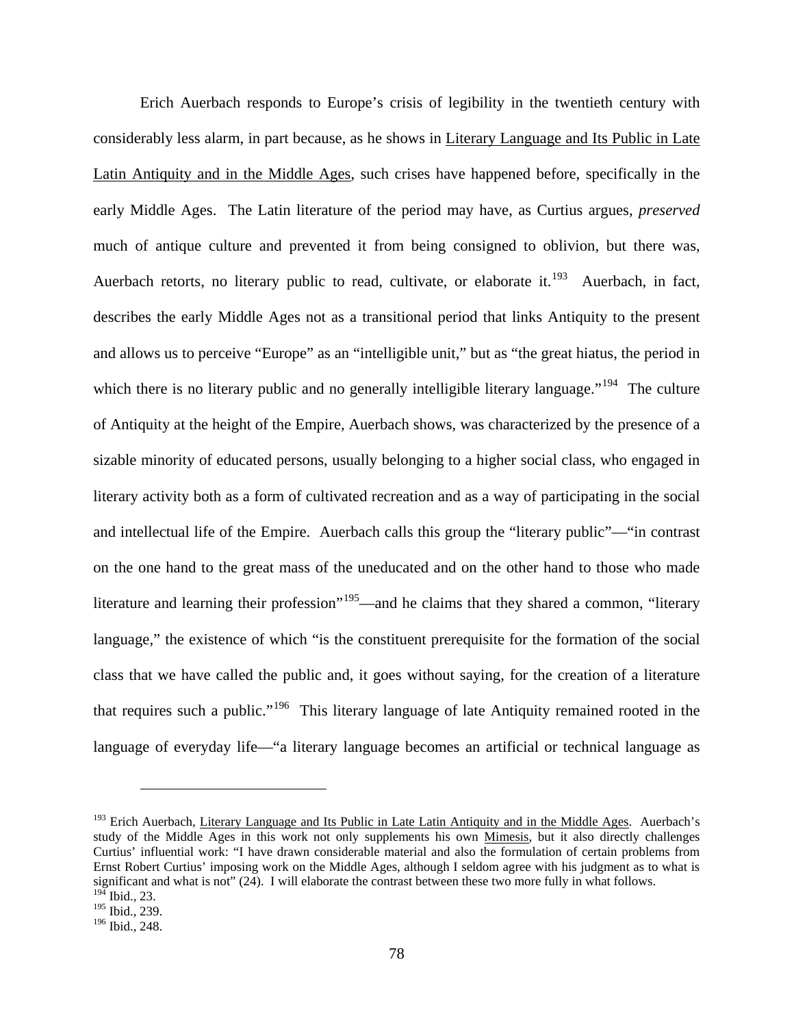Erich Auerbach responds to Europe's crisis of legibility in the twentieth century with considerably less alarm, in part because, as he shows in Literary Language and Its Public in Late Latin Antiquity and in the Middle Ages, such crises have happened before, specifically in the early Middle Ages. The Latin literature of the period may have, as Curtius argues, *preserved* much of antique culture and prevented it from being consigned to oblivion, but there was, Auerbach retorts, no literary public to read, cultivate, or elaborate it.[193] Auerbach, in fact, describes the early Middle Ages not as a transitional period that links Antiquity to the present and allows us to perceive "Europe" as an "intelligible unit," but as "the great hiatus, the period in which there is no literary public and no generally intelligible literary language."[194] The culture of Antiquity at the height of the Empire, Auerbach shows, was characterized by the presence of a sizable minority of educated persons, usually belonging to a higher social class, who engaged in literary activity both as a form of cultivated recreation and as a way of participating in the social and intellectual life of the Empire. Auerbach calls this group the "literary public"—"in contrast on the one hand to the great mass of the uneducated and on the other hand to those who made literature and learning their profession"[195]—and he claims that they shared a common, "literary language," the existence of which "is the constituent prerequisite for the formation of the social class that we have called the public and, it goes without saying, for the creation of a literature that requires such a public."[196] This literary language of late Antiquity remained rooted in the language of everyday life—"a literary language becomes an artificial or technical language as

---

[193] Erich Auerbach, Literary Language and Its Public in Late Latin Antiquity and in the Middle Ages. Auerbach's study of the Middle Ages in this work not only supplements his own Mimesis, but it also directly challenges Curtius' influential work: "I have drawn considerable material and also the formulation of certain problems from Ernst Robert Curtius' imposing work on the Middle Ages, although I seldom agree with his judgment as to what is significant and what is not" (24). I will elaborate the contrast between these two more fully in what follows.

[194] Ibid., 23.

[195] Ibid., 239.

[196] Ibid., 248.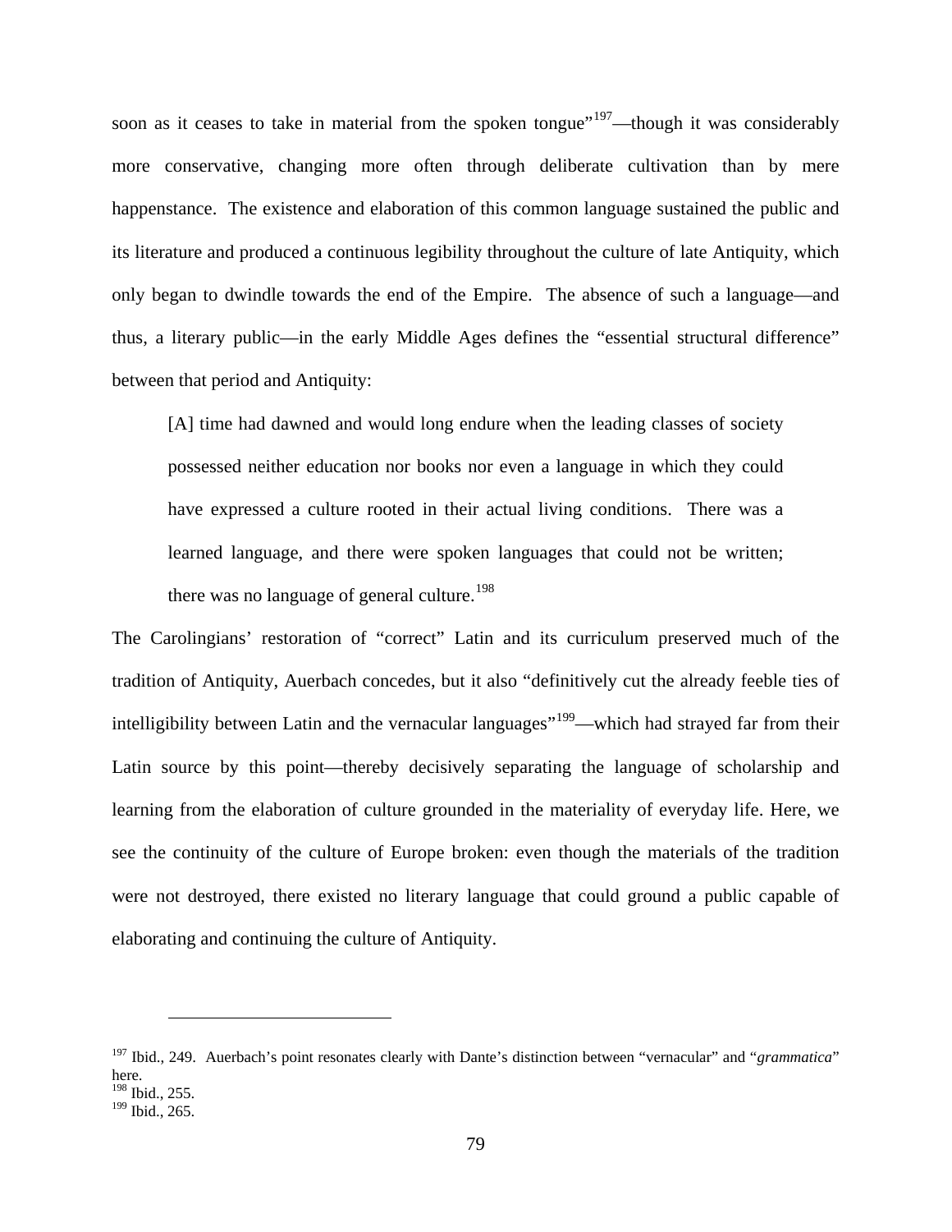soon as it ceases to take in material from the spoken tongue"[197]—though it was considerably more conservative, changing more often through deliberate cultivation than by mere happenstance. The existence and elaboration of this common language sustained the public and its literature and produced a continuous legibility throughout the culture of late Antiquity, which only began to dwindle towards the end of the Empire. The absence of such a language—and thus, a literary public—in the early Middle Ages defines the "essential structural difference" between that period and Antiquity:

> [A] time had dawned and would long endure when the leading classes of society possessed neither education nor books nor even a language in which they could have expressed a culture rooted in their actual living conditions. There was a learned language, and there were spoken languages that could not be written; there was no language of general culture.[198]

The Carolingians' restoration of "correct" Latin and its curriculum preserved much of the tradition of Antiquity, Auerbach concedes, but it also "definitively cut the already feeble ties of intelligibility between Latin and the vernacular languages"[199]—which had strayed far from their Latin source by this point—thereby decisively separating the language of scholarship and learning from the elaboration of culture grounded in the materiality of everyday life. Here, we see the continuity of the culture of Europe broken: even though the materials of the tradition were not destroyed, there existed no literary language that could ground a public capable of elaborating and continuing the culture of Antiquity.

---

[197] Ibid., 249. Auerbach's point resonates clearly with Dante's distinction between "vernacular" and "*grammatica*" here.

[198] Ibid., 255.

[199] Ibid., 265.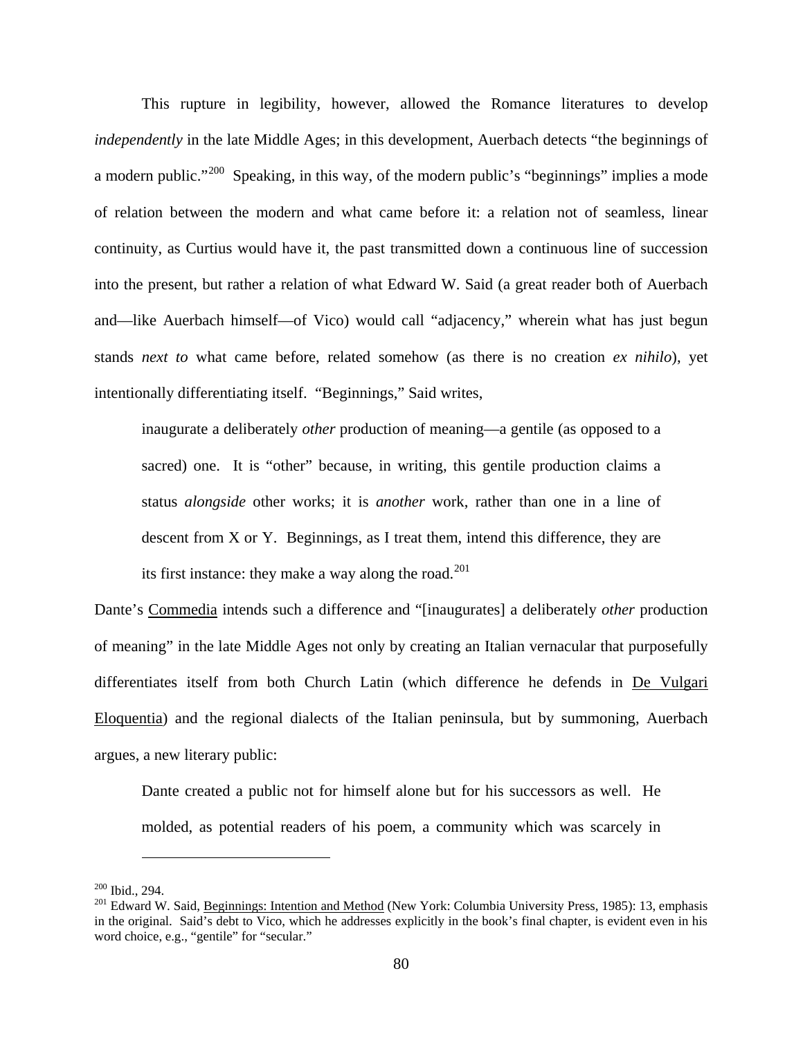This rupture in legibility, however, allowed the Romance literatures to develop *independently* in the late Middle Ages; in this development, Auerbach detects "the beginnings of a modern public."[200] Speaking, in this way, of the modern public's "beginnings" implies a mode of relation between the modern and what came before it: a relation not of seamless, linear continuity, as Curtius would have it, the past transmitted down a continuous line of succession into the present, but rather a relation of what Edward W. Said (a great reader both of Auerbach and—like Auerbach himself—of Vico) would call "adjacency," wherein what has just begun stands *next to* what came before, related somehow (as there is no creation *ex nihilo*), yet intentionally differentiating itself. "Beginnings," Said writes,

> inaugurate a deliberately *other* production of meaning—a gentile (as opposed to a sacred) one. It is "other" because, in writing, this gentile production claims a status *alongside* other works; it is *another* work, rather than one in a line of descent from X or Y. Beginnings, as I treat them, intend this difference, they are its first instance: they make a way along the road.[201]

Dante's Commedia intends such a difference and "[inaugurates] a deliberately *other* production of meaning" in the late Middle Ages not only by creating an Italian vernacular that purposefully differentiates itself from both Church Latin (which difference he defends in De Vulgari Eloquentia) and the regional dialects of the Italian peninsula, but by summoning, Auerbach argues, a new literary public:

> Dante created a public not for himself alone but for his successors as well. He molded, as potential readers of his poem, a community which was scarcely in

---

[200] Ibid., 294.

[201] Edward W. Said, Beginnings: Intention and Method (New York: Columbia University Press, 1985): 13, emphasis in the original. Said's debt to Vico, which he addresses explicitly in the book's final chapter, is evident even in his word choice, e.g., "gentile" for "secular."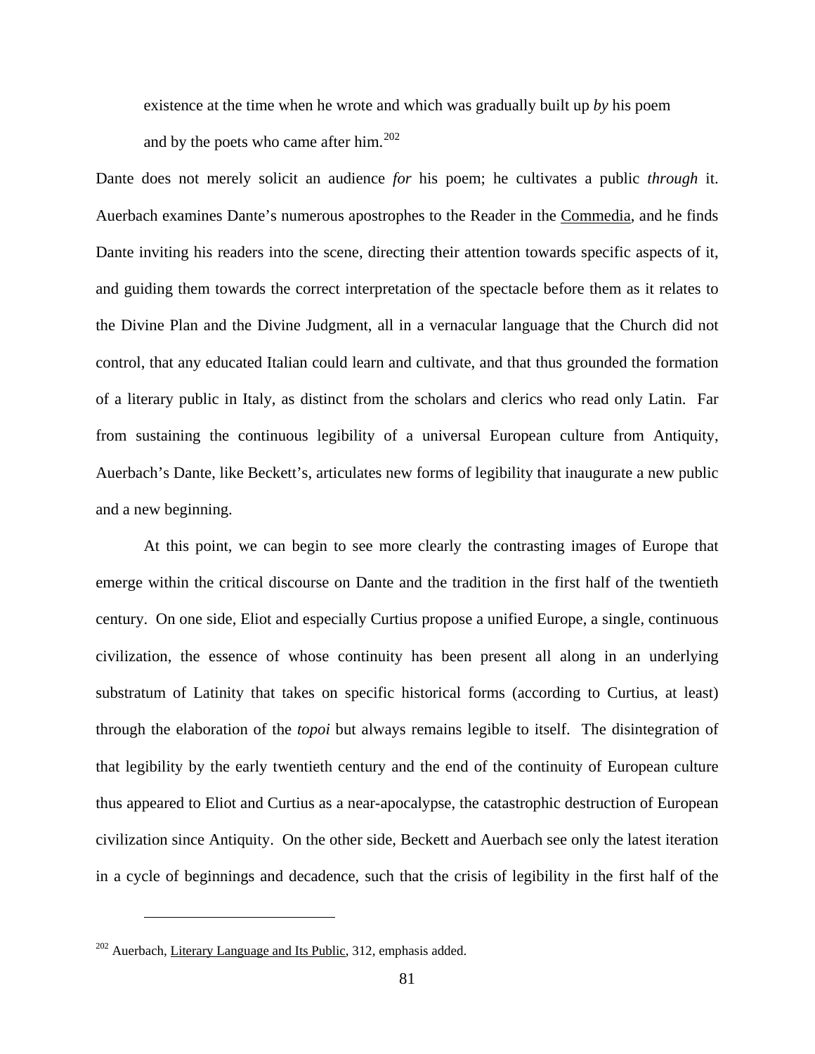existence at the time when he wrote and which was gradually built up *by* his poem and by the poets who came after him.[202]

Dante does not merely solicit an audience *for* his poem; he cultivates a public *through* it. Auerbach examines Dante's numerous apostrophes to the Reader in the Commedia, and he finds Dante inviting his readers into the scene, directing their attention towards specific aspects of it, and guiding them towards the correct interpretation of the spectacle before them as it relates to the Divine Plan and the Divine Judgment, all in a vernacular language that the Church did not control, that any educated Italian could learn and cultivate, and that thus grounded the formation of a literary public in Italy, as distinct from the scholars and clerics who read only Latin. Far from sustaining the continuous legibility of a universal European culture from Antiquity, Auerbach's Dante, like Beckett's, articulates new forms of legibility that inaugurate a new public and a new beginning.

At this point, we can begin to see more clearly the contrasting images of Europe that emerge within the critical discourse on Dante and the tradition in the first half of the twentieth century. On one side, Eliot and especially Curtius propose a unified Europe, a single, continuous civilization, the essence of whose continuity has been present all along in an underlying substratum of Latinity that takes on specific historical forms (according to Curtius, at least) through the elaboration of the *topoi* but always remains legible to itself. The disintegration of that legibility by the early twentieth century and the end of the continuity of European culture thus appeared to Eliot and Curtius as a near-apocalypse, the catastrophic destruction of European civilization since Antiquity. On the other side, Beckett and Auerbach see only the latest iteration in a cycle of beginnings and decadence, such that the crisis of legibility in the first half of the

[202] Auerbach, Literary Language and Its Public, 312, emphasis added.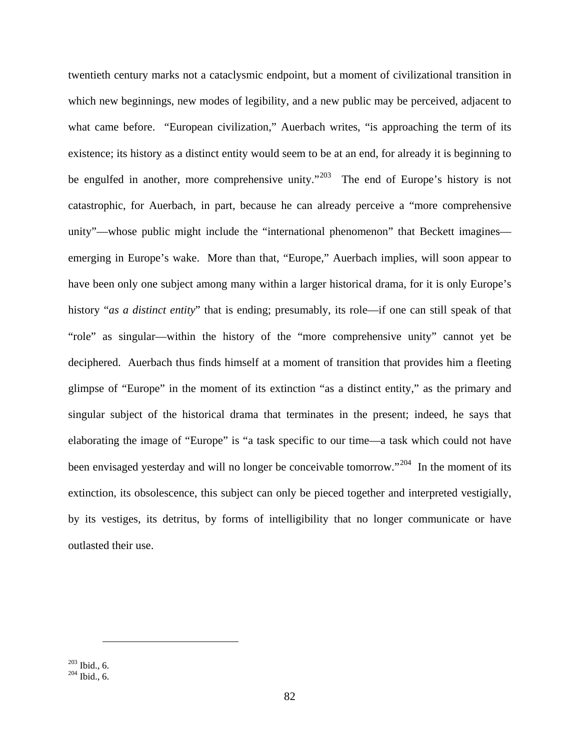twentieth century marks not a cataclysmic endpoint, but a moment of civilizational transition in which new beginnings, new modes of legibility, and a new public may be perceived, adjacent to what came before. "European civilization," Auerbach writes, "is approaching the term of its existence; its history as a distinct entity would seem to be at an end, for already it is beginning to be engulfed in another, more comprehensive unity."[203] The end of Europe's history is not catastrophic, for Auerbach, in part, because he can already perceive a "more comprehensive unity"—whose public might include the "international phenomenon" that Beckett imagines—emerging in Europe's wake. More than that, "Europe," Auerbach implies, will soon appear to have been only one subject among many within a larger historical drama, for it is only Europe's history "*as a distinct entity*" that is ending; presumably, its role—if one can still speak of that "role" as singular—within the history of the "more comprehensive unity" cannot yet be deciphered. Auerbach thus finds himself at a moment of transition that provides him a fleeting glimpse of "Europe" in the moment of its extinction "as a distinct entity," as the primary and singular subject of the historical drama that terminates in the present; indeed, he says that elaborating the image of "Europe" is "a task specific to our time—a task which could not have been envisaged yesterday and will no longer be conceivable tomorrow."[204] In the moment of its extinction, its obsolescence, this subject can only be pieced together and interpreted vestigially, by its vestiges, its detritus, by forms of intelligibility that no longer communicate or have outlasted their use.

---

[203] Ibid., 6.

[204] Ibid., 6.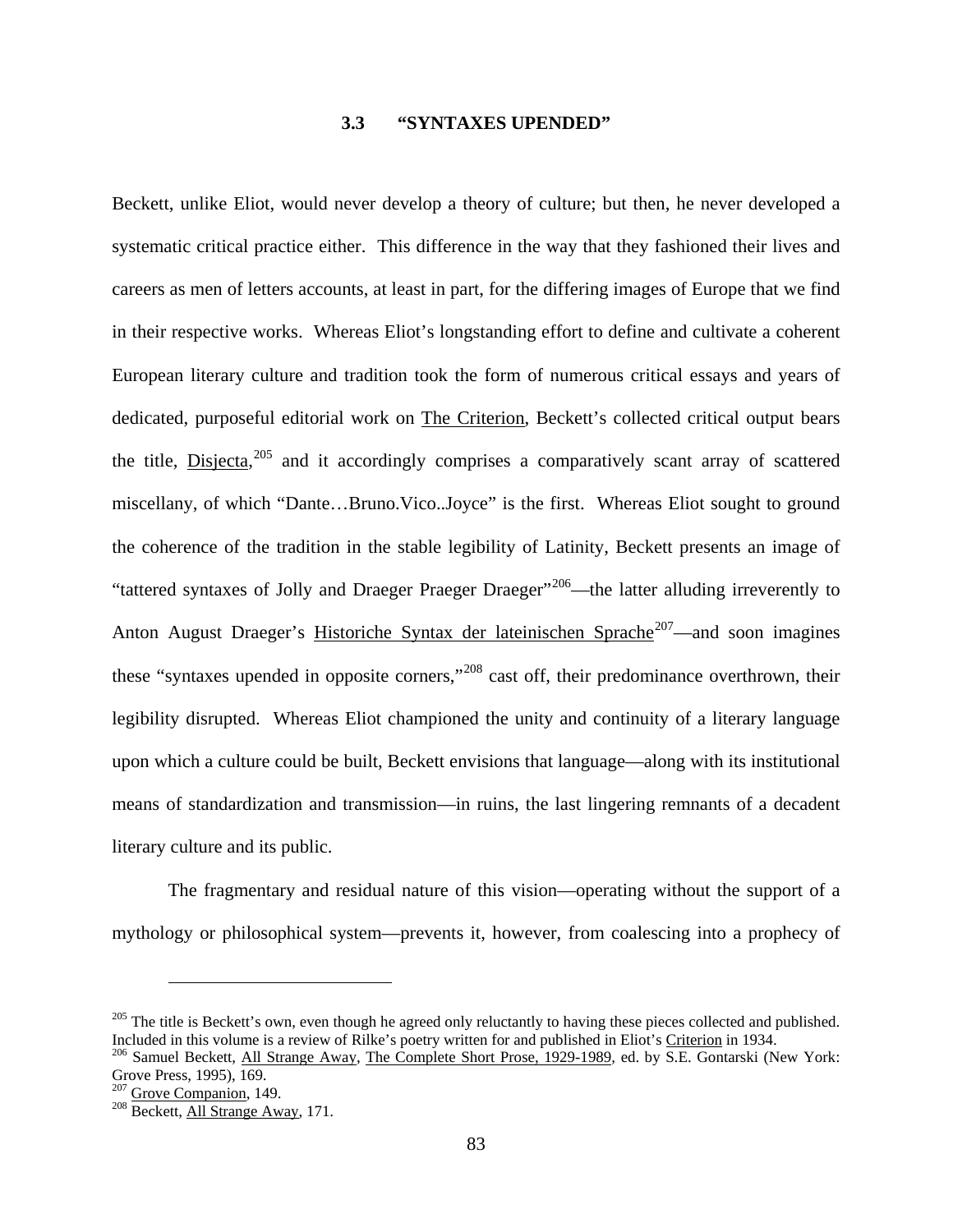### 3.3 "SYNTAXES UPENDED"

Beckett, unlike Eliot, would never develop a theory of culture; but then, he never developed a systematic critical practice either. This difference in the way that they fashioned their lives and careers as men of letters accounts, at least in part, for the differing images of Europe that we find in their respective works. Whereas Eliot's longstanding effort to define and cultivate a coherent European literary culture and tradition took the form of numerous critical essays and years of dedicated, purposeful editorial work on The Criterion, Beckett's collected critical output bears the title, Disjecta,[205] and it accordingly comprises a comparatively scant array of scattered miscellany, of which "Dante…Bruno.Vico..Joyce" is the first. Whereas Eliot sought to ground the coherence of the tradition in the stable legibility of Latinity, Beckett presents an image of "tattered syntaxes of Jolly and Draeger Praeger Draeger"[206]—the latter alluding irreverently to Anton August Draeger's Historiche Syntax der lateinischen Sprache[207]—and soon imagines these "syntaxes upended in opposite corners,"[208] cast off, their predominance overthrown, their legibility disrupted. Whereas Eliot championed the unity and continuity of a literary language upon which a culture could be built, Beckett envisions that language—along with its institutional means of standardization and transmission—in ruins, the last lingering remnants of a decadent literary culture and its public.

The fragmentary and residual nature of this vision—operating without the support of a mythology or philosophical system—prevents it, however, from coalescing into a prophecy of

---

[205] The title is Beckett's own, even though he agreed only reluctantly to having these pieces collected and published. Included in this volume is a review of Rilke's poetry written for and published in Eliot's Criterion in 1934.

[206] Samuel Beckett, All Strange Away, The Complete Short Prose, 1929-1989, ed. by S.E. Gontarski (New York: Grove Press, 1995), 169.

[207] Grove Companion, 149.

[208] Beckett, All Strange Away, 171.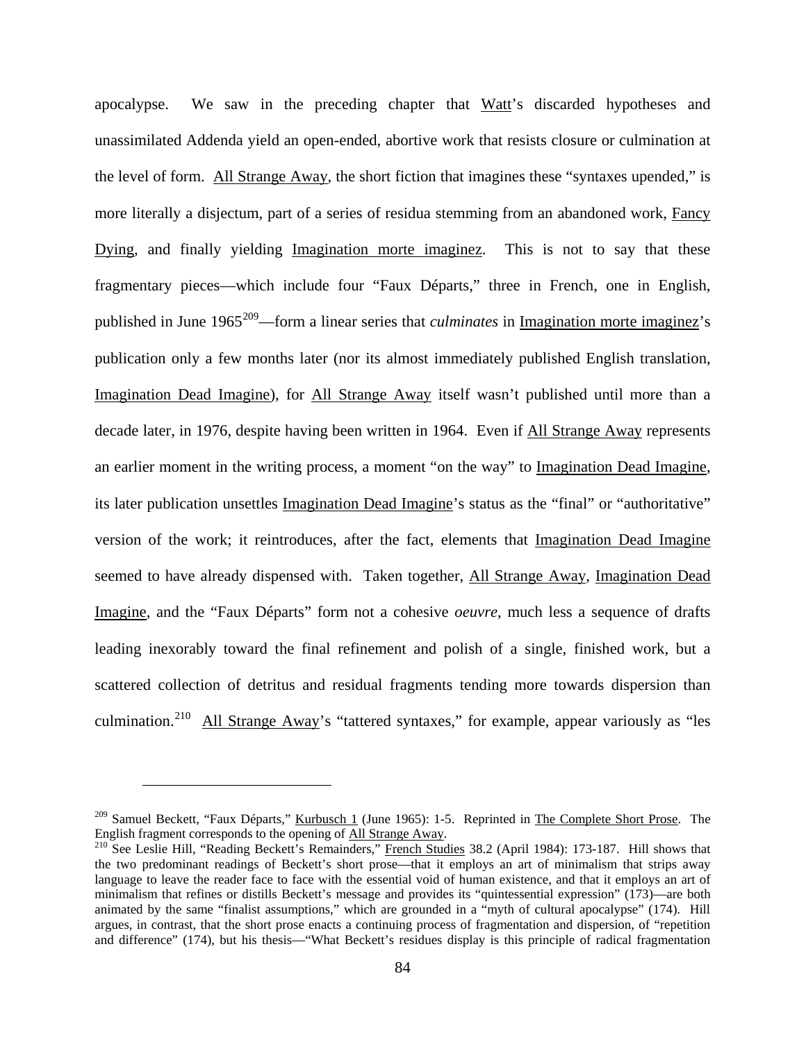apocalypse. We saw in the preceding chapter that Watt's discarded hypotheses and unassimilated Addenda yield an open-ended, abortive work that resists closure or culmination at the level of form. All Strange Away, the short fiction that imagines these "syntaxes upended," is more literally a disjectum, part of a series of residua stemming from an abandoned work, Fancy Dying, and finally yielding Imagination morte imaginez. This is not to say that these fragmentary pieces—which include four "Faux Départs," three in French, one in English, published in June 1965[209]—form a linear series that *culminates* in Imagination morte imaginez's publication only a few months later (nor its almost immediately published English translation, Imagination Dead Imagine), for All Strange Away itself wasn't published until more than a decade later, in 1976, despite having been written in 1964. Even if All Strange Away represents an earlier moment in the writing process, a moment "on the way" to Imagination Dead Imagine, its later publication unsettles Imagination Dead Imagine's status as the "final" or "authoritative" version of the work; it reintroduces, after the fact, elements that Imagination Dead Imagine seemed to have already dispensed with. Taken together, All Strange Away, Imagination Dead Imagine, and the "Faux Départs" form not a cohesive *oeuvre*, much less a sequence of drafts leading inexorably toward the final refinement and polish of a single, finished work, but a scattered collection of detritus and residual fragments tending more towards dispersion than culmination.[210] All Strange Away's "tattered syntaxes," for example, appear variously as "les

---

[209] Samuel Beckett, "Faux Départs," Kurbusch 1 (June 1965): 1-5. Reprinted in The Complete Short Prose. The English fragment corresponds to the opening of All Strange Away.

[210] See Leslie Hill, "Reading Beckett's Remainders," French Studies 38.2 (April 1984): 173-187. Hill shows that the two predominant readings of Beckett's short prose—that it employs an art of minimalism that strips away language to leave the reader face to face with the essential void of human existence, and that it employs an art of minimalism that refines or distills Beckett's message and provides its "quintessential expression" (173)—are both animated by the same "finalist assumptions," which are grounded in a "myth of cultural apocalypse" (174). Hill argues, in contrast, that the short prose enacts a continuing process of fragmentation and dispersion, of "repetition and difference" (174), but his thesis—"What Beckett's residues display is this principle of radical fragmentation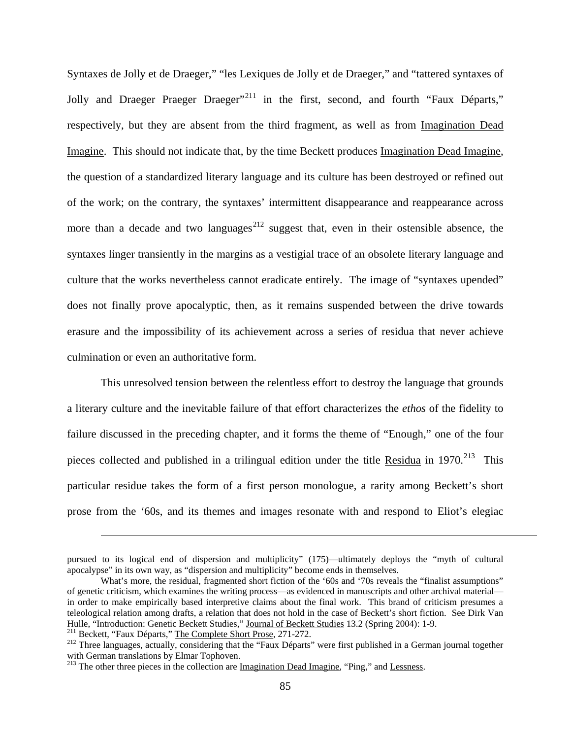Syntaxes de Jolly et de Draeger," "les Lexiques de Jolly et de Draeger," and "tattered syntaxes of Jolly and Draeger Praeger Draeger"[211] in the first, second, and fourth "Faux Départs," respectively, but they are absent from the third fragment, as well as from Imagination Dead Imagine. This should not indicate that, by the time Beckett produces Imagination Dead Imagine, the question of a standardized literary language and its culture has been destroyed or refined out of the work; on the contrary, the syntaxes' intermittent disappearance and reappearance across more than a decade and two languages[212] suggest that, even in their ostensible absence, the syntaxes linger transiently in the margins as a vestigial trace of an obsolete literary language and culture that the works nevertheless cannot eradicate entirely. The image of "syntaxes upended" does not finally prove apocalyptic, then, as it remains suspended between the drive towards erasure and the impossibility of its achievement across a series of residua that never achieve culmination or even an authoritative form.

This unresolved tension between the relentless effort to destroy the language that grounds a literary culture and the inevitable failure of that effort characterizes the *ethos* of the fidelity to failure discussed in the preceding chapter, and it forms the theme of "Enough," one of the four pieces collected and published in a trilingual edition under the title Residua in 1970.[213] This particular residue takes the form of a first person monologue, a rarity among Beckett's short prose from the '60s, and its themes and images resonate with and respond to Eliot's elegiac

---

pursued to its logical end of dispersion and multiplicity" (175)—ultimately deploys the "myth of cultural apocalypse" in its own way, as "dispersion and multiplicity" become ends in themselves.

What's more, the residual, fragmented short fiction of the '60s and '70s reveals the "finalist assumptions" of genetic criticism, which examines the writing process—as evidenced in manuscripts and other archival material—in order to make empirically based interpretive claims about the final work. This brand of criticism presumes a teleological relation among drafts, a relation that does not hold in the case of Beckett's short fiction. See Dirk Van Hulle, "Introduction: Genetic Beckett Studies," Journal of Beckett Studies 13.2 (Spring 2004): 1-9.

[211] Beckett, "Faux Départs," The Complete Short Prose, 271-272.

[212] Three languages, actually, considering that the "Faux Départs" were first published in a German journal together with German translations by Elmar Tophoven.

[213] The other three pieces in the collection are Imagination Dead Imagine, "Ping," and Lessness.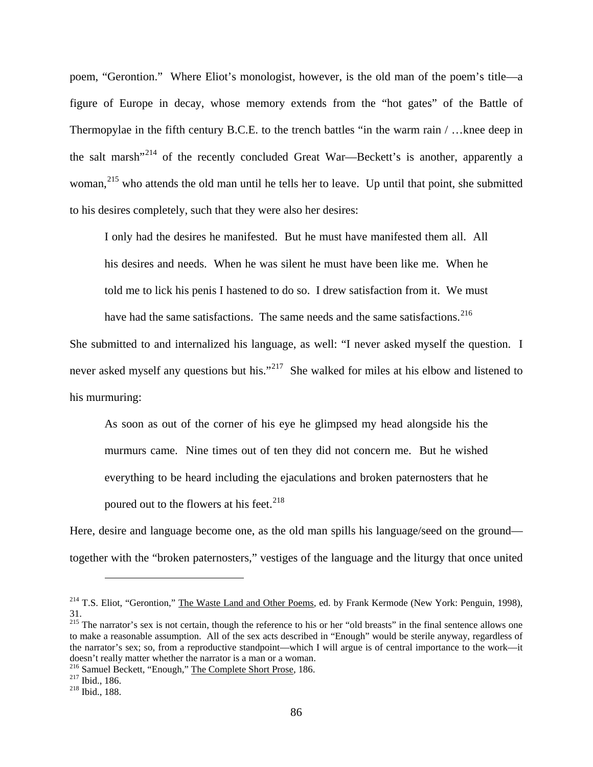poem, "Gerontion." Where Eliot's monologist, however, is the old man of the poem's title—a figure of Europe in decay, whose memory extends from the "hot gates" of the Battle of Thermopylae in the fifth century B.C.E. to the trench battles "in the warm rain / …knee deep in the salt marsh"[214] of the recently concluded Great War—Beckett's is another, apparently a woman,[215] who attends the old man until he tells her to leave. Up until that point, she submitted to his desires completely, such that they were also her desires:

> I only had the desires he manifested. But he must have manifested them all. All his desires and needs. When he was silent he must have been like me. When he told me to lick his penis I hastened to do so. I drew satisfaction from it. We must have had the same satisfactions. The same needs and the same satisfactions.[216]

She submitted to and internalized his language, as well: "I never asked myself the question. I never asked myself any questions but his."[217] She walked for miles at his elbow and listened to his murmuring:

> As soon as out of the corner of his eye he glimpsed my head alongside his the murmurs came. Nine times out of ten they did not concern me. But he wished everything to be heard including the ejaculations and broken paternosters that he poured out to the flowers at his feet.[218]

Here, desire and language become one, as the old man spills his language/seed on the ground—together with the "broken paternosters," vestiges of the language and the liturgy that once united

---

[214] T.S. Eliot, "Gerontion," The Waste Land and Other Poems, ed. by Frank Kermode (New York: Penguin, 1998), 31.

[215] The narrator's sex is not certain, though the reference to his or her "old breasts" in the final sentence allows one to make a reasonable assumption. All of the sex acts described in "Enough" would be sterile anyway, regardless of the narrator's sex; so, from a reproductive standpoint—which I will argue is of central importance to the work—it doesn't really matter whether the narrator is a man or a woman.

[216] Samuel Beckett, "Enough," The Complete Short Prose, 186.

[217] Ibid., 186.

[218] Ibid., 188.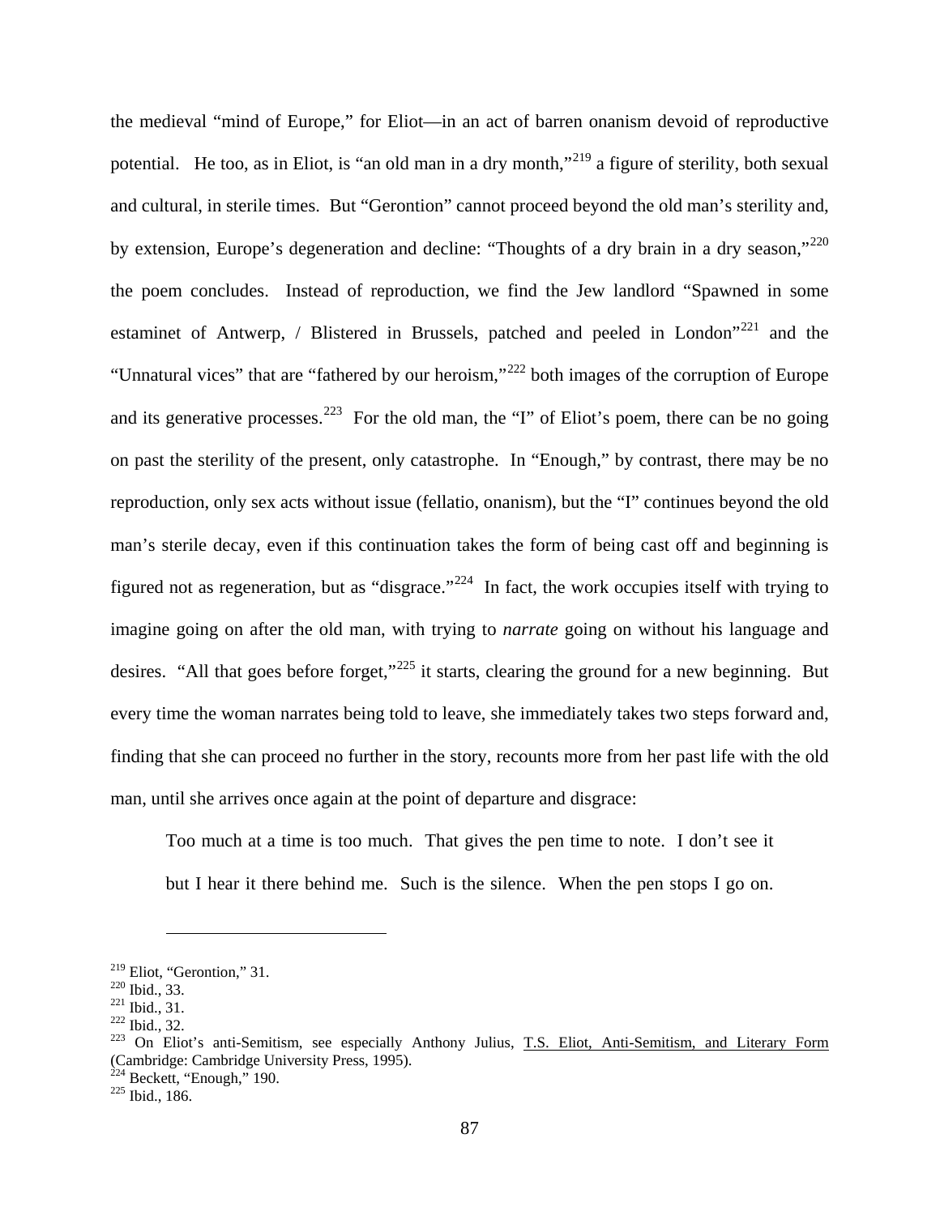the medieval “mind of Europe,” for Eliot—in an act of barren onanism devoid of reproductive potential. He too, as in Eliot, is “an old man in a dry month,”[219] a figure of sterility, both sexual and cultural, in sterile times. But “Gerontion” cannot proceed beyond the old man’s sterility and, by extension, Europe’s degeneration and decline: “Thoughts of a dry brain in a dry season,”[220] the poem concludes. Instead of reproduction, we find the Jew landlord “Spawned in some estaminet of Antwerp, / Blistered in Brussels, patched and peeled in London”[221] and the “Unnatural vices” that are “fathered by our heroism,”[222] both images of the corruption of Europe and its generative processes.[223] For the old man, the “I” of Eliot’s poem, there can be no going on past the sterility of the present, only catastrophe. In “Enough,” by contrast, there may be no reproduction, only sex acts without issue (fellatio, onanism), but the “I” continues beyond the old man’s sterile decay, even if this continuation takes the form of being cast off and beginning is figured not as regeneration, but as “disgrace.”[224] In fact, the work occupies itself with trying to imagine going on after the old man, with trying to *narrate* going on without his language and desires. “All that goes before forget,”[225] it starts, clearing the ground for a new beginning. But every time the woman narrates being told to leave, she immediately takes two steps forward and, finding that she can proceed no further in the story, recounts more from her past life with the old man, until she arrives once again at the point of departure and disgrace:

> Too much at a time is too much. That gives the pen time to note. I don’t see it but I hear it there behind me. Such is the silence. When the pen stops I go on.

---

[219] Eliot, “Gerontion,” 31.
[220] Ibid., 33.
[221] Ibid., 31.
[222] Ibid., 32.
[223] On Eliot’s anti-Semitism, see especially Anthony Julius, T.S. Eliot, Anti-Semitism, and Literary Form (Cambridge: Cambridge University Press, 1995).
[224] Beckett, “Enough,” 190.
[225] Ibid., 186.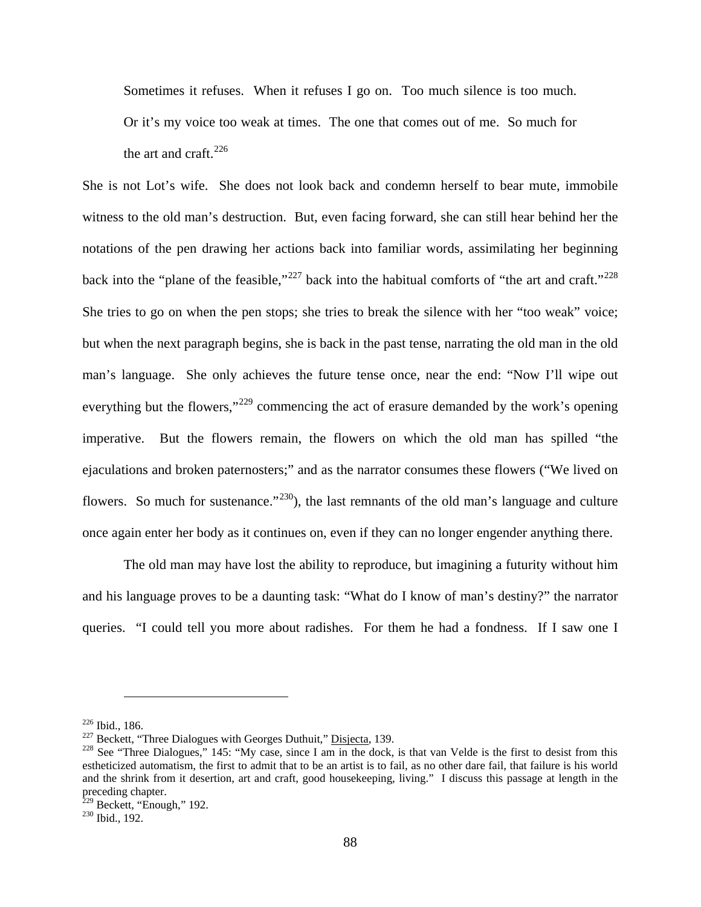> Sometimes it refuses. When it refuses I go on. Too much silence is too much. Or it's my voice too weak at times. The one that comes out of me. So much for the art and craft.[226]

She is not Lot's wife. She does not look back and condemn herself to bear mute, immobile witness to the old man's destruction. But, even facing forward, she can still hear behind her the notations of the pen drawing her actions back into familiar words, assimilating her beginning back into the "plane of the feasible,"[227] back into the habitual comforts of "the art and craft."[228] She tries to go on when the pen stops; she tries to break the silence with her "too weak" voice; but when the next paragraph begins, she is back in the past tense, narrating the old man in the old man's language. She only achieves the future tense once, near the end: "Now I'll wipe out everything but the flowers,"[229] commencing the act of erasure demanded by the work's opening imperative. But the flowers remain, the flowers on which the old man has spilled "the ejaculations and broken paternosters;" and as the narrator consumes these flowers ("We lived on flowers. So much for sustenance."[230]), the last remnants of the old man's language and culture once again enter her body as it continues on, even if they can no longer engender anything there.

The old man may have lost the ability to reproduce, but imagining a futurity without him and his language proves to be a daunting task: "What do I know of man's destiny?" the narrator queries. "I could tell you more about radishes. For them he had a fondness. If I saw one I

---

[226] Ibid., 186.

[227] Beckett, "Three Dialogues with Georges Duthuit," Disjecta, 139.

[228] See "Three Dialogues," 145: "My case, since I am in the dock, is that van Velde is the first to desist from this estheticized automatism, the first to admit that to be an artist is to fail, as no other dare fail, that failure is his world and the shrink from it desertion, art and craft, good housekeeping, living." I discuss this passage at length in the preceding chapter.

[229] Beckett, "Enough," 192.

[230] Ibid., 192.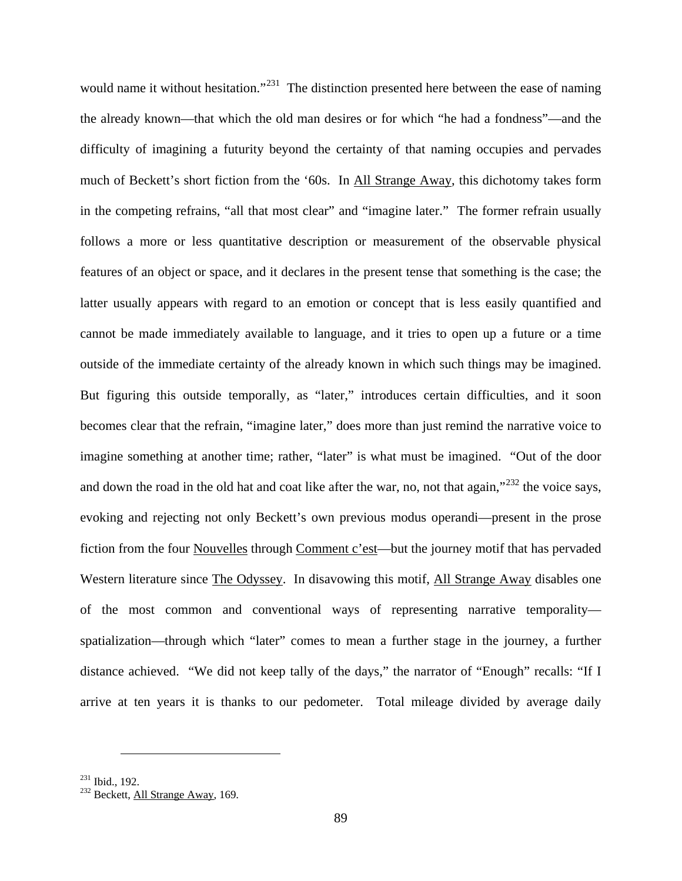would name it without hesitation."[231] The distinction presented here between the ease of naming the already known—that which the old man desires or for which "he had a fondness"—and the difficulty of imagining a futurity beyond the certainty of that naming occupies and pervades much of Beckett's short fiction from the '60s. In All Strange Away, this dichotomy takes form in the competing refrains, "all that most clear" and "imagine later." The former refrain usually follows a more or less quantitative description or measurement of the observable physical features of an object or space, and it declares in the present tense that something is the case; the latter usually appears with regard to an emotion or concept that is less easily quantified and cannot be made immediately available to language, and it tries to open up a future or a time outside of the immediate certainty of the already known in which such things may be imagined. But figuring this outside temporally, as "later," introduces certain difficulties, and it soon becomes clear that the refrain, "imagine later," does more than just remind the narrative voice to imagine something at another time; rather, "later" is what must be imagined. "Out of the door and down the road in the old hat and coat like after the war, no, not that again,"[232] the voice says, evoking and rejecting not only Beckett's own previous modus operandi—present in the prose fiction from the four Nouvelles through Comment c'est—but the journey motif that has pervaded Western literature since The Odyssey. In disavowing this motif, All Strange Away disables one of the most common and conventional ways of representing narrative temporality—spatialization—through which "later" comes to mean a further stage in the journey, a further distance achieved. "We did not keep tally of the days," the narrator of "Enough" recalls: "If I arrive at ten years it is thanks to our pedometer. Total mileage divided by average daily

---

[231] Ibid., 192.

[232] Beckett, All Strange Away, 169.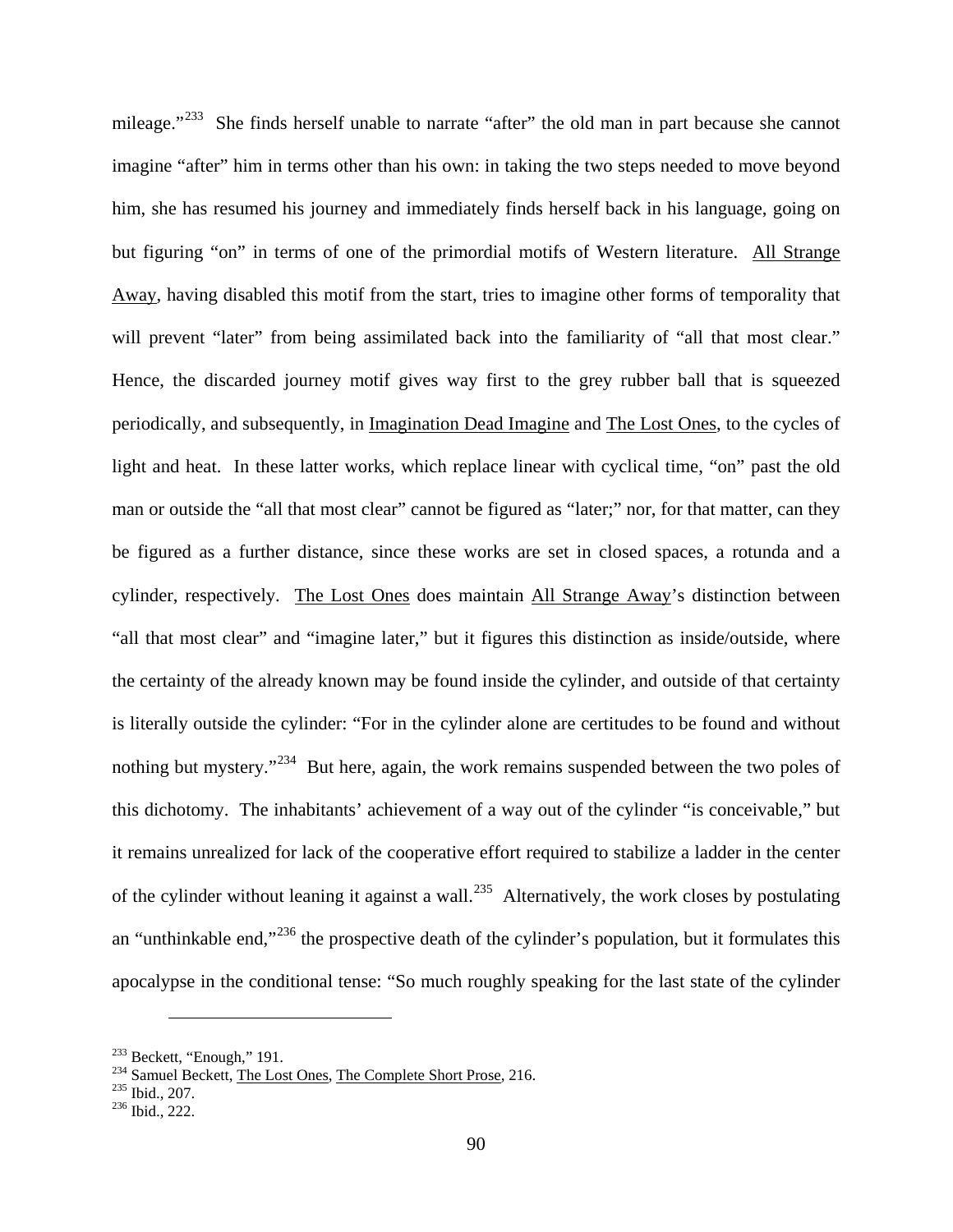mileage."[233] She finds herself unable to narrate "after" the old man in part because she cannot imagine "after" him in terms other than his own: in taking the two steps needed to move beyond him, she has resumed his journey and immediately finds herself back in his language, going on but figuring "on" in terms of one of the primordial motifs of Western literature. All Strange Away, having disabled this motif from the start, tries to imagine other forms of temporality that will prevent "later" from being assimilated back into the familiarity of "all that most clear." Hence, the discarded journey motif gives way first to the grey rubber ball that is squeezed periodically, and subsequently, in Imagination Dead Imagine and The Lost Ones, to the cycles of light and heat. In these latter works, which replace linear with cyclical time, "on" past the old man or outside the "all that most clear" cannot be figured as "later;" nor, for that matter, can they be figured as a further distance, since these works are set in closed spaces, a rotunda and a cylinder, respectively. The Lost Ones does maintain All Strange Away's distinction between "all that most clear" and "imagine later," but it figures this distinction as inside/outside, where the certainty of the already known may be found inside the cylinder, and outside of that certainty is literally outside the cylinder: "For in the cylinder alone are certitudes to be found and without nothing but mystery."[234] But here, again, the work remains suspended between the two poles of this dichotomy. The inhabitants' achievement of a way out of the cylinder "is conceivable," but it remains unrealized for lack of the cooperative effort required to stabilize a ladder in the center of the cylinder without leaning it against a wall.[235] Alternatively, the work closes by postulating an "unthinkable end,"[236] the prospective death of the cylinder's population, but it formulates this apocalypse in the conditional tense: "So much roughly speaking for the last state of the cylinder

---

[233] Beckett, "Enough," 191.
[234] Samuel Beckett, The Lost Ones, The Complete Short Prose, 216.
[235] Ibid., 207.
[236] Ibid., 222.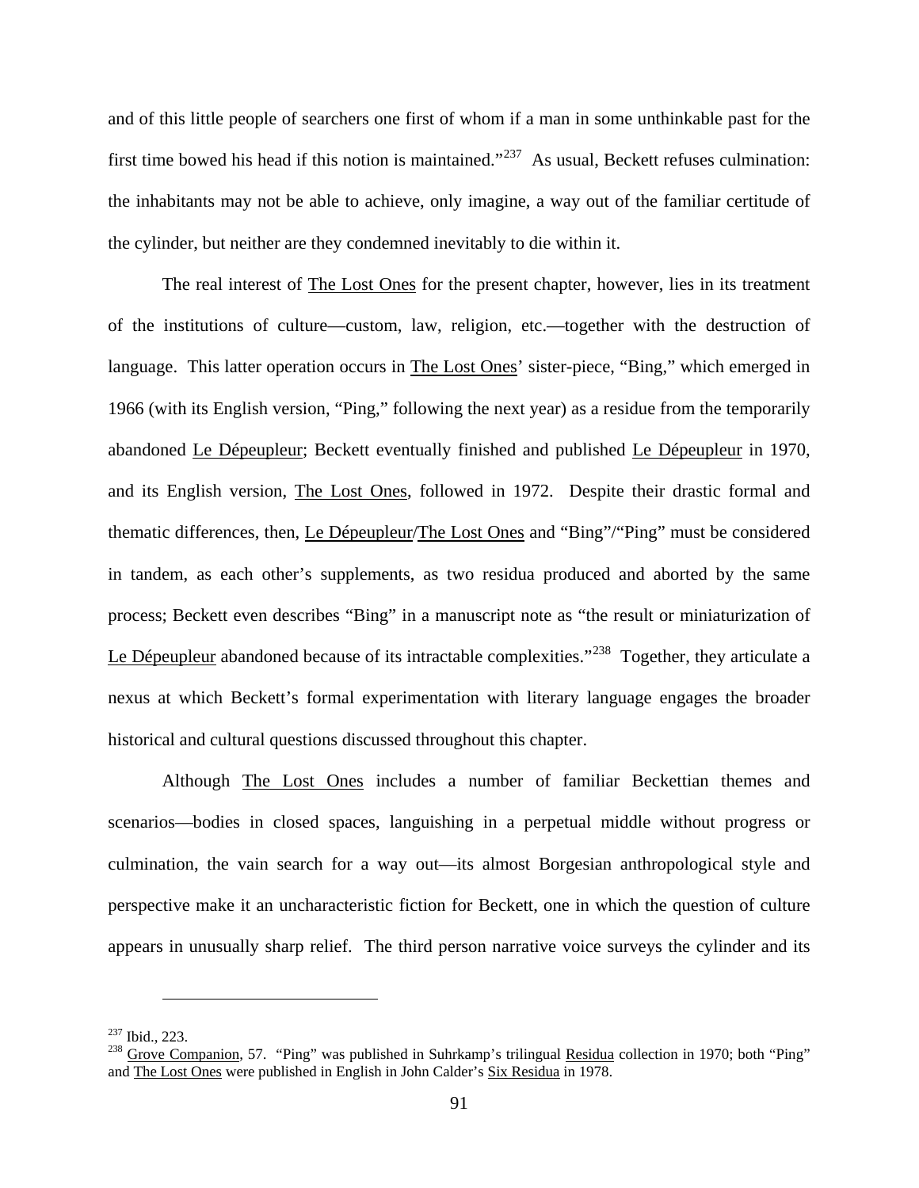and of this little people of searchers one first of whom if a man in some unthinkable past for the first time bowed his head if this notion is maintained."[237] As usual, Beckett refuses culmination: the inhabitants may not be able to achieve, only imagine, a way out of the familiar certitude of the cylinder, but neither are they condemned inevitably to die within it.

The real interest of The Lost Ones for the present chapter, however, lies in its treatment of the institutions of culture—custom, law, religion, etc.—together with the destruction of language. This latter operation occurs in The Lost Ones' sister-piece, "Bing," which emerged in 1966 (with its English version, "Ping," following the next year) as a residue from the temporarily abandoned Le Dépeupleur; Beckett eventually finished and published Le Dépeupleur in 1970, and its English version, The Lost Ones, followed in 1972. Despite their drastic formal and thematic differences, then, Le Dépeupleur/The Lost Ones and "Bing"/"Ping" must be considered in tandem, as each other's supplements, as two residua produced and aborted by the same process; Beckett even describes "Bing" in a manuscript note as "the result or miniaturization of Le Dépeupleur abandoned because of its intractable complexities."[238] Together, they articulate a nexus at which Beckett's formal experimentation with literary language engages the broader historical and cultural questions discussed throughout this chapter.

Although The Lost Ones includes a number of familiar Beckettian themes and scenarios—bodies in closed spaces, languishing in a perpetual middle without progress or culmination, the vain search for a way out—its almost Borgesian anthropological style and perspective make it an uncharacteristic fiction for Beckett, one in which the question of culture appears in unusually sharp relief. The third person narrative voice surveys the cylinder and its

---

[237] Ibid., 223.

[238] Grove Companion, 57. "Ping" was published in Suhrkamp's trilingual Residua collection in 1970; both "Ping" and The Lost Ones were published in English in John Calder's Six Residua in 1978.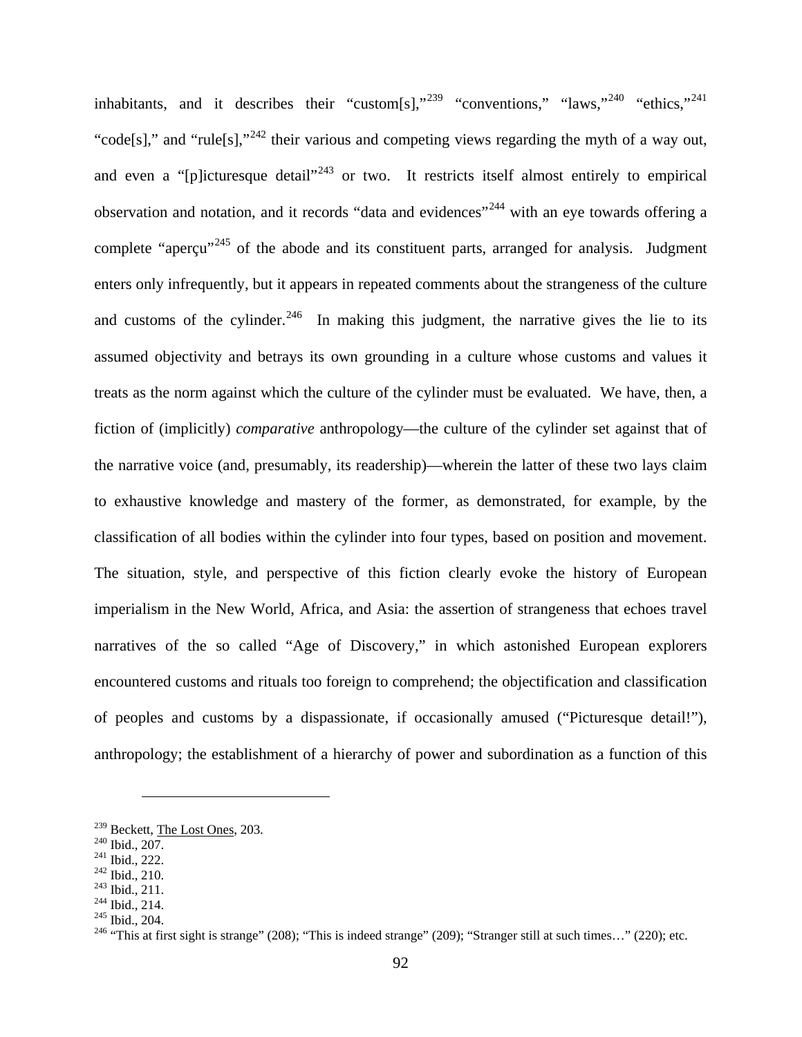inhabitants, and it describes their "custom[s],"[239] "conventions," "laws,"[240] "ethics,"[241] "code[s]," and "rule[s],"[242] their various and competing views regarding the myth of a way out, and even a "[p]icturesque detail"[243] or two. It restricts itself almost entirely to empirical observation and notation, and it records "data and evidences"[244] with an eye towards offering a complete "aperçu"[245] of the abode and its constituent parts, arranged for analysis. Judgment enters only infrequently, but it appears in repeated comments about the strangeness of the culture and customs of the cylinder.[246] In making this judgment, the narrative gives the lie to its assumed objectivity and betrays its own grounding in a culture whose customs and values it treats as the norm against which the culture of the cylinder must be evaluated. We have, then, a fiction of (implicitly) *comparative* anthropology—the culture of the cylinder set against that of the narrative voice (and, presumably, its readership)—wherein the latter of these two lays claim to exhaustive knowledge and mastery of the former, as demonstrated, for example, by the classification of all bodies within the cylinder into four types, based on position and movement. The situation, style, and perspective of this fiction clearly evoke the history of European imperialism in the New World, Africa, and Asia: the assertion of strangeness that echoes travel narratives of the so called "Age of Discovery," in which astonished European explorers encountered customs and rituals too foreign to comprehend; the objectification and classification of peoples and customs by a dispassionate, if occasionally amused ("Picturesque detail!"), anthropology; the establishment of a hierarchy of power and subordination as a function of this

---

[239] Beckett, The Lost Ones, 203.
[240] Ibid., 207.
[241] Ibid., 222.
[242] Ibid., 210.
[243] Ibid., 211.
[244] Ibid., 214.
[245] Ibid., 204.
[246] "This at first sight is strange" (208); "This is indeed strange" (209); "Stranger still at such times…" (220); etc.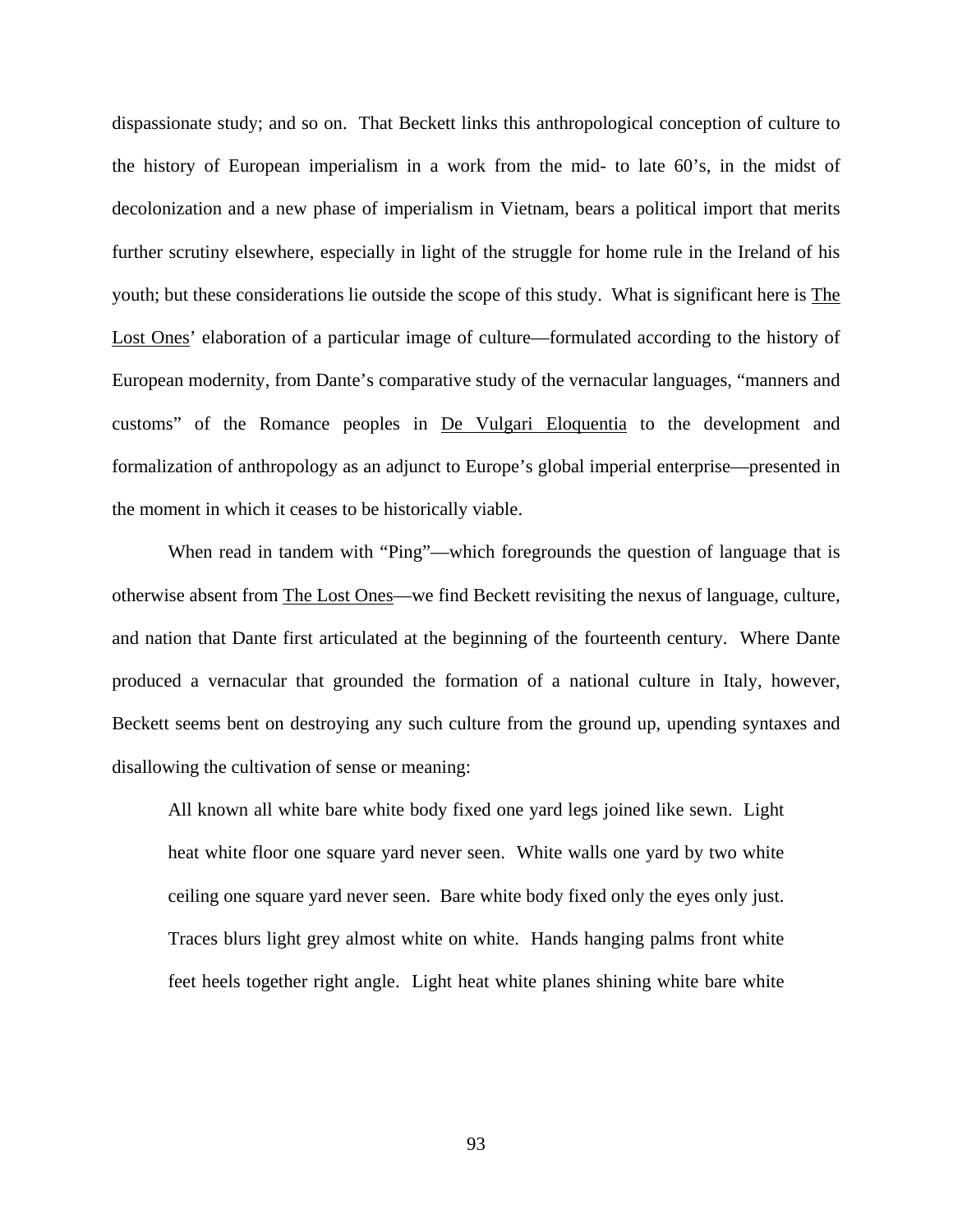dispassionate study; and so on. That Beckett links this anthropological conception of culture to the history of European imperialism in a work from the mid- to late 60's, in the midst of decolonization and a new phase of imperialism in Vietnam, bears a political import that merits further scrutiny elsewhere, especially in light of the struggle for home rule in the Ireland of his youth; but these considerations lie outside the scope of this study. What is significant here is <u>The Lost Ones</u>' elaboration of a particular image of culture—formulated according to the history of European modernity, from Dante's comparative study of the vernacular languages, "manners and customs" of the Romance peoples in <u>De Vulgari Eloquentia</u> to the development and formalization of anthropology as an adjunct to Europe's global imperial enterprise—presented in the moment in which it ceases to be historically viable.

When read in tandem with "Ping"—which foregrounds the question of language that is otherwise absent from <u>The Lost Ones</u>—we find Beckett revisiting the nexus of language, culture, and nation that Dante first articulated at the beginning of the fourteenth century. Where Dante produced a vernacular that grounded the formation of a national culture in Italy, however, Beckett seems bent on destroying any such culture from the ground up, upending syntaxes and disallowing the cultivation of sense or meaning:

> All known all white bare white body fixed one yard legs joined like sewn. Light heat white floor one square yard never seen. White walls one yard by two white ceiling one square yard never seen. Bare white body fixed only the eyes only just. Traces blurs light grey almost white on white. Hands hanging palms front white feet heels together right angle. Light heat white planes shining white bare white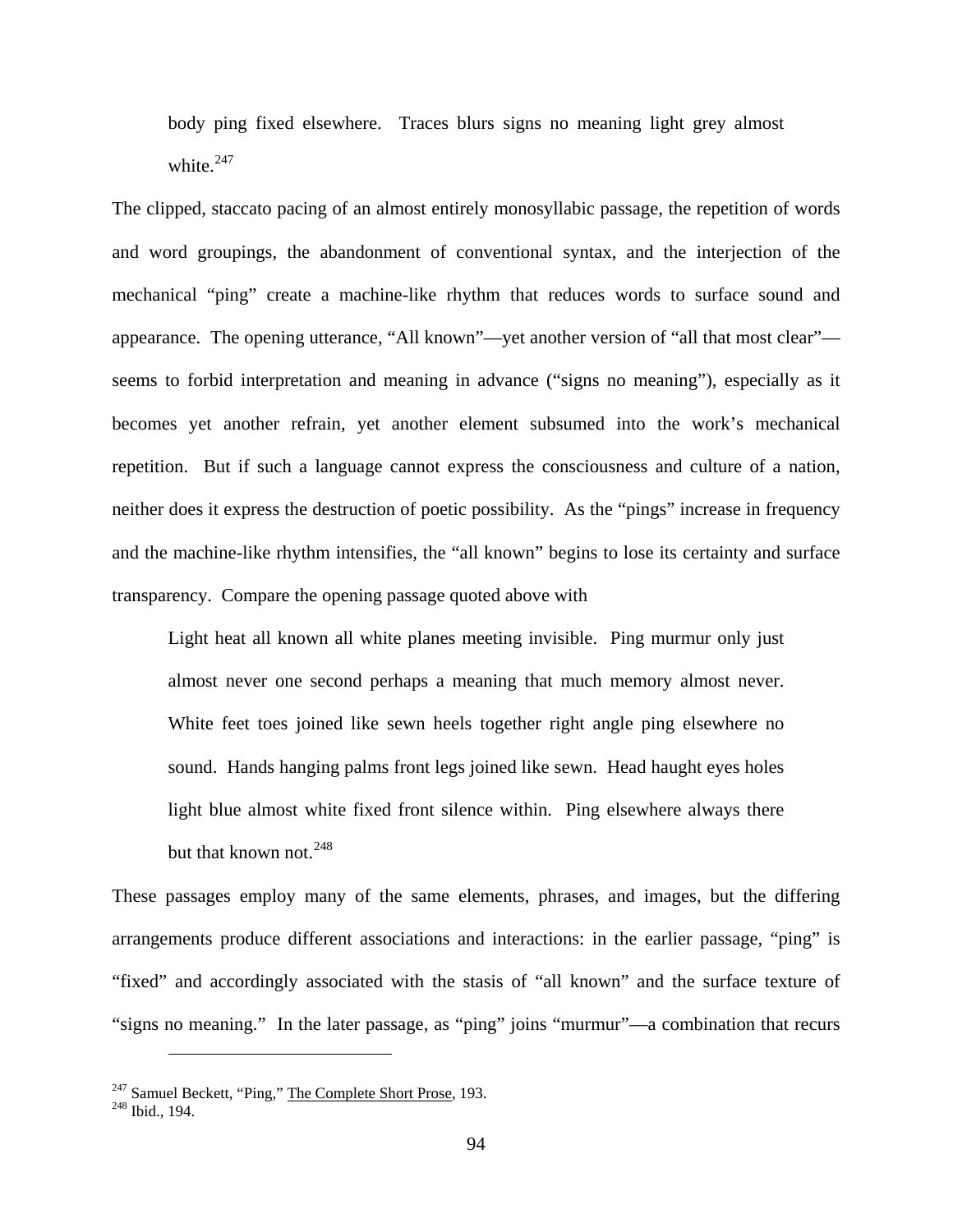> body ping fixed elsewhere. Traces blurs signs no meaning light grey almost white.[247]

The clipped, staccato pacing of an almost entirely monosyllabic passage, the repetition of words and word groupings, the abandonment of conventional syntax, and the interjection of the mechanical "ping" create a machine-like rhythm that reduces words to surface sound and appearance. The opening utterance, "All known"—yet another version of "all that most clear"—seems to forbid interpretation and meaning in advance ("signs no meaning"), especially as it becomes yet another refrain, yet another element subsumed into the work's mechanical repetition. But if such a language cannot express the consciousness and culture of a nation, neither does it express the destruction of poetic possibility. As the "pings" increase in frequency and the machine-like rhythm intensifies, the "all known" begins to lose its certainty and surface transparency. Compare the opening passage quoted above with

> Light heat all known all white planes meeting invisible. Ping murmur only just almost never one second perhaps a meaning that much memory almost never. White feet toes joined like sewn heels together right angle ping elsewhere no sound. Hands hanging palms front legs joined like sewn. Head haught eyes holes light blue almost white fixed front silence within. Ping elsewhere always there but that known not.[248]

These passages employ many of the same elements, phrases, and images, but the differing arrangements produce different associations and interactions: in the earlier passage, "ping" is "fixed" and accordingly associated with the stasis of "all known" and the surface texture of "signs no meaning." In the later passage, as "ping" joins "murmur"—a combination that recurs

---

[247] Samuel Beckett, "Ping," The Complete Short Prose, 193.

[248] Ibid., 194.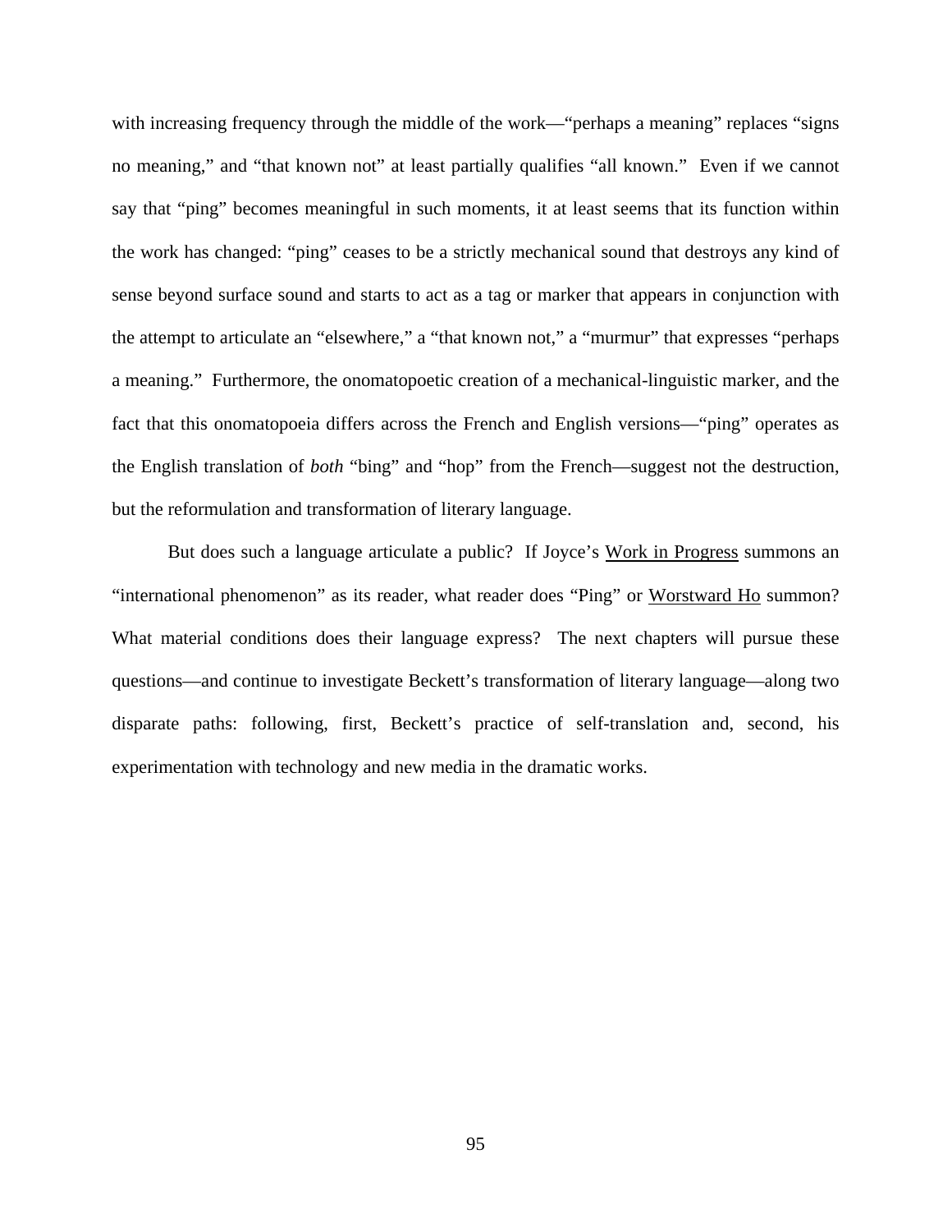with increasing frequency through the middle of the work—"perhaps a meaning" replaces "signs no meaning," and "that known not" at least partially qualifies "all known." Even if we cannot say that "ping" becomes meaningful in such moments, it at least seems that its function within the work has changed: "ping" ceases to be a strictly mechanical sound that destroys any kind of sense beyond surface sound and starts to act as a tag or marker that appears in conjunction with the attempt to articulate an "elsewhere," a "that known not," a "murmur" that expresses "perhaps a meaning." Furthermore, the onomatopoetic creation of a mechanical-linguistic marker, and the fact that this onomatopoeia differs across the French and English versions—"ping" operates as the English translation of *both* "bing" and "hop" from the French—suggest not the destruction, but the reformulation and transformation of literary language.

But does such a language articulate a public? If Joyce's Work in Progress summons an "international phenomenon" as its reader, what reader does "Ping" or Worstward Ho summon? What material conditions does their language express? The next chapters will pursue these questions—and continue to investigate Beckett's transformation of literary language—along two disparate paths: following, first, Beckett's practice of self-translation and, second, his experimentation with technology and new media in the dramatic works.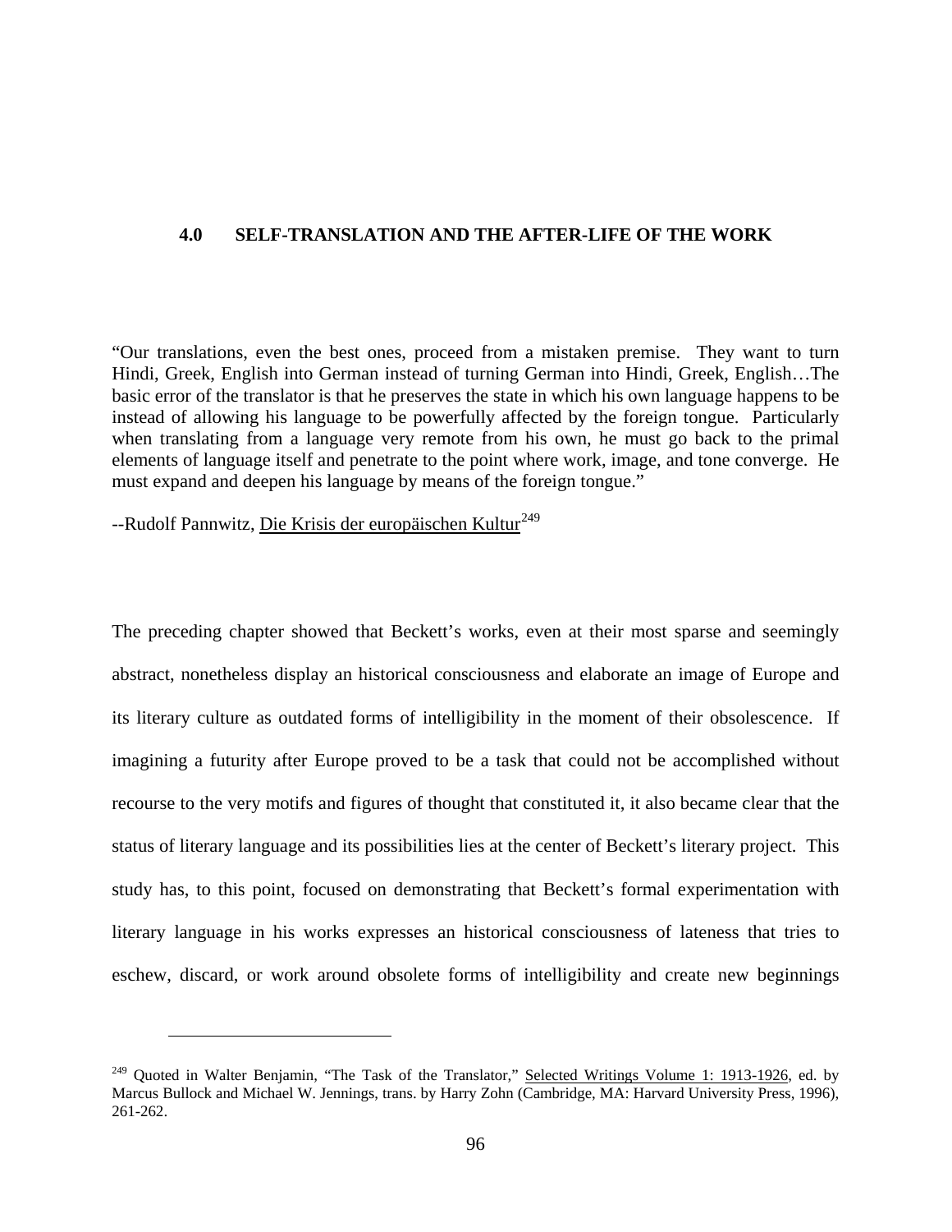# 4.0 SELF-TRANSLATION AND THE AFTER-LIFE OF THE WORK

"Our translations, even the best ones, proceed from a mistaken premise. They want to turn Hindi, Greek, English into German instead of turning German into Hindi, Greek, English…The basic error of the translator is that he preserves the state in which his own language happens to be instead of allowing his language to be powerfully affected by the foreign tongue. Particularly when translating from a language very remote from his own, he must go back to the primal elements of language itself and penetrate to the point where work, image, and tone converge. He must expand and deepen his language by means of the foreign tongue."

--Rudolf Pannwitz, Die Krisis der europäischen Kultur[249]

The preceding chapter showed that Beckett's works, even at their most sparse and seemingly abstract, nonetheless display an historical consciousness and elaborate an image of Europe and its literary culture as outdated forms of intelligibility in the moment of their obsolescence. If imagining a futurity after Europe proved to be a task that could not be accomplished without recourse to the very motifs and figures of thought that constituted it, it also became clear that the status of literary language and its possibilities lies at the center of Beckett's literary project. This study has, to this point, focused on demonstrating that Beckett's formal experimentation with literary language in his works expresses an historical consciousness of lateness that tries to eschew, discard, or work around obsolete forms of intelligibility and create new beginnings

[249] Quoted in Walter Benjamin, "The Task of the Translator," Selected Writings Volume 1: 1913-1926, ed. by Marcus Bullock and Michael W. Jennings, trans. by Harry Zohn (Cambridge, MA: Harvard University Press, 1996), 261-262.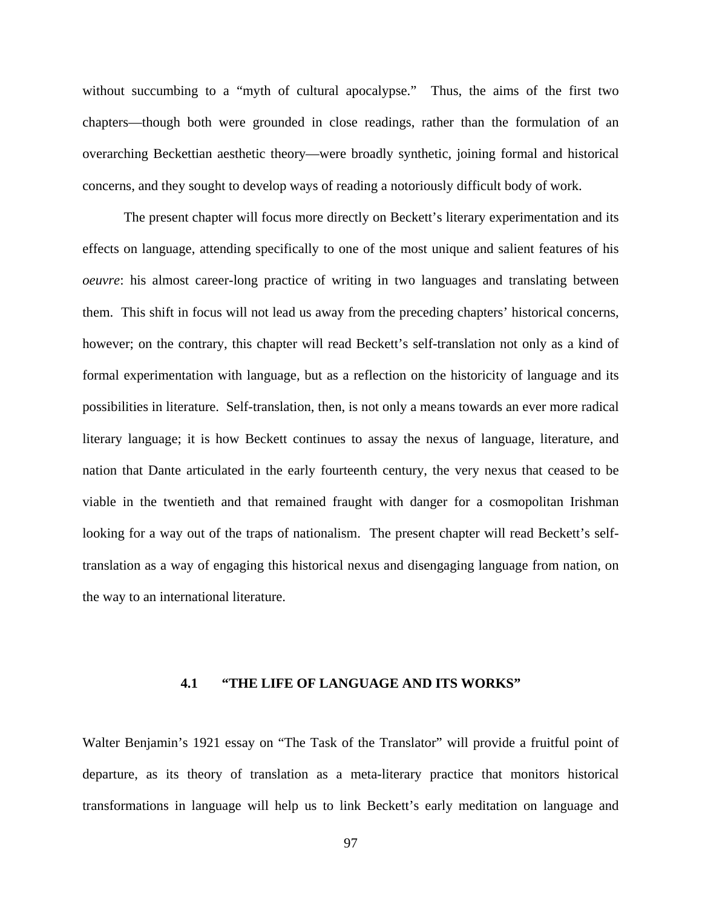without succumbing to a "myth of cultural apocalypse." Thus, the aims of the first two chapters—though both were grounded in close readings, rather than the formulation of an overarching Beckettian aesthetic theory—were broadly synthetic, joining formal and historical concerns, and they sought to develop ways of reading a notoriously difficult body of work.

The present chapter will focus more directly on Beckett's literary experimentation and its effects on language, attending specifically to one of the most unique and salient features of his *oeuvre*: his almost career-long practice of writing in two languages and translating between them. This shift in focus will not lead us away from the preceding chapters' historical concerns, however; on the contrary, this chapter will read Beckett's self-translation not only as a kind of formal experimentation with language, but as a reflection on the historicity of language and its possibilities in literature. Self-translation, then, is not only a means towards an ever more radical literary language; it is how Beckett continues to assay the nexus of language, literature, and nation that Dante articulated in the early fourteenth century, the very nexus that ceased to be viable in the twentieth and that remained fraught with danger for a cosmopolitan Irishman looking for a way out of the traps of nationalism. The present chapter will read Beckett's self-translation as a way of engaging this historical nexus and disengaging language from nation, on the way to an international literature.

## 4.1 "THE LIFE OF LANGUAGE AND ITS WORKS"

Walter Benjamin's 1921 essay on "The Task of the Translator" will provide a fruitful point of departure, as its theory of translation as a meta-literary practice that monitors historical transformations in language will help us to link Beckett's early meditation on language and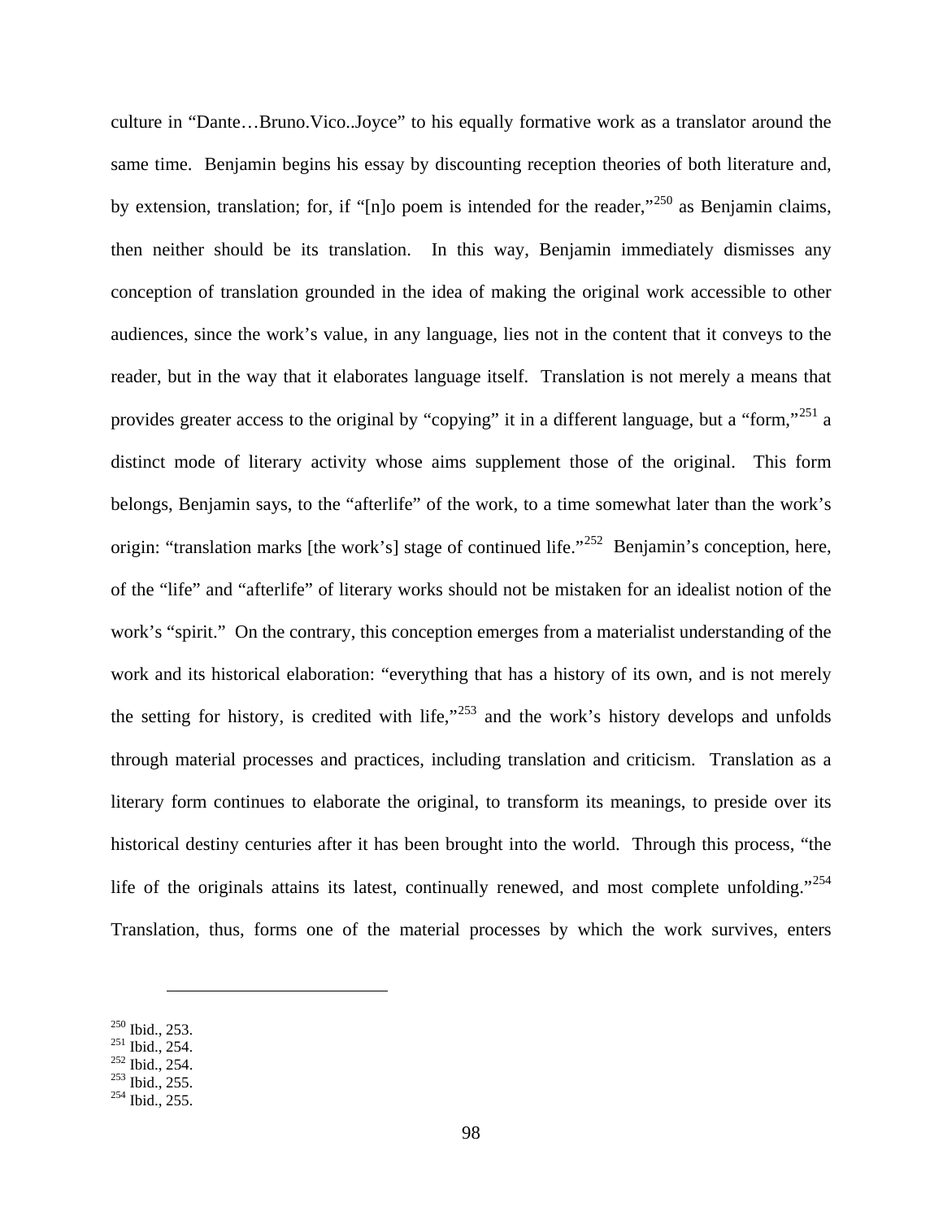culture in "Dante…Bruno.Vico..Joyce" to his equally formative work as a translator around the same time. Benjamin begins his essay by discounting reception theories of both literature and, by extension, translation; for, if "[n]o poem is intended for the reader,"[250] as Benjamin claims, then neither should be its translation. In this way, Benjamin immediately dismisses any conception of translation grounded in the idea of making the original work accessible to other audiences, since the work's value, in any language, lies not in the content that it conveys to the reader, but in the way that it elaborates language itself. Translation is not merely a means that provides greater access to the original by "copying" it in a different language, but a "form,"[251] a distinct mode of literary activity whose aims supplement those of the original. This form belongs, Benjamin says, to the "afterlife" of the work, to a time somewhat later than the work's origin: "translation marks [the work's] stage of continued life."[252] Benjamin's conception, here, of the "life" and "afterlife" of literary works should not be mistaken for an idealist notion of the work's "spirit." On the contrary, this conception emerges from a materialist understanding of the work and its historical elaboration: "everything that has a history of its own, and is not merely the setting for history, is credited with life,"[253] and the work's history develops and unfolds through material processes and practices, including translation and criticism. Translation as a literary form continues to elaborate the original, to transform its meanings, to preside over its historical destiny centuries after it has been brought into the world. Through this process, "the life of the originals attains its latest, continually renewed, and most complete unfolding."[254] Translation, thus, forms one of the material processes by which the work survives, enters

---

[250] Ibid., 253.
[251] Ibid., 254.
[252] Ibid., 254.
[253] Ibid., 255.
[254] Ibid., 255.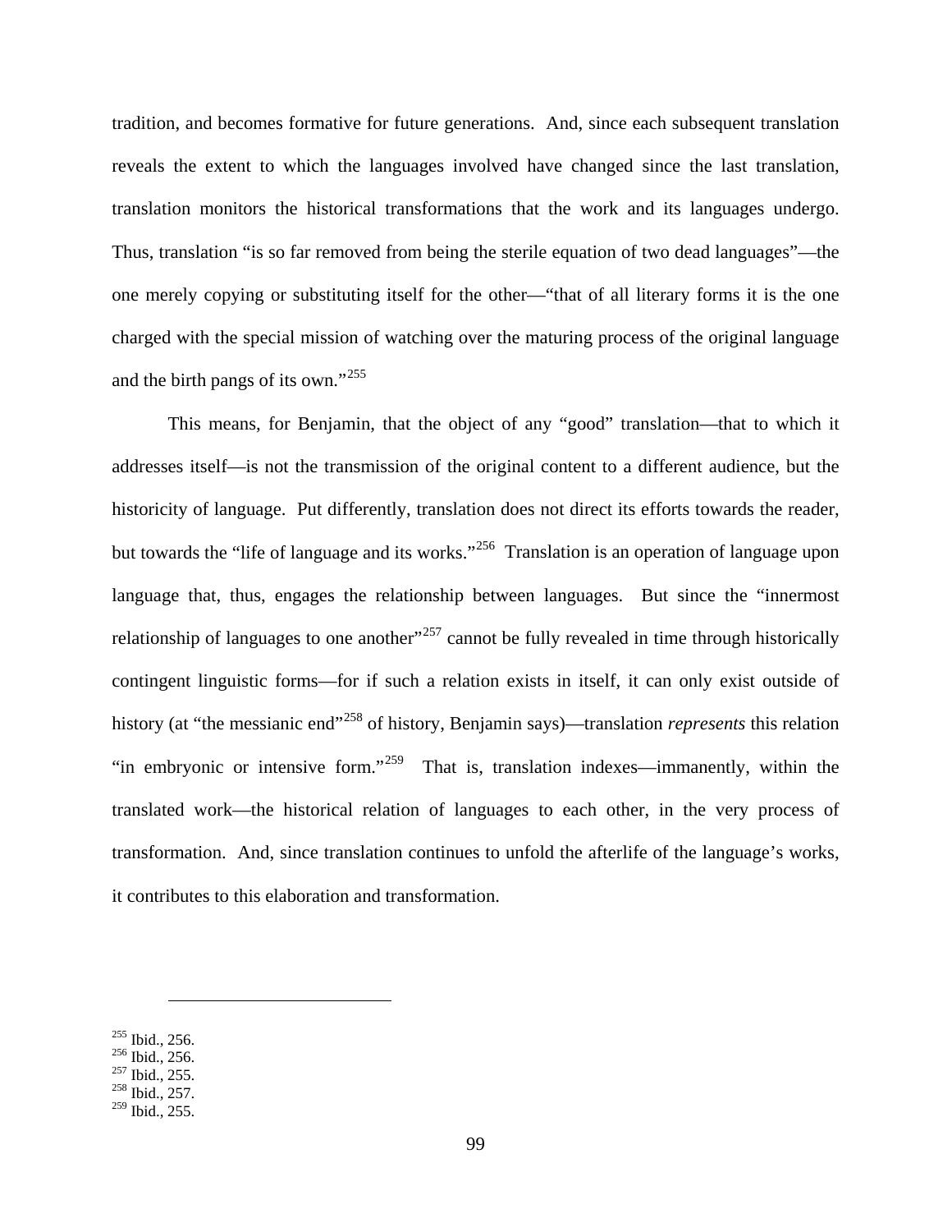tradition, and becomes formative for future generations. And, since each subsequent translation reveals the extent to which the languages involved have changed since the last translation, translation monitors the historical transformations that the work and its languages undergo. Thus, translation "is so far removed from being the sterile equation of two dead languages"—the one merely copying or substituting itself for the other—"that of all literary forms it is the one charged with the special mission of watching over the maturing process of the original language and the birth pangs of its own."[255]

This means, for Benjamin, that the object of any "good" translation—that to which it addresses itself—is not the transmission of the original content to a different audience, but the historicity of language. Put differently, translation does not direct its efforts towards the reader, but towards the "life of language and its works."[256] Translation is an operation of language upon language that, thus, engages the relationship between languages. But since the "innermost relationship of languages to one another"[257] cannot be fully revealed in time through historically contingent linguistic forms—for if such a relation exists in itself, it can only exist outside of history (at "the messianic end"[258] of history, Benjamin says)—translation *represents* this relation "in embryonic or intensive form."[259] That is, translation indexes—immanently, within the translated work—the historical relation of languages to each other, in the very process of transformation. And, since translation continues to unfold the afterlife of the language's works, it contributes to this elaboration and transformation.

[255] Ibid., 256.
[256] Ibid., 256.
[257] Ibid., 255.
[258] Ibid., 257.
[259] Ibid., 255.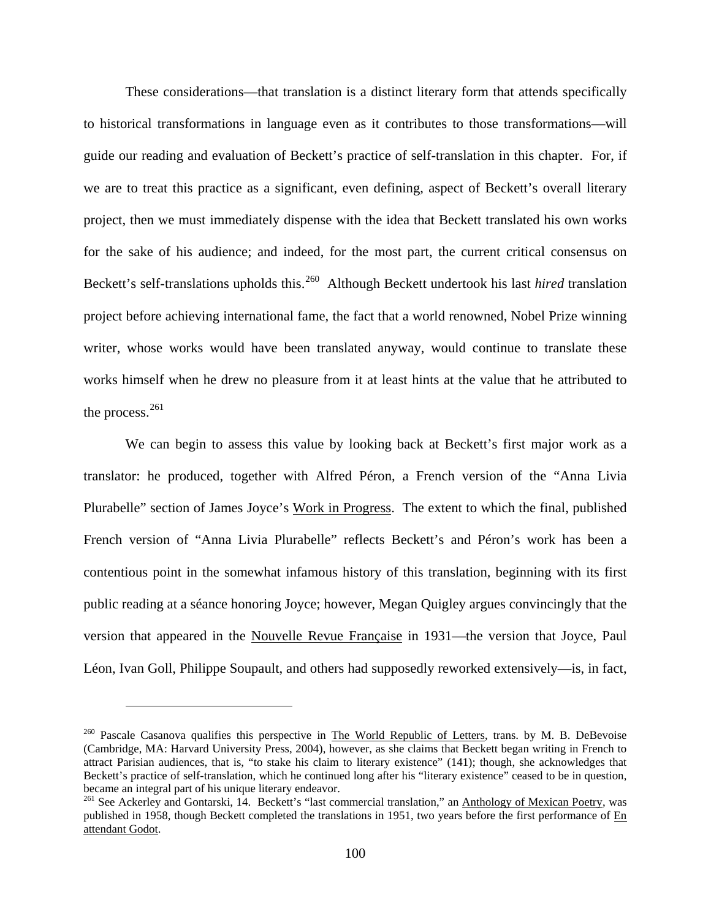These considerations—that translation is a distinct literary form that attends specifically to historical transformations in language even as it contributes to those transformations—will guide our reading and evaluation of Beckett's practice of self-translation in this chapter. For, if we are to treat this practice as a significant, even defining, aspect of Beckett's overall literary project, then we must immediately dispense with the idea that Beckett translated his own works for the sake of his audience; and indeed, for the most part, the current critical consensus on Beckett's self-translations upholds this.[260] Although Beckett undertook his last *hired* translation project before achieving international fame, the fact that a world renowned, Nobel Prize winning writer, whose works would have been translated anyway, would continue to translate these works himself when he drew no pleasure from it at least hints at the value that he attributed to the process.[261]

We can begin to assess this value by looking back at Beckett's first major work as a translator: he produced, together with Alfred Péron, a French version of the "Anna Livia Plurabelle" section of James Joyce's Work in Progress. The extent to which the final, published French version of "Anna Livia Plurabelle" reflects Beckett's and Péron's work has been a contentious point in the somewhat infamous history of this translation, beginning with its first public reading at a séance honoring Joyce; however, Megan Quigley argues convincingly that the version that appeared in the Nouvelle Revue Française in 1931—the version that Joyce, Paul Léon, Ivan Goll, Philippe Soupault, and others had supposedly reworked extensively—is, in fact,

---

[260] Pascale Casanova qualifies this perspective in The World Republic of Letters, trans. by M. B. DeBevoise (Cambridge, MA: Harvard University Press, 2004), however, as she claims that Beckett began writing in French to attract Parisian audiences, that is, "to stake his claim to literary existence" (141); though, she acknowledges that Beckett's practice of self-translation, which he continued long after his "literary existence" ceased to be in question, became an integral part of his unique literary endeavor.

[261] See Ackerley and Gontarski, 14. Beckett's "last commercial translation," an Anthology of Mexican Poetry, was published in 1958, though Beckett completed the translations in 1951, two years before the first performance of En attendant Godot.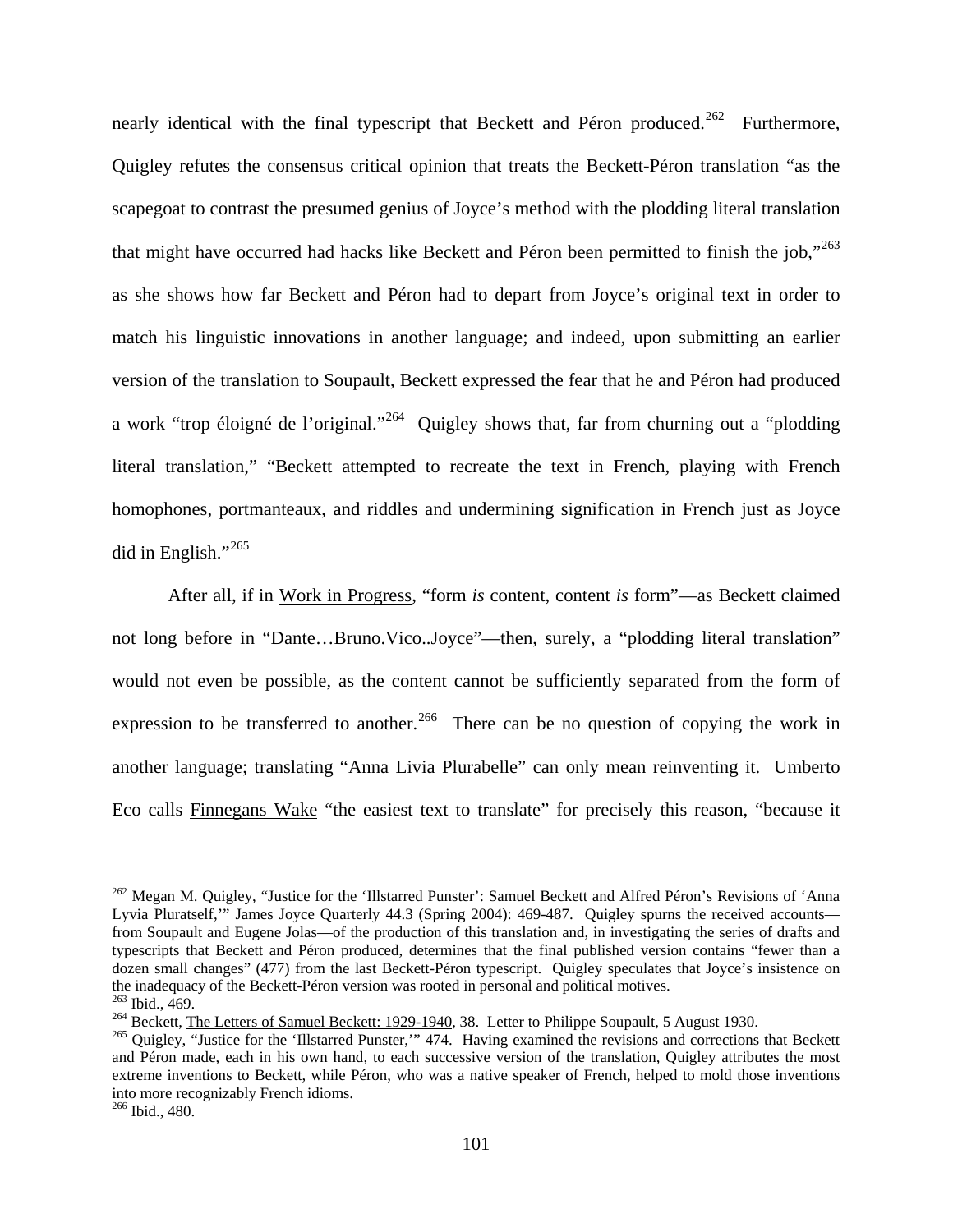nearly identical with the final typescript that Beckett and Péron produced.[262] Furthermore, Quigley refutes the consensus critical opinion that treats the Beckett-Péron translation "as the scapegoat to contrast the presumed genius of Joyce's method with the plodding literal translation that might have occurred had hacks like Beckett and Péron been permitted to finish the job,"[263] as she shows how far Beckett and Péron had to depart from Joyce's original text in order to match his linguistic innovations in another language; and indeed, upon submitting an earlier version of the translation to Soupault, Beckett expressed the fear that he and Péron had produced a work "trop éloigné de l'original."[264] Quigley shows that, far from churning out a "plodding literal translation," "Beckett attempted to recreate the text in French, playing with French homophones, portmanteaux, and riddles and undermining signification in French just as Joyce did in English."[265]

After all, if in Work in Progress, "form *is* content, content *is* form"—as Beckett claimed not long before in "Dante…Bruno.Vico..Joyce"—then, surely, a "plodding literal translation" would not even be possible, as the content cannot be sufficiently separated from the form of expression to be transferred to another.[266] There can be no question of copying the work in another language; translating "Anna Livia Plurabelle" can only mean reinventing it. Umberto Eco calls Finnegans Wake "the easiest text to translate" for precisely this reason, "because it

---

[262] Megan M. Quigley, "Justice for the 'Illstarred Punster': Samuel Beckett and Alfred Péron's Revisions of 'Anna Lyvia Pluratself,'" James Joyce Quarterly 44.3 (Spring 2004): 469-487. Quigley spurns the received accounts—from Soupault and Eugene Jolas—of the production of this translation and, in investigating the series of drafts and typescripts that Beckett and Péron produced, determines that the final published version contains "fewer than a dozen small changes" (477) from the last Beckett-Péron typescript. Quigley speculates that Joyce's insistence on the inadequacy of the Beckett-Péron version was rooted in personal and political motives.

[263] Ibid., 469.

[264] Beckett, The Letters of Samuel Beckett: 1929-1940, 38. Letter to Philippe Soupault, 5 August 1930.

[265] Quigley, "Justice for the 'Illstarred Punster,'" 474. Having examined the revisions and corrections that Beckett and Péron made, each in his own hand, to each successive version of the translation, Quigley attributes the most extreme inventions to Beckett, while Péron, who was a native speaker of French, helped to mold those inventions into more recognizably French idioms.

[266] Ibid., 480.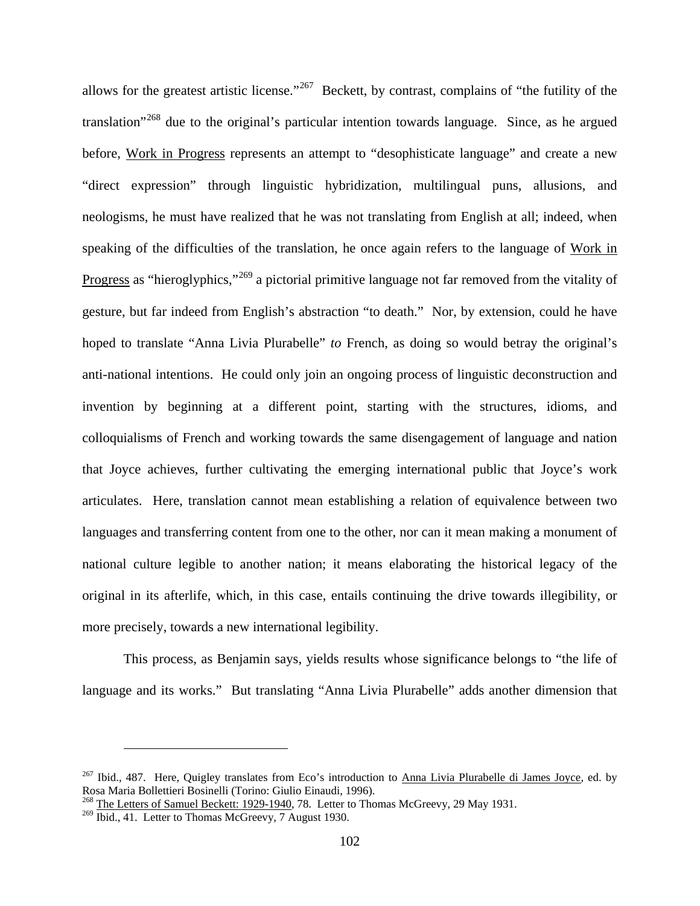allows for the greatest artistic license."[267] Beckett, by contrast, complains of "the futility of the translation"[268] due to the original's particular intention towards language. Since, as he argued before, Work in Progress represents an attempt to "desophisticate language" and create a new "direct expression" through linguistic hybridization, multilingual puns, allusions, and neologisms, he must have realized that he was not translating from English at all; indeed, when speaking of the difficulties of the translation, he once again refers to the language of Work in Progress as "hieroglyphics,"[269] a pictorial primitive language not far removed from the vitality of gesture, but far indeed from English's abstraction "to death." Nor, by extension, could he have hoped to translate "Anna Livia Plurabelle" *to* French, as doing so would betray the original's anti-national intentions. He could only join an ongoing process of linguistic deconstruction and invention by beginning at a different point, starting with the structures, idioms, and colloquialisms of French and working towards the same disengagement of language and nation that Joyce achieves, further cultivating the emerging international public that Joyce's work articulates. Here, translation cannot mean establishing a relation of equivalence between two languages and transferring content from one to the other, nor can it mean making a monument of national culture legible to another nation; it means elaborating the historical legacy of the original in its afterlife, which, in this case, entails continuing the drive towards illegibility, or more precisely, towards a new international legibility.

This process, as Benjamin says, yields results whose significance belongs to "the life of language and its works." But translating "Anna Livia Plurabelle" adds another dimension that

---

[267] Ibid., 487. Here, Quigley translates from Eco's introduction to Anna Livia Plurabelle di James Joyce, ed. by Rosa Maria Bollettieri Bosinelli (Torino: Giulio Einaudi, 1996).

[268] The Letters of Samuel Beckett: 1929-1940, 78. Letter to Thomas McGreevy, 29 May 1931.

[269] Ibid., 41. Letter to Thomas McGreevy, 7 August 1930.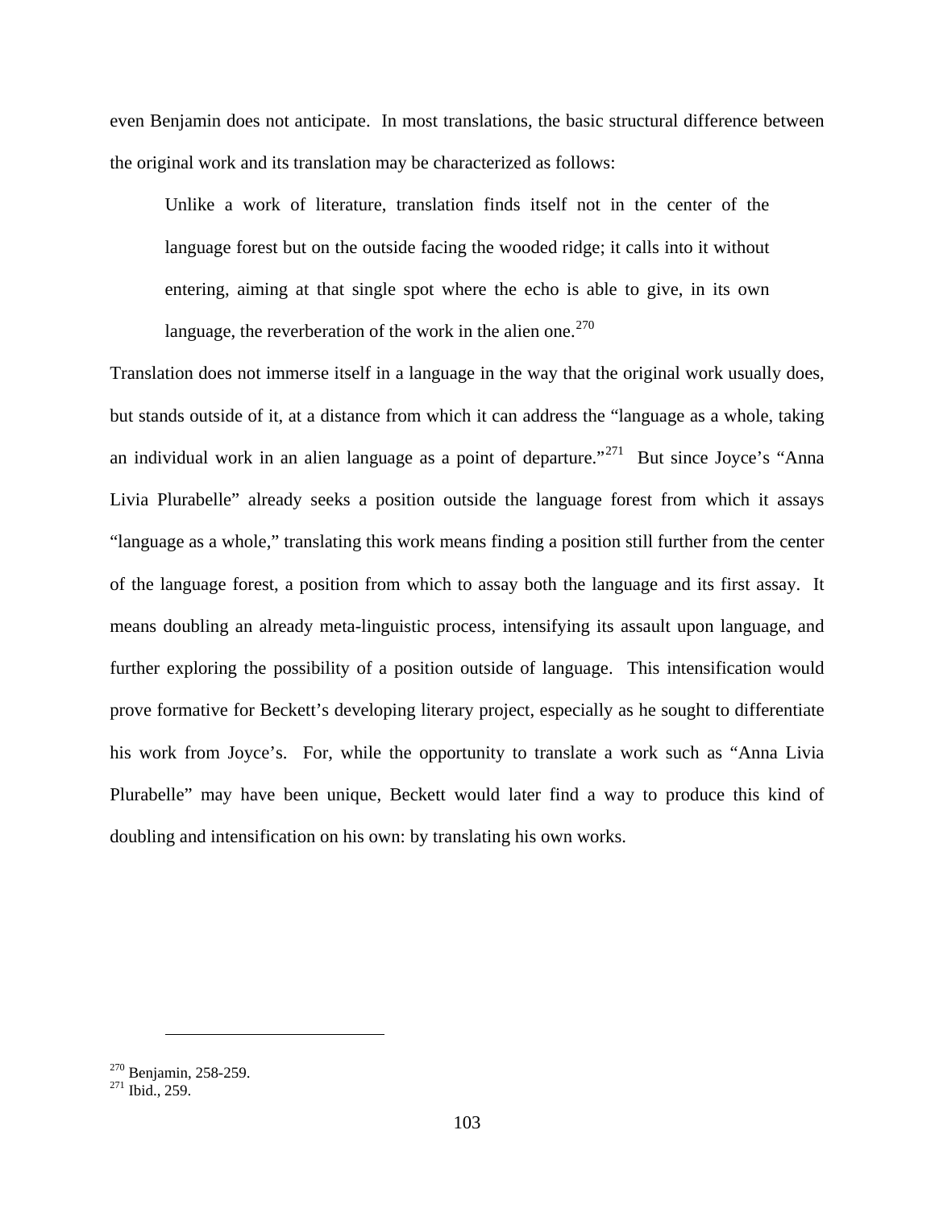even Benjamin does not anticipate. In most translations, the basic structural difference between the original work and its translation may be characterized as follows:

> Unlike a work of literature, translation finds itself not in the center of the language forest but on the outside facing the wooded ridge; it calls into it without entering, aiming at that single spot where the echo is able to give, in its own language, the reverberation of the work in the alien one.[270]

Translation does not immerse itself in a language in the way that the original work usually does, but stands outside of it, at a distance from which it can address the "language as a whole, taking an individual work in an alien language as a point of departure."[271] But since Joyce's "Anna Livia Plurabelle" already seeks a position outside the language forest from which it assays "language as a whole," translating this work means finding a position still further from the center of the language forest, a position from which to assay both the language and its first assay. It means doubling an already meta-linguistic process, intensifying its assault upon language, and further exploring the possibility of a position outside of language. This intensification would prove formative for Beckett's developing literary project, especially as he sought to differentiate his work from Joyce's. For, while the opportunity to translate a work such as "Anna Livia Plurabelle" may have been unique, Beckett would later find a way to produce this kind of doubling and intensification on his own: by translating his own works.

---

[270] Benjamin, 258-259.
[271] Ibid., 259.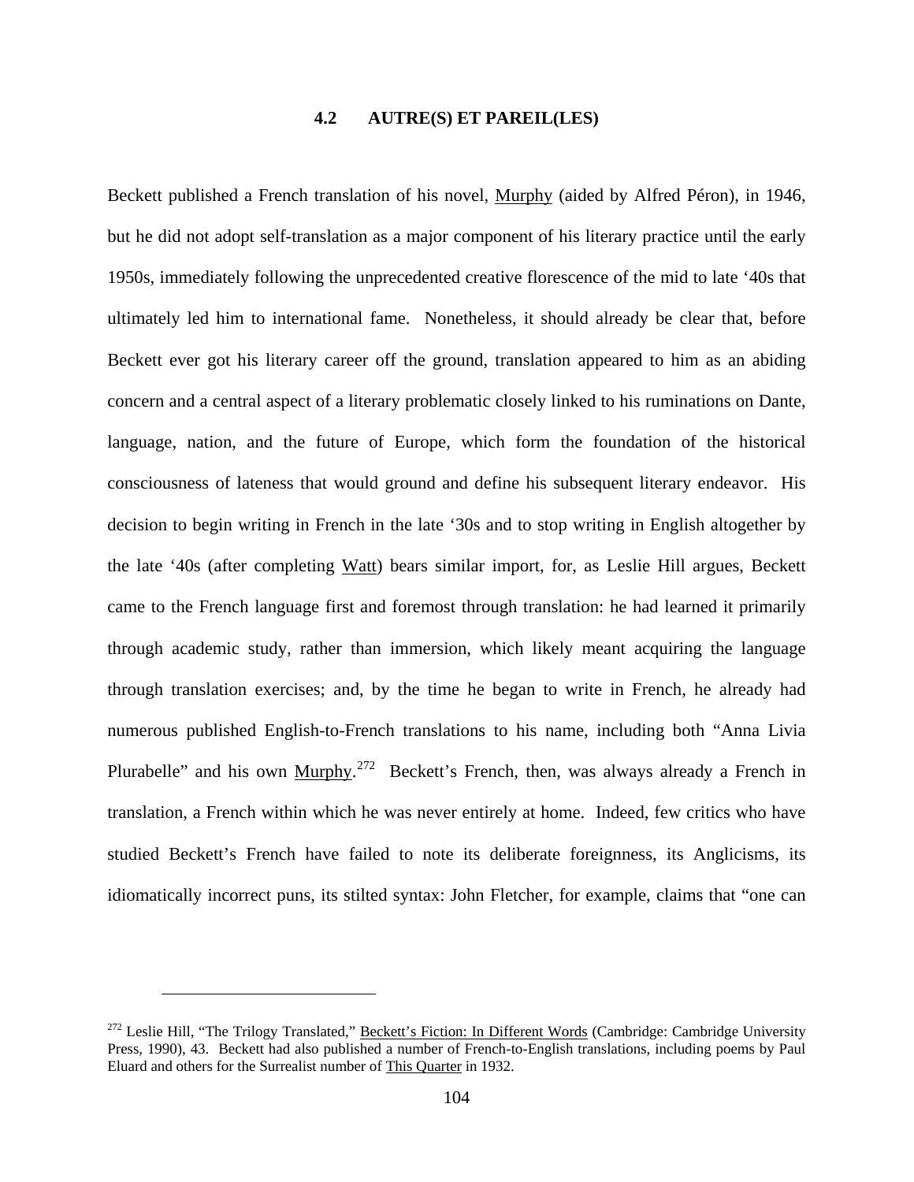### 4.2 AUTRE(S) ET PAREIL(LES)

Beckett published a French translation of his novel, Murphy (aided by Alfred Péron), in 1946, but he did not adopt self-translation as a major component of his literary practice until the early 1950s, immediately following the unprecedented creative florescence of the mid to late '40s that ultimately led him to international fame. Nonetheless, it should already be clear that, before Beckett ever got his literary career off the ground, translation appeared to him as an abiding concern and a central aspect of a literary problematic closely linked to his ruminations on Dante, language, nation, and the future of Europe, which form the foundation of the historical consciousness of lateness that would ground and define his subsequent literary endeavor. His decision to begin writing in French in the late '30s and to stop writing in English altogether by the late '40s (after completing Watt) bears similar import, for, as Leslie Hill argues, Beckett came to the French language first and foremost through translation: he had learned it primarily through academic study, rather than immersion, which likely meant acquiring the language through translation exercises; and, by the time he began to write in French, he already had numerous published English-to-French translations to his name, including both "Anna Livia Plurabelle" and his own Murphy.[272] Beckett's French, then, was always already a French in translation, a French within which he was never entirely at home. Indeed, few critics who have studied Beckett's French have failed to note its deliberate foreignness, its Anglicisms, its idiomatically incorrect puns, its stilted syntax: John Fletcher, for example, claims that "one can

[272] Leslie Hill, "The Trilogy Translated," Beckett's Fiction: In Different Words (Cambridge: Cambridge University Press, 1990), 43. Beckett had also published a number of French-to-English translations, including poems by Paul Eluard and others for the Surrealist number of This Quarter in 1932.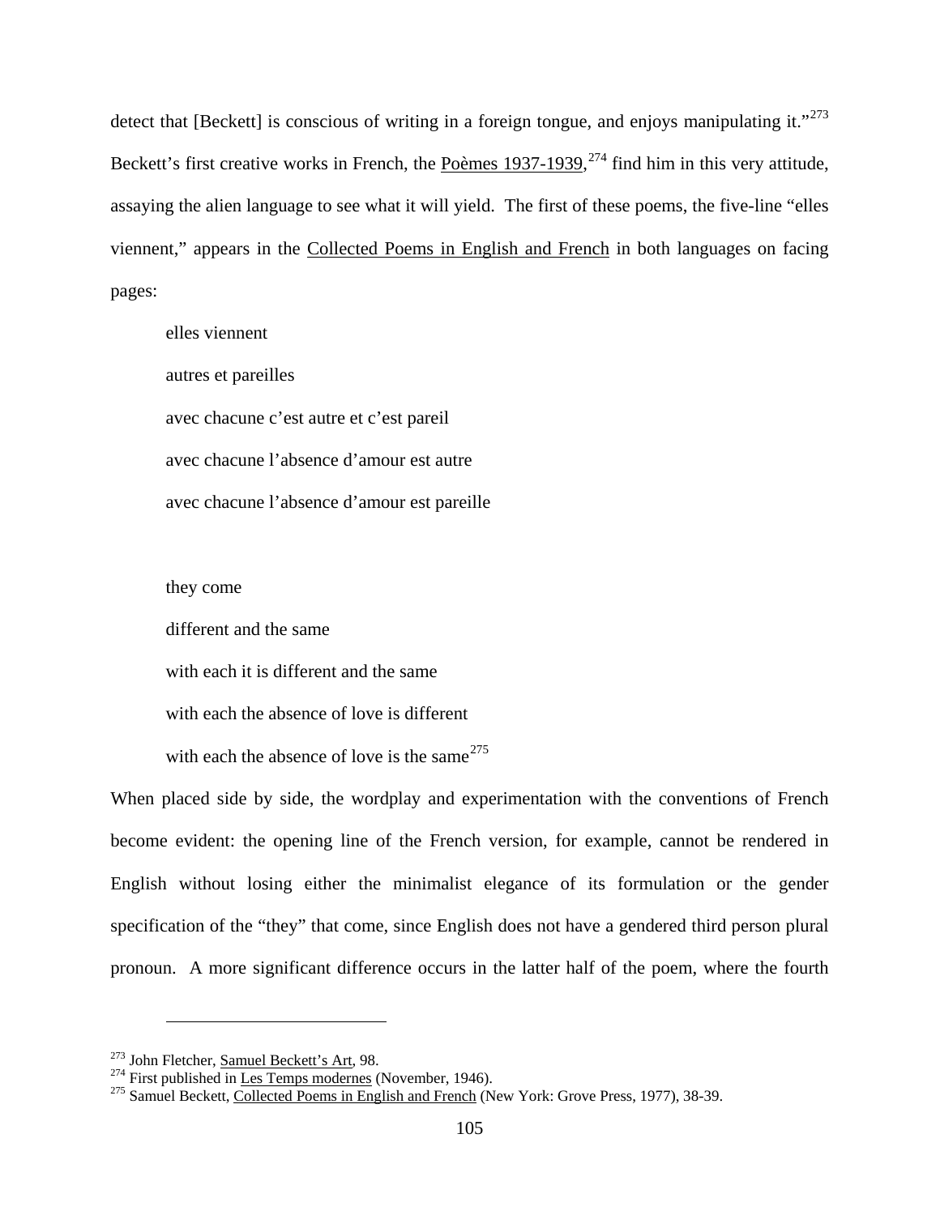detect that [Beckett] is conscious of writing in a foreign tongue, and enjoys manipulating it."[273] Beckett's first creative works in French, the Poèmes 1937-1939,[274] find him in this very attitude, assaying the alien language to see what it will yield. The first of these poems, the five-line "elles viennent," appears in the Collected Poems in English and French in both languages on facing pages:

> elles viennent
>
> autres et pareilles
>
> avec chacune c'est autre et c'est pareil
>
> avec chacune l'absence d'amour est autre
>
> avec chacune l'absence d'amour est pareille

> they come
>
> different and the same
>
> with each it is different and the same
>
> with each the absence of love is different
>
> with each the absence of love is the same[275]

When placed side by side, the wordplay and experimentation with the conventions of French become evident: the opening line of the French version, for example, cannot be rendered in English without losing either the minimalist elegance of its formulation or the gender specification of the "they" that come, since English does not have a gendered third person plural pronoun. A more significant difference occurs in the latter half of the poem, where the fourth

---

[273] John Fletcher, Samuel Beckett's Art, 98.

[274] First published in Les Temps modernes (November, 1946).

[275] Samuel Beckett, Collected Poems in English and French (New York: Grove Press, 1977), 38-39.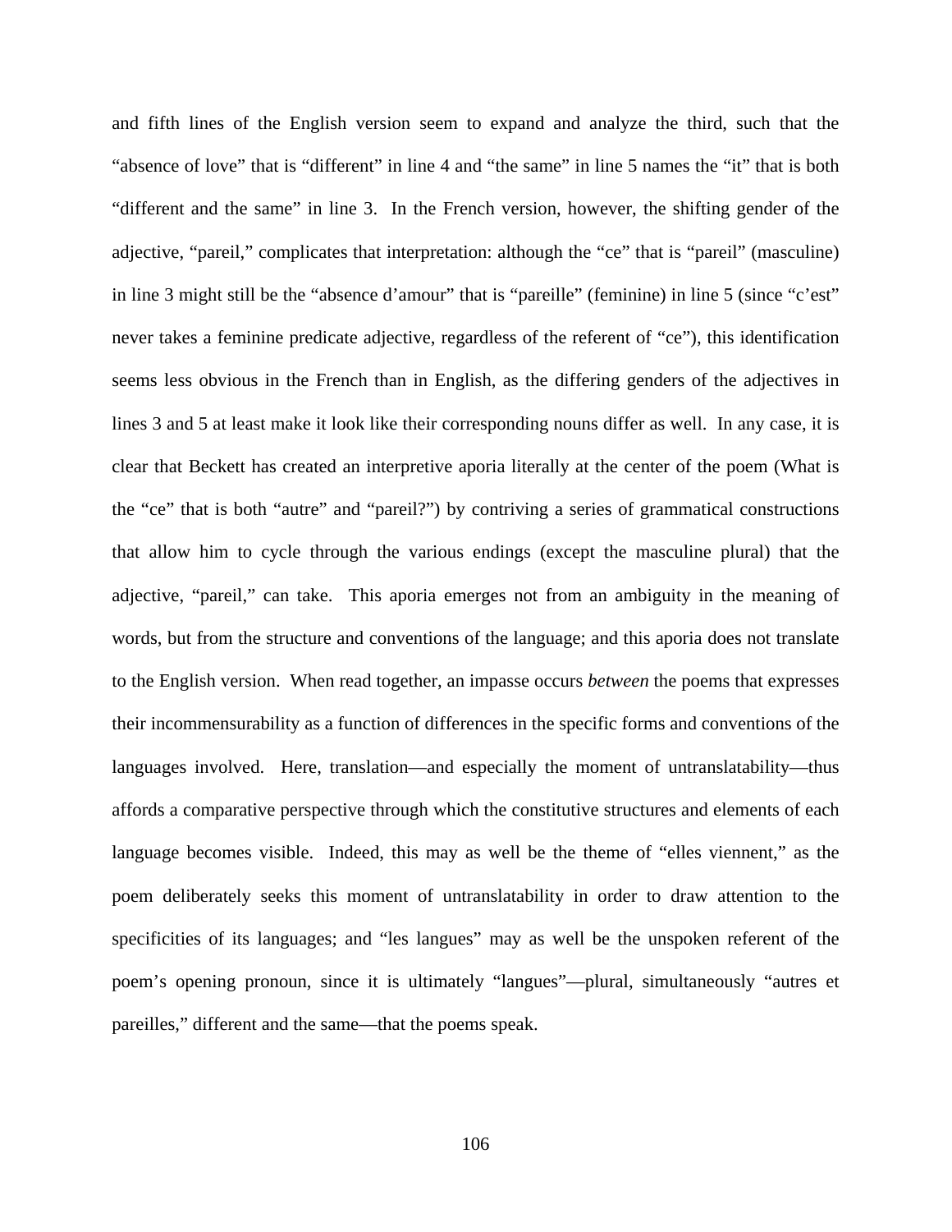and fifth lines of the English version seem to expand and analyze the third, such that the "absence of love" that is "different" in line 4 and "the same" in line 5 names the "it" that is both "different and the same" in line 3. In the French version, however, the shifting gender of the adjective, "pareil," complicates that interpretation: although the "ce" that is "pareil" (masculine) in line 3 might still be the "absence d'amour" that is "pareille" (feminine) in line 5 (since "c'est" never takes a feminine predicate adjective, regardless of the referent of "ce"), this identification seems less obvious in the French than in English, as the differing genders of the adjectives in lines 3 and 5 at least make it look like their corresponding nouns differ as well. In any case, it is clear that Beckett has created an interpretive aporia literally at the center of the poem (What is the "ce" that is both "autre" and "pareil?") by contriving a series of grammatical constructions that allow him to cycle through the various endings (except the masculine plural) that the adjective, "pareil," can take. This aporia emerges not from an ambiguity in the meaning of words, but from the structure and conventions of the language; and this aporia does not translate to the English version. When read together, an impasse occurs *between* the poems that expresses their incommensurability as a function of differences in the specific forms and conventions of the languages involved. Here, translation—and especially the moment of untranslatability—thus affords a comparative perspective through which the constitutive structures and elements of each language becomes visible. Indeed, this may as well be the theme of "elles viennent," as the poem deliberately seeks this moment of untranslatability in order to draw attention to the specificities of its languages; and "les langues" may as well be the unspoken referent of the poem's opening pronoun, since it is ultimately "langues"—plural, simultaneously "autres et pareilles," different and the same—that the poems speak.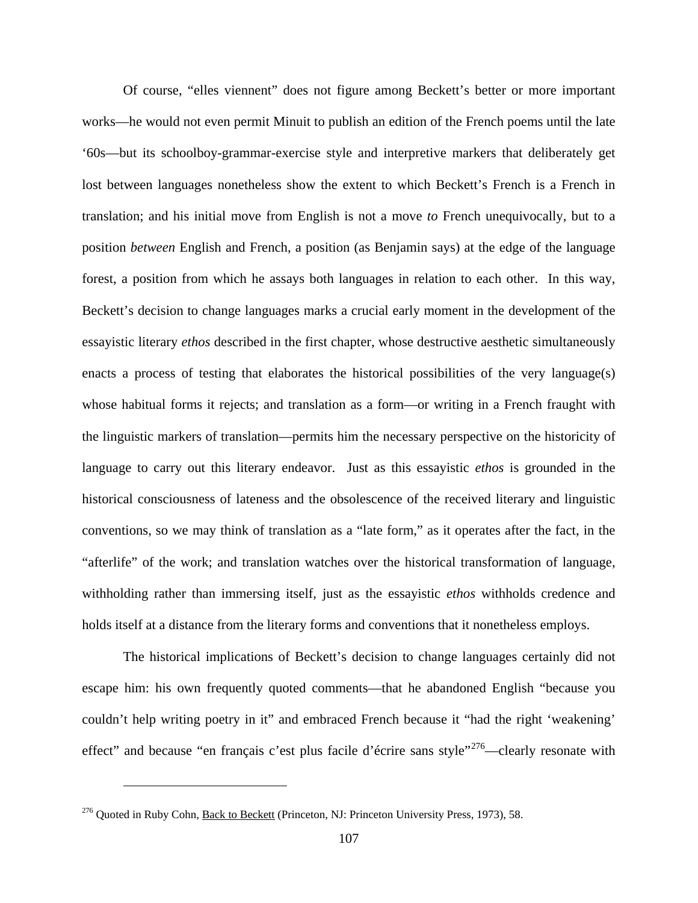Of course, “elles viennent” does not figure among Beckett’s better or more important works—he would not even permit Minuit to publish an edition of the French poems until the late ‘60s—but its schoolboy-grammar-exercise style and interpretive markers that deliberately get lost between languages nonetheless show the extent to which Beckett’s French is a French in translation; and his initial move from English is not a move *to* French unequivocally, but to a position *between* English and French, a position (as Benjamin says) at the edge of the language forest, a position from which he assays both languages in relation to each other. In this way, Beckett’s decision to change languages marks a crucial early moment in the development of the essayistic literary *ethos* described in the first chapter, whose destructive aesthetic simultaneously enacts a process of testing that elaborates the historical possibilities of the very language(s) whose habitual forms it rejects; and translation as a form—or writing in a French fraught with the linguistic markers of translation—permits him the necessary perspective on the historicity of language to carry out this literary endeavor. Just as this essayistic *ethos* is grounded in the historical consciousness of lateness and the obsolescence of the received literary and linguistic conventions, so we may think of translation as a “late form,” as it operates after the fact, in the “afterlife” of the work; and translation watches over the historical transformation of language, withholding rather than immersing itself, just as the essayistic *ethos* withholds credence and holds itself at a distance from the literary forms and conventions that it nonetheless employs.

The historical implications of Beckett’s decision to change languages certainly did not escape him: his own frequently quoted comments—that he abandoned English “because you couldn’t help writing poetry in it” and embraced French because it “had the right ‘weakening’ effect” and because “en français c’est plus facile d’écrire sans style”[276]—clearly resonate with

---

[276] Quoted in Ruby Cohn, Back to Beckett (Princeton, NJ: Princeton University Press, 1973), 58.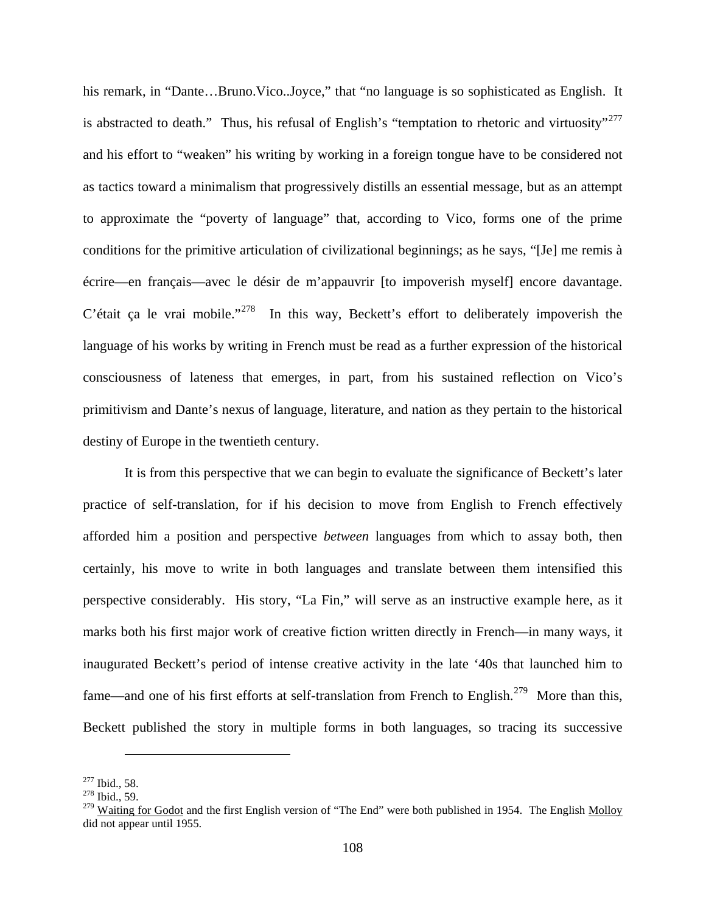his remark, in "Dante…Bruno.Vico..Joyce," that "no language is so sophisticated as English. It is abstracted to death." Thus, his refusal of English's "temptation to rhetoric and virtuosity"[277] and his effort to "weaken" his writing by working in a foreign tongue have to be considered not as tactics toward a minimalism that progressively distills an essential message, but as an attempt to approximate the "poverty of language" that, according to Vico, forms one of the prime conditions for the primitive articulation of civilizational beginnings; as he says, "[Je] me remis à écrire—en français—avec le désir de m'appauvrir [to impoverish myself] encore davantage. C'était ça le vrai mobile."[278] In this way, Beckett's effort to deliberately impoverish the language of his works by writing in French must be read as a further expression of the historical consciousness of lateness that emerges, in part, from his sustained reflection on Vico's primitivism and Dante's nexus of language, literature, and nation as they pertain to the historical destiny of Europe in the twentieth century.

It is from this perspective that we can begin to evaluate the significance of Beckett's later practice of self-translation, for if his decision to move from English to French effectively afforded him a position and perspective *between* languages from which to assay both, then certainly, his move to write in both languages and translate between them intensified this perspective considerably. His story, "La Fin," will serve as an instructive example here, as it marks both his first major work of creative fiction written directly in French—in many ways, it inaugurated Beckett's period of intense creative activity in the late '40s that launched him to fame—and one of his first efforts at self-translation from French to English.[279] More than this, Beckett published the story in multiple forms in both languages, so tracing its successive

---

[277] Ibid., 58.
[278] Ibid., 59.
[279] Waiting for Godot and the first English version of "The End" were both published in 1954. The English Molloy did not appear until 1955.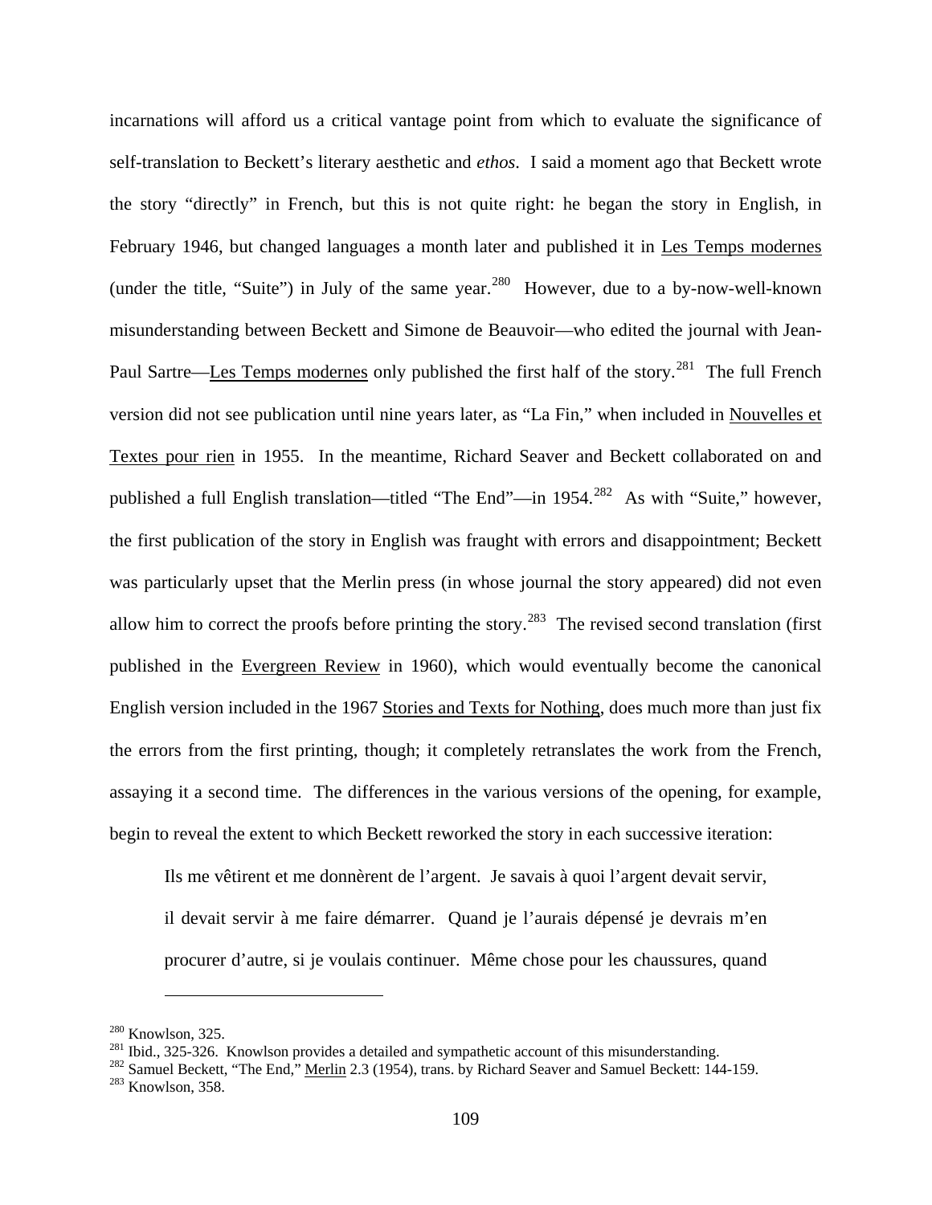incarnations will afford us a critical vantage point from which to evaluate the significance of self-translation to Beckett's literary aesthetic and *ethos*. I said a moment ago that Beckett wrote the story "directly" in French, but this is not quite right: he began the story in English, in February 1946, but changed languages a month later and published it in Les Temps modernes (under the title, "Suite") in July of the same year.[280] However, due to a by-now-well-known misunderstanding between Beckett and Simone de Beauvoir—who edited the journal with Jean-Paul Sartre—Les Temps modernes only published the first half of the story.[281] The full French version did not see publication until nine years later, as "La Fin," when included in Nouvelles et Textes pour rien in 1955. In the meantime, Richard Seaver and Beckett collaborated on and published a full English translation—titled "The End"—in 1954.[282] As with "Suite," however, the first publication of the story in English was fraught with errors and disappointment; Beckett was particularly upset that the Merlin press (in whose journal the story appeared) did not even allow him to correct the proofs before printing the story.[283] The revised second translation (first published in the Evergreen Review in 1960), which would eventually become the canonical English version included in the 1967 Stories and Texts for Nothing, does much more than just fix the errors from the first printing, though; it completely retranslates the work from the French, assaying it a second time. The differences in the various versions of the opening, for example, begin to reveal the extent to which Beckett reworked the story in each successive iteration:

> Ils me vêtirent et me donnèrent de l'argent. Je savais à quoi l'argent devait servir, il devait servir à me faire démarrer. Quand je l'aurais dépensé je devrais m'en procurer d'autre, si je voulais continuer. Même chose pour les chaussures, quand

---

[280] Knowlson, 325.

[281] Ibid., 325-326. Knowlson provides a detailed and sympathetic account of this misunderstanding.

[282] Samuel Beckett, "The End," Merlin 2.3 (1954), trans. by Richard Seaver and Samuel Beckett: 144-159.

[283] Knowlson, 358.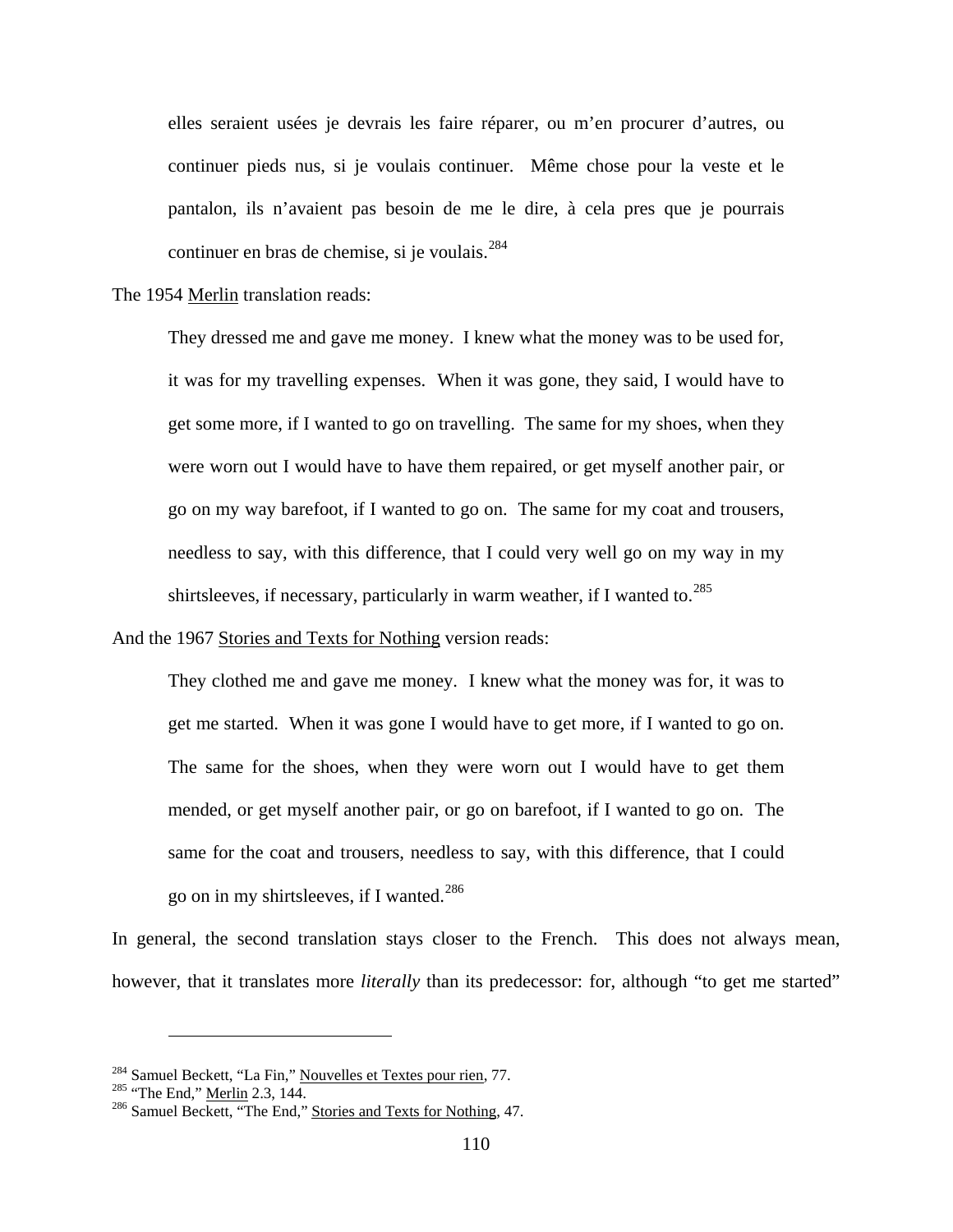> elles seraient usées je devrais les faire réparer, ou m'en procurer d'autres, ou continuer pieds nus, si je voulais continuer. Même chose pour la veste et le pantalon, ils n'avaient pas besoin de me le dire, à cela pres que je pourrais continuer en bras de chemise, si je voulais.[284]

The 1954 Merlin translation reads:

> They dressed me and gave me money. I knew what the money was to be used for, it was for my travelling expenses. When it was gone, they said, I would have to get some more, if I wanted to go on travelling. The same for my shoes, when they were worn out I would have to have them repaired, or get myself another pair, or go on my way barefoot, if I wanted to go on. The same for my coat and trousers, needless to say, with this difference, that I could very well go on my way in my shirtsleeves, if necessary, particularly in warm weather, if I wanted to.[285]

And the 1967 Stories and Texts for Nothing version reads:

> They clothed me and gave me money. I knew what the money was for, it was to get me started. When it was gone I would have to get more, if I wanted to go on. The same for the shoes, when they were worn out I would have to get them mended, or get myself another pair, or go on barefoot, if I wanted to go on. The same for the coat and trousers, needless to say, with this difference, that I could go on in my shirtsleeves, if I wanted.[286]

In general, the second translation stays closer to the French. This does not always mean, however, that it translates more *literally* than its predecessor: for, although "to get me started"

---

[284] Samuel Beckett, "La Fin," Nouvelles et Textes pour rien, 77.
[285] "The End," Merlin 2.3, 144.
[286] Samuel Beckett, "The End," Stories and Texts for Nothing, 47.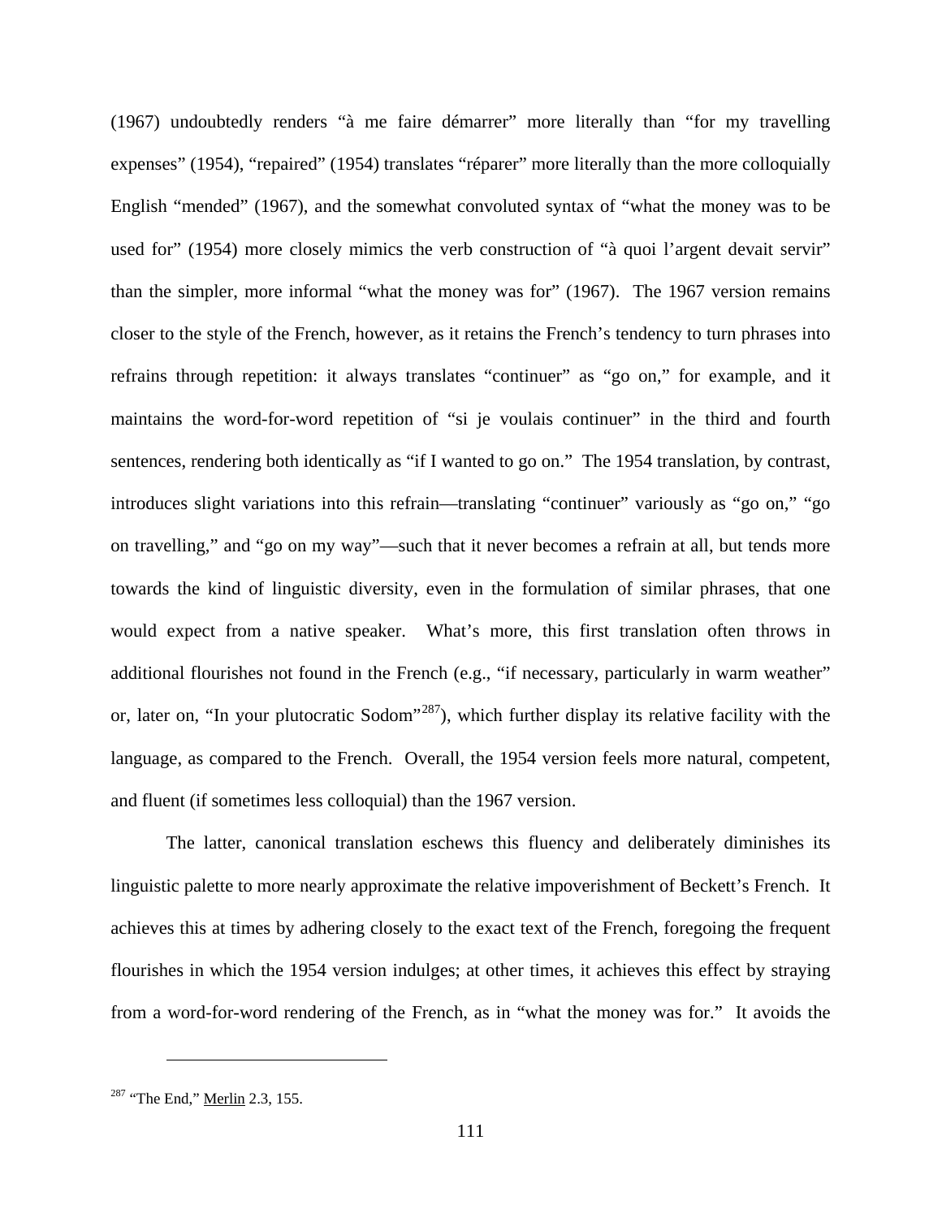(1967) undoubtedly renders "à me faire démarrer" more literally than "for my travelling expenses" (1954), "repaired" (1954) translates "réparer" more literally than the more colloquially English "mended" (1967), and the somewhat convoluted syntax of "what the money was to be used for" (1954) more closely mimics the verb construction of "à quoi l'argent devait servir" than the simpler, more informal "what the money was for" (1967). The 1967 version remains closer to the style of the French, however, as it retains the French's tendency to turn phrases into refrains through repetition: it always translates "continuer" as "go on," for example, and it maintains the word-for-word repetition of "si je voulais continuer" in the third and fourth sentences, rendering both identically as "if I wanted to go on." The 1954 translation, by contrast, introduces slight variations into this refrain—translating "continuer" variously as "go on," "go on travelling," and "go on my way"—such that it never becomes a refrain at all, but tends more towards the kind of linguistic diversity, even in the formulation of similar phrases, that one would expect from a native speaker. What's more, this first translation often throws in additional flourishes not found in the French (e.g., "if necessary, particularly in warm weather" or, later on, "In your plutocratic Sodom"[287]), which further display its relative facility with the language, as compared to the French. Overall, the 1954 version feels more natural, competent, and fluent (if sometimes less colloquial) than the 1967 version.

The latter, canonical translation eschews this fluency and deliberately diminishes its linguistic palette to more nearly approximate the relative impoverishment of Beckett's French. It achieves this at times by adhering closely to the exact text of the French, foregoing the frequent flourishes in which the 1954 version indulges; at other times, it achieves this effect by straying from a word-for-word rendering of the French, as in "what the money was for." It avoids the

---

[287] "The End," Merlin 2.3, 155.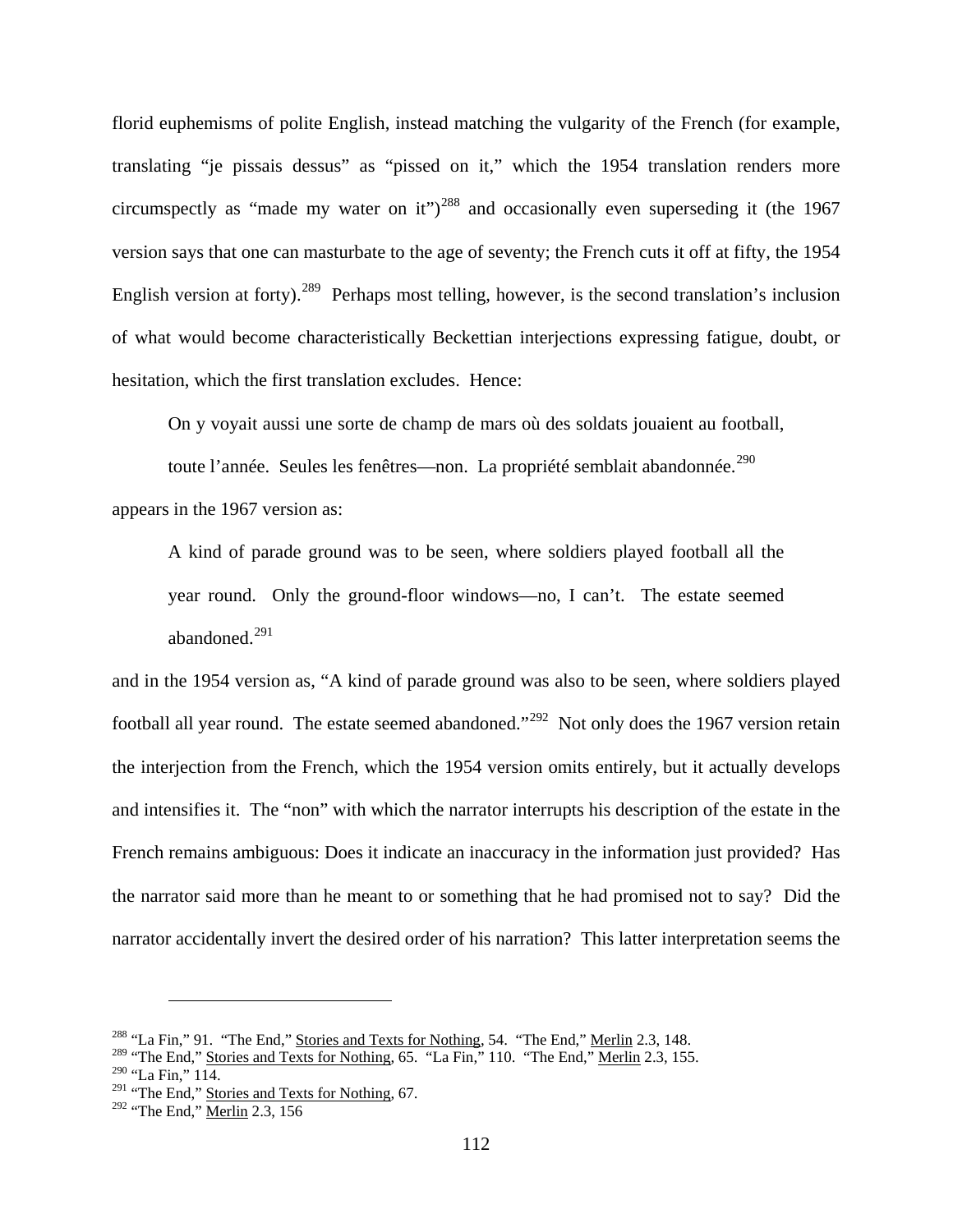florid euphemisms of polite English, instead matching the vulgarity of the French (for example, translating "je pissais dessus" as "pissed on it," which the 1954 translation renders more circumspectly as "made my water on it")[288] and occasionally even superseding it (the 1967 version says that one can masturbate to the age of seventy; the French cuts it off at fifty, the 1954 English version at forty).[289] Perhaps most telling, however, is the second translation's inclusion of what would become characteristically Beckettian interjections expressing fatigue, doubt, or hesitation, which the first translation excludes. Hence:

> On y voyait aussi une sorte de champ de mars où des soldats jouaient au football, toute l'année. Seules les fenêtres—non. La propriété semblait abandonnée.[290]

appears in the 1967 version as:

> A kind of parade ground was to be seen, where soldiers played football all the year round. Only the ground-floor windows—no, I can't. The estate seemed abandoned.[291]

and in the 1954 version as, "A kind of parade ground was also to be seen, where soldiers played football all year round. The estate seemed abandoned."[292] Not only does the 1967 version retain the interjection from the French, which the 1954 version omits entirely, but it actually develops and intensifies it. The "non" with which the narrator interrupts his description of the estate in the French remains ambiguous: Does it indicate an inaccuracy in the information just provided? Has the narrator said more than he meant to or something that he had promised not to say? Did the narrator accidentally invert the desired order of his narration? This latter interpretation seems the

---

[288] "La Fin," 91. "The End," <u>Stories and Texts for Nothing</u>, 54. "The End," <u>Merlin</u> 2.3, 148.

[289] "The End," <u>Stories and Texts for Nothing</u>, 65. "La Fin," 110. "The End," <u>Merlin</u> 2.3, 155.

[290] "La Fin," 114.

[291] "The End," <u>Stories and Texts for Nothing</u>, 67.

[292] "The End," <u>Merlin</u> 2.3, 156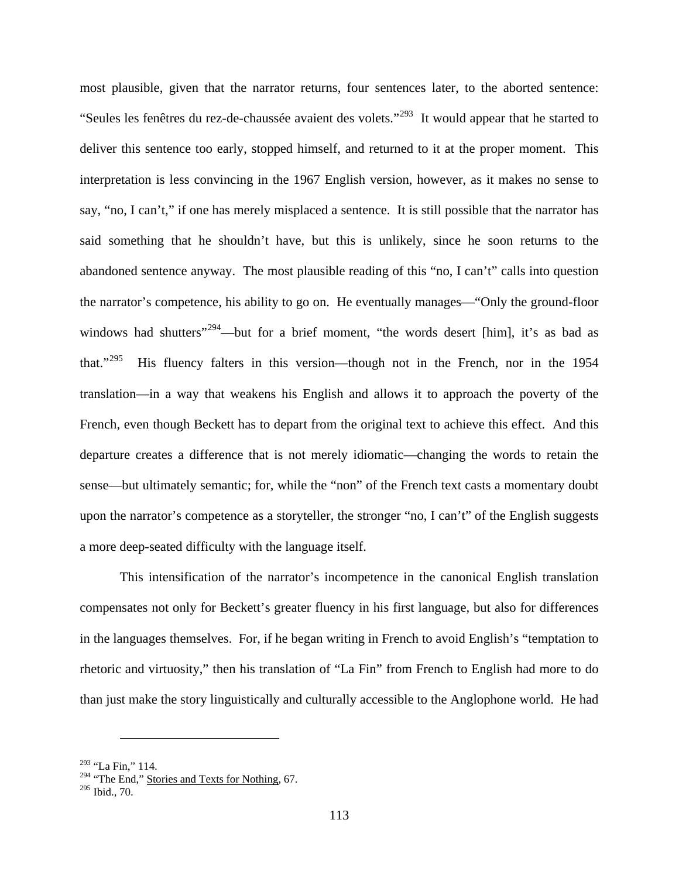most plausible, given that the narrator returns, four sentences later, to the aborted sentence: "Seules les fenêtres du rez-de-chaussée avaient des volets."[293] It would appear that he started to deliver this sentence too early, stopped himself, and returned to it at the proper moment. This interpretation is less convincing in the 1967 English version, however, as it makes no sense to say, "no, I can't," if one has merely misplaced a sentence. It is still possible that the narrator has said something that he shouldn't have, but this is unlikely, since he soon returns to the abandoned sentence anyway. The most plausible reading of this "no, I can't" calls into question the narrator's competence, his ability to go on. He eventually manages—"Only the ground-floor windows had shutters"[294]—but for a brief moment, "the words desert [him], it's as bad as that."[295] His fluency falters in this version—though not in the French, nor in the 1954 translation—in a way that weakens his English and allows it to approach the poverty of the French, even though Beckett has to depart from the original text to achieve this effect. And this departure creates a difference that is not merely idiomatic—changing the words to retain the sense—but ultimately semantic; for, while the "non" of the French text casts a momentary doubt upon the narrator's competence as a storyteller, the stronger "no, I can't" of the English suggests a more deep-seated difficulty with the language itself.

This intensification of the narrator's incompetence in the canonical English translation compensates not only for Beckett's greater fluency in his first language, but also for differences in the languages themselves. For, if he began writing in French to avoid English's "temptation to rhetoric and virtuosity," then his translation of "La Fin" from French to English had more to do than just make the story linguistically and culturally accessible to the Anglophone world. He had

---

[293] "La Fin," 114.

[294] "The End," Stories and Texts for Nothing, 67.

[295] Ibid., 70.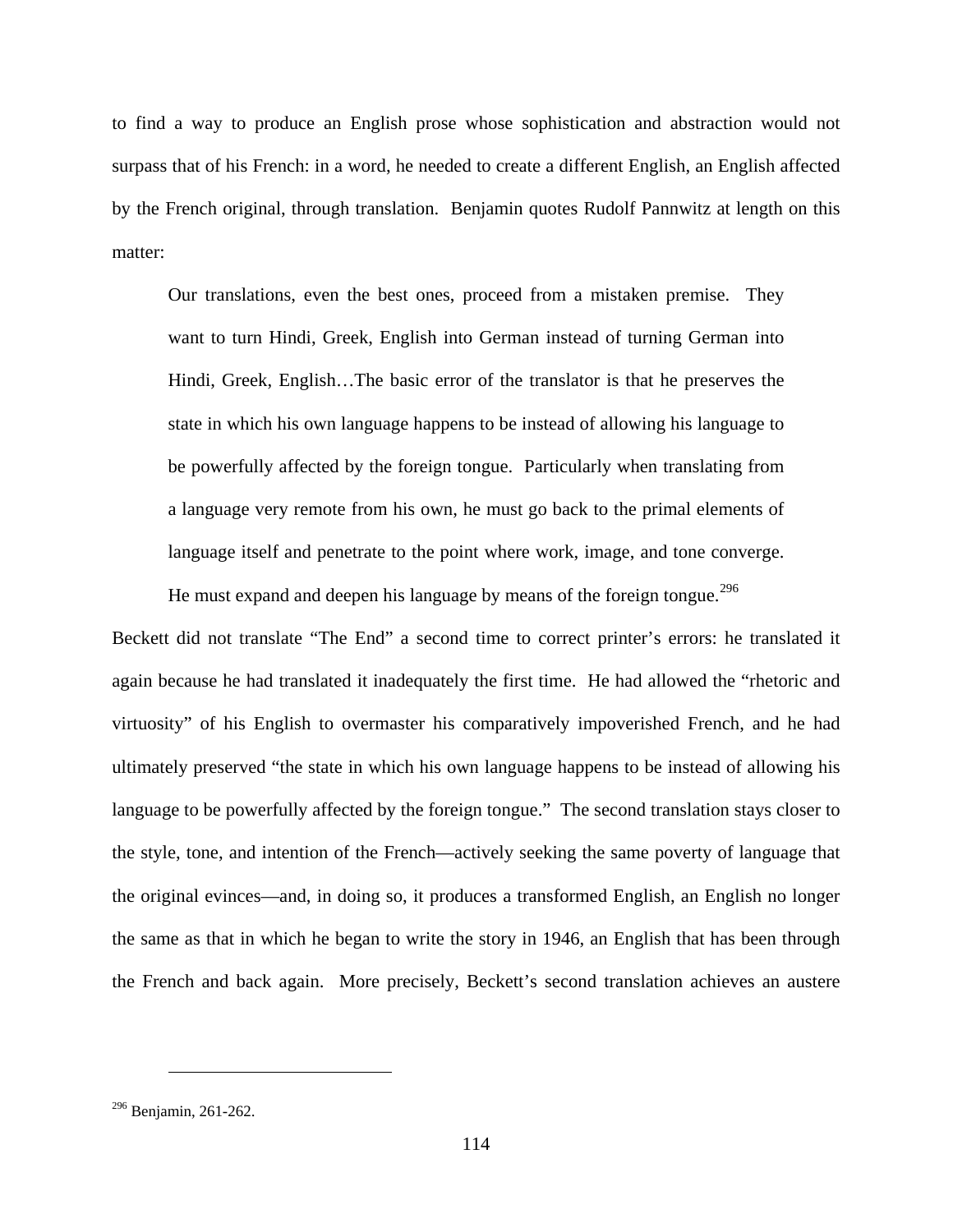to find a way to produce an English prose whose sophistication and abstraction would not surpass that of his French: in a word, he needed to create a different English, an English affected by the French original, through translation. Benjamin quotes Rudolf Pannwitz at length on this matter:

> Our translations, even the best ones, proceed from a mistaken premise. They want to turn Hindi, Greek, English into German instead of turning German into Hindi, Greek, English…The basic error of the translator is that he preserves the state in which his own language happens to be instead of allowing his language to be powerfully affected by the foreign tongue. Particularly when translating from a language very remote from his own, he must go back to the primal elements of language itself and penetrate to the point where work, image, and tone converge. He must expand and deepen his language by means of the foreign tongue.[296]

Beckett did not translate "The End" a second time to correct printer's errors: he translated it again because he had translated it inadequately the first time. He had allowed the "rhetoric and virtuosity" of his English to overmaster his comparatively impoverished French, and he had ultimately preserved "the state in which his own language happens to be instead of allowing his language to be powerfully affected by the foreign tongue." The second translation stays closer to the style, tone, and intention of the French—actively seeking the same poverty of language that the original evinces—and, in doing so, it produces a transformed English, an English no longer the same as that in which he began to write the story in 1946, an English that has been through the French and back again. More precisely, Beckett's second translation achieves an austere

[296] Benjamin, 261-262.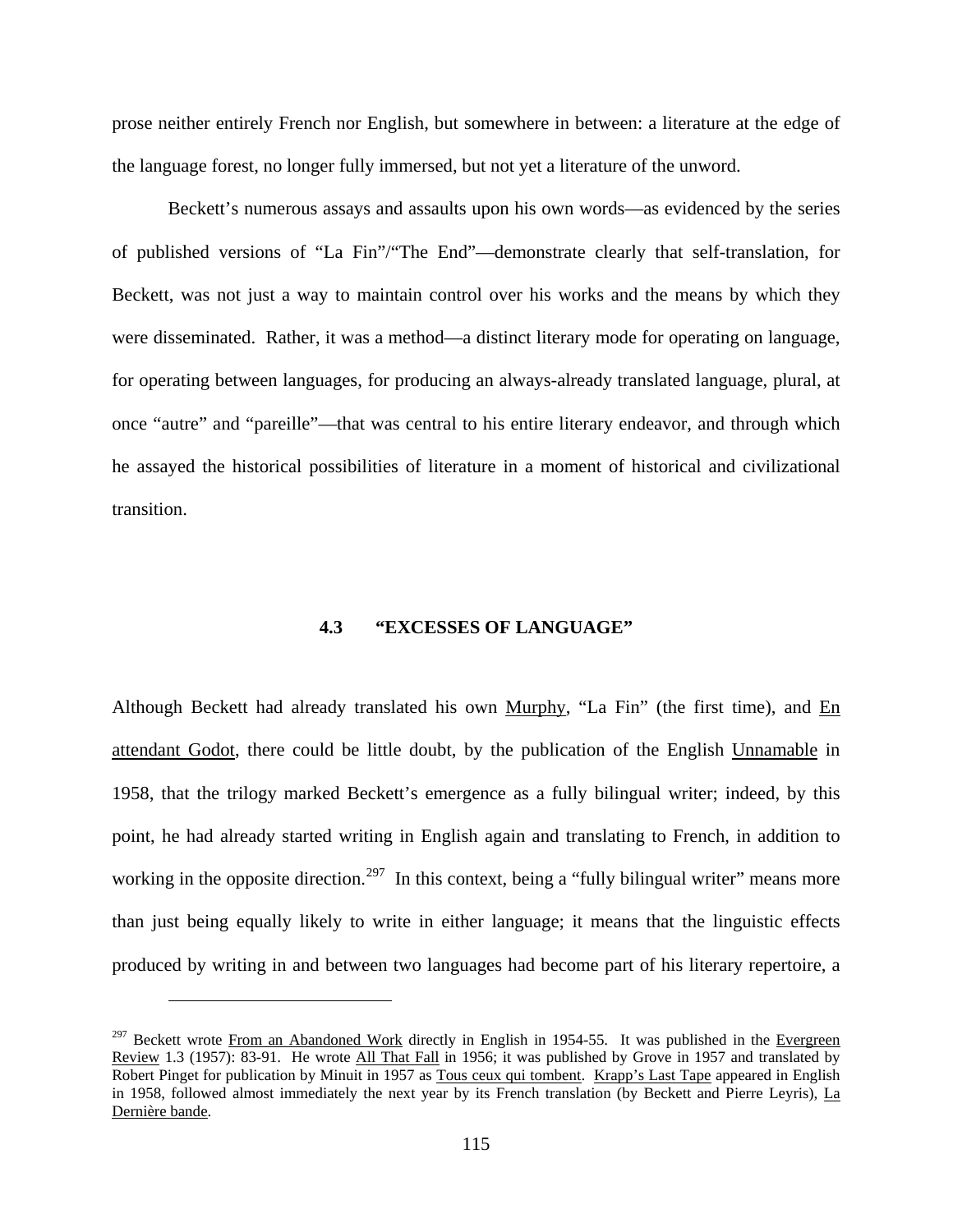prose neither entirely French nor English, but somewhere in between: a literature at the edge of the language forest, no longer fully immersed, but not yet a literature of the unword.

Beckett's numerous assays and assaults upon his own words—as evidenced by the series of published versions of "La Fin"/"The End"—demonstrate clearly that self-translation, for Beckett, was not just a way to maintain control over his works and the means by which they were disseminated. Rather, it was a method—a distinct literary mode for operating on language, for operating between languages, for producing an always-already translated language, plural, at once "autre" and "pareille"—that was central to his entire literary endeavor, and through which he assayed the historical possibilities of literature in a moment of historical and civilizational transition.

## 4.3 "EXCESSES OF LANGUAGE"

Although Beckett had already translated his own Murphy, "La Fin" (the first time), and En attendant Godot, there could be little doubt, by the publication of the English Unnamable in 1958, that the trilogy marked Beckett's emergence as a fully bilingual writer; indeed, by this point, he had already started writing in English again and translating to French, in addition to working in the opposite direction.[297] In this context, being a "fully bilingual writer" means more than just being equally likely to write in either language; it means that the linguistic effects produced by writing in and between two languages had become part of his literary repertoire, a

---

[297] Beckett wrote From an Abandoned Work directly in English in 1954-55. It was published in the Evergreen Review 1.3 (1957): 83-91. He wrote All That Fall in 1956; it was published by Grove in 1957 and translated by Robert Pinget for publication by Minuit in 1957 as Tous ceux qui tombent. Krapp's Last Tape appeared in English in 1958, followed almost immediately the next year by its French translation (by Beckett and Pierre Leyris), La Dernière bande.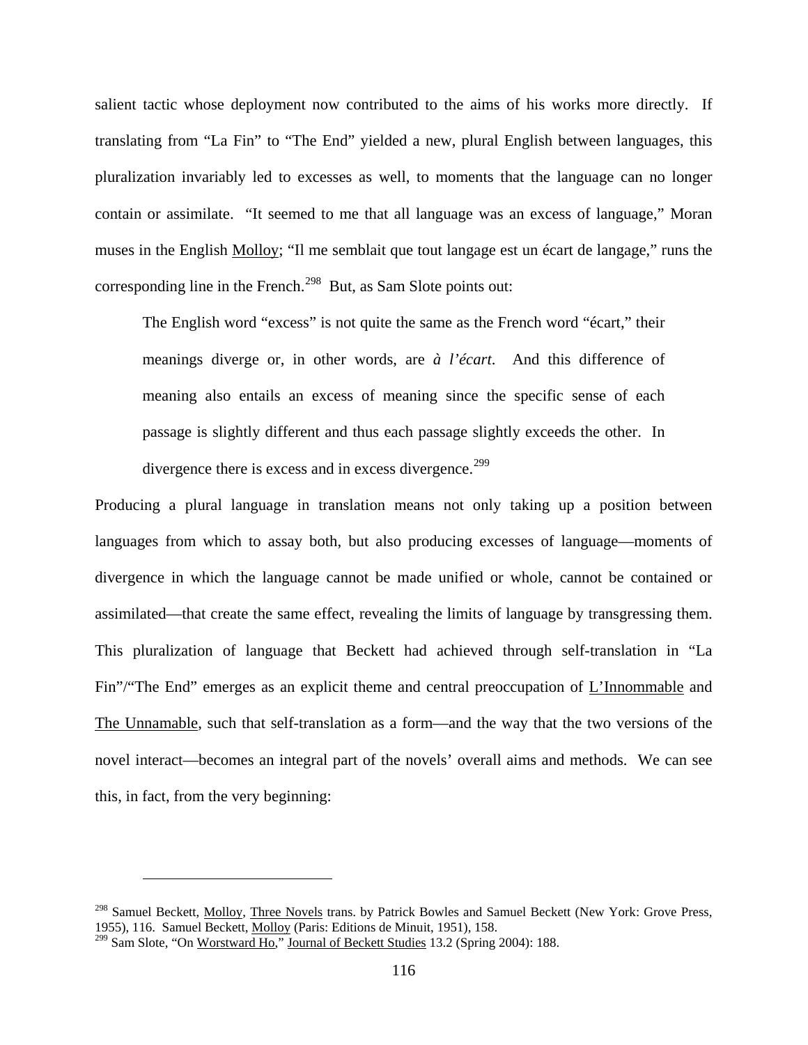salient tactic whose deployment now contributed to the aims of his works more directly. If translating from "La Fin" to "The End" yielded a new, plural English between languages, this pluralization invariably led to excesses as well, to moments that the language can no longer contain or assimilate. "It seemed to me that all language was an excess of language," Moran muses in the English Molloy; "Il me semblait que tout langage est un écart de langage," runs the corresponding line in the French.[298] But, as Sam Slote points out:

> The English word "excess" is not quite the same as the French word "écart," their meanings diverge or, in other words, are *à l'écart*. And this difference of meaning also entails an excess of meaning since the specific sense of each passage is slightly different and thus each passage slightly exceeds the other. In divergence there is excess and in excess divergence.[299]

Producing a plural language in translation means not only taking up a position between languages from which to assay both, but also producing excesses of language—moments of divergence in which the language cannot be made unified or whole, cannot be contained or assimilated—that create the same effect, revealing the limits of language by transgressing them. This pluralization of language that Beckett had achieved through self-translation in "La Fin"/"The End" emerges as an explicit theme and central preoccupation of L'Innommable and The Unnamable, such that self-translation as a form—and the way that the two versions of the novel interact—becomes an integral part of the novels' overall aims and methods. We can see this, in fact, from the very beginning:

---

[298] Samuel Beckett, Molloy, Three Novels trans. by Patrick Bowles and Samuel Beckett (New York: Grove Press, 1955), 116. Samuel Beckett, Molloy (Paris: Editions de Minuit, 1951), 158.

[299] Sam Slote, "On Worstward Ho," Journal of Beckett Studies 13.2 (Spring 2004): 188.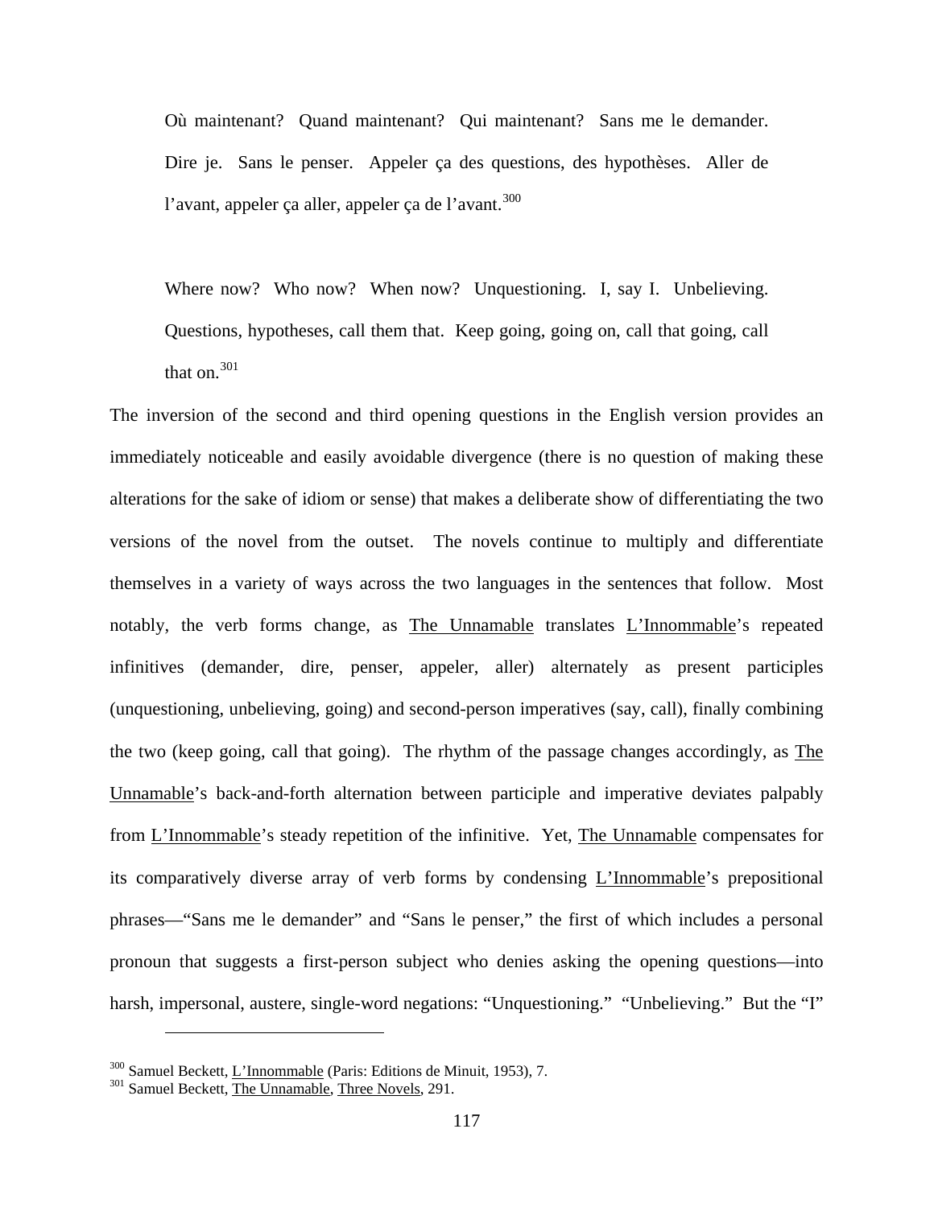> Où maintenant? Quand maintenant? Qui maintenant? Sans me le demander. Dire je. Sans le penser. Appeler ça des questions, des hypothèses. Aller de l'avant, appeler ça aller, appeler ça de l'avant.[300]

> Where now? Who now? When now? Unquestioning. I, say I. Unbelieving. Questions, hypotheses, call them that. Keep going, going on, call that going, call that on.[301]

The inversion of the second and third opening questions in the English version provides an immediately noticeable and easily avoidable divergence (there is no question of making these alterations for the sake of idiom or sense) that makes a deliberate show of differentiating the two versions of the novel from the outset. The novels continue to multiply and differentiate themselves in a variety of ways across the two languages in the sentences that follow. Most notably, the verb forms change, as The Unnamable translates L'Innommable's repeated infinitives (demander, dire, penser, appeler, aller) alternately as present participles (unquestioning, unbelieving, going) and second-person imperatives (say, call), finally combining the two (keep going, call that going). The rhythm of the passage changes accordingly, as The Unnamable's back-and-forth alternation between participle and imperative deviates palpably from L'Innommable's steady repetition of the infinitive. Yet, The Unnamable compensates for its comparatively diverse array of verb forms by condensing L'Innommable's prepositional phrases—"Sans me le demander" and "Sans le penser," the first of which includes a personal pronoun that suggests a first-person subject who denies asking the opening questions—into harsh, impersonal, austere, single-word negations: "Unquestioning." "Unbelieving." But the "I"

---

[300] Samuel Beckett, L'Innommable (Paris: Editions de Minuit, 1953), 7.

[301] Samuel Beckett, The Unnamable, Three Novels, 291.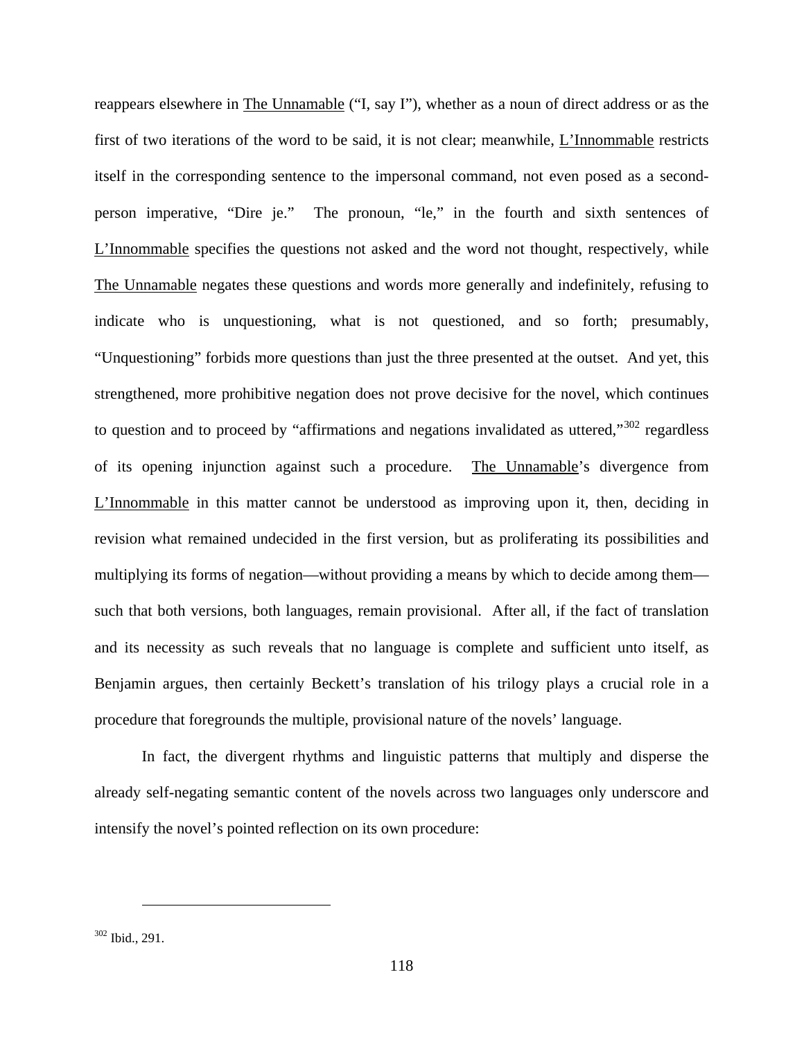reappears elsewhere in The Unnamable ("I, say I"), whether as a noun of direct address or as the first of two iterations of the word to be said, it is not clear; meanwhile, L'Innommable restricts itself in the corresponding sentence to the impersonal command, not even posed as a second-person imperative, "Dire je." The pronoun, "le," in the fourth and sixth sentences of L'Innommable specifies the questions not asked and the word not thought, respectively, while The Unnamable negates these questions and words more generally and indefinitely, refusing to indicate who is unquestioning, what is not questioned, and so forth; presumably, "Unquestioning" forbids more questions than just the three presented at the outset. And yet, this strengthened, more prohibitive negation does not prove decisive for the novel, which continues to question and to proceed by "affirmations and negations invalidated as uttered,"[302] regardless of its opening injunction against such a procedure. The Unnamable's divergence from L'Innommable in this matter cannot be understood as improving upon it, then, deciding in revision what remained undecided in the first version, but as proliferating its possibilities and multiplying its forms of negation—without providing a means by which to decide among them—such that both versions, both languages, remain provisional. After all, if the fact of translation and its necessity as such reveals that no language is complete and sufficient unto itself, as Benjamin argues, then certainly Beckett's translation of his trilogy plays a crucial role in a procedure that foregrounds the multiple, provisional nature of the novels' language.

In fact, the divergent rhythms and linguistic patterns that multiply and disperse the already self-negating semantic content of the novels across two languages only underscore and intensify the novel's pointed reflection on its own procedure:

---

[302] Ibid., 291.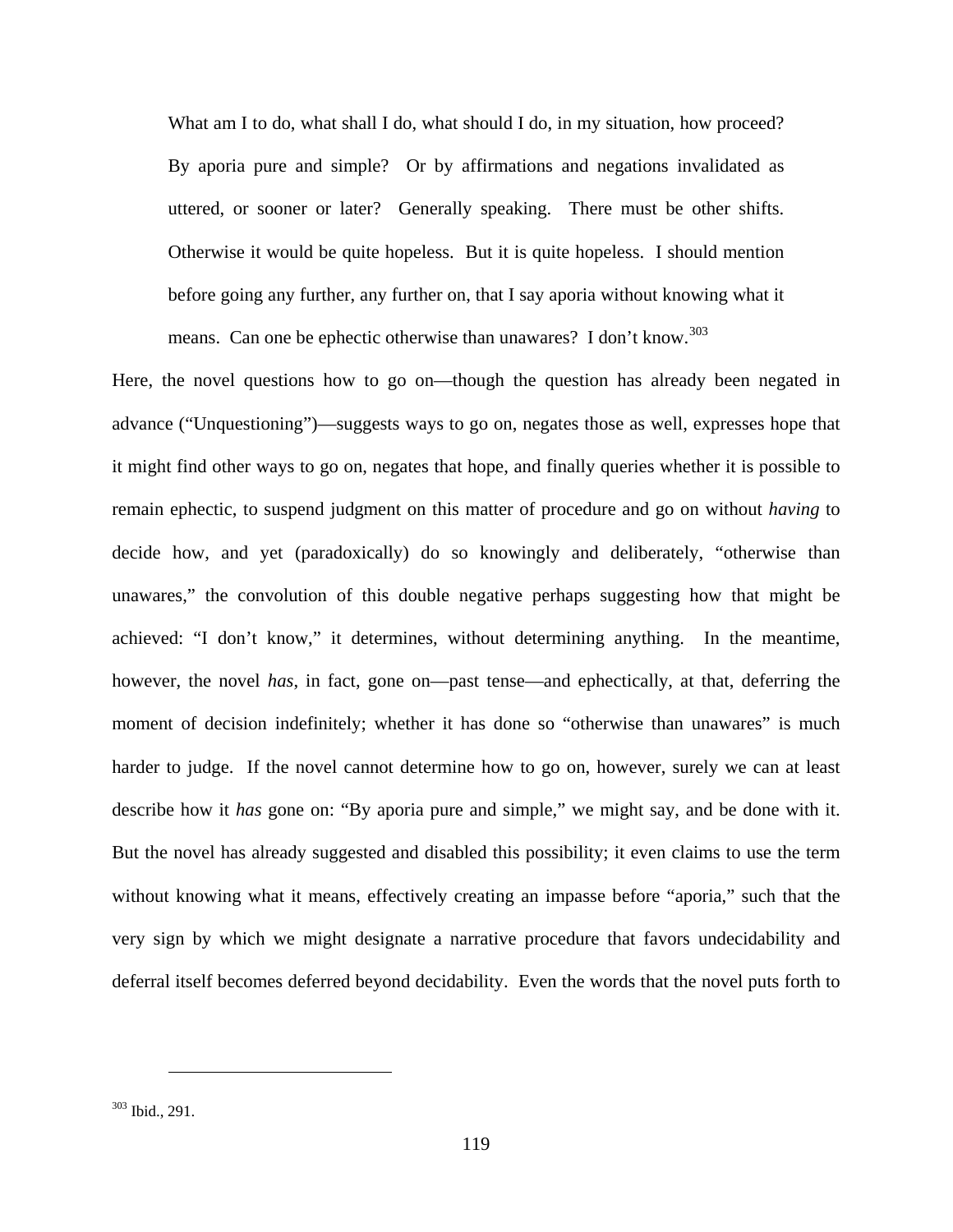> What am I to do, what shall I do, what should I do, in my situation, how proceed? By aporia pure and simple? Or by affirmations and negations invalidated as uttered, or sooner or later? Generally speaking. There must be other shifts. Otherwise it would be quite hopeless. But it is quite hopeless. I should mention before going any further, any further on, that I say aporia without knowing what it means. Can one be ephectic otherwise than unawares? I don't know.[303]

Here, the novel questions how to go on—though the question has already been negated in advance ("Unquestioning")—suggests ways to go on, negates those as well, expresses hope that it might find other ways to go on, negates that hope, and finally queries whether it is possible to remain ephectic, to suspend judgment on this matter of procedure and go on without *having* to decide how, and yet (paradoxically) do so knowingly and deliberately, "otherwise than unawares," the convolution of this double negative perhaps suggesting how that might be achieved: "I don't know," it determines, without determining anything. In the meantime, however, the novel *has*, in fact, gone on—past tense—and ephectically, at that, deferring the moment of decision indefinitely; whether it has done so "otherwise than unawares" is much harder to judge. If the novel cannot determine how to go on, however, surely we can at least describe how it *has* gone on: "By aporia pure and simple," we might say, and be done with it. But the novel has already suggested and disabled this possibility; it even claims to use the term without knowing what it means, effectively creating an impasse before "aporia," such that the very sign by which we might designate a narrative procedure that favors undecidability and deferral itself becomes deferred beyond decidability. Even the words that the novel puts forth to

---

[303] Ibid., 291.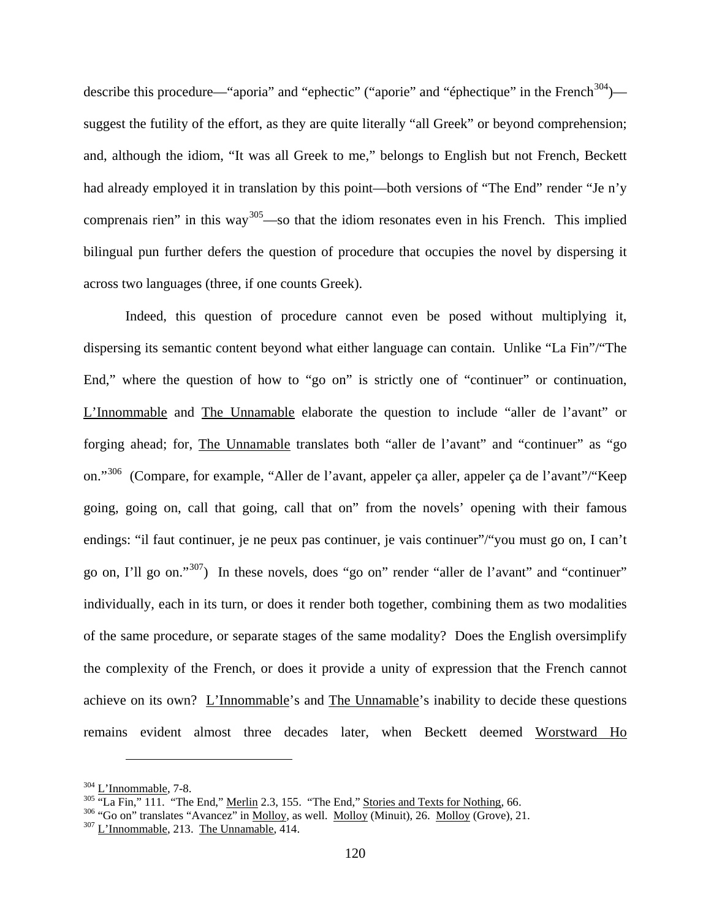describe this procedure—"aporia" and "ephectic" ("aporie" and "éphectique" in the French[304])—suggest the futility of the effort, as they are quite literally "all Greek" or beyond comprehension; and, although the idiom, "It was all Greek to me," belongs to English but not French, Beckett had already employed it in translation by this point—both versions of "The End" render "Je n'y comprenais rien" in this way[305]—so that the idiom resonates even in his French. This implied bilingual pun further defers the question of procedure that occupies the novel by dispersing it across two languages (three, if one counts Greek).

Indeed, this question of procedure cannot even be posed without multiplying it, dispersing its semantic content beyond what either language can contain. Unlike "La Fin"/"The End," where the question of how to "go on" is strictly one of "continuer" or continuation, L'Innommable and The Unnamable elaborate the question to include "aller de l'avant" or forging ahead; for, The Unnamable translates both "aller de l'avant" and "continuer" as "go on."[306] (Compare, for example, "Aller de l'avant, appeler ça aller, appeler ça de l'avant"/"Keep going, going on, call that going, call that on" from the novels' opening with their famous endings: "il faut continuer, je ne peux pas continuer, je vais continuer"/"you must go on, I can't go on, I'll go on."[307]) In these novels, does "go on" render "aller de l'avant" and "continuer" individually, each in its turn, or does it render both together, combining them as two modalities of the same procedure, or separate stages of the same modality? Does the English oversimplify the complexity of the French, or does it provide a unity of expression that the French cannot achieve on its own? L'Innommable's and The Unnamable's inability to decide these questions remains evident almost three decades later, when Beckett deemed Worstward Ho

---

[304] L'Innommable, 7-8.

[305] "La Fin," 111. "The End," Merlin 2.3, 155. "The End," Stories and Texts for Nothing, 66.

[306] "Go on" translates "Avancez" in Molloy, as well. Molloy (Minuit), 26. Molloy (Grove), 21.

[307] L'Innommable, 213. The Unnamable, 414.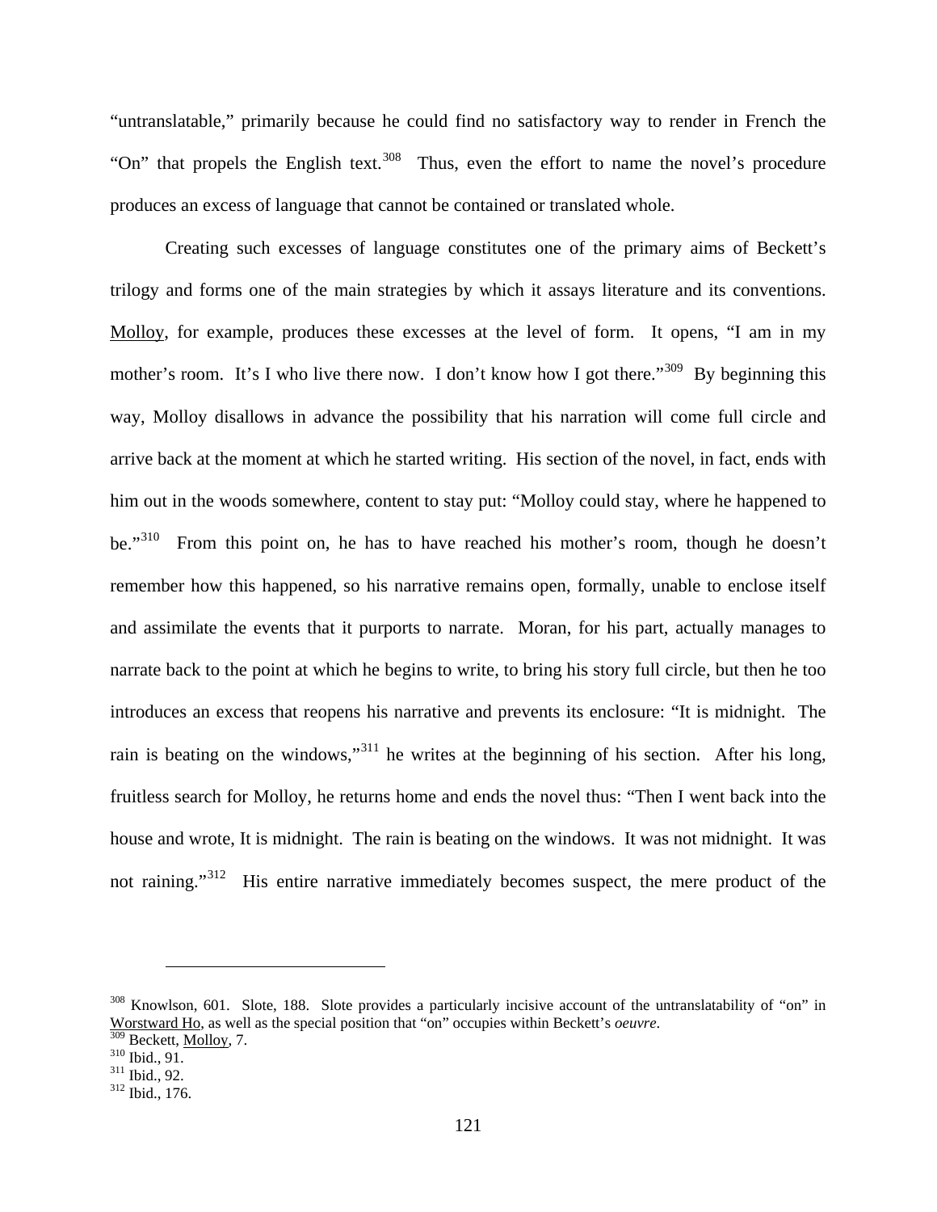"untranslatable," primarily because he could find no satisfactory way to render in French the "On" that propels the English text.[308] Thus, even the effort to name the novel's procedure produces an excess of language that cannot be contained or translated whole.

Creating such excesses of language constitutes one of the primary aims of Beckett's trilogy and forms one of the main strategies by which it assays literature and its conventions. Molloy, for example, produces these excesses at the level of form. It opens, "I am in my mother's room. It's I who live there now. I don't know how I got there."[309] By beginning this way, Molloy disallows in advance the possibility that his narration will come full circle and arrive back at the moment at which he started writing. His section of the novel, in fact, ends with him out in the woods somewhere, content to stay put: "Molloy could stay, where he happened to be."[310] From this point on, he has to have reached his mother's room, though he doesn't remember how this happened, so his narrative remains open, formally, unable to enclose itself and assimilate the events that it purports to narrate. Moran, for his part, actually manages to narrate back to the point at which he begins to write, to bring his story full circle, but then he too introduces an excess that reopens his narrative and prevents its enclosure: "It is midnight. The rain is beating on the windows,"[311] he writes at the beginning of his section. After his long, fruitless search for Molloy, he returns home and ends the novel thus: "Then I went back into the house and wrote, It is midnight. The rain is beating on the windows. It was not midnight. It was not raining."[312] His entire narrative immediately becomes suspect, the mere product of the

---

[308] Knowlson, 601. Slote, 188. Slote provides a particularly incisive account of the untranslatability of "on" in Worstward Ho, as well as the special position that "on" occupies within Beckett's *oeuvre*.

[309] Beckett, Molloy, 7.

[310] Ibid., 91.

[311] Ibid., 92.

[312] Ibid., 176.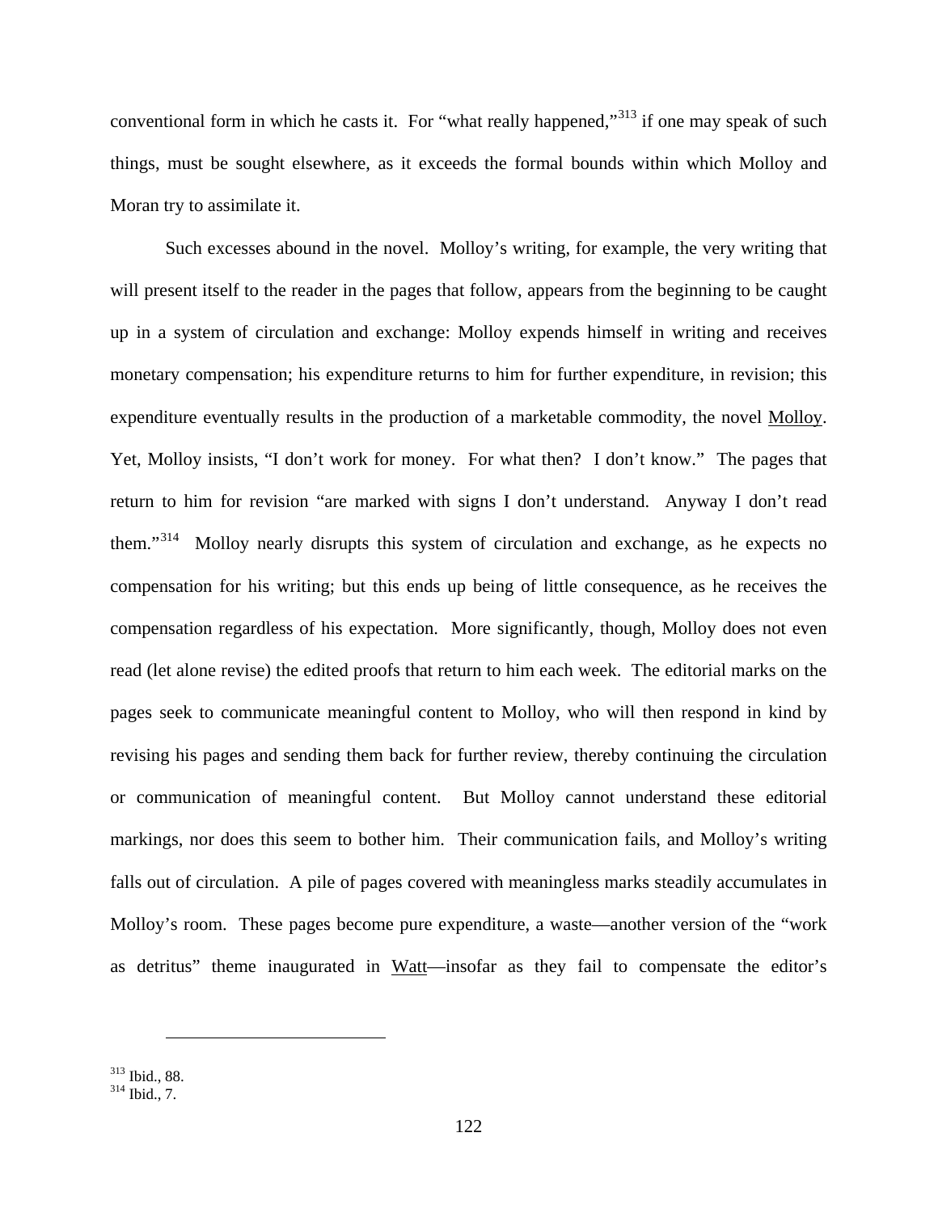conventional form in which he casts it. For "what really happened,"[313] if one may speak of such things, must be sought elsewhere, as it exceeds the formal bounds within which Molloy and Moran try to assimilate it.

Such excesses abound in the novel. Molloy's writing, for example, the very writing that will present itself to the reader in the pages that follow, appears from the beginning to be caught up in a system of circulation and exchange: Molloy expends himself in writing and receives monetary compensation; his expenditure returns to him for further expenditure, in revision; this expenditure eventually results in the production of a marketable commodity, the novel Molloy. Yet, Molloy insists, "I don't work for money. For what then? I don't know." The pages that return to him for revision "are marked with signs I don't understand. Anyway I don't read them."[314] Molloy nearly disrupts this system of circulation and exchange, as he expects no compensation for his writing; but this ends up being of little consequence, as he receives the compensation regardless of his expectation. More significantly, though, Molloy does not even read (let alone revise) the edited proofs that return to him each week. The editorial marks on the pages seek to communicate meaningful content to Molloy, who will then respond in kind by revising his pages and sending them back for further review, thereby continuing the circulation or communication of meaningful content. But Molloy cannot understand these editorial markings, nor does this seem to bother him. Their communication fails, and Molloy's writing falls out of circulation. A pile of pages covered with meaningless marks steadily accumulates in Molloy's room. These pages become pure expenditure, a waste—another version of the "work as detritus" theme inaugurated in Watt—insofar as they fail to compensate the editor's

---

[313] Ibid., 88.
[314] Ibid., 7.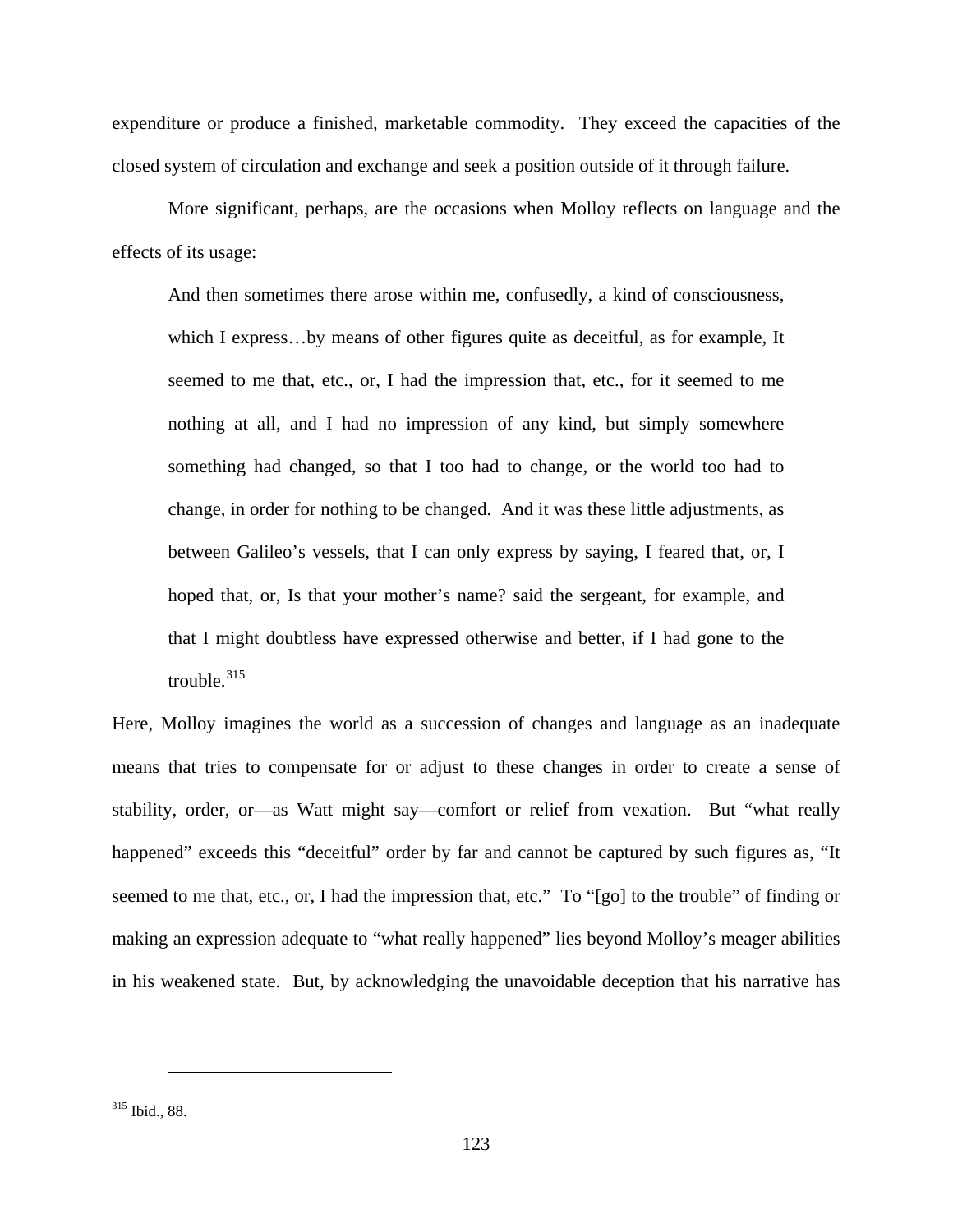expenditure or produce a finished, marketable commodity. They exceed the capacities of the closed system of circulation and exchange and seek a position outside of it through failure.

More significant, perhaps, are the occasions when Molloy reflects on language and the effects of its usage:

> And then sometimes there arose within me, confusedly, a kind of consciousness, which I express…by means of other figures quite as deceitful, as for example, It seemed to me that, etc., or, I had the impression that, etc., for it seemed to me nothing at all, and I had no impression of any kind, but simply somewhere something had changed, so that I too had to change, or the world too had to change, in order for nothing to be changed. And it was these little adjustments, as between Galileo's vessels, that I can only express by saying, I feared that, or, I hoped that, or, Is that your mother's name? said the sergeant, for example, and that I might doubtless have expressed otherwise and better, if I had gone to the trouble.[315]

Here, Molloy imagines the world as a succession of changes and language as an inadequate means that tries to compensate for or adjust to these changes in order to create a sense of stability, order, or—as Watt might say—comfort or relief from vexation. But "what really happened" exceeds this "deceitful" order by far and cannot be captured by such figures as, "It seemed to me that, etc., or, I had the impression that, etc." To "[go] to the trouble" of finding or making an expression adequate to "what really happened" lies beyond Molloy's meager abilities in his weakened state. But, by acknowledging the unavoidable deception that his narrative has

---

[315] Ibid., 88.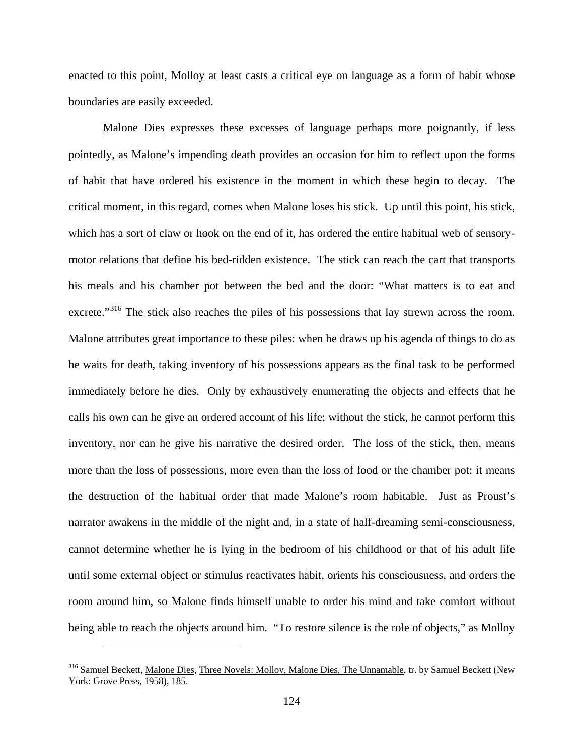enacted to this point, Molloy at least casts a critical eye on language as a form of habit whose boundaries are easily exceeded.

Malone Dies expresses these excesses of language perhaps more poignantly, if less pointedly, as Malone's impending death provides an occasion for him to reflect upon the forms of habit that have ordered his existence in the moment in which these begin to decay. The critical moment, in this regard, comes when Malone loses his stick. Up until this point, his stick, which has a sort of claw or hook on the end of it, has ordered the entire habitual web of sensory-motor relations that define his bed-ridden existence. The stick can reach the cart that transports his meals and his chamber pot between the bed and the door: "What matters is to eat and excrete."[316] The stick also reaches the piles of his possessions that lay strewn across the room. Malone attributes great importance to these piles: when he draws up his agenda of things to do as he waits for death, taking inventory of his possessions appears as the final task to be performed immediately before he dies. Only by exhaustively enumerating the objects and effects that he calls his own can he give an ordered account of his life; without the stick, he cannot perform this inventory, nor can he give his narrative the desired order. The loss of the stick, then, means more than the loss of possessions, more even than the loss of food or the chamber pot: it means the destruction of the habitual order that made Malone's room habitable. Just as Proust's narrator awakens in the middle of the night and, in a state of half-dreaming semi-consciousness, cannot determine whether he is lying in the bedroom of his childhood or that of his adult life until some external object or stimulus reactivates habit, orients his consciousness, and orders the room around him, so Malone finds himself unable to order his mind and take comfort without being able to reach the objects around him. "To restore silence is the role of objects," as Molloy

---

[316] Samuel Beckett, Malone Dies, Three Novels: Molloy, Malone Dies, The Unnamable, tr. by Samuel Beckett (New York: Grove Press, 1958), 185.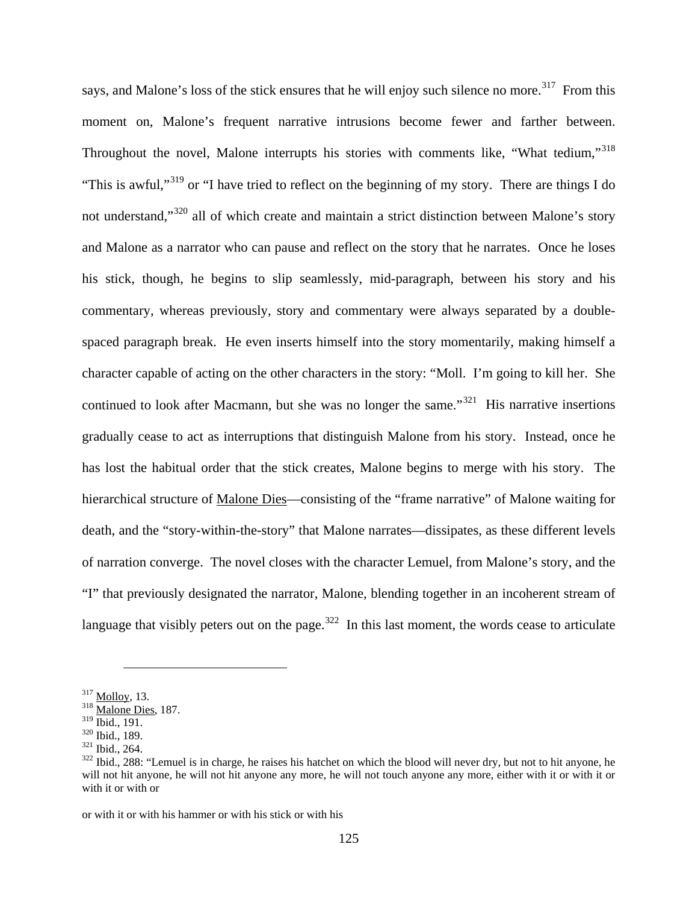says, and Malone's loss of the stick ensures that he will enjoy such silence no more.[317] From this moment on, Malone's frequent narrative intrusions become fewer and farther between. Throughout the novel, Malone interrupts his stories with comments like, "What tedium,"[318] "This is awful,"[319] or "I have tried to reflect on the beginning of my story. There are things I do not understand,"[320] all of which create and maintain a strict distinction between Malone's story and Malone as a narrator who can pause and reflect on the story that he narrates. Once he loses his stick, though, he begins to slip seamlessly, mid-paragraph, between his story and his commentary, whereas previously, story and commentary were always separated by a double-spaced paragraph break. He even inserts himself into the story momentarily, making himself a character capable of acting on the other characters in the story: "Moll. I'm going to kill her. She continued to look after Macmann, but she was no longer the same."[321] His narrative insertions gradually cease to act as interruptions that distinguish Malone from his story. Instead, once he has lost the habitual order that the stick creates, Malone begins to merge with his story. The hierarchical structure of <u>Malone Dies</u>—consisting of the "frame narrative" of Malone waiting for death, and the "story-within-the-story" that Malone narrates—dissipates, as these different levels of narration converge. The novel closes with the character Lemuel, from Malone's story, and the "I" that previously designated the narrator, Malone, blending together in an incoherent stream of language that visibly peters out on the page.[322] In this last moment, the words cease to articulate

---

[317] <u>Molloy</u>, 13.

[318] <u>Malone Dies</u>, 187.

[319] Ibid., 191.

[320] Ibid., 189.

[321] Ibid., 264.

[322] Ibid., 288: "Lemuel is in charge, he raises his hatchet on which the blood will never dry, but not to hit anyone, he will not hit anyone, he will not hit anyone any more, he will not touch anyone any more, either with it or with it or with it or with or

or with it or with his hammer or with his stick or with his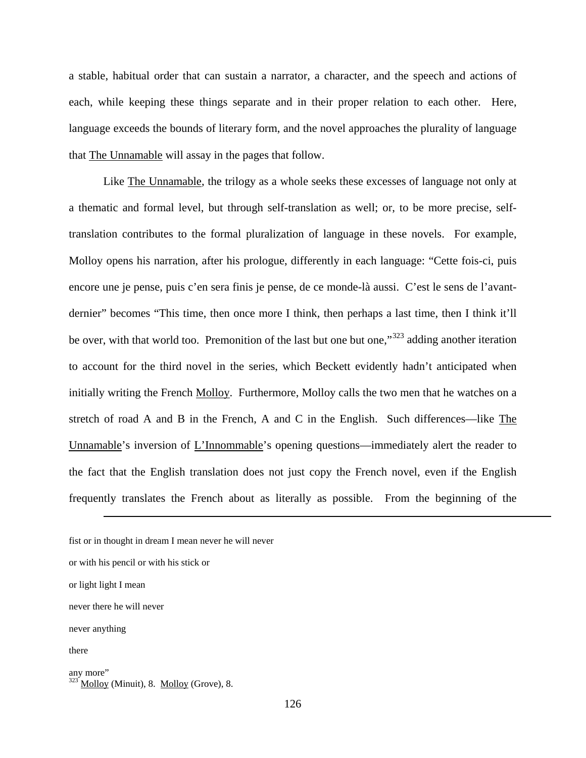a stable, habitual order that can sustain a narrator, a character, and the speech and actions of each, while keeping these things separate and in their proper relation to each other. Here, language exceeds the bounds of literary form, and the novel approaches the plurality of language that The Unnamable will assay in the pages that follow.

Like The Unnamable, the trilogy as a whole seeks these excesses of language not only at a thematic and formal level, but through self-translation as well; or, to be more precise, self-translation contributes to the formal pluralization of language in these novels. For example, Molloy opens his narration, after his prologue, differently in each language: "Cette fois-ci, puis encore une je pense, puis c'en sera finis je pense, de ce monde-là aussi. C'est le sens de l'avant-dernier" becomes "This time, then once more I think, then perhaps a last time, then I think it'll be over, with that world too. Premonition of the last but one but one,"[323] adding another iteration to account for the third novel in the series, which Beckett evidently hadn't anticipated when initially writing the French Molloy. Furthermore, Molloy calls the two men that he watches on a stretch of road A and B in the French, A and C in the English. Such differences—like The Unnamable's inversion of L'Innommable's opening questions—immediately alert the reader to the fact that the English translation does not just copy the French novel, even if the English frequently translates the French about as literally as possible. From the beginning of the

---

fist or in thought in dream I mean never he will never

or with his pencil or with his stick or

or light light I mean

never there he will never

never anything

there

any more"

[323] Molloy (Minuit), 8. Molloy (Grove), 8.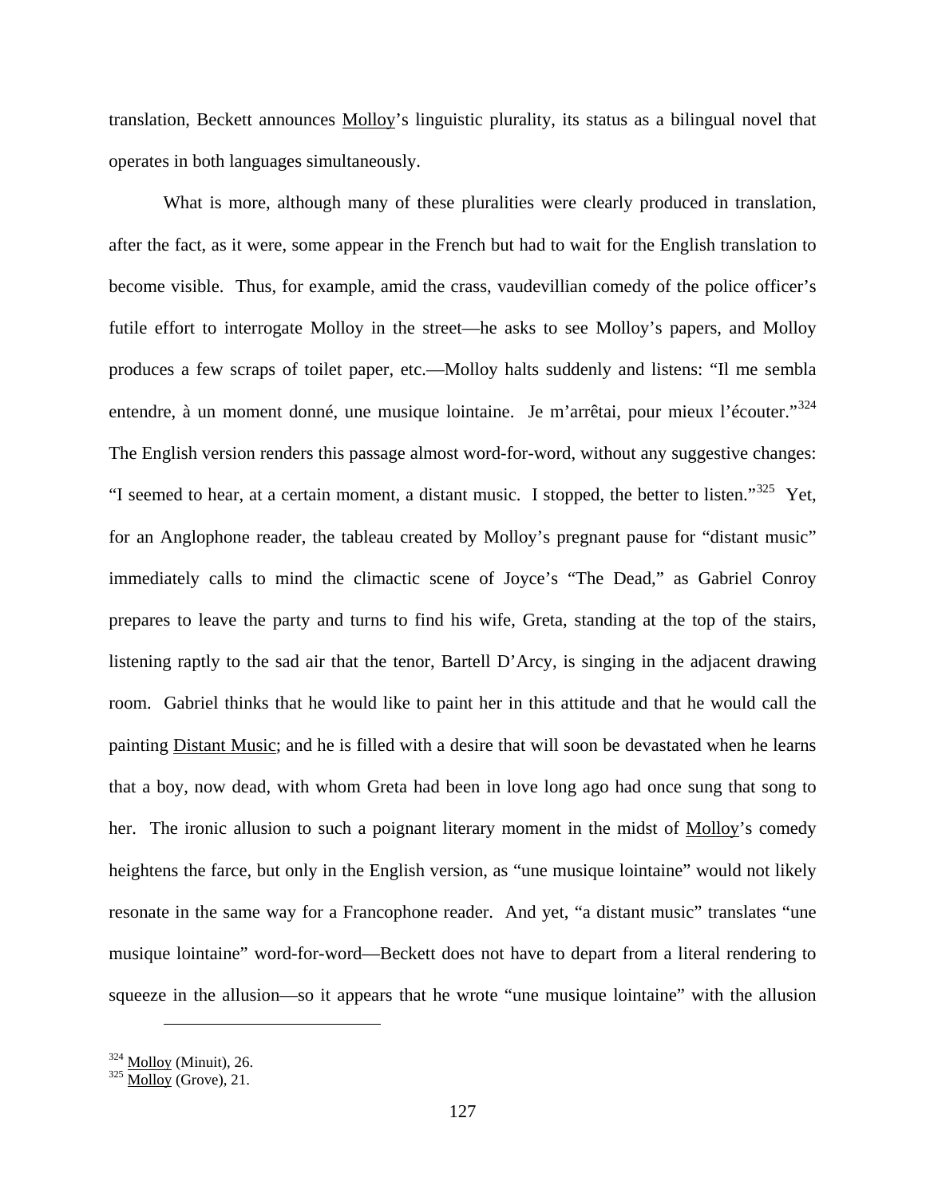translation, Beckett announces Molloy's linguistic plurality, its status as a bilingual novel that operates in both languages simultaneously.

What is more, although many of these pluralities were clearly produced in translation, after the fact, as it were, some appear in the French but had to wait for the English translation to become visible. Thus, for example, amid the crass, vaudevillian comedy of the police officer's futile effort to interrogate Molloy in the street—he asks to see Molloy's papers, and Molloy produces a few scraps of toilet paper, etc.—Molloy halts suddenly and listens: "Il me sembla entendre, à un moment donné, une musique lointaine. Je m'arrêtai, pour mieux l'écouter."[324] The English version renders this passage almost word-for-word, without any suggestive changes: "I seemed to hear, at a certain moment, a distant music. I stopped, the better to listen."[325] Yet, for an Anglophone reader, the tableau created by Molloy's pregnant pause for "distant music" immediately calls to mind the climactic scene of Joyce's "The Dead," as Gabriel Conroy prepares to leave the party and turns to find his wife, Greta, standing at the top of the stairs, listening raptly to the sad air that the tenor, Bartell D'Arcy, is singing in the adjacent drawing room. Gabriel thinks that he would like to paint her in this attitude and that he would call the painting Distant Music; and he is filled with a desire that will soon be devastated when he learns that a boy, now dead, with whom Greta had been in love long ago had once sung that song to her. The ironic allusion to such a poignant literary moment in the midst of Molloy's comedy heightens the farce, but only in the English version, as "une musique lointaine" would not likely resonate in the same way for a Francophone reader. And yet, "a distant music" translates "une musique lointaine" word-for-word—Beckett does not have to depart from a literal rendering to squeeze in the allusion—so it appears that he wrote "une musique lointaine" with the allusion

---

[324] Molloy (Minuit), 26.
[325] Molloy (Grove), 21.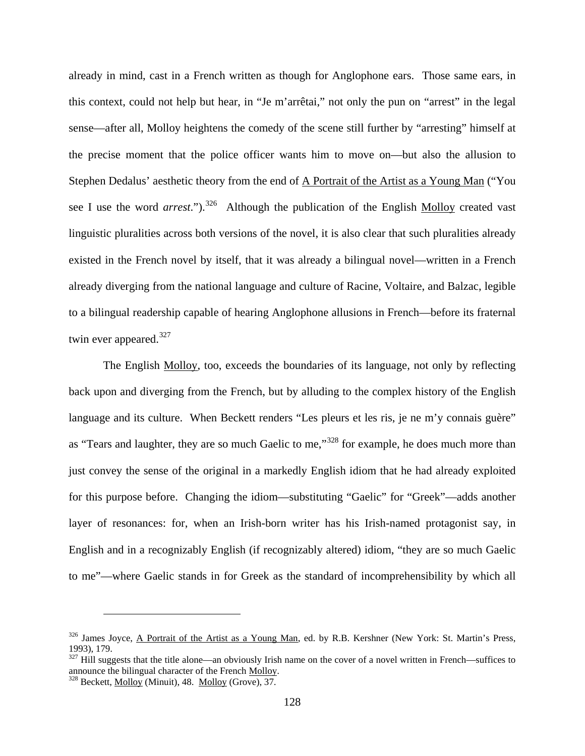already in mind, cast in a French written as though for Anglophone ears. Those same ears, in this context, could not help but hear, in "Je m'arrêtai," not only the pun on "arrest" in the legal sense—after all, Molloy heightens the comedy of the scene still further by "arresting" himself at the precise moment that the police officer wants him to move on—but also the allusion to Stephen Dedalus' aesthetic theory from the end of A Portrait of the Artist as a Young Man ("You see I use the word *arrest*.").[326] Although the publication of the English Molloy created vast linguistic pluralities across both versions of the novel, it is also clear that such pluralities already existed in the French novel by itself, that it was already a bilingual novel—written in a French already diverging from the national language and culture of Racine, Voltaire, and Balzac, legible to a bilingual readership capable of hearing Anglophone allusions in French—before its fraternal twin ever appeared.[327]

The English Molloy, too, exceeds the boundaries of its language, not only by reflecting back upon and diverging from the French, but by alluding to the complex history of the English language and its culture. When Beckett renders "Les pleurs et les ris, je ne m'y connais guère" as "Tears and laughter, they are so much Gaelic to me,"[328] for example, he does much more than just convey the sense of the original in a markedly English idiom that he had already exploited for this purpose before. Changing the idiom—substituting "Gaelic" for "Greek"—adds another layer of resonances: for, when an Irish-born writer has his Irish-named protagonist say, in English and in a recognizably English (if recognizably altered) idiom, "they are so much Gaelic to me"—where Gaelic stands in for Greek as the standard of incomprehensibility by which all

---

[326] James Joyce, A Portrait of the Artist as a Young Man, ed. by R.B. Kershner (New York: St. Martin's Press, 1993), 179.

[327] Hill suggests that the title alone—an obviously Irish name on the cover of a novel written in French—suffices to announce the bilingual character of the French Molloy.

[328] Beckett, Molloy (Minuit), 48. Molloy (Grove), 37.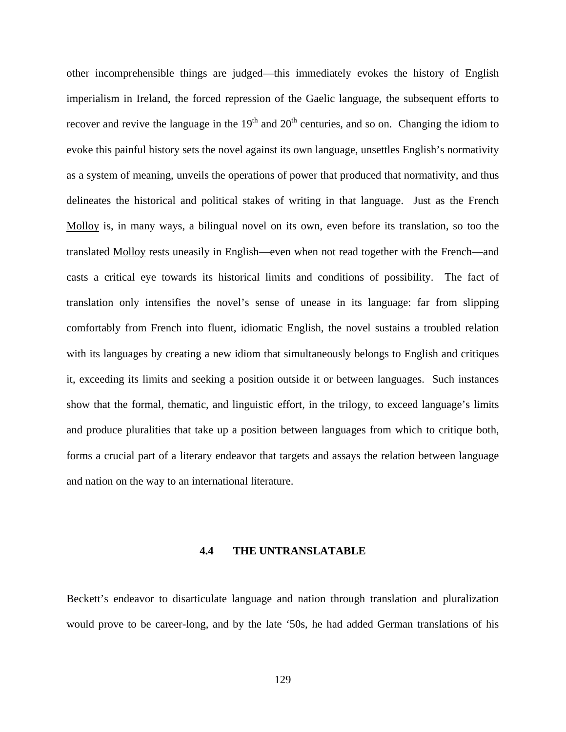other incomprehensible things are judged—this immediately evokes the history of English imperialism in Ireland, the forced repression of the Gaelic language, the subsequent efforts to recover and revive the language in the 19th and 20th centuries, and so on. Changing the idiom to evoke this painful history sets the novel against its own language, unsettles English's normativity as a system of meaning, unveils the operations of power that produced that normativity, and thus delineates the historical and political stakes of writing in that language. Just as the French Molloy is, in many ways, a bilingual novel on its own, even before its translation, so too the translated Molloy rests uneasily in English—even when not read together with the French—and casts a critical eye towards its historical limits and conditions of possibility. The fact of translation only intensifies the novel's sense of unease in its language: far from slipping comfortably from French into fluent, idiomatic English, the novel sustains a troubled relation with its languages by creating a new idiom that simultaneously belongs to English and critiques it, exceeding its limits and seeking a position outside it or between languages. Such instances show that the formal, thematic, and linguistic effort, in the trilogy, to exceed language's limits and produce pluralities that take up a position between languages from which to critique both, forms a crucial part of a literary endeavor that targets and assays the relation between language and nation on the way to an international literature.

## 4.4 THE UNTRANSLATABLE

Beckett's endeavor to disarticulate language and nation through translation and pluralization would prove to be career-long, and by the late '50s, he had added German translations of his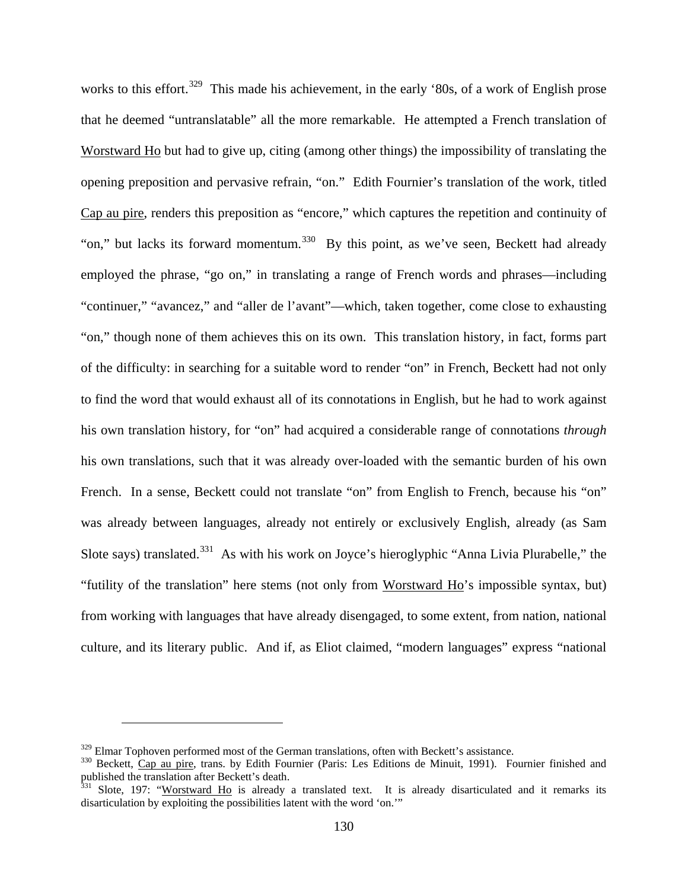works to this effort.[329] This made his achievement, in the early '80s, of a work of English prose that he deemed "untranslatable" all the more remarkable. He attempted a French translation of Worstward Ho but had to give up, citing (among other things) the impossibility of translating the opening preposition and pervasive refrain, "on." Edith Fournier's translation of the work, titled Cap au pire, renders this preposition as "encore," which captures the repetition and continuity of "on," but lacks its forward momentum.[330] By this point, as we've seen, Beckett had already employed the phrase, "go on," in translating a range of French words and phrases—including "continuer," "avancez," and "aller de l'avant"—which, taken together, come close to exhausting "on," though none of them achieves this on its own. This translation history, in fact, forms part of the difficulty: in searching for a suitable word to render "on" in French, Beckett had not only to find the word that would exhaust all of its connotations in English, but he had to work against his own translation history, for "on" had acquired a considerable range of connotations *through* his own translations, such that it was already over-loaded with the semantic burden of his own French. In a sense, Beckett could not translate "on" from English to French, because his "on" was already between languages, already not entirely or exclusively English, already (as Sam Slote says) translated.[331] As with his work on Joyce's hieroglyphic "Anna Livia Plurabelle," the "futility of the translation" here stems (not only from Worstward Ho's impossible syntax, but) from working with languages that have already disengaged, to some extent, from nation, national culture, and its literary public. And if, as Eliot claimed, "modern languages" express "national

---

[329] Elmar Tophoven performed most of the German translations, often with Beckett's assistance.

[330] Beckett, Cap au pire, trans. by Edith Fournier (Paris: Les Editions de Minuit, 1991). Fournier finished and published the translation after Beckett's death.

[331] Slote, 197: "Worstward Ho is already a translated text. It is already disarticulated and it remarks its disarticulation by exploiting the possibilities latent with the word 'on.'"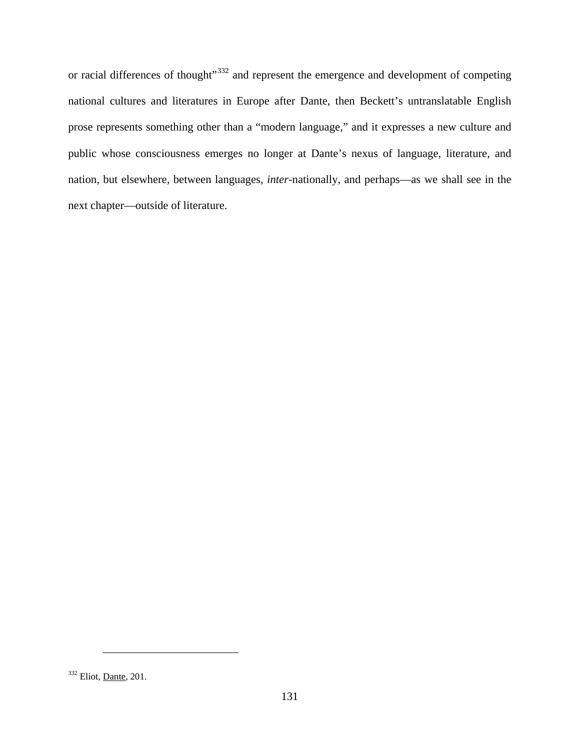or racial differences of thought"[332] and represent the emergence and development of competing national cultures and literatures in Europe after Dante, then Beckett's untranslatable English prose represents something other than a "modern language," and it expresses a new culture and public whose consciousness emerges no longer at Dante's nexus of language, literature, and nation, but elsewhere, between languages, *inter*-nationally, and perhaps—as we shall see in the next chapter—outside of literature.

---

[332] Eliot, Dante, 201.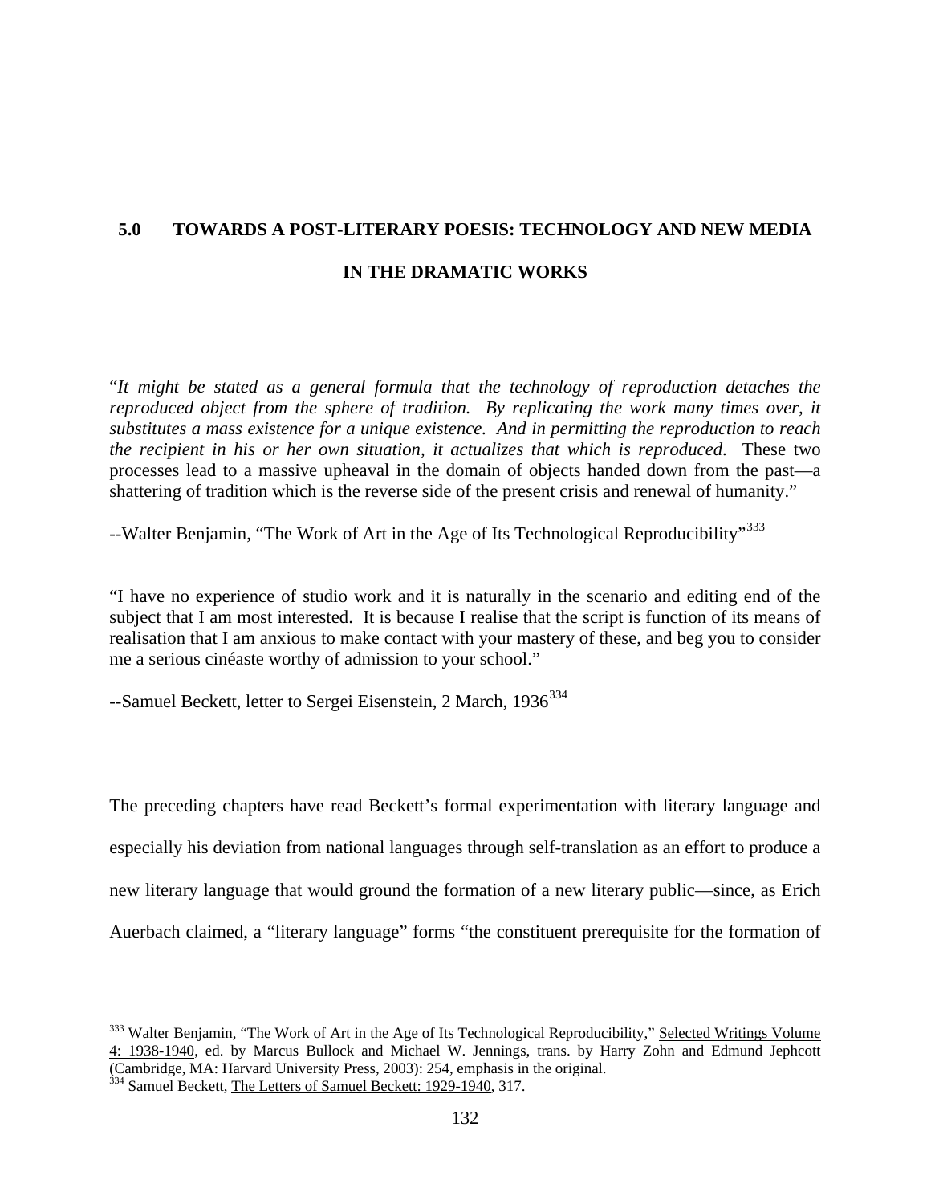# 5.0 TOWARDS A POST-LITERARY POESIS: TECHNOLOGY AND NEW MEDIA IN THE DRAMATIC WORKS

"*It might be stated as a general formula that the technology of reproduction detaches the reproduced object from the sphere of tradition. By replicating the work many times over, it substitutes a mass existence for a unique existence. And in permitting the reproduction to reach the recipient in his or her own situation, it actualizes that which is reproduced.* These two processes lead to a massive upheaval in the domain of objects handed down from the past—a shattering of tradition which is the reverse side of the present crisis and renewal of humanity."

--Walter Benjamin, "The Work of Art in the Age of Its Technological Reproducibility"[333]

"I have no experience of studio work and it is naturally in the scenario and editing end of the subject that I am most interested. It is because I realise that the script is function of its means of realisation that I am anxious to make contact with your mastery of these, and beg you to consider me a serious cinéaste worthy of admission to your school."

--Samuel Beckett, letter to Sergei Eisenstein, 2 March, 1936[334]

The preceding chapters have read Beckett's formal experimentation with literary language and especially his deviation from national languages through self-translation as an effort to produce a new literary language that would ground the formation of a new literary public—since, as Erich Auerbach claimed, a "literary language" forms "the constituent prerequisite for the formation of

---

[333] Walter Benjamin, "The Work of Art in the Age of Its Technological Reproducibility," Selected Writings Volume 4: 1938-1940, ed. by Marcus Bullock and Michael W. Jennings, trans. by Harry Zohn and Edmund Jephcott (Cambridge, MA: Harvard University Press, 2003): 254, emphasis in the original.

[334] Samuel Beckett, The Letters of Samuel Beckett: 1929-1940, 317.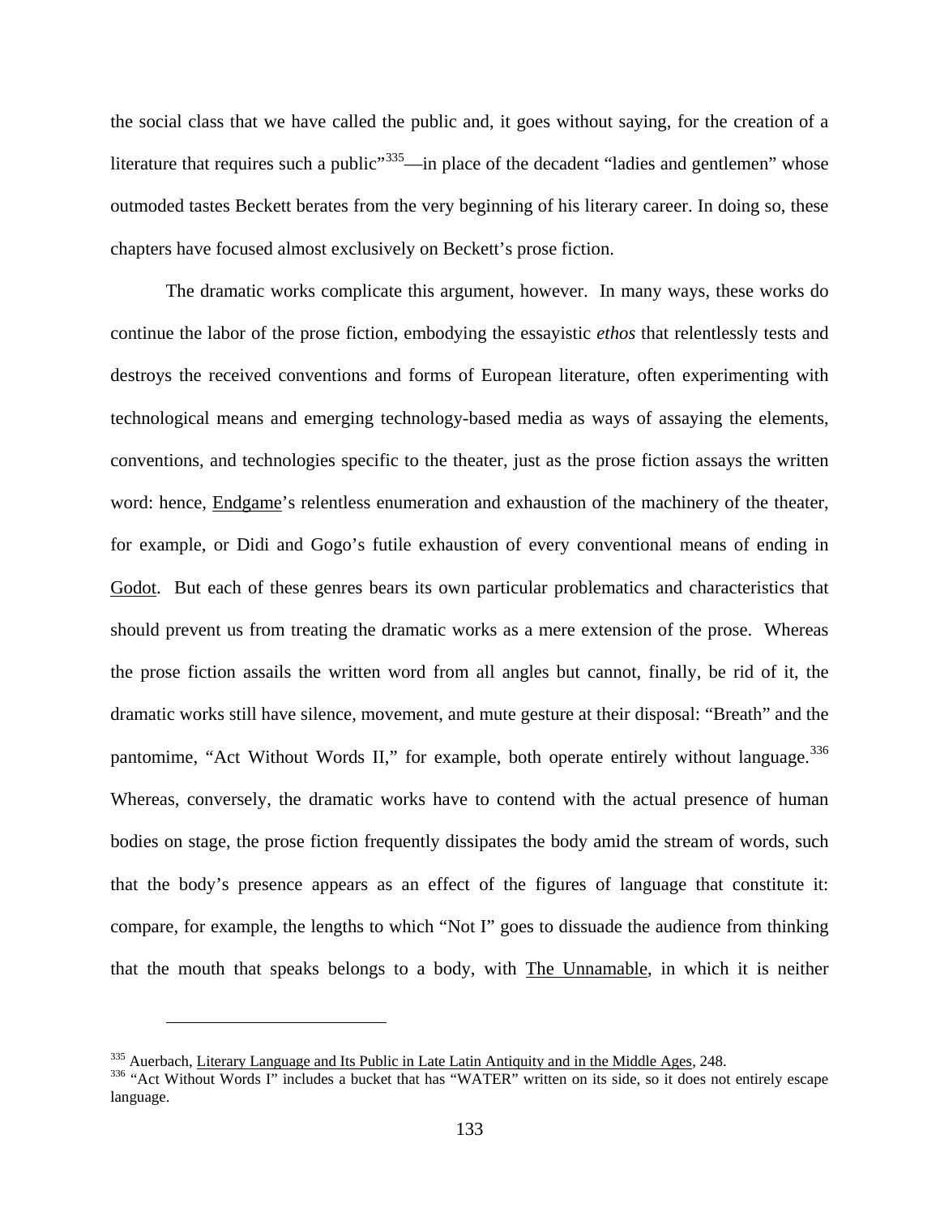the social class that we have called the public and, it goes without saying, for the creation of a literature that requires such a public"[335]—in place of the decadent "ladies and gentlemen" whose outmoded tastes Beckett berates from the very beginning of his literary career. In doing so, these chapters have focused almost exclusively on Beckett's prose fiction.

The dramatic works complicate this argument, however. In many ways, these works do continue the labor of the prose fiction, embodying the essayistic *ethos* that relentlessly tests and destroys the received conventions and forms of European literature, often experimenting with technological means and emerging technology-based media as ways of assaying the elements, conventions, and technologies specific to the theater, just as the prose fiction assays the written word: hence, Endgame's relentless enumeration and exhaustion of the machinery of the theater, for example, or Didi and Gogo's futile exhaustion of every conventional means of ending in Godot. But each of these genres bears its own particular problematics and characteristics that should prevent us from treating the dramatic works as a mere extension of the prose. Whereas the prose fiction assails the written word from all angles but cannot, finally, be rid of it, the dramatic works still have silence, movement, and mute gesture at their disposal: "Breath" and the pantomime, "Act Without Words II," for example, both operate entirely without language.[336] Whereas, conversely, the dramatic works have to contend with the actual presence of human bodies on stage, the prose fiction frequently dissipates the body amid the stream of words, such that the body's presence appears as an effect of the figures of language that constitute it: compare, for example, the lengths to which "Not I" goes to dissuade the audience from thinking that the mouth that speaks belongs to a body, with The Unnamable, in which it is neither

---

[335] Auerbach, Literary Language and Its Public in Late Latin Antiquity and in the Middle Ages, 248.

[336] "Act Without Words I" includes a bucket that has "WATER" written on its side, so it does not entirely escape language.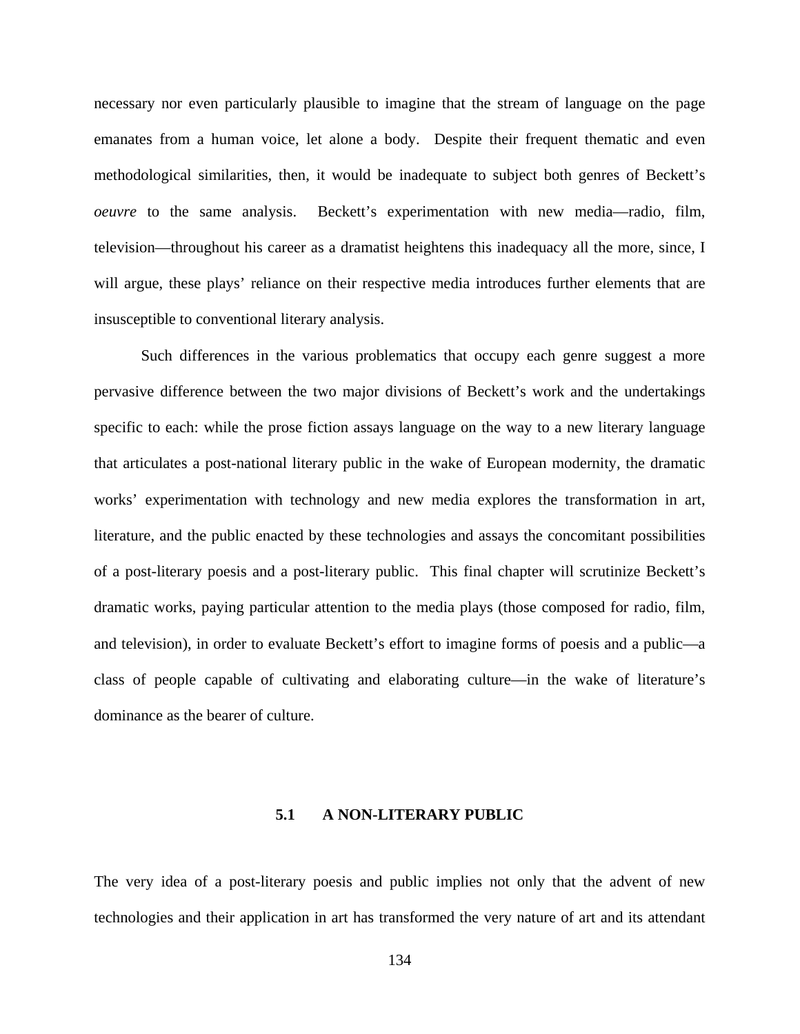necessary nor even particularly plausible to imagine that the stream of language on the page emanates from a human voice, let alone a body. Despite their frequent thematic and even methodological similarities, then, it would be inadequate to subject both genres of Beckett's *oeuvre* to the same analysis. Beckett's experimentation with new media—radio, film, television—throughout his career as a dramatist heightens this inadequacy all the more, since, I will argue, these plays' reliance on their respective media introduces further elements that are insusceptible to conventional literary analysis.

Such differences in the various problematics that occupy each genre suggest a more pervasive difference between the two major divisions of Beckett's work and the undertakings specific to each: while the prose fiction assays language on the way to a new literary language that articulates a post-national literary public in the wake of European modernity, the dramatic works' experimentation with technology and new media explores the transformation in art, literature, and the public enacted by these technologies and assays the concomitant possibilities of a post-literary poesis and a post-literary public. This final chapter will scrutinize Beckett's dramatic works, paying particular attention to the media plays (those composed for radio, film, and television), in order to evaluate Beckett's effort to imagine forms of poesis and a public—a class of people capable of cultivating and elaborating culture—in the wake of literature's dominance as the bearer of culture.

## 5.1 A NON-LITERARY PUBLIC

The very idea of a post-literary poesis and public implies not only that the advent of new technologies and their application in art has transformed the very nature of art and its attendant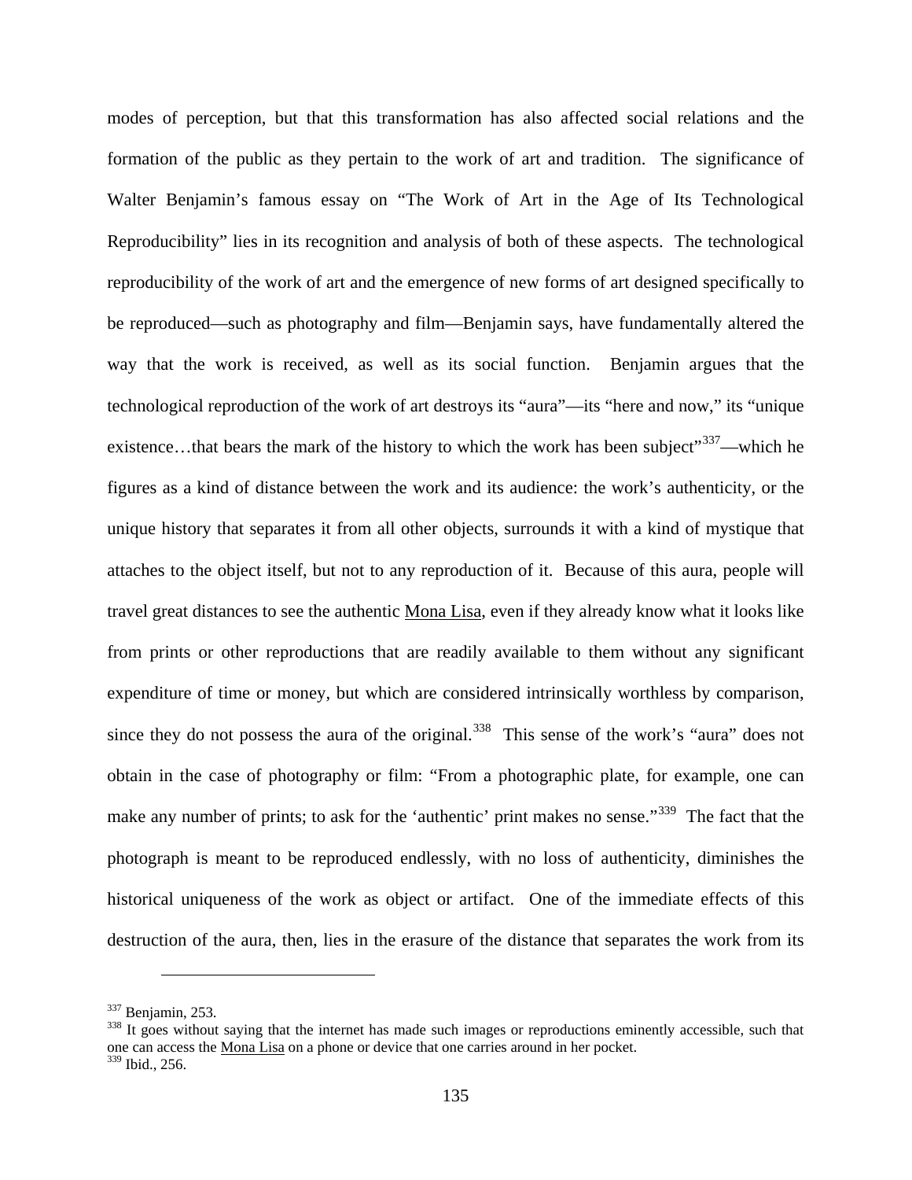modes of perception, but that this transformation has also affected social relations and the formation of the public as they pertain to the work of art and tradition. The significance of Walter Benjamin's famous essay on "The Work of Art in the Age of Its Technological Reproducibility" lies in its recognition and analysis of both of these aspects. The technological reproducibility of the work of art and the emergence of new forms of art designed specifically to be reproduced—such as photography and film—Benjamin says, have fundamentally altered the way that the work is received, as well as its social function. Benjamin argues that the technological reproduction of the work of art destroys its "aura"—its "here and now," its "unique existence…that bears the mark of the history to which the work has been subject"[337]—which he figures as a kind of distance between the work and its audience: the work's authenticity, or the unique history that separates it from all other objects, surrounds it with a kind of mystique that attaches to the object itself, but not to any reproduction of it. Because of this aura, people will travel great distances to see the authentic Mona Lisa, even if they already know what it looks like from prints or other reproductions that are readily available to them without any significant expenditure of time or money, but which are considered intrinsically worthless by comparison, since they do not possess the aura of the original.[338] This sense of the work's "aura" does not obtain in the case of photography or film: "From a photographic plate, for example, one can make any number of prints; to ask for the 'authentic' print makes no sense."[339] The fact that the photograph is meant to be reproduced endlessly, with no loss of authenticity, diminishes the historical uniqueness of the work as object or artifact. One of the immediate effects of this destruction of the aura, then, lies in the erasure of the distance that separates the work from its

---

[337] Benjamin, 253.

[338] It goes without saying that the internet has made such images or reproductions eminently accessible, such that one can access the Mona Lisa on a phone or device that one carries around in her pocket.

[339] Ibid., 256.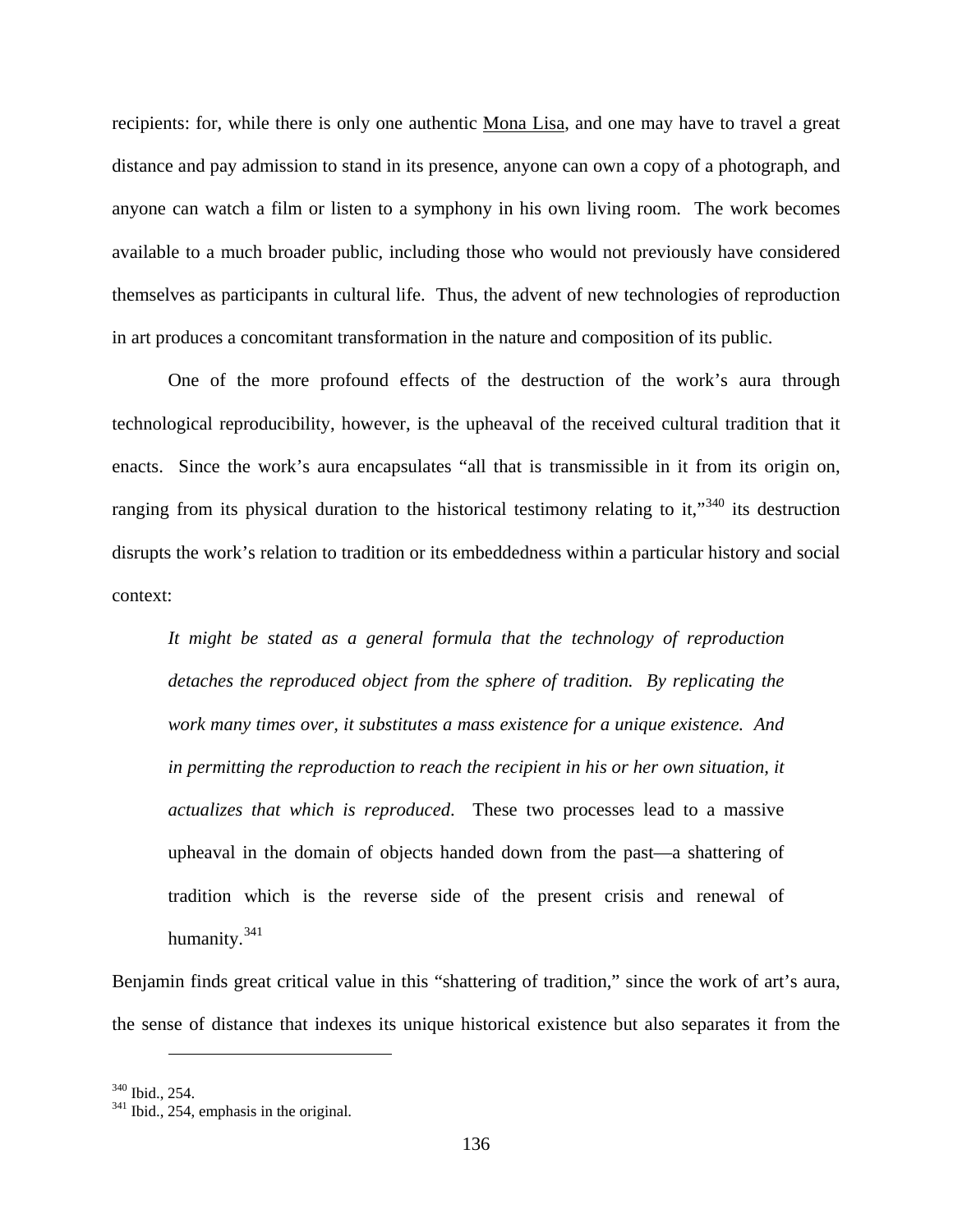recipients: for, while there is only one authentic Mona Lisa, and one may have to travel a great distance and pay admission to stand in its presence, anyone can own a copy of a photograph, and anyone can watch a film or listen to a symphony in his own living room. The work becomes available to a much broader public, including those who would not previously have considered themselves as participants in cultural life. Thus, the advent of new technologies of reproduction in art produces a concomitant transformation in the nature and composition of its public.

One of the more profound effects of the destruction of the work's aura through technological reproducibility, however, is the upheaval of the received cultural tradition that it enacts. Since the work's aura encapsulates "all that is transmissible in it from its origin on, ranging from its physical duration to the historical testimony relating to it,"[340] its destruction disrupts the work's relation to tradition or its embeddedness within a particular history and social context:

> *It might be stated as a general formula that the technology of reproduction detaches the reproduced object from the sphere of tradition. By replicating the work many times over, it substitutes a mass existence for a unique existence. And in permitting the reproduction to reach the recipient in his or her own situation, it actualizes that which is reproduced.* These two processes lead to a massive upheaval in the domain of objects handed down from the past—a shattering of tradition which is the reverse side of the present crisis and renewal of humanity.[341]

Benjamin finds great critical value in this "shattering of tradition," since the work of art's aura, the sense of distance that indexes its unique historical existence but also separates it from the

---

[340] Ibid., 254.
[341] Ibid., 254, emphasis in the original.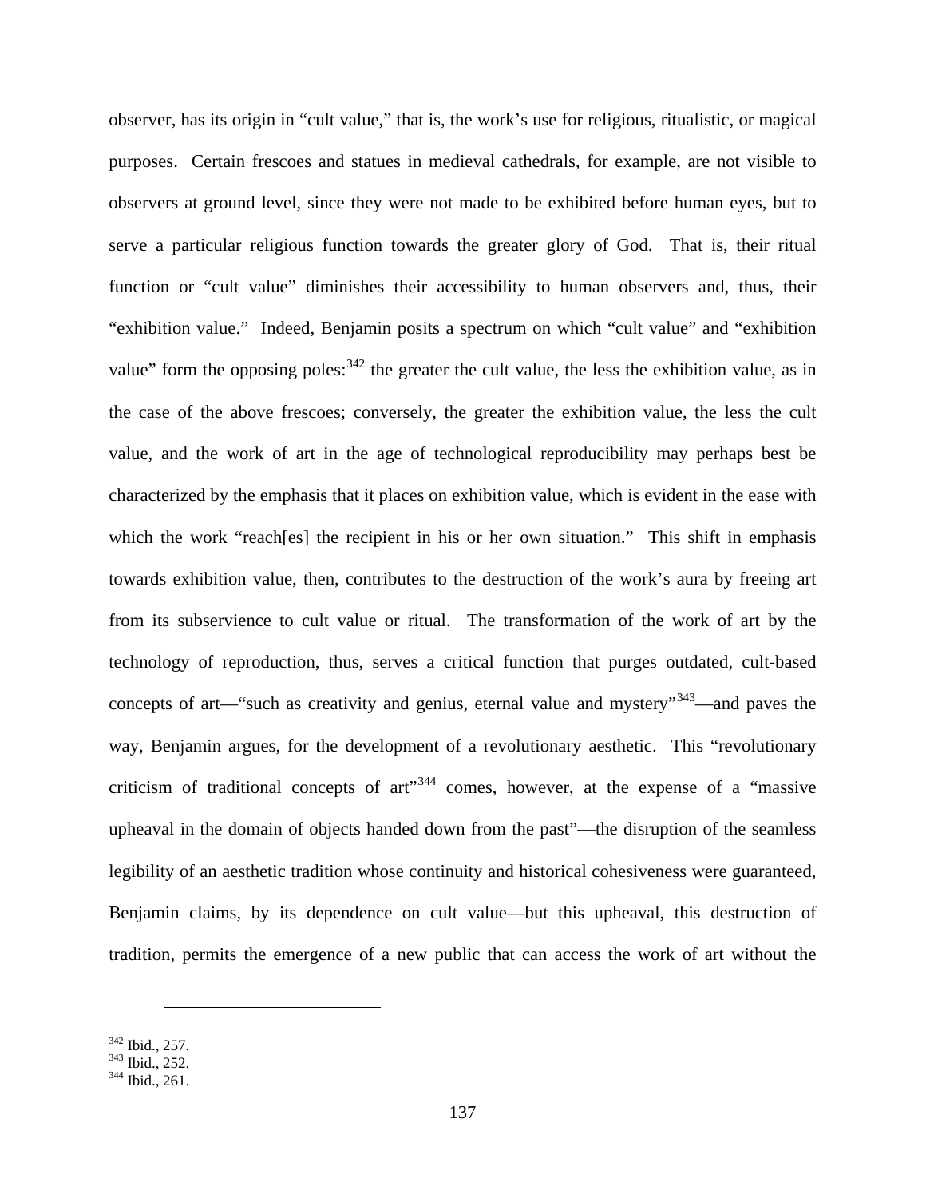observer, has its origin in "cult value," that is, the work's use for religious, ritualistic, or magical purposes. Certain frescoes and statues in medieval cathedrals, for example, are not visible to observers at ground level, since they were not made to be exhibited before human eyes, but to serve a particular religious function towards the greater glory of God. That is, their ritual function or "cult value" diminishes their accessibility to human observers and, thus, their "exhibition value." Indeed, Benjamin posits a spectrum on which "cult value" and "exhibition value" form the opposing poles:[342] the greater the cult value, the less the exhibition value, as in the case of the above frescoes; conversely, the greater the exhibition value, the less the cult value, and the work of art in the age of technological reproducibility may perhaps best be characterized by the emphasis that it places on exhibition value, which is evident in the ease with which the work "reach[es] the recipient in his or her own situation." This shift in emphasis towards exhibition value, then, contributes to the destruction of the work's aura by freeing art from its subservience to cult value or ritual. The transformation of the work of art by the technology of reproduction, thus, serves a critical function that purges outdated, cult-based concepts of art—"such as creativity and genius, eternal value and mystery"[343]—and paves the way, Benjamin argues, for the development of a revolutionary aesthetic. This "revolutionary criticism of traditional concepts of art"[344] comes, however, at the expense of a "massive upheaval in the domain of objects handed down from the past"—the disruption of the seamless legibility of an aesthetic tradition whose continuity and historical cohesiveness were guaranteed, Benjamin claims, by its dependence on cult value—but this upheaval, this destruction of tradition, permits the emergence of a new public that can access the work of art without the

---

[342] Ibid., 257.
[343] Ibid., 252.
[344] Ibid., 261.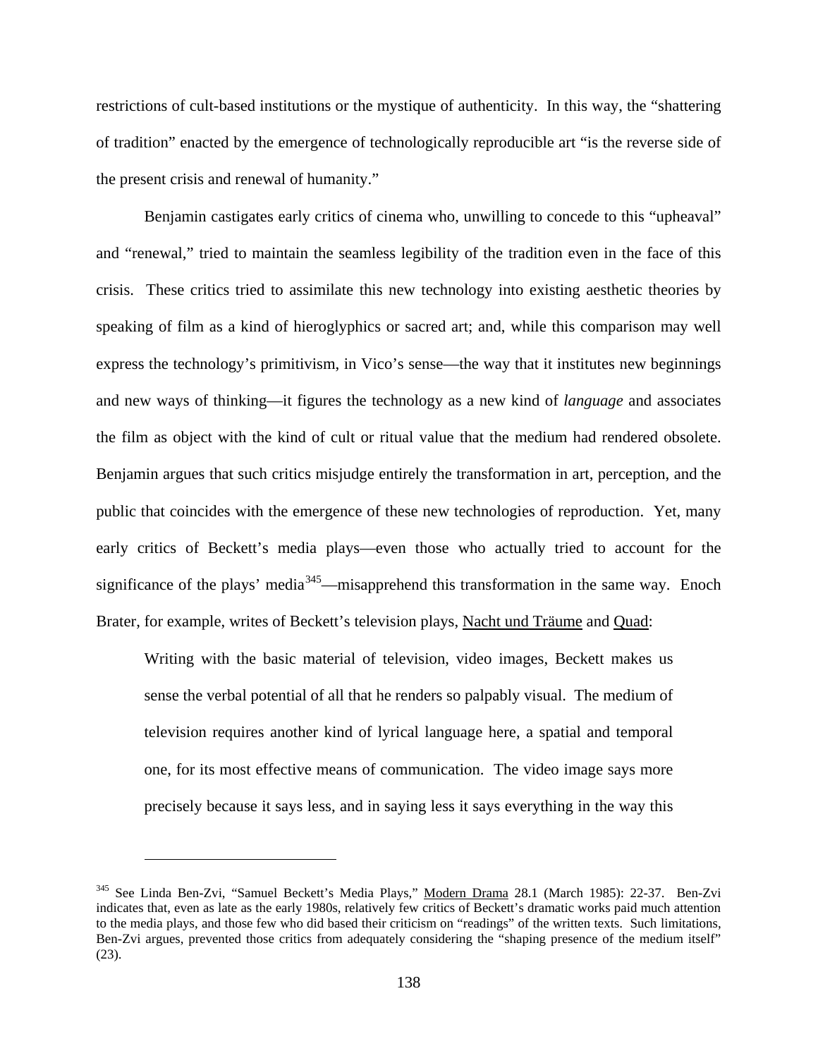restrictions of cult-based institutions or the mystique of authenticity. In this way, the "shattering of tradition" enacted by the emergence of technologically reproducible art "is the reverse side of the present crisis and renewal of humanity."

Benjamin castigates early critics of cinema who, unwilling to concede to this "upheaval" and "renewal," tried to maintain the seamless legibility of the tradition even in the face of this crisis. These critics tried to assimilate this new technology into existing aesthetic theories by speaking of film as a kind of hieroglyphics or sacred art; and, while this comparison may well express the technology's primitivism, in Vico's sense—the way that it institutes new beginnings and new ways of thinking—it figures the technology as a new kind of *language* and associates the film as object with the kind of cult or ritual value that the medium had rendered obsolete. Benjamin argues that such critics misjudge entirely the transformation in art, perception, and the public that coincides with the emergence of these new technologies of reproduction. Yet, many early critics of Beckett's media plays—even those who actually tried to account for the significance of the plays' media[345]—misapprehend this transformation in the same way. Enoch Brater, for example, writes of Beckett's television plays, Nacht und Träume and Quad:

> Writing with the basic material of television, video images, Beckett makes us sense the verbal potential of all that he renders so palpably visual. The medium of television requires another kind of lyrical language here, a spatial and temporal one, for its most effective means of communication. The video image says more precisely because it says less, and in saying less it says everything in the way this

---

[345] See Linda Ben-Zvi, "Samuel Beckett's Media Plays," Modern Drama 28.1 (March 1985): 22-37. Ben-Zvi indicates that, even as late as the early 1980s, relatively few critics of Beckett's dramatic works paid much attention to the media plays, and those few who did based their criticism on "readings" of the written texts. Such limitations, Ben-Zvi argues, prevented those critics from adequately considering the "shaping presence of the medium itself" (23).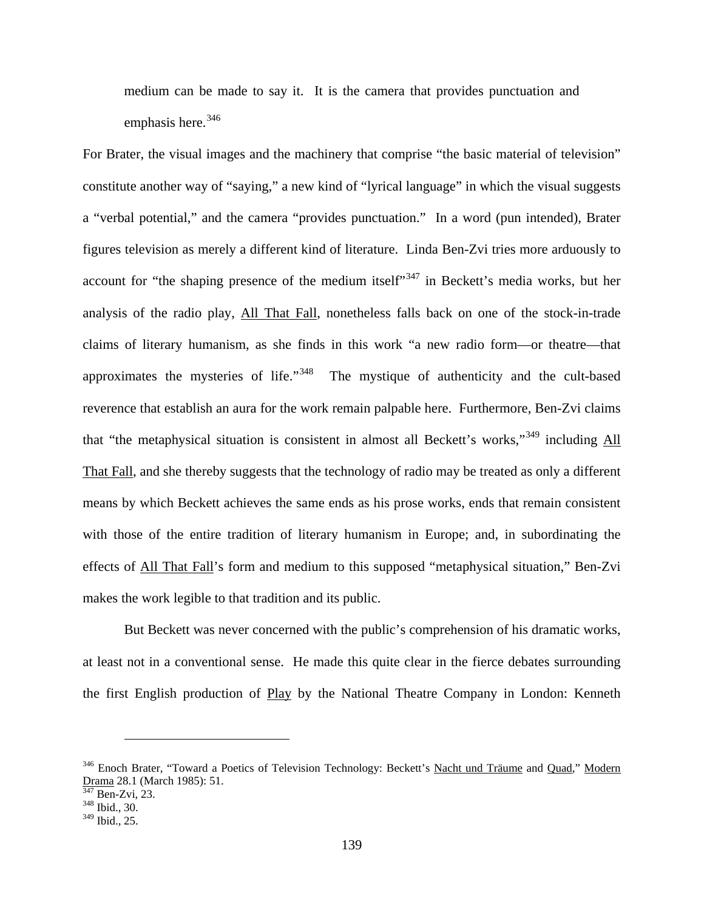> medium can be made to say it. It is the camera that provides punctuation and emphasis here.[346]

For Brater, the visual images and the machinery that comprise "the basic material of television" constitute another way of "saying," a new kind of "lyrical language" in which the visual suggests a "verbal potential," and the camera "provides punctuation." In a word (pun intended), Brater figures television as merely a different kind of literature. Linda Ben-Zvi tries more arduously to account for "the shaping presence of the medium itself"[347] in Beckett's media works, but her analysis of the radio play, All That Fall, nonetheless falls back on one of the stock-in-trade claims of literary humanism, as she finds in this work "a new radio form—or theatre—that approximates the mysteries of life."[348] The mystique of authenticity and the cult-based reverence that establish an aura for the work remain palpable here. Furthermore, Ben-Zvi claims that "the metaphysical situation is consistent in almost all Beckett's works,"[349] including All That Fall, and she thereby suggests that the technology of radio may be treated as only a different means by which Beckett achieves the same ends as his prose works, ends that remain consistent with those of the entire tradition of literary humanism in Europe; and, in subordinating the effects of All That Fall's form and medium to this supposed "metaphysical situation," Ben-Zvi makes the work legible to that tradition and its public.

But Beckett was never concerned with the public's comprehension of his dramatic works, at least not in a conventional sense. He made this quite clear in the fierce debates surrounding the first English production of Play by the National Theatre Company in London: Kenneth

---

[346] Enoch Brater, "Toward a Poetics of Television Technology: Beckett's Nacht und Träume and Quad," Modern Drama 28.1 (March 1985): 51.

[347] Ben-Zvi, 23.

[348] Ibid., 30.

[349] Ibid., 25.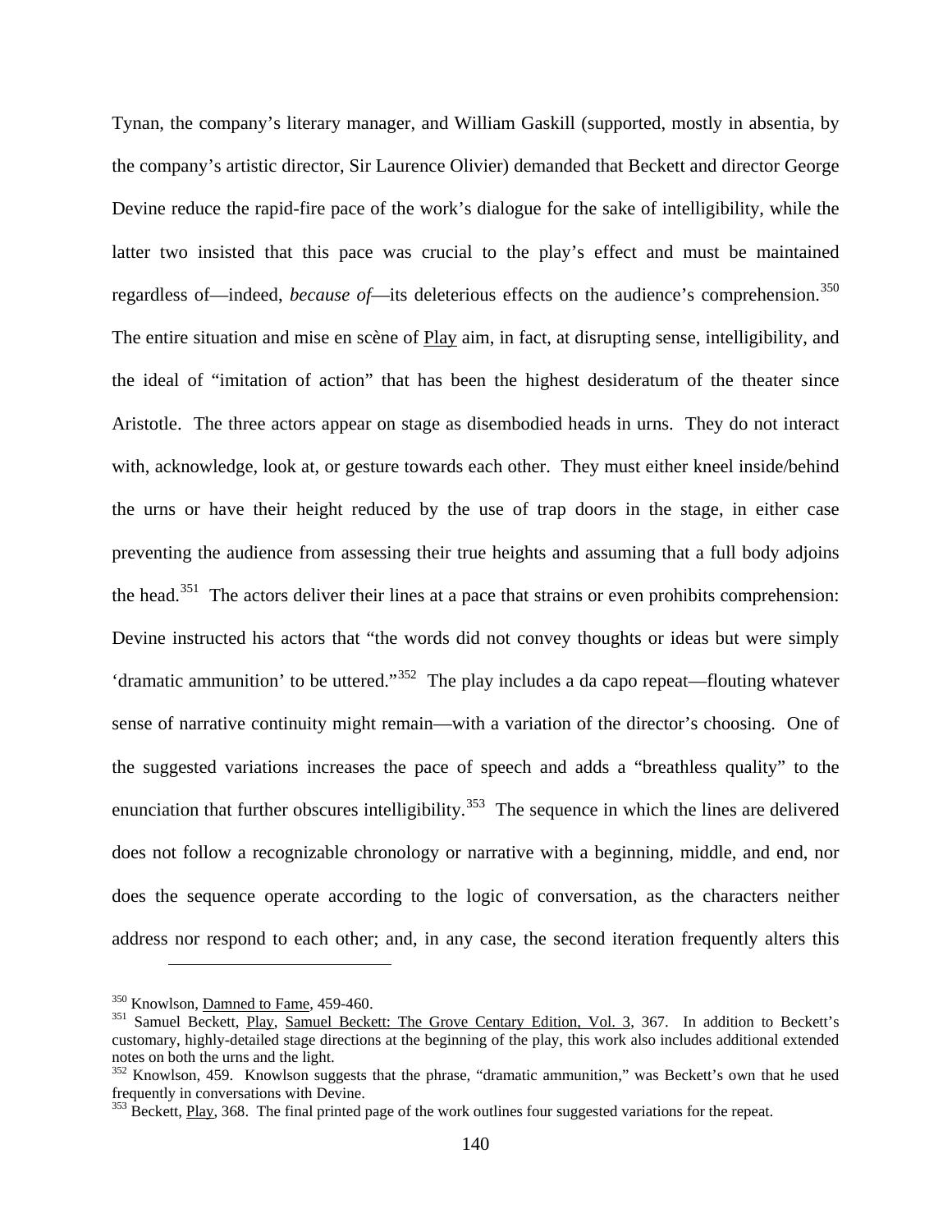Tynan, the company's literary manager, and William Gaskill (supported, mostly in absentia, by the company's artistic director, Sir Laurence Olivier) demanded that Beckett and director George Devine reduce the rapid-fire pace of the work's dialogue for the sake of intelligibility, while the latter two insisted that this pace was crucial to the play's effect and must be maintained regardless of—indeed, *because of*—its deleterious effects on the audience's comprehension.[350] The entire situation and mise en scène of Play aim, in fact, at disrupting sense, intelligibility, and the ideal of "imitation of action" that has been the highest desideratum of the theater since Aristotle. The three actors appear on stage as disembodied heads in urns. They do not interact with, acknowledge, look at, or gesture towards each other. They must either kneel inside/behind the urns or have their height reduced by the use of trap doors in the stage, in either case preventing the audience from assessing their true heights and assuming that a full body adjoins the head.[351] The actors deliver their lines at a pace that strains or even prohibits comprehension: Devine instructed his actors that "the words did not convey thoughts or ideas but were simply 'dramatic ammunition' to be uttered."[352] The play includes a da capo repeat—flouting whatever sense of narrative continuity might remain—with a variation of the director's choosing. One of the suggested variations increases the pace of speech and adds a "breathless quality" to the enunciation that further obscures intelligibility.[353] The sequence in which the lines are delivered does not follow a recognizable chronology or narrative with a beginning, middle, and end, nor does the sequence operate according to the logic of conversation, as the characters neither address nor respond to each other; and, in any case, the second iteration frequently alters this

---

[350] Knowlson, Damned to Fame, 459-460.

[351] Samuel Beckett, Play, Samuel Beckett: The Grove Centary Edition, Vol. 3, 367. In addition to Beckett's customary, highly-detailed stage directions at the beginning of the play, this work also includes additional extended notes on both the urns and the light.

[352] Knowlson, 459. Knowlson suggests that the phrase, "dramatic ammunition," was Beckett's own that he used frequently in conversations with Devine.

[353] Beckett, Play, 368. The final printed page of the work outlines four suggested variations for the repeat.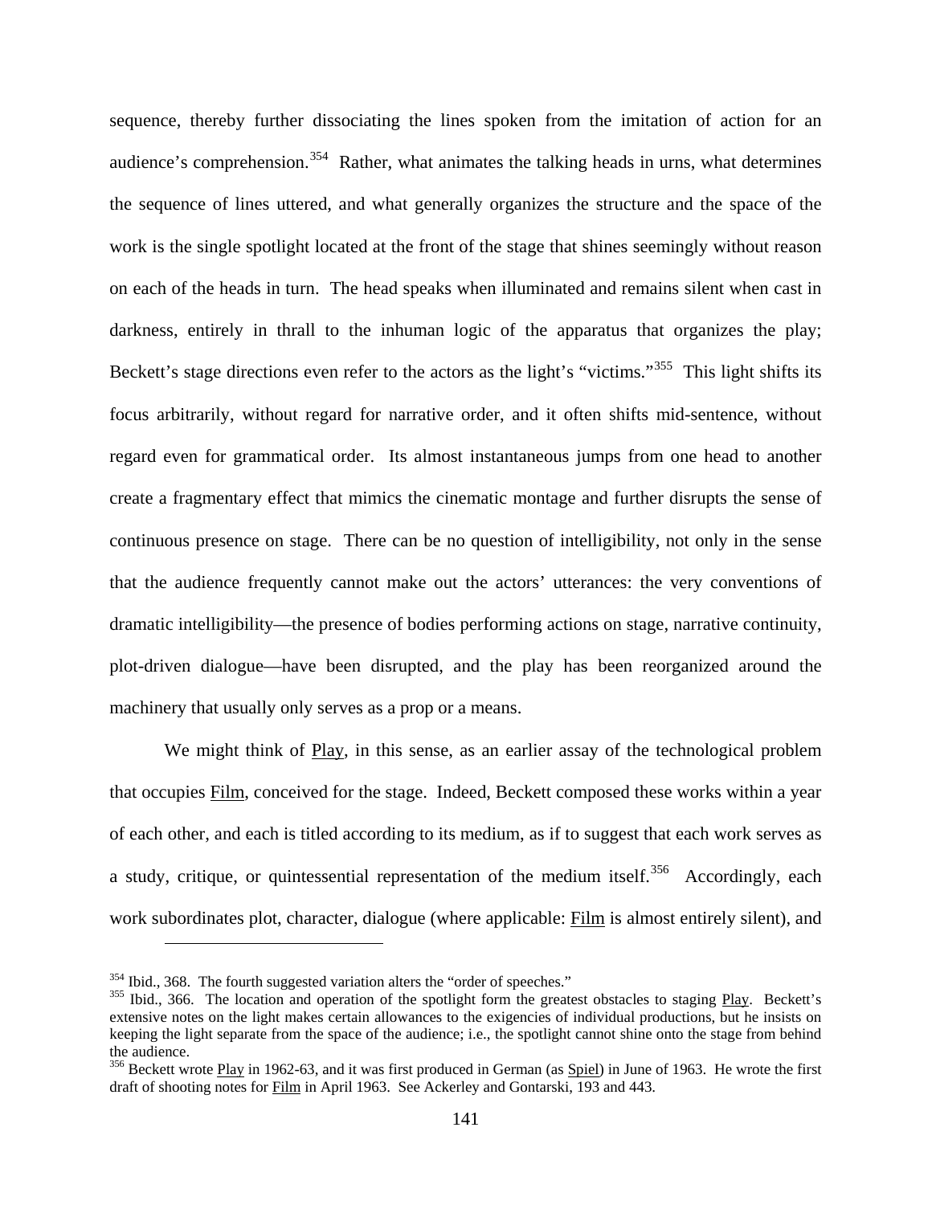sequence, thereby further dissociating the lines spoken from the imitation of action for an audience's comprehension.[354] Rather, what animates the talking heads in urns, what determines the sequence of lines uttered, and what generally organizes the structure and the space of the work is the single spotlight located at the front of the stage that shines seemingly without reason on each of the heads in turn. The head speaks when illuminated and remains silent when cast in darkness, entirely in thrall to the inhuman logic of the apparatus that organizes the play; Beckett's stage directions even refer to the actors as the light's "victims."[355] This light shifts its focus arbitrarily, without regard for narrative order, and it often shifts mid-sentence, without regard even for grammatical order. Its almost instantaneous jumps from one head to another create a fragmentary effect that mimics the cinematic montage and further disrupts the sense of continuous presence on stage. There can be no question of intelligibility, not only in the sense that the audience frequently cannot make out the actors' utterances: the very conventions of dramatic intelligibility—the presence of bodies performing actions on stage, narrative continuity, plot-driven dialogue—have been disrupted, and the play has been reorganized around the machinery that usually only serves as a prop or a means.

We might think of Play, in this sense, as an earlier assay of the technological problem that occupies Film, conceived for the stage. Indeed, Beckett composed these works within a year of each other, and each is titled according to its medium, as if to suggest that each work serves as a study, critique, or quintessential representation of the medium itself.[356] Accordingly, each work subordinates plot, character, dialogue (where applicable: Film is almost entirely silent), and

---

[354] Ibid., 368. The fourth suggested variation alters the "order of speeches."

[355] Ibid., 366. The location and operation of the spotlight form the greatest obstacles to staging Play. Beckett's extensive notes on the light makes certain allowances to the exigencies of individual productions, but he insists on keeping the light separate from the space of the audience; i.e., the spotlight cannot shine onto the stage from behind the audience.

[356] Beckett wrote Play in 1962-63, and it was first produced in German (as Spiel) in June of 1963. He wrote the first draft of shooting notes for Film in April 1963. See Ackerley and Gontarski, 193 and 443.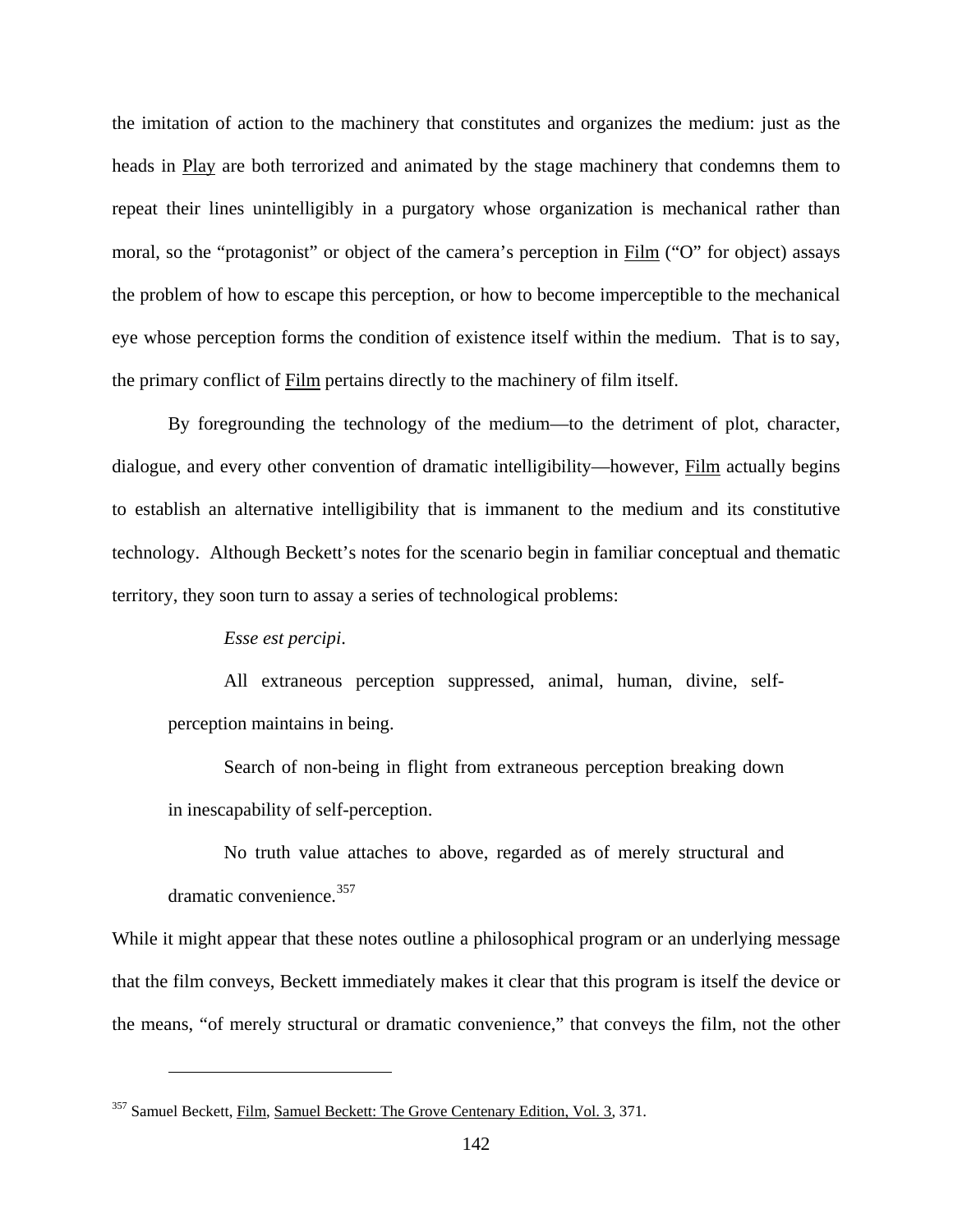the imitation of action to the machinery that constitutes and organizes the medium: just as the heads in Play are both terrorized and animated by the stage machinery that condemns them to repeat their lines unintelligibly in a purgatory whose organization is mechanical rather than moral, so the "protagonist" or object of the camera's perception in Film ("O" for object) assays the problem of how to escape this perception, or how to become imperceptible to the mechanical eye whose perception forms the condition of existence itself within the medium. That is to say, the primary conflict of Film pertains directly to the machinery of film itself.

By foregrounding the technology of the medium—to the detriment of plot, character, dialogue, and every other convention of dramatic intelligibility—however, Film actually begins to establish an alternative intelligibility that is immanent to the medium and its constitutive technology. Although Beckett's notes for the scenario begin in familiar conceptual and thematic territory, they soon turn to assay a series of technological problems:

> *Esse est percipi*.
>
> All extraneous perception suppressed, animal, human, divine, self-perception maintains in being.
>
> Search of non-being in flight from extraneous perception breaking down in inescapability of self-perception.
>
> No truth value attaches to above, regarded as of merely structural and dramatic convenience.[357]

While it might appear that these notes outline a philosophical program or an underlying message that the film conveys, Beckett immediately makes it clear that this program is itself the device or the means, "of merely structural or dramatic convenience," that conveys the film, not the other

---

[357] Samuel Beckett, Film, Samuel Beckett: The Grove Centenary Edition, Vol. 3, 371.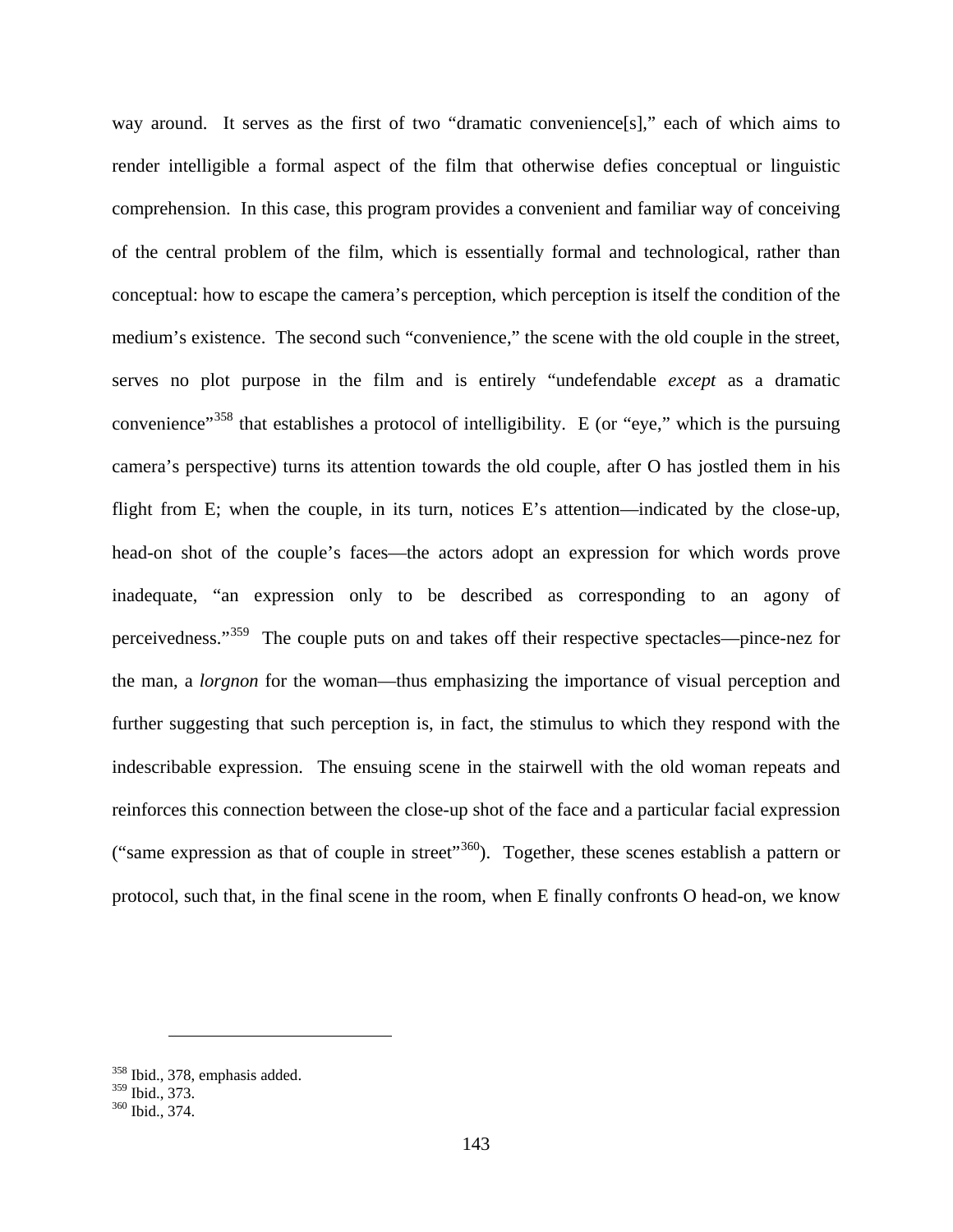way around. It serves as the first of two “dramatic convenience[s],” each of which aims to render intelligible a formal aspect of the film that otherwise defies conceptual or linguistic comprehension. In this case, this program provides a convenient and familiar way of conceiving of the central problem of the film, which is essentially formal and technological, rather than conceptual: how to escape the camera’s perception, which perception is itself the condition of the medium’s existence. The second such “convenience,” the scene with the old couple in the street, serves no plot purpose in the film and is entirely “undefendable *except* as a dramatic convenience”[358] that establishes a protocol of intelligibility. E (or “eye,” which is the pursuing camera’s perspective) turns its attention towards the old couple, after O has jostled them in his flight from E; when the couple, in its turn, notices E’s attention—indicated by the close-up, head-on shot of the couple’s faces—the actors adopt an expression for which words prove inadequate, “an expression only to be described as corresponding to an agony of perceivedness.”[359] The couple puts on and takes off their respective spectacles—pince-nez for the man, a *lorgnon* for the woman—thus emphasizing the importance of visual perception and further suggesting that such perception is, in fact, the stimulus to which they respond with the indescribable expression. The ensuing scene in the stairwell with the old woman repeats and reinforces this connection between the close-up shot of the face and a particular facial expression (“same expression as that of couple in street”[360]). Together, these scenes establish a pattern or protocol, such that, in the final scene in the room, when E finally confronts O head-on, we know

---

[358] Ibid., 378, emphasis added.
[359] Ibid., 373.
[360] Ibid., 374.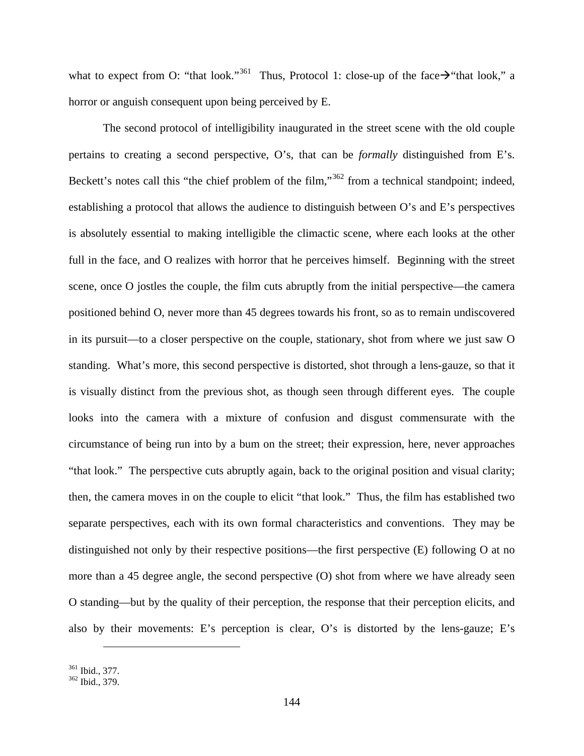what to expect from O: “that look.”[361] Thus, Protocol 1: close-up of the face→“that look,” a horror or anguish consequent upon being perceived by E.

The second protocol of intelligibility inaugurated in the street scene with the old couple pertains to creating a second perspective, O’s, that can be *formally* distinguished from E’s. Beckett’s notes call this “the chief problem of the film,”[362] from a technical standpoint; indeed, establishing a protocol that allows the audience to distinguish between O’s and E’s perspectives is absolutely essential to making intelligible the climactic scene, where each looks at the other full in the face, and O realizes with horror that he perceives himself. Beginning with the street scene, once O jostles the couple, the film cuts abruptly from the initial perspective—the camera positioned behind O, never more than 45 degrees towards his front, so as to remain undiscovered in its pursuit—to a closer perspective on the couple, stationary, shot from where we just saw O standing. What’s more, this second perspective is distorted, shot through a lens-gauze, so that it is visually distinct from the previous shot, as though seen through different eyes. The couple looks into the camera with a mixture of confusion and disgust commensurate with the circumstance of being run into by a bum on the street; their expression, here, never approaches “that look.” The perspective cuts abruptly again, back to the original position and visual clarity; then, the camera moves in on the couple to elicit “that look.” Thus, the film has established two separate perspectives, each with its own formal characteristics and conventions. They may be distinguished not only by their respective positions—the first perspective (E) following O at no more than a 45 degree angle, the second perspective (O) shot from where we have already seen O standing—but by the quality of their perception, the response that their perception elicits, and also by their movements: E’s perception is clear, O’s is distorted by the lens-gauze; E’s

[361] Ibid., 377.
[362] Ibid., 379.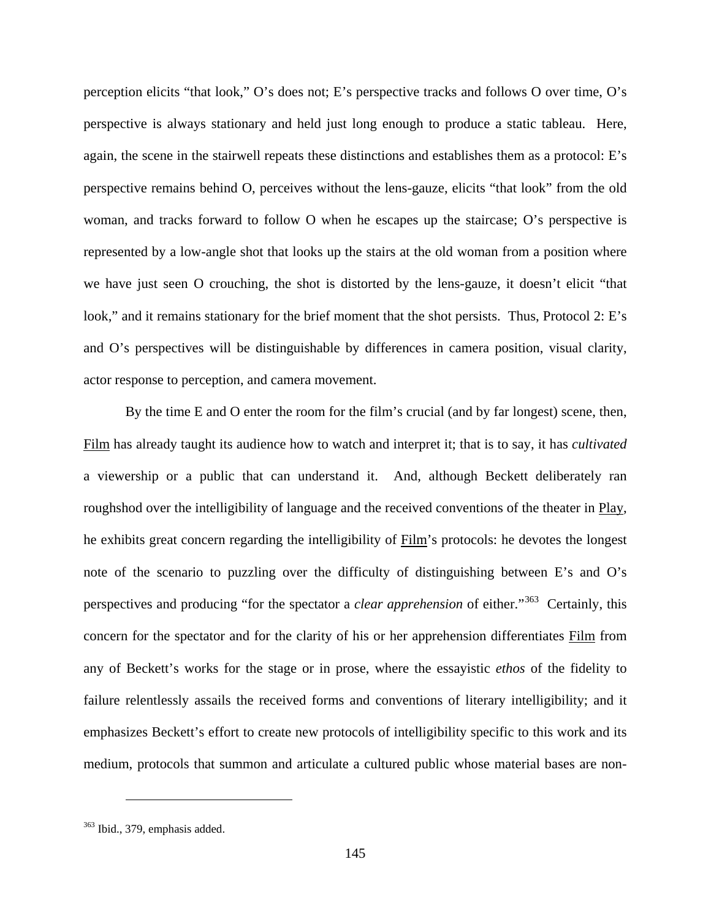perception elicits "that look," O's does not; E's perspective tracks and follows O over time, O's perspective is always stationary and held just long enough to produce a static tableau. Here, again, the scene in the stairwell repeats these distinctions and establishes them as a protocol: E's perspective remains behind O, perceives without the lens-gauze, elicits "that look" from the old woman, and tracks forward to follow O when he escapes up the staircase; O's perspective is represented by a low-angle shot that looks up the stairs at the old woman from a position where we have just seen O crouching, the shot is distorted by the lens-gauze, it doesn't elicit "that look," and it remains stationary for the brief moment that the shot persists. Thus, Protocol 2: E's and O's perspectives will be distinguishable by differences in camera position, visual clarity, actor response to perception, and camera movement.

By the time E and O enter the room for the film's crucial (and by far longest) scene, then, Film has already taught its audience how to watch and interpret it; that is to say, it has *cultivated* a viewership or a public that can understand it. And, although Beckett deliberately ran roughshod over the intelligibility of language and the received conventions of the theater in Play, he exhibits great concern regarding the intelligibility of Film's protocols: he devotes the longest note of the scenario to puzzling over the difficulty of distinguishing between E's and O's perspectives and producing "for the spectator a *clear apprehension* of either."[363] Certainly, this concern for the spectator and for the clarity of his or her apprehension differentiates Film from any of Beckett's works for the stage or in prose, where the essayistic *ethos* of the fidelity to failure relentlessly assails the received forms and conventions of literary intelligibility; and it emphasizes Beckett's effort to create new protocols of intelligibility specific to this work and its medium, protocols that summon and articulate a cultured public whose material bases are non-

[363] Ibid., 379, emphasis added.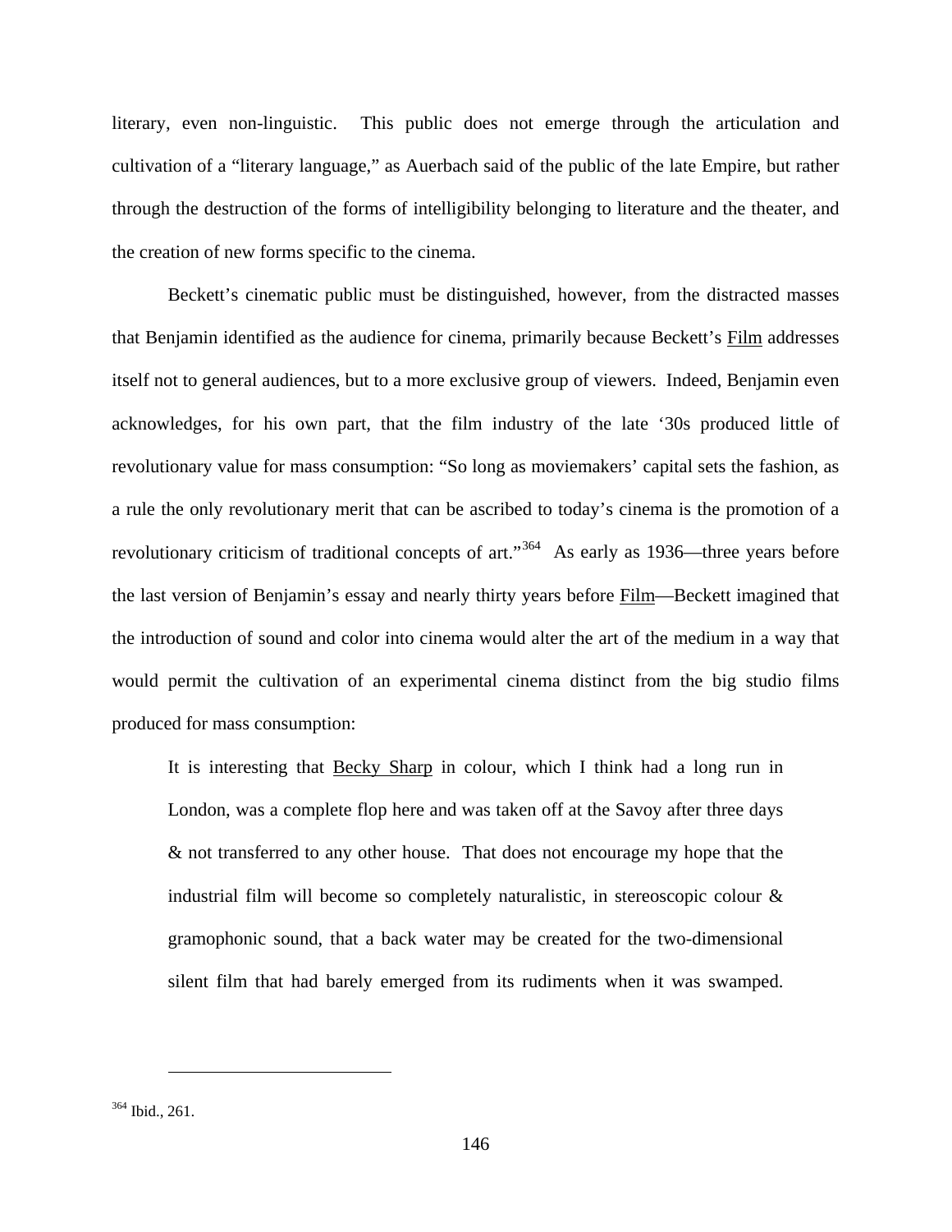literary, even non-linguistic. This public does not emerge through the articulation and cultivation of a "literary language," as Auerbach said of the public of the late Empire, but rather through the destruction of the forms of intelligibility belonging to literature and the theater, and the creation of new forms specific to the cinema.

Beckett's cinematic public must be distinguished, however, from the distracted masses that Benjamin identified as the audience for cinema, primarily because Beckett's Film addresses itself not to general audiences, but to a more exclusive group of viewers. Indeed, Benjamin even acknowledges, for his own part, that the film industry of the late '30s produced little of revolutionary value for mass consumption: "So long as moviemakers' capital sets the fashion, as a rule the only revolutionary merit that can be ascribed to today's cinema is the promotion of a revolutionary criticism of traditional concepts of art."[364] As early as 1936—three years before the last version of Benjamin's essay and nearly thirty years before Film—Beckett imagined that the introduction of sound and color into cinema would alter the art of the medium in a way that would permit the cultivation of an experimental cinema distinct from the big studio films produced for mass consumption:

> It is interesting that Becky Sharp in colour, which I think had a long run in London, was a complete flop here and was taken off at the Savoy after three days & not transferred to any other house. That does not encourage my hope that the industrial film will become so completely naturalistic, in stereoscopic colour & gramophonic sound, that a back water may be created for the two-dimensional silent film that had barely emerged from its rudiments when it was swamped.

---

[364] Ibid., 261.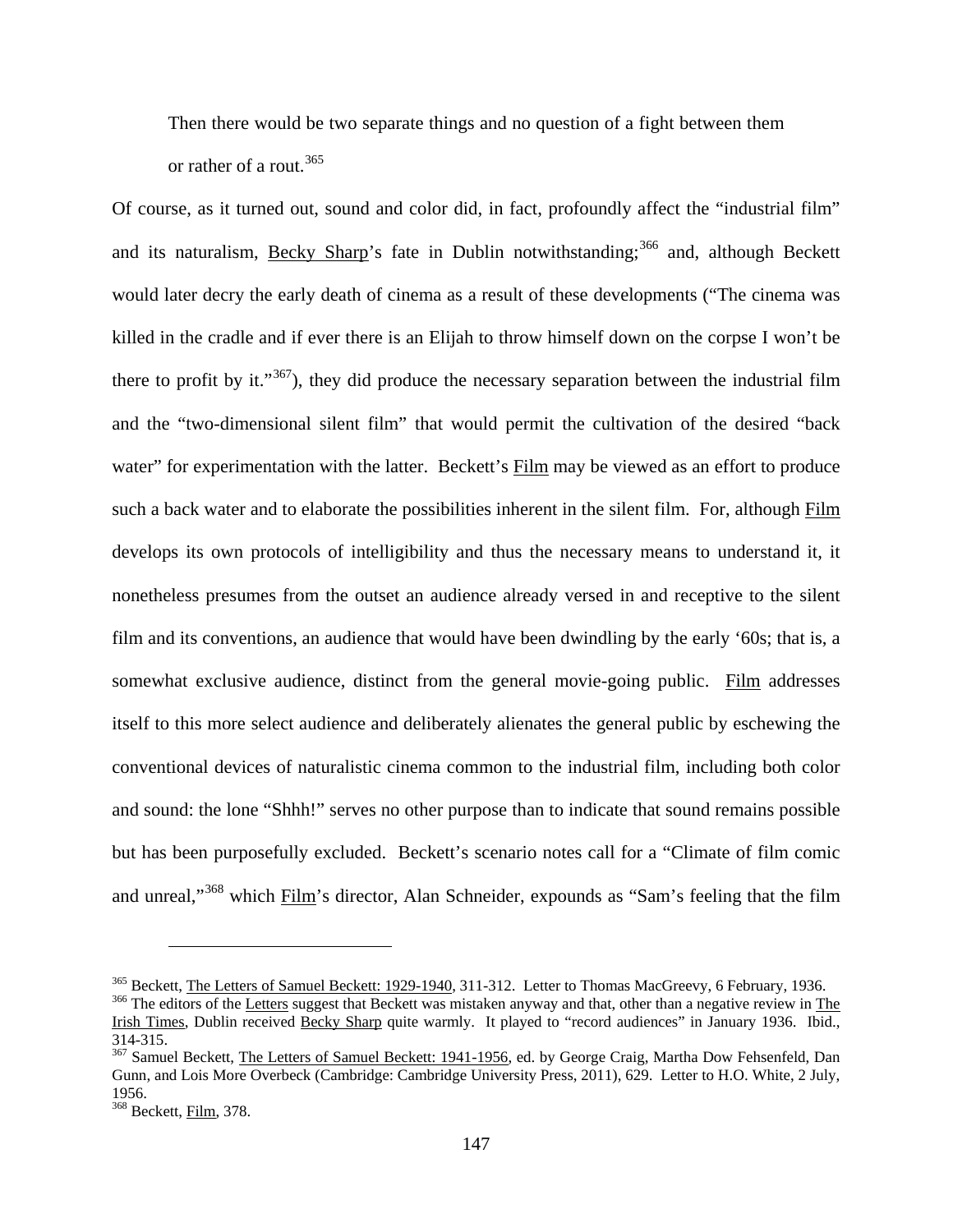> Then there would be two separate things and no question of a fight between them or rather of a rout.[365]

Of course, as it turned out, sound and color did, in fact, profoundly affect the "industrial film" and its naturalism, Becky Sharp's fate in Dublin notwithstanding;[366] and, although Beckett would later decry the early death of cinema as a result of these developments ("The cinema was killed in the cradle and if ever there is an Elijah to throw himself down on the corpse I won't be there to profit by it."[367]), they did produce the necessary separation between the industrial film and the "two-dimensional silent film" that would permit the cultivation of the desired "back water" for experimentation with the latter. Beckett's Film may be viewed as an effort to produce such a back water and to elaborate the possibilities inherent in the silent film. For, although Film develops its own protocols of intelligibility and thus the necessary means to understand it, it nonetheless presumes from the outset an audience already versed in and receptive to the silent film and its conventions, an audience that would have been dwindling by the early '60s; that is, a somewhat exclusive audience, distinct from the general movie-going public. Film addresses itself to this more select audience and deliberately alienates the general public by eschewing the conventional devices of naturalistic cinema common to the industrial film, including both color and sound: the lone "Shhh!" serves no other purpose than to indicate that sound remains possible but has been purposefully excluded. Beckett's scenario notes call for a "Climate of film comic and unreal,"[368] which Film's director, Alan Schneider, expounds as "Sam's feeling that the film

---

[365] Beckett, The Letters of Samuel Beckett: 1929-1940, 311-312. Letter to Thomas MacGreevy, 6 February, 1936.

[366] The editors of the Letters suggest that Beckett was mistaken anyway and that, other than a negative review in The Irish Times, Dublin received Becky Sharp quite warmly. It played to "record audiences" in January 1936. Ibid., 314-315.

[367] Samuel Beckett, The Letters of Samuel Beckett: 1941-1956, ed. by George Craig, Martha Dow Fehsenfeld, Dan Gunn, and Lois More Overbeck (Cambridge: Cambridge University Press, 2011), 629. Letter to H.O. White, 2 July, 1956.

[368] Beckett, Film, 378.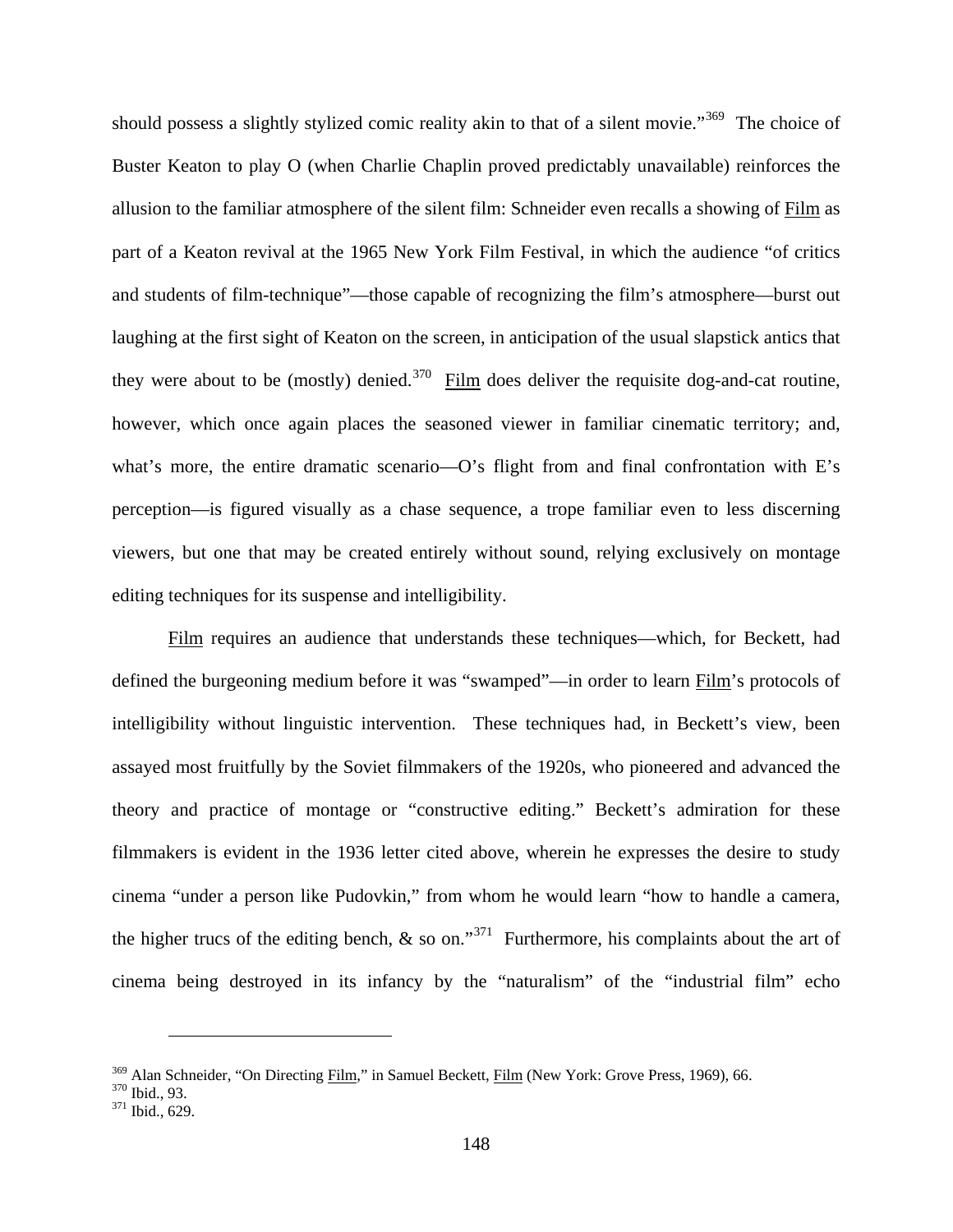should possess a slightly stylized comic reality akin to that of a silent movie."[369] The choice of Buster Keaton to play O (when Charlie Chaplin proved predictably unavailable) reinforces the allusion to the familiar atmosphere of the silent film: Schneider even recalls a showing of Film as part of a Keaton revival at the 1965 New York Film Festival, in which the audience "of critics and students of film-technique"—those capable of recognizing the film's atmosphere—burst out laughing at the first sight of Keaton on the screen, in anticipation of the usual slapstick antics that they were about to be (mostly) denied.[370] Film does deliver the requisite dog-and-cat routine, however, which once again places the seasoned viewer in familiar cinematic territory; and, what's more, the entire dramatic scenario—O's flight from and final confrontation with E's perception—is figured visually as a chase sequence, a trope familiar even to less discerning viewers, but one that may be created entirely without sound, relying exclusively on montage editing techniques for its suspense and intelligibility.

Film requires an audience that understands these techniques—which, for Beckett, had defined the burgeoning medium before it was "swamped"—in order to learn Film's protocols of intelligibility without linguistic intervention. These techniques had, in Beckett's view, been assayed most fruitfully by the Soviet filmmakers of the 1920s, who pioneered and advanced the theory and practice of montage or "constructive editing." Beckett's admiration for these filmmakers is evident in the 1936 letter cited above, wherein he expresses the desire to study cinema "under a person like Pudovkin," from whom he would learn "how to handle a camera, the higher trucs of the editing bench, & so on."[371] Furthermore, his complaints about the art of cinema being destroyed in its infancy by the "naturalism" of the "industrial film" echo

---

[369] Alan Schneider, "On Directing Film," in Samuel Beckett, Film (New York: Grove Press, 1969), 66.
[370] Ibid., 93.
[371] Ibid., 629.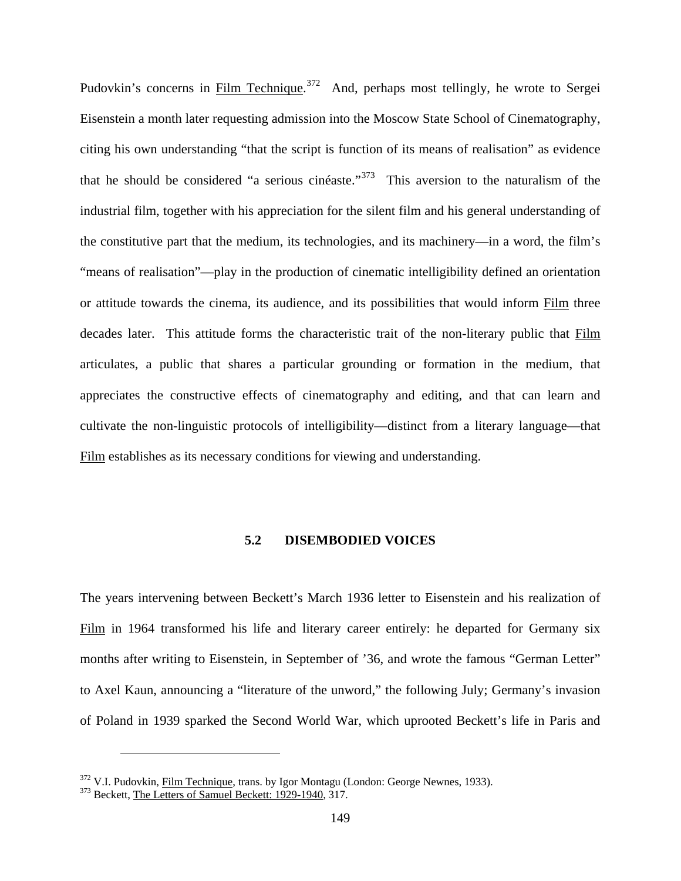Pudovkin's concerns in Film Technique.[372] And, perhaps most tellingly, he wrote to Sergei Eisenstein a month later requesting admission into the Moscow State School of Cinematography, citing his own understanding "that the script is function of its means of realisation" as evidence that he should be considered "a serious cinéaste."[373] This aversion to the naturalism of the industrial film, together with his appreciation for the silent film and his general understanding of the constitutive part that the medium, its technologies, and its machinery—in a word, the film's "means of realisation"—play in the production of cinematic intelligibility defined an orientation or attitude towards the cinema, its audience, and its possibilities that would inform Film three decades later. This attitude forms the characteristic trait of the non-literary public that Film articulates, a public that shares a particular grounding or formation in the medium, that appreciates the constructive effects of cinematography and editing, and that can learn and cultivate the non-linguistic protocols of intelligibility—distinct from a literary language—that Film establishes as its necessary conditions for viewing and understanding.

## 5.2 DISEMBODIED VOICES

The years intervening between Beckett's March 1936 letter to Eisenstein and his realization of Film in 1964 transformed his life and literary career entirely: he departed for Germany six months after writing to Eisenstein, in September of '36, and wrote the famous "German Letter" to Axel Kaun, announcing a "literature of the unword," the following July; Germany's invasion of Poland in 1939 sparked the Second World War, which uprooted Beckett's life in Paris and

---

[372] V.I. Pudovkin, Film Technique, trans. by Igor Montagu (London: George Newnes, 1933).

[373] Beckett, The Letters of Samuel Beckett: 1929-1940, 317.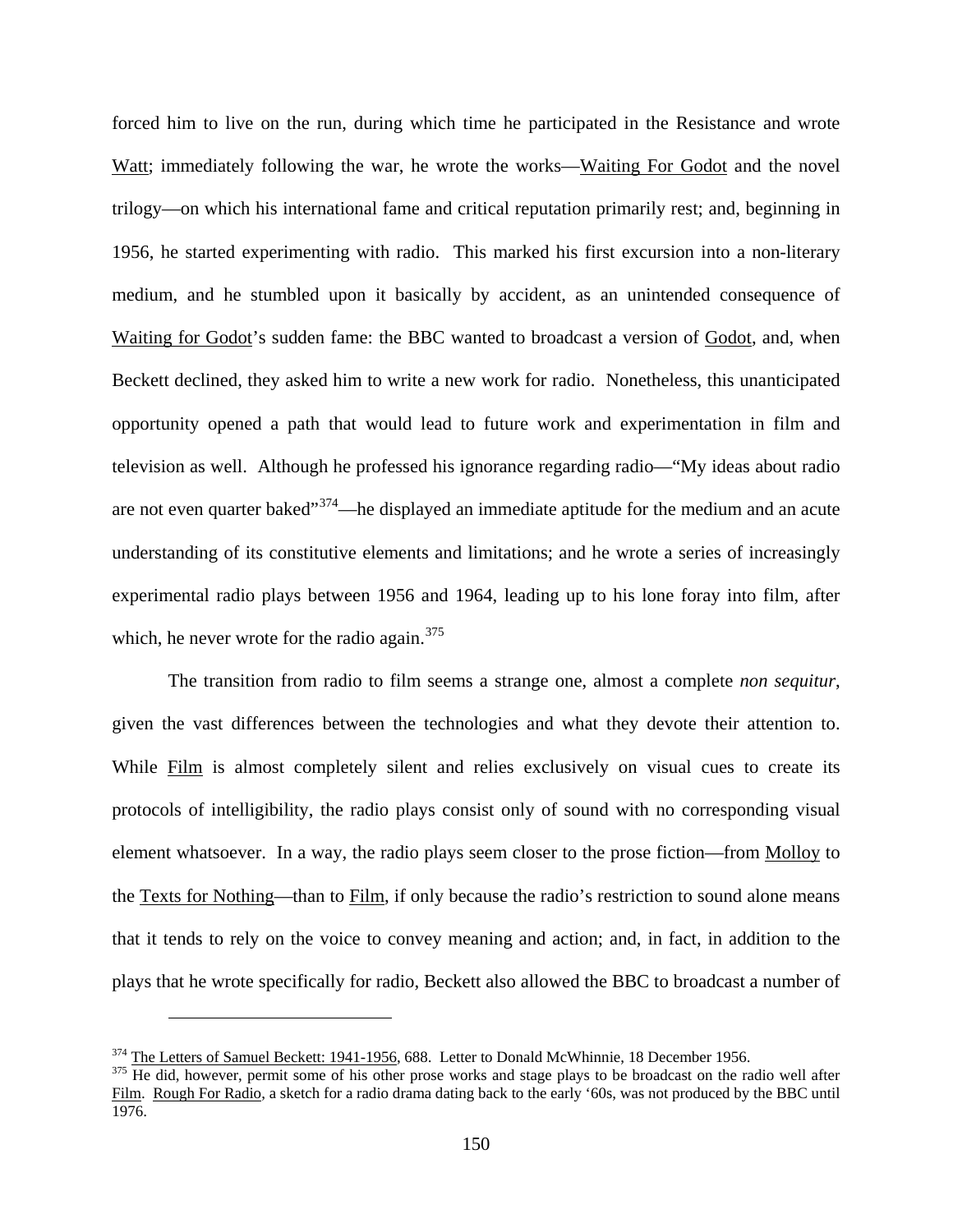forced him to live on the run, during which time he participated in the Resistance and wrote Watt; immediately following the war, he wrote the works—Waiting For Godot and the novel trilogy—on which his international fame and critical reputation primarily rest; and, beginning in 1956, he started experimenting with radio. This marked his first excursion into a non-literary medium, and he stumbled upon it basically by accident, as an unintended consequence of Waiting for Godot's sudden fame: the BBC wanted to broadcast a version of Godot, and, when Beckett declined, they asked him to write a new work for radio. Nonetheless, this unanticipated opportunity opened a path that would lead to future work and experimentation in film and television as well. Although he professed his ignorance regarding radio—"My ideas about radio are not even quarter baked"[374]—he displayed an immediate aptitude for the medium and an acute understanding of its constitutive elements and limitations; and he wrote a series of increasingly experimental radio plays between 1956 and 1964, leading up to his lone foray into film, after which, he never wrote for the radio again.[375]

The transition from radio to film seems a strange one, almost a complete *non sequitur*, given the vast differences between the technologies and what they devote their attention to. While Film is almost completely silent and relies exclusively on visual cues to create its protocols of intelligibility, the radio plays consist only of sound with no corresponding visual element whatsoever. In a way, the radio plays seem closer to the prose fiction—from Molloy to the Texts for Nothing—than to Film, if only because the radio's restriction to sound alone means that it tends to rely on the voice to convey meaning and action; and, in fact, in addition to the plays that he wrote specifically for radio, Beckett also allowed the BBC to broadcast a number of

---

[374] The Letters of Samuel Beckett: 1941-1956, 688. Letter to Donald McWhinnie, 18 December 1956.

[375] He did, however, permit some of his other prose works and stage plays to be broadcast on the radio well after Film. Rough For Radio, a sketch for a radio drama dating back to the early '60s, was not produced by the BBC until 1976.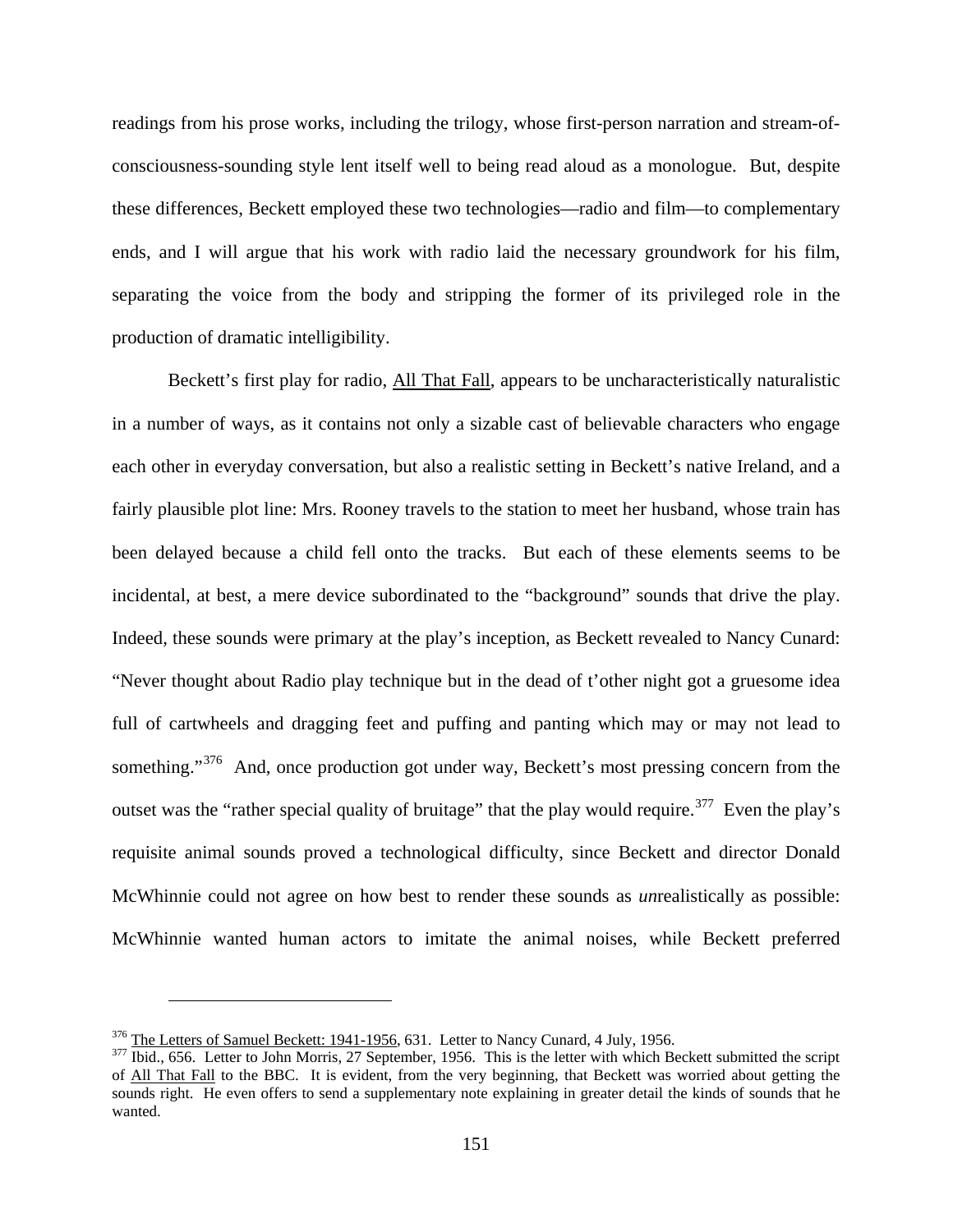readings from his prose works, including the trilogy, whose first-person narration and stream-of-consciousness-sounding style lent itself well to being read aloud as a monologue. But, despite these differences, Beckett employed these two technologies—radio and film—to complementary ends, and I will argue that his work with radio laid the necessary groundwork for his film, separating the voice from the body and stripping the former of its privileged role in the production of dramatic intelligibility.

Beckett's first play for radio, All That Fall, appears to be uncharacteristically naturalistic in a number of ways, as it contains not only a sizable cast of believable characters who engage each other in everyday conversation, but also a realistic setting in Beckett's native Ireland, and a fairly plausible plot line: Mrs. Rooney travels to the station to meet her husband, whose train has been delayed because a child fell onto the tracks. But each of these elements seems to be incidental, at best, a mere device subordinated to the "background" sounds that drive the play. Indeed, these sounds were primary at the play's inception, as Beckett revealed to Nancy Cunard: "Never thought about Radio play technique but in the dead of t'other night got a gruesome idea full of cartwheels and dragging feet and puffing and panting which may or may not lead to something."[376] And, once production got under way, Beckett's most pressing concern from the outset was the "rather special quality of bruitage" that the play would require.[377] Even the play's requisite animal sounds proved a technological difficulty, since Beckett and director Donald McWhinnie could not agree on how best to render these sounds as *un*realistically as possible: McWhinnie wanted human actors to imitate the animal noises, while Beckett preferred

---

[376] The Letters of Samuel Beckett: 1941-1956, 631. Letter to Nancy Cunard, 4 July, 1956.

[377] Ibid., 656. Letter to John Morris, 27 September, 1956. This is the letter with which Beckett submitted the script of All That Fall to the BBC. It is evident, from the very beginning, that Beckett was worried about getting the sounds right. He even offers to send a supplementary note explaining in greater detail the kinds of sounds that he wanted.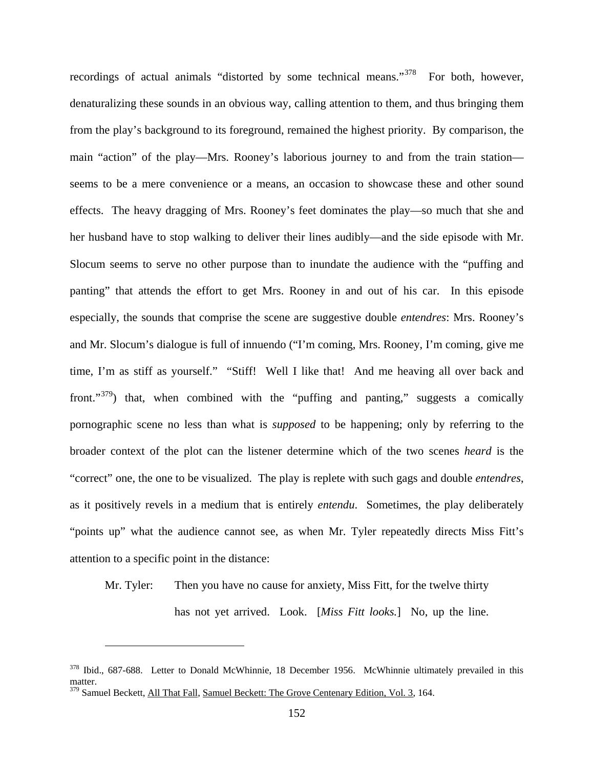recordings of actual animals "distorted by some technical means."[378] For both, however, denaturalizing these sounds in an obvious way, calling attention to them, and thus bringing them from the play's background to its foreground, remained the highest priority. By comparison, the main "action" of the play—Mrs. Rooney's laborious journey to and from the train station—seems to be a mere convenience or a means, an occasion to showcase these and other sound effects. The heavy dragging of Mrs. Rooney's feet dominates the play—so much that she and her husband have to stop walking to deliver their lines audibly—and the side episode with Mr. Slocum seems to serve no other purpose than to inundate the audience with the "puffing and panting" that attends the effort to get Mrs. Rooney in and out of his car. In this episode especially, the sounds that comprise the scene are suggestive double *entendres*: Mrs. Rooney's and Mr. Slocum's dialogue is full of innuendo ("I'm coming, Mrs. Rooney, I'm coming, give me time, I'm as stiff as yourself." "Stiff! Well I like that! And me heaving all over back and front."[379]) that, when combined with the "puffing and panting," suggests a comically pornographic scene no less than what is *supposed* to be happening; only by referring to the broader context of the plot can the listener determine which of the two scenes *heard* is the "correct" one, the one to be visualized. The play is replete with such gags and double *entendres*, as it positively revels in a medium that is entirely *entendu*. Sometimes, the play deliberately "points up" what the audience cannot see, as when Mr. Tyler repeatedly directs Miss Fitt's attention to a specific point in the distance:

> Mr. Tyler: Then you have no cause for anxiety, Miss Fitt, for the twelve thirty has not yet arrived. Look. [*Miss Fitt looks.*] No, up the line.

---

[378] Ibid., 687-688. Letter to Donald McWhinnie, 18 December 1956. McWhinnie ultimately prevailed in this matter.

[379] Samuel Beckett, All That Fall, Samuel Beckett: The Grove Centenary Edition, Vol. 3, 164.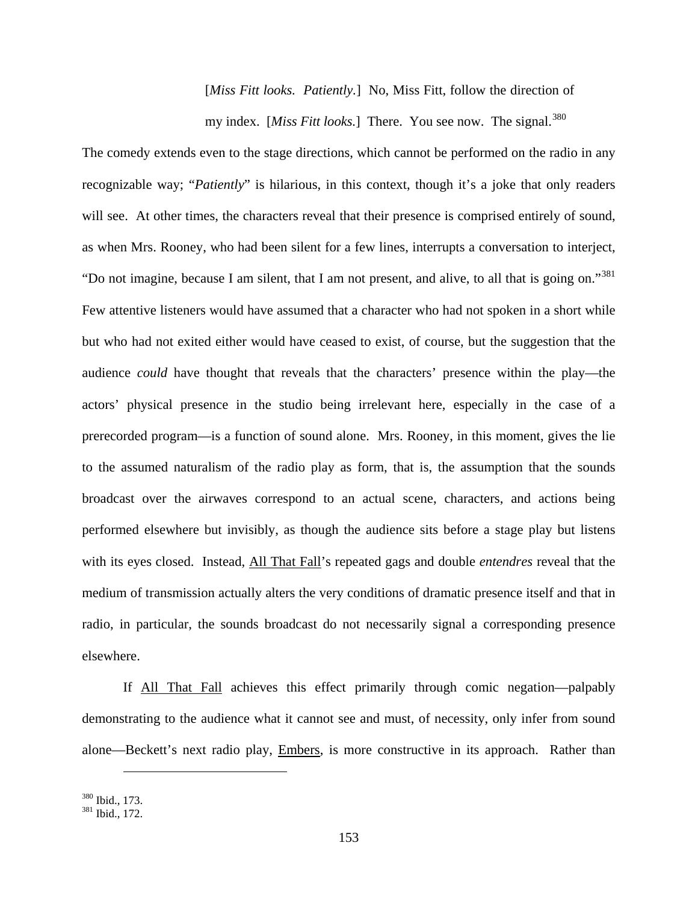> [*Miss Fitt looks. Patiently.*] No, Miss Fitt, follow the direction of my index. [*Miss Fitt looks.*] There. You see now. The signal.[380]

The comedy extends even to the stage directions, which cannot be performed on the radio in any recognizable way; "*Patiently*" is hilarious, in this context, though it's a joke that only readers will see. At other times, the characters reveal that their presence is comprised entirely of sound, as when Mrs. Rooney, who had been silent for a few lines, interrupts a conversation to interject, "Do not imagine, because I am silent, that I am not present, and alive, to all that is going on."[381] Few attentive listeners would have assumed that a character who had not spoken in a short while but who had not exited either would have ceased to exist, of course, but the suggestion that the audience *could* have thought that reveals that the characters' presence within the play—the actors' physical presence in the studio being irrelevant here, especially in the case of a prerecorded program—is a function of sound alone. Mrs. Rooney, in this moment, gives the lie to the assumed naturalism of the radio play as form, that is, the assumption that the sounds broadcast over the airwaves correspond to an actual scene, characters, and actions being performed elsewhere but invisibly, as though the audience sits before a stage play but listens with its eyes closed. Instead, <u>All That Fall</u>'s repeated gags and double *entendres* reveal that the medium of transmission actually alters the very conditions of dramatic presence itself and that in radio, in particular, the sounds broadcast do not necessarily signal a corresponding presence elsewhere.

If <u>All That Fall</u> achieves this effect primarily through comic negation—palpably demonstrating to the audience what it cannot see and must, of necessity, only infer from sound alone—Beckett's next radio play, <u>Embers</u>, is more constructive in its approach. Rather than

---

[380] Ibid., 173.
[381] Ibid., 172.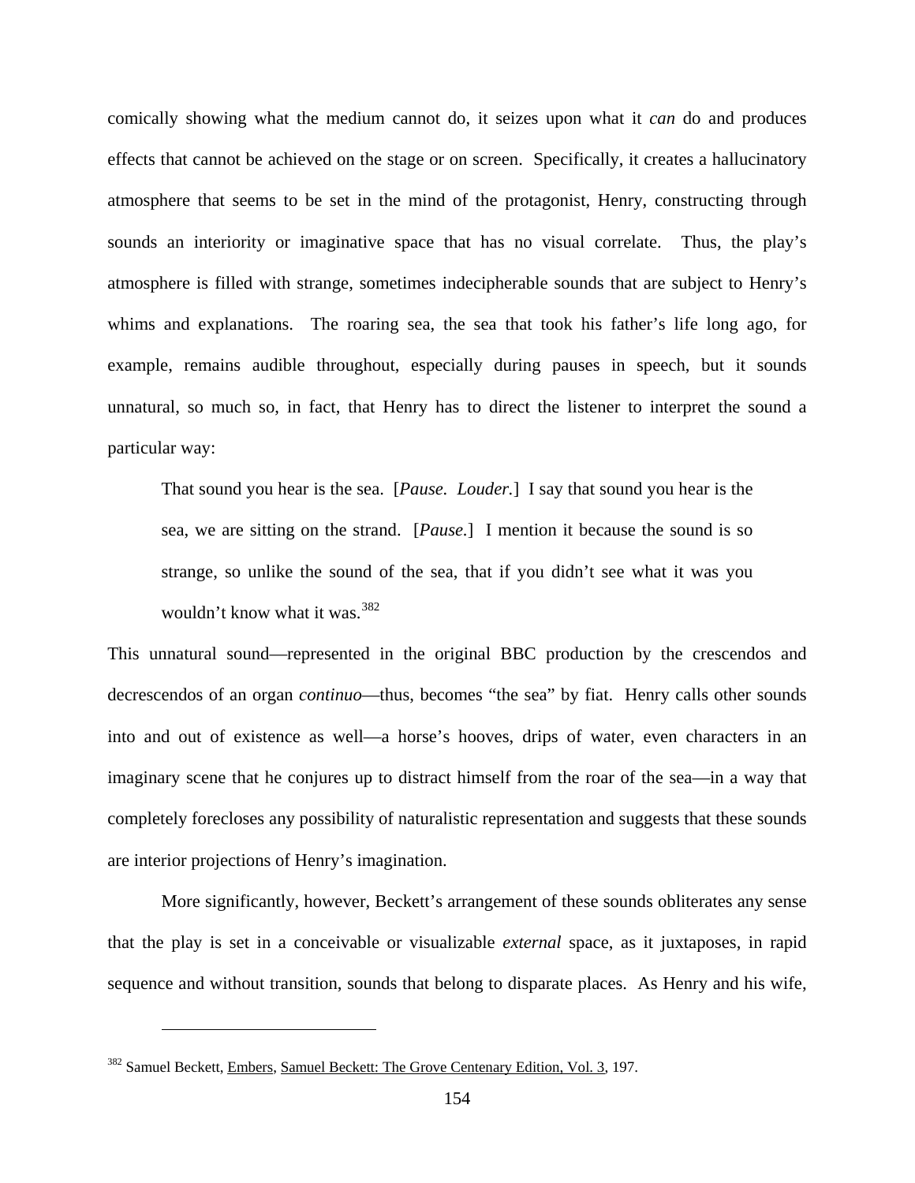comically showing what the medium cannot do, it seizes upon what it *can* do and produces effects that cannot be achieved on the stage or on screen. Specifically, it creates a hallucinatory atmosphere that seems to be set in the mind of the protagonist, Henry, constructing through sounds an interiority or imaginative space that has no visual correlate. Thus, the play's atmosphere is filled with strange, sometimes indecipherable sounds that are subject to Henry's whims and explanations. The roaring sea, the sea that took his father's life long ago, for example, remains audible throughout, especially during pauses in speech, but it sounds unnatural, so much so, in fact, that Henry has to direct the listener to interpret the sound a particular way:

> That sound you hear is the sea. [*Pause. Louder.*] I say that sound you hear is the sea, we are sitting on the strand. [*Pause.*] I mention it because the sound is so strange, so unlike the sound of the sea, that if you didn't see what it was you wouldn't know what it was.[382]

This unnatural sound—represented in the original BBC production by the crescendos and decrescendos of an organ *continuo*—thus, becomes "the sea" by fiat. Henry calls other sounds into and out of existence as well—a horse's hooves, drips of water, even characters in an imaginary scene that he conjures up to distract himself from the roar of the sea—in a way that completely forecloses any possibility of naturalistic representation and suggests that these sounds are interior projections of Henry's imagination.

More significantly, however, Beckett's arrangement of these sounds obliterates any sense that the play is set in a conceivable or visualizable *external* space, as it juxtaposes, in rapid sequence and without transition, sounds that belong to disparate places. As Henry and his wife,

---

[382] Samuel Beckett, Embers, Samuel Beckett: The Grove Centenary Edition, Vol. 3, 197.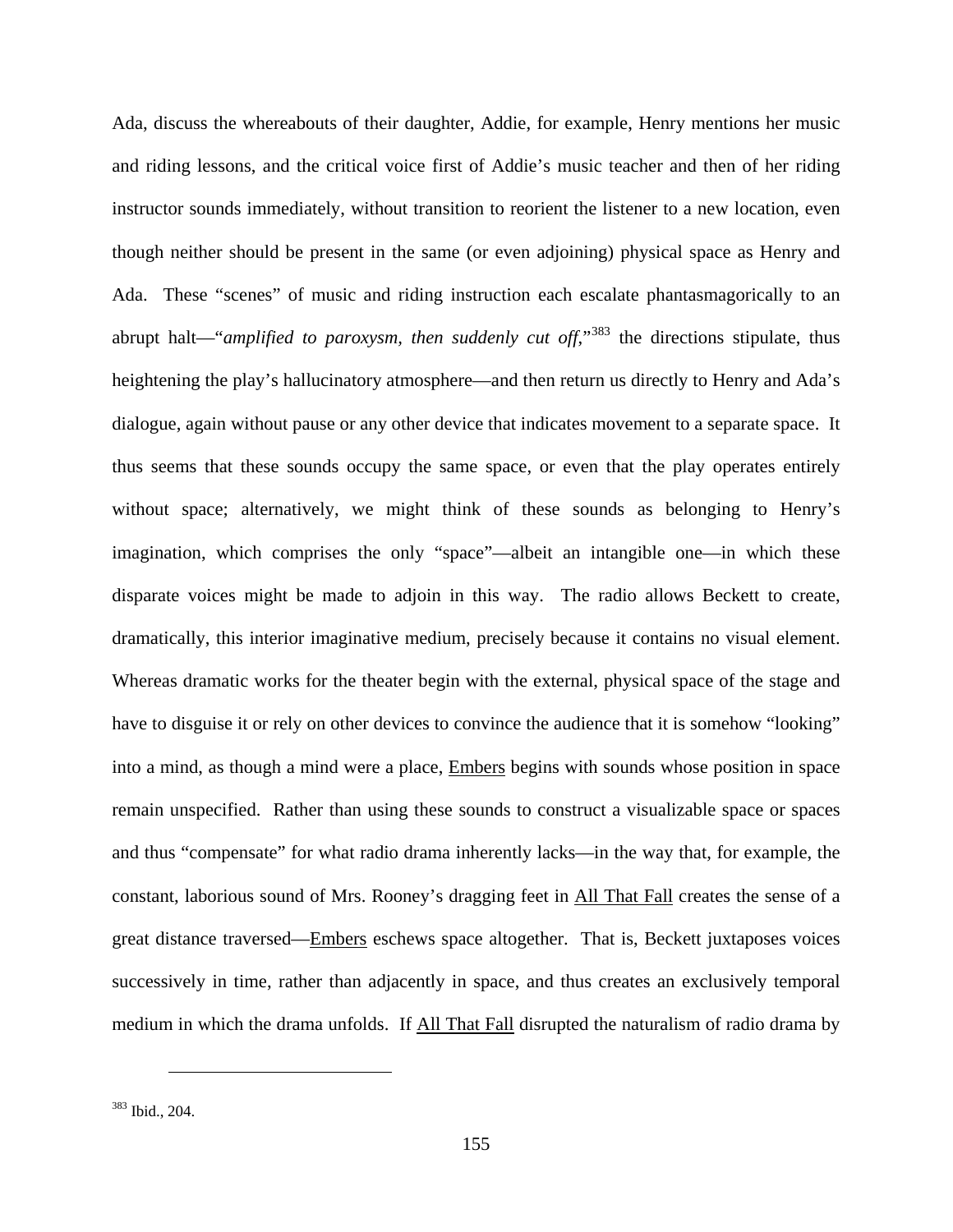Ada, discuss the whereabouts of their daughter, Addie, for example, Henry mentions her music and riding lessons, and the critical voice first of Addie's music teacher and then of her riding instructor sounds immediately, without transition to reorient the listener to a new location, even though neither should be present in the same (or even adjoining) physical space as Henry and Ada. These "scenes" of music and riding instruction each escalate phantasmagorically to an abrupt halt—"*amplified to paroxysm, then suddenly cut off*,"[383] the directions stipulate, thus heightening the play's hallucinatory atmosphere—and then return us directly to Henry and Ada's dialogue, again without pause or any other device that indicates movement to a separate space. It thus seems that these sounds occupy the same space, or even that the play operates entirely without space; alternatively, we might think of these sounds as belonging to Henry's imagination, which comprises the only "space"—albeit an intangible one—in which these disparate voices might be made to adjoin in this way. The radio allows Beckett to create, dramatically, this interior imaginative medium, precisely because it contains no visual element. Whereas dramatic works for the theater begin with the external, physical space of the stage and have to disguise it or rely on other devices to convince the audience that it is somehow "looking" into a mind, as though a mind were a place, Embers begins with sounds whose position in space remain unspecified. Rather than using these sounds to construct a visualizable space or spaces and thus "compensate" for what radio drama inherently lacks—in the way that, for example, the constant, laborious sound of Mrs. Rooney's dragging feet in All That Fall creates the sense of a great distance traversed—Embers eschews space altogether. That is, Beckett juxtaposes voices successively in time, rather than adjacently in space, and thus creates an exclusively temporal medium in which the drama unfolds. If All That Fall disrupted the naturalism of radio drama by

---

[383] Ibid., 204.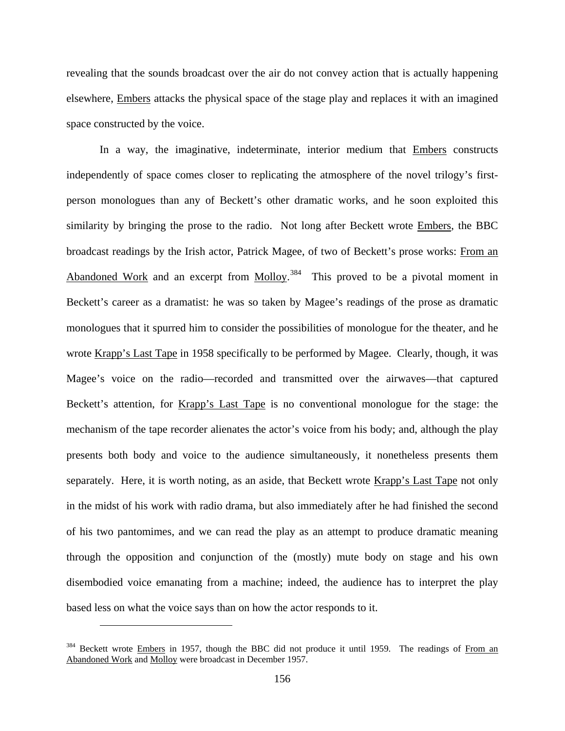revealing that the sounds broadcast over the air do not convey action that is actually happening elsewhere, Embers attacks the physical space of the stage play and replaces it with an imagined space constructed by the voice.

In a way, the imaginative, indeterminate, interior medium that Embers constructs independently of space comes closer to replicating the atmosphere of the novel trilogy's first-person monologues than any of Beckett's other dramatic works, and he soon exploited this similarity by bringing the prose to the radio. Not long after Beckett wrote Embers, the BBC broadcast readings by the Irish actor, Patrick Magee, of two of Beckett's prose works: From an Abandoned Work and an excerpt from Molloy.[384] This proved to be a pivotal moment in Beckett's career as a dramatist: he was so taken by Magee's readings of the prose as dramatic monologues that it spurred him to consider the possibilities of monologue for the theater, and he wrote Krapp's Last Tape in 1958 specifically to be performed by Magee. Clearly, though, it was Magee's voice on the radio—recorded and transmitted over the airwaves—that captured Beckett's attention, for Krapp's Last Tape is no conventional monologue for the stage: the mechanism of the tape recorder alienates the actor's voice from his body; and, although the play presents both body and voice to the audience simultaneously, it nonetheless presents them separately. Here, it is worth noting, as an aside, that Beckett wrote Krapp's Last Tape not only in the midst of his work with radio drama, but also immediately after he had finished the second of his two pantomimes, and we can read the play as an attempt to produce dramatic meaning through the opposition and conjunction of the (mostly) mute body on stage and his own disembodied voice emanating from a machine; indeed, the audience has to interpret the play based less on what the voice says than on how the actor responds to it.

---

[384] Beckett wrote Embers in 1957, though the BBC did not produce it until 1959. The readings of From an Abandoned Work and Molloy were broadcast in December 1957.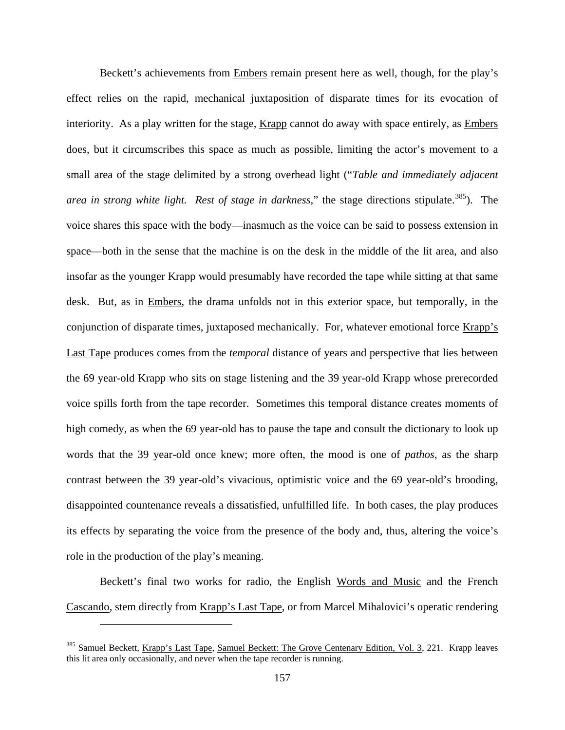Beckett's achievements from Embers remain present here as well, though, for the play's effect relies on the rapid, mechanical juxtaposition of disparate times for its evocation of interiority. As a play written for the stage, Krapp cannot do away with space entirely, as Embers does, but it circumscribes this space as much as possible, limiting the actor's movement to a small area of the stage delimited by a strong overhead light ("*Table and immediately adjacent area in strong white light. Rest of stage in darkness*," the stage directions stipulate.[385]). The voice shares this space with the body—inasmuch as the voice can be said to possess extension in space—both in the sense that the machine is on the desk in the middle of the lit area, and also insofar as the younger Krapp would presumably have recorded the tape while sitting at that same desk. But, as in Embers, the drama unfolds not in this exterior space, but temporally, in the conjunction of disparate times, juxtaposed mechanically. For, whatever emotional force Krapp's Last Tape produces comes from the *temporal* distance of years and perspective that lies between the 69 year-old Krapp who sits on stage listening and the 39 year-old Krapp whose prerecorded voice spills forth from the tape recorder. Sometimes this temporal distance creates moments of high comedy, as when the 69 year-old has to pause the tape and consult the dictionary to look up words that the 39 year-old once knew; more often, the mood is one of *pathos*, as the sharp contrast between the 39 year-old's vivacious, optimistic voice and the 69 year-old's brooding, disappointed countenance reveals a dissatisfied, unfulfilled life. In both cases, the play produces its effects by separating the voice from the presence of the body and, thus, altering the voice's role in the production of the play's meaning.

Beckett's final two works for radio, the English Words and Music and the French Cascando, stem directly from Krapp's Last Tape, or from Marcel Mihalovici's operatic rendering

---

[385] Samuel Beckett, Krapp's Last Tape, Samuel Beckett: The Grove Centenary Edition, Vol. 3, 221. Krapp leaves this lit area only occasionally, and never when the tape recorder is running.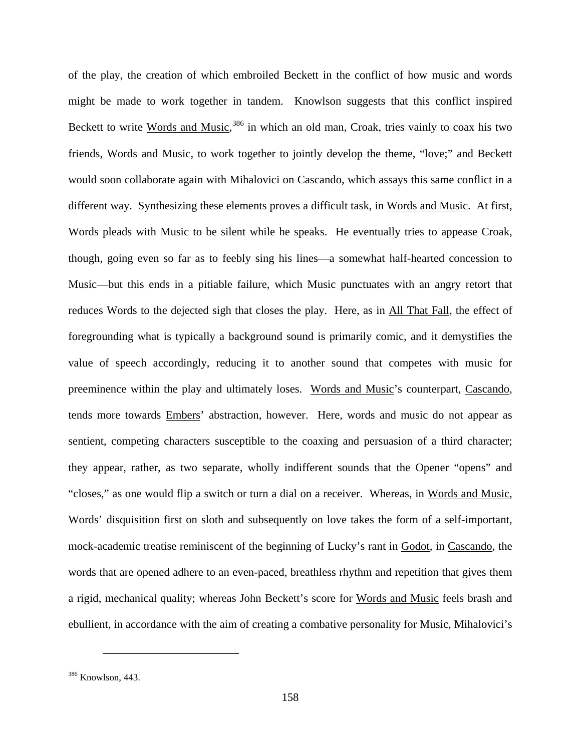of the play, the creation of which embroiled Beckett in the conflict of how music and words might be made to work together in tandem. Knowlson suggests that this conflict inspired Beckett to write Words and Music,[386] in which an old man, Croak, tries vainly to coax his two friends, Words and Music, to work together to jointly develop the theme, "love;" and Beckett would soon collaborate again with Mihalovici on Cascando, which assays this same conflict in a different way. Synthesizing these elements proves a difficult task, in Words and Music. At first, Words pleads with Music to be silent while he speaks. He eventually tries to appease Croak, though, going even so far as to feebly sing his lines—a somewhat half-hearted concession to Music—but this ends in a pitiable failure, which Music punctuates with an angry retort that reduces Words to the dejected sigh that closes the play. Here, as in All That Fall, the effect of foregrounding what is typically a background sound is primarily comic, and it demystifies the value of speech accordingly, reducing it to another sound that competes with music for preeminence within the play and ultimately loses. Words and Music's counterpart, Cascando, tends more towards Embers' abstraction, however. Here, words and music do not appear as sentient, competing characters susceptible to the coaxing and persuasion of a third character; they appear, rather, as two separate, wholly indifferent sounds that the Opener "opens" and "closes," as one would flip a switch or turn a dial on a receiver. Whereas, in Words and Music, Words' disquisition first on sloth and subsequently on love takes the form of a self-important, mock-academic treatise reminiscent of the beginning of Lucky's rant in Godot, in Cascando, the words that are opened adhere to an even-paced, breathless rhythm and repetition that gives them a rigid, mechanical quality; whereas John Beckett's score for Words and Music feels brash and ebullient, in accordance with the aim of creating a combative personality for Music, Mihalovici's

---

[386] Knowlson, 443.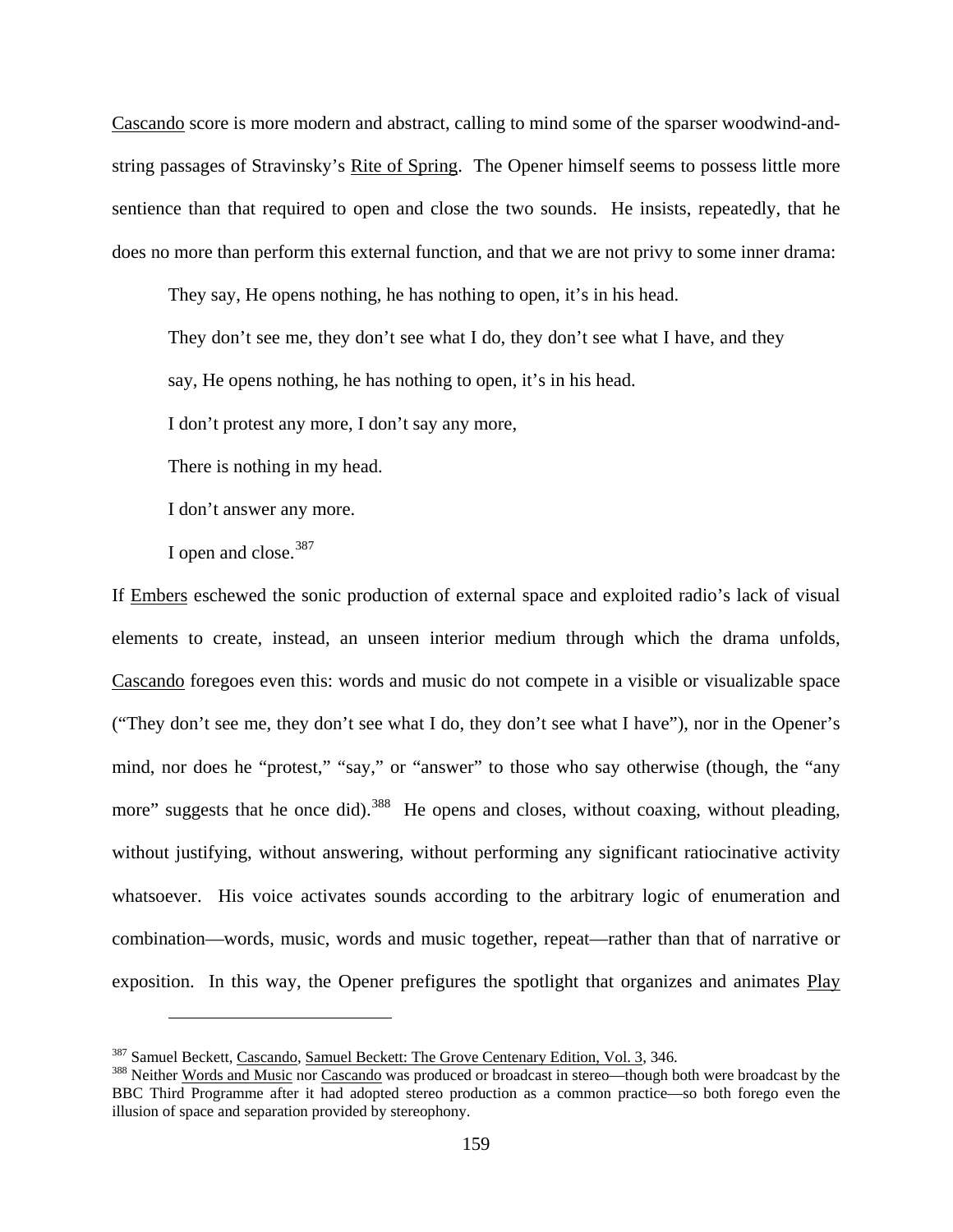Cascando score is more modern and abstract, calling to mind some of the sparser woodwind-and-string passages of Stravinsky's Rite of Spring. The Opener himself seems to possess little more sentience than that required to open and close the two sounds. He insists, repeatedly, that he does no more than perform this external function, and that we are not privy to some inner drama:

> They say, He opens nothing, he has nothing to open, it's in his head.
>
> They don't see me, they don't see what I do, they don't see what I have, and they say, He opens nothing, he has nothing to open, it's in his head.
>
> I don't protest any more, I don't say any more,
>
> There is nothing in my head.
>
> I don't answer any more.
>
> I open and close.[387]

If Embers eschewed the sonic production of external space and exploited radio's lack of visual elements to create, instead, an unseen interior medium through which the drama unfolds, Cascando foregoes even this: words and music do not compete in a visible or visualizable space ("They don't see me, they don't see what I do, they don't see what I have"), nor in the Opener's mind, nor does he "protest," "say," or "answer" to those who say otherwise (though, the "any more" suggests that he once did).[388] He opens and closes, without coaxing, without pleading, without justifying, without answering, without performing any significant ratiocinative activity whatsoever. His voice activates sounds according to the arbitrary logic of enumeration and combination—words, music, words and music together, repeat—rather than that of narrative or exposition. In this way, the Opener prefigures the spotlight that organizes and animates Play

---

[387] Samuel Beckett, Cascando, Samuel Beckett: The Grove Centenary Edition, Vol. 3, 346.

[388] Neither Words and Music nor Cascando was produced or broadcast in stereo—though both were broadcast by the BBC Third Programme after it had adopted stereo production as a common practice—so both forego even the illusion of space and separation provided by stereophony.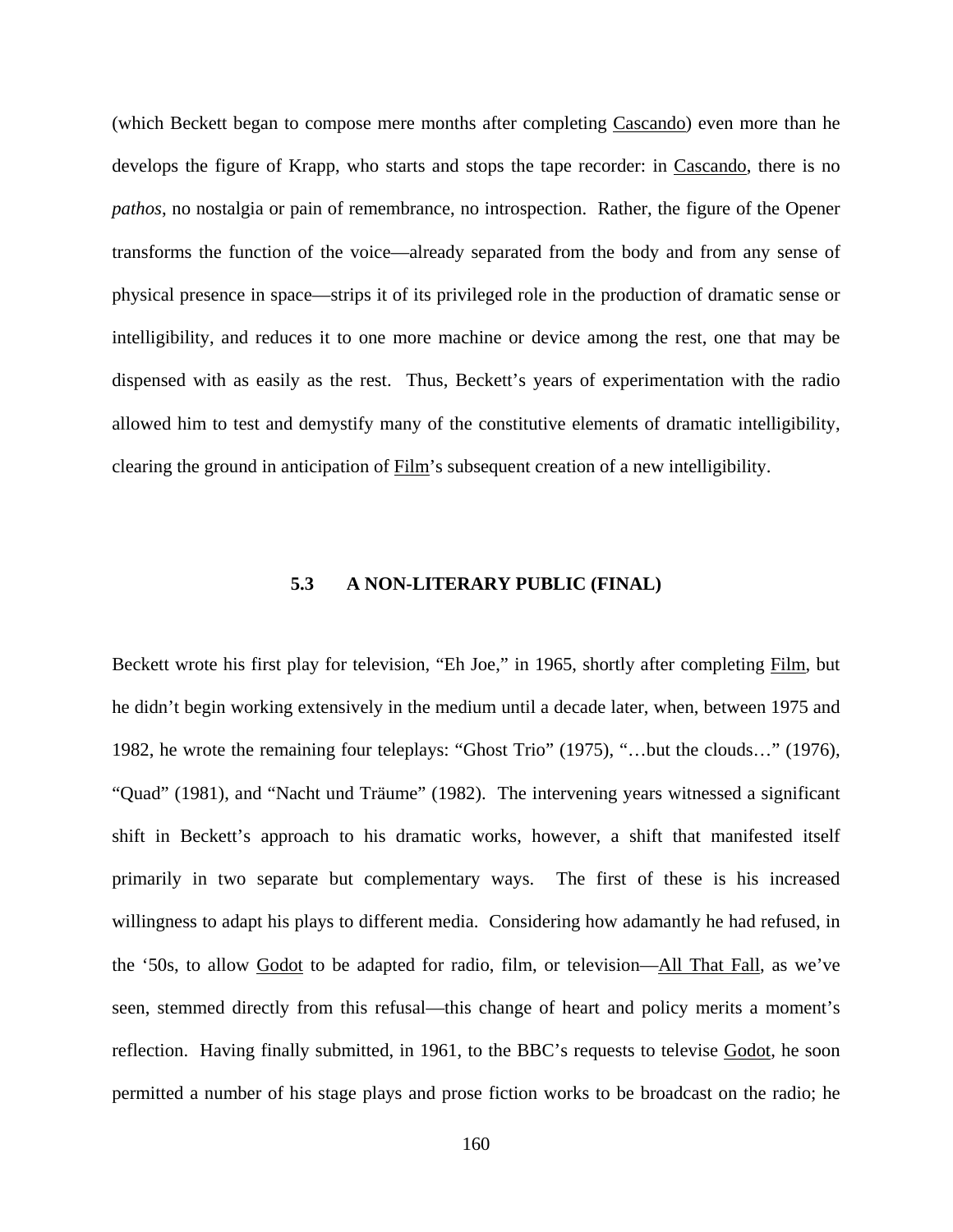(which Beckett began to compose mere months after completing Cascando) even more than he develops the figure of Krapp, who starts and stops the tape recorder: in Cascando, there is no *pathos*, no nostalgia or pain of remembrance, no introspection. Rather, the figure of the Opener transforms the function of the voice—already separated from the body and from any sense of physical presence in space—strips it of its privileged role in the production of dramatic sense or intelligibility, and reduces it to one more machine or device among the rest, one that may be dispensed with as easily as the rest. Thus, Beckett's years of experimentation with the radio allowed him to test and demystify many of the constitutive elements of dramatic intelligibility, clearing the ground in anticipation of Film's subsequent creation of a new intelligibility.

### 5.3 A NON-LITERARY PUBLIC (FINAL)

Beckett wrote his first play for television, "Eh Joe," in 1965, shortly after completing Film, but he didn't begin working extensively in the medium until a decade later, when, between 1975 and 1982, he wrote the remaining four teleplays: "Ghost Trio" (1975), "…but the clouds…" (1976), "Quad" (1981), and "Nacht und Träume" (1982). The intervening years witnessed a significant shift in Beckett's approach to his dramatic works, however, a shift that manifested itself primarily in two separate but complementary ways. The first of these is his increased willingness to adapt his plays to different media. Considering how adamantly he had refused, in the '50s, to allow Godot to be adapted for radio, film, or television—All That Fall, as we've seen, stemmed directly from this refusal—this change of heart and policy merits a moment's reflection. Having finally submitted, in 1961, to the BBC's requests to televise Godot, he soon permitted a number of his stage plays and prose fiction works to be broadcast on the radio; he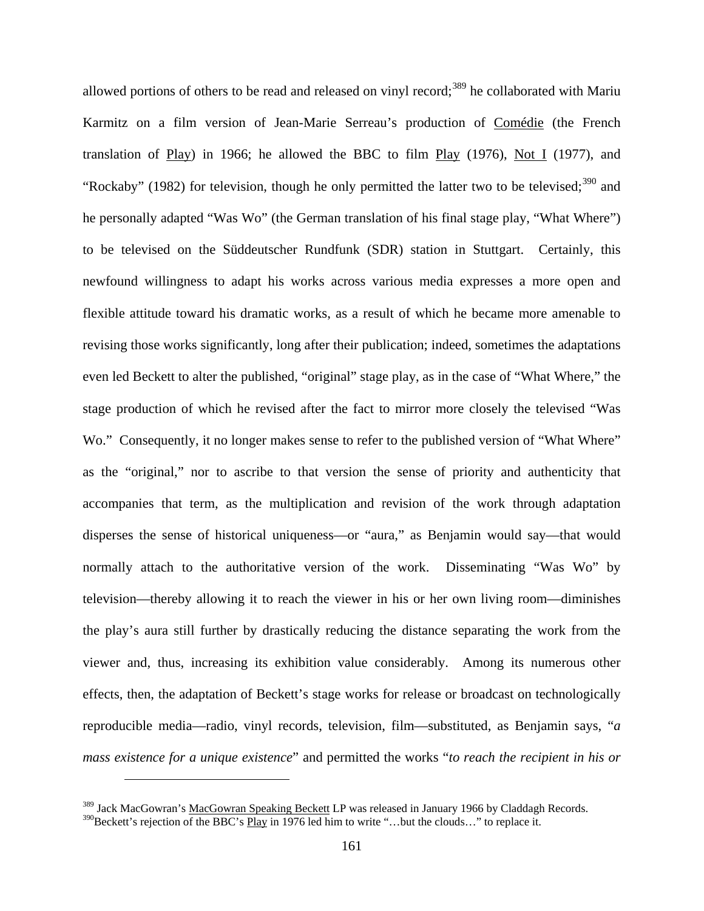allowed portions of others to be read and released on vinyl record;[389] he collaborated with Mariu Karmitz on a film version of Jean-Marie Serreau's production of Comédie (the French translation of Play) in 1966; he allowed the BBC to film Play (1976), Not I (1977), and "Rockaby" (1982) for television, though he only permitted the latter two to be televised;[390] and he personally adapted "Was Wo" (the German translation of his final stage play, "What Where") to be televised on the Süddeutscher Rundfunk (SDR) station in Stuttgart. Certainly, this newfound willingness to adapt his works across various media expresses a more open and flexible attitude toward his dramatic works, as a result of which he became more amenable to revising those works significantly, long after their publication; indeed, sometimes the adaptations even led Beckett to alter the published, "original" stage play, as in the case of "What Where," the stage production of which he revised after the fact to mirror more closely the televised "Was Wo." Consequently, it no longer makes sense to refer to the published version of "What Where" as the "original," nor to ascribe to that version the sense of priority and authenticity that accompanies that term, as the multiplication and revision of the work through adaptation disperses the sense of historical uniqueness—or "aura," as Benjamin would say—that would normally attach to the authoritative version of the work. Disseminating "Was Wo" by television—thereby allowing it to reach the viewer in his or her own living room—diminishes the play's aura still further by drastically reducing the distance separating the work from the viewer and, thus, increasing its exhibition value considerably. Among its numerous other effects, then, the adaptation of Beckett's stage works for release or broadcast on technologically reproducible media—radio, vinyl records, television, film—substituted, as Benjamin says, "*a mass existence for a unique existence*" and permitted the works "*to reach the recipient in his or*

---

[389] Jack MacGowran's MacGowran Speaking Beckett LP was released in January 1966 by Claddagh Records.

[390] Beckett's rejection of the BBC's Play in 1976 led him to write "…but the clouds…" to replace it.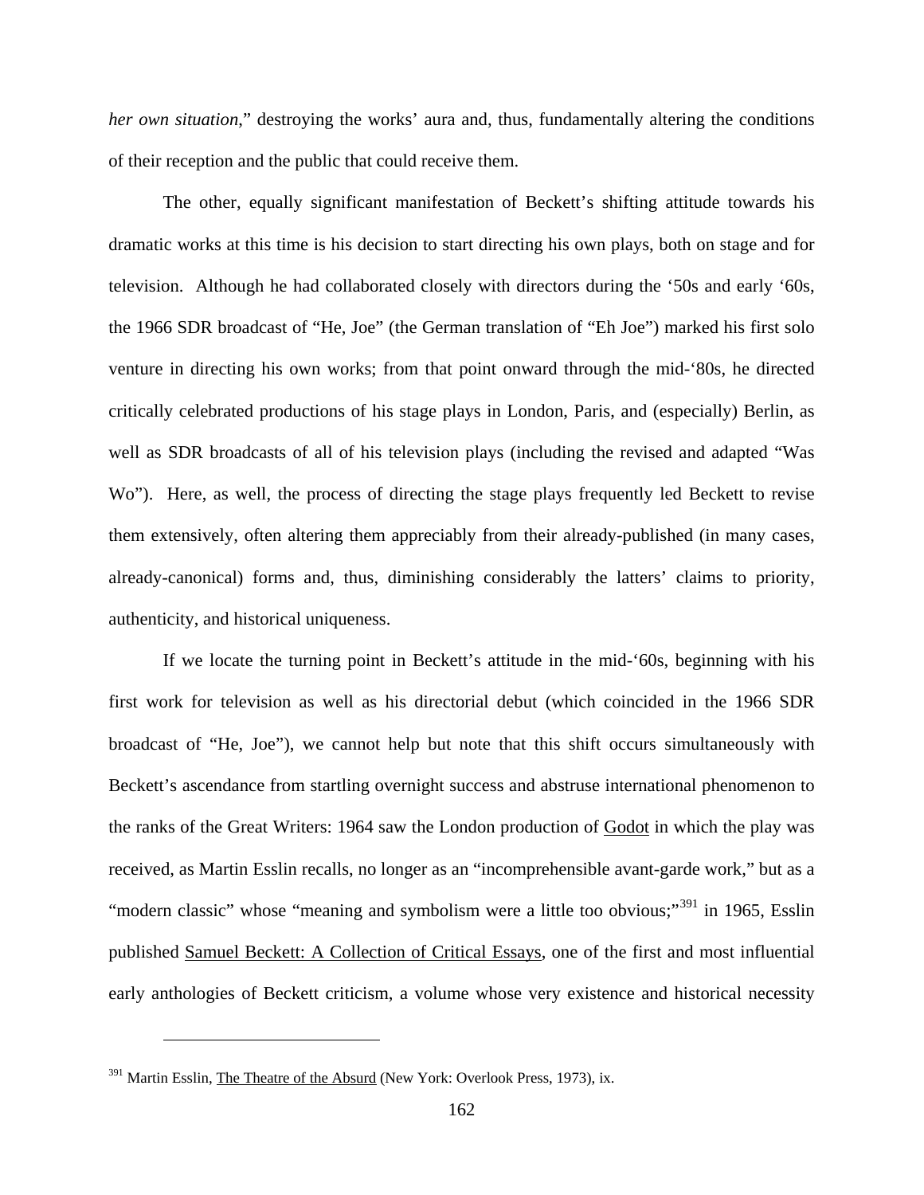*her own situation*," destroying the works' aura and, thus, fundamentally altering the conditions of their reception and the public that could receive them.

The other, equally significant manifestation of Beckett's shifting attitude towards his dramatic works at this time is his decision to start directing his own plays, both on stage and for television. Although he had collaborated closely with directors during the '50s and early '60s, the 1966 SDR broadcast of "He, Joe" (the German translation of "Eh Joe") marked his first solo venture in directing his own works; from that point onward through the mid-'80s, he directed critically celebrated productions of his stage plays in London, Paris, and (especially) Berlin, as well as SDR broadcasts of all of his television plays (including the revised and adapted "Was Wo"). Here, as well, the process of directing the stage plays frequently led Beckett to revise them extensively, often altering them appreciably from their already-published (in many cases, already-canonical) forms and, thus, diminishing considerably the latters' claims to priority, authenticity, and historical uniqueness.

If we locate the turning point in Beckett's attitude in the mid-'60s, beginning with his first work for television as well as his directorial debut (which coincided in the 1966 SDR broadcast of "He, Joe"), we cannot help but note that this shift occurs simultaneously with Beckett's ascendance from startling overnight success and abstruse international phenomenon to the ranks of the Great Writers: 1964 saw the London production of Godot in which the play was received, as Martin Esslin recalls, no longer as an "incomprehensible avant-garde work," but as a "modern classic" whose "meaning and symbolism were a little too obvious;"[391] in 1965, Esslin published Samuel Beckett: A Collection of Critical Essays, one of the first and most influential early anthologies of Beckett criticism, a volume whose very existence and historical necessity

---

[391] Martin Esslin, The Theatre of the Absurd (New York: Overlook Press, 1973), ix.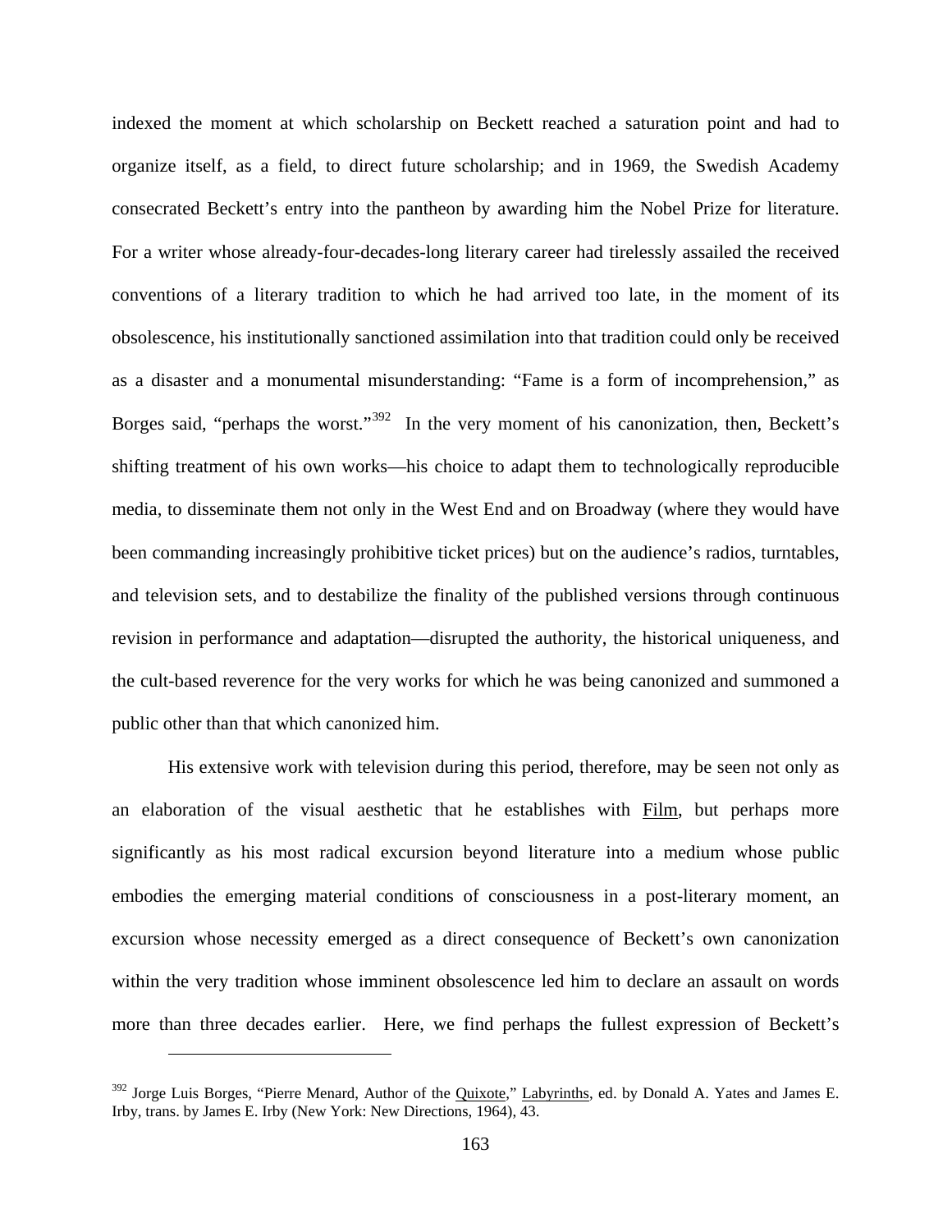indexed the moment at which scholarship on Beckett reached a saturation point and had to organize itself, as a field, to direct future scholarship; and in 1969, the Swedish Academy consecrated Beckett's entry into the pantheon by awarding him the Nobel Prize for literature. For a writer whose already-four-decades-long literary career had tirelessly assailed the received conventions of a literary tradition to which he had arrived too late, in the moment of its obsolescence, his institutionally sanctioned assimilation into that tradition could only be received as a disaster and a monumental misunderstanding: "Fame is a form of incomprehension," as Borges said, "perhaps the worst."[392] In the very moment of his canonization, then, Beckett's shifting treatment of his own works—his choice to adapt them to technologically reproducible media, to disseminate them not only in the West End and on Broadway (where they would have been commanding increasingly prohibitive ticket prices) but on the audience's radios, turntables, and television sets, and to destabilize the finality of the published versions through continuous revision in performance and adaptation—disrupted the authority, the historical uniqueness, and the cult-based reverence for the very works for which he was being canonized and summoned a public other than that which canonized him.

His extensive work with television during this period, therefore, may be seen not only as an elaboration of the visual aesthetic that he establishes with Film, but perhaps more significantly as his most radical excursion beyond literature into a medium whose public embodies the emerging material conditions of consciousness in a post-literary moment, an excursion whose necessity emerged as a direct consequence of Beckett's own canonization within the very tradition whose imminent obsolescence led him to declare an assault on words more than three decades earlier. Here, we find perhaps the fullest expression of Beckett's

---

[392] Jorge Luis Borges, "Pierre Menard, Author of the Quixote," Labyrinths, ed. by Donald A. Yates and James E. Irby, trans. by James E. Irby (New York: New Directions, 1964), 43.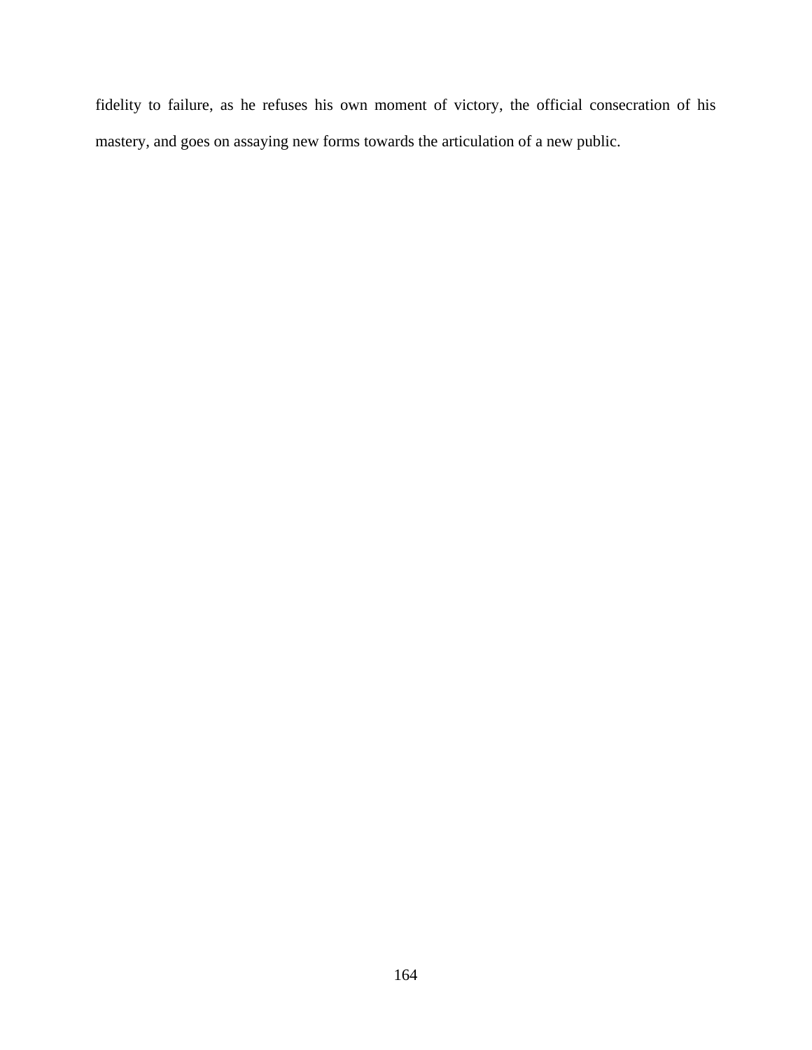fidelity to failure, as he refuses his own moment of victory, the official consecration of his mastery, and goes on assaying new forms towards the articulation of a new public.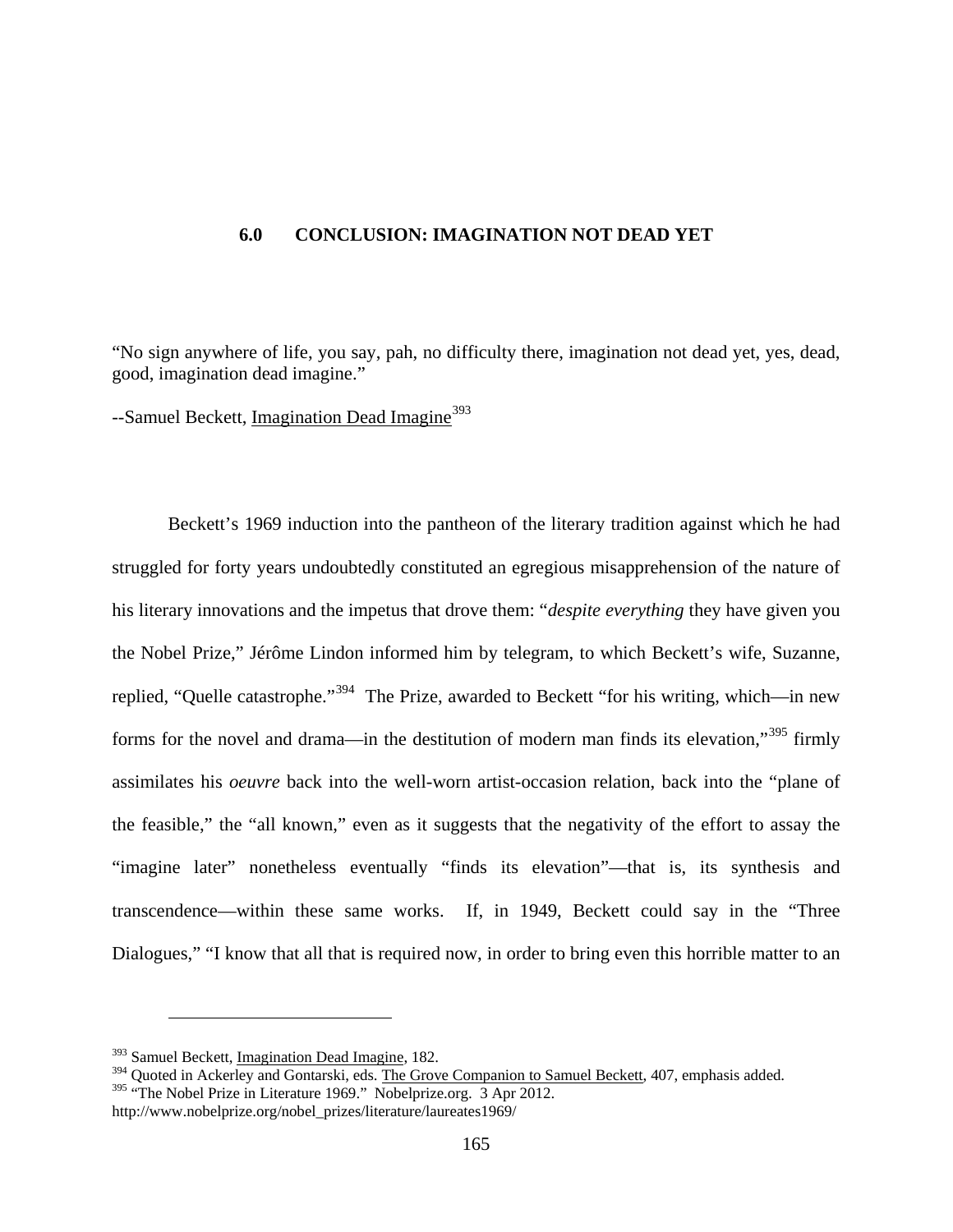# 6.0 CONCLUSION: IMAGINATION NOT DEAD YET

"No sign anywhere of life, you say, pah, no difficulty there, imagination not dead yet, yes, dead, good, imagination dead imagine."

--Samuel Beckett, Imagination Dead Imagine[393]

Beckett's 1969 induction into the pantheon of the literary tradition against which he had struggled for forty years undoubtedly constituted an egregious misapprehension of the nature of his literary innovations and the impetus that drove them: "*despite everything* they have given you the Nobel Prize," Jérôme Lindon informed him by telegram, to which Beckett's wife, Suzanne, replied, "Quelle catastrophe."[394] The Prize, awarded to Beckett "for his writing, which—in new forms for the novel and drama—in the destitution of modern man finds its elevation,"[395] firmly assimilates his *oeuvre* back into the well-worn artist-occasion relation, back into the "plane of the feasible," the "all known," even as it suggests that the negativity of the effort to assay the "imagine later" nonetheless eventually "finds its elevation"—that is, its synthesis and transcendence—within these same works. If, in 1949, Beckett could say in the "Three Dialogues," "I know that all that is required now, in order to bring even this horrible matter to an

---

[393] Samuel Beckett, Imagination Dead Imagine, 182.

[394] Quoted in Ackerley and Gontarski, eds. The Grove Companion to Samuel Beckett, 407, emphasis added.

[395] "The Nobel Prize in Literature 1969." Nobelprize.org. 3 Apr 2012. http://www.nobelprize.org/nobel_prizes/literature/laureates1969/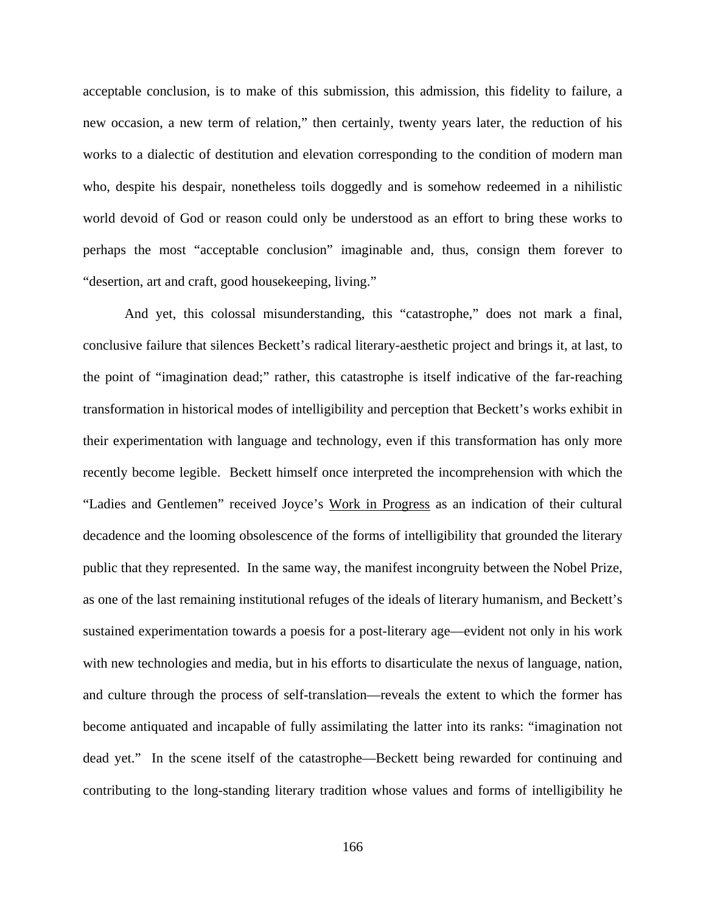acceptable conclusion, is to make of this submission, this admission, this fidelity to failure, a new occasion, a new term of relation," then certainly, twenty years later, the reduction of his works to a dialectic of destitution and elevation corresponding to the condition of modern man who, despite his despair, nonetheless toils doggedly and is somehow redeemed in a nihilistic world devoid of God or reason could only be understood as an effort to bring these works to perhaps the most "acceptable conclusion" imaginable and, thus, consign them forever to "desertion, art and craft, good housekeeping, living."

And yet, this colossal misunderstanding, this "catastrophe," does not mark a final, conclusive failure that silences Beckett's radical literary-aesthetic project and brings it, at last, to the point of "imagination dead;" rather, this catastrophe is itself indicative of the far-reaching transformation in historical modes of intelligibility and perception that Beckett's works exhibit in their experimentation with language and technology, even if this transformation has only more recently become legible. Beckett himself once interpreted the incomprehension with which the "Ladies and Gentlemen" received Joyce's <u>Work in Progress</u> as an indication of their cultural decadence and the looming obsolescence of the forms of intelligibility that grounded the literary public that they represented. In the same way, the manifest incongruity between the Nobel Prize, as one of the last remaining institutional refuges of the ideals of literary humanism, and Beckett's sustained experimentation towards a poesis for a post-literary age—evident not only in his work with new technologies and media, but in his efforts to disarticulate the nexus of language, nation, and culture through the process of self-translation—reveals the extent to which the former has become antiquated and incapable of fully assimilating the latter into its ranks: "imagination not dead yet." In the scene itself of the catastrophe—Beckett being rewarded for continuing and contributing to the long-standing literary tradition whose values and forms of intelligibility he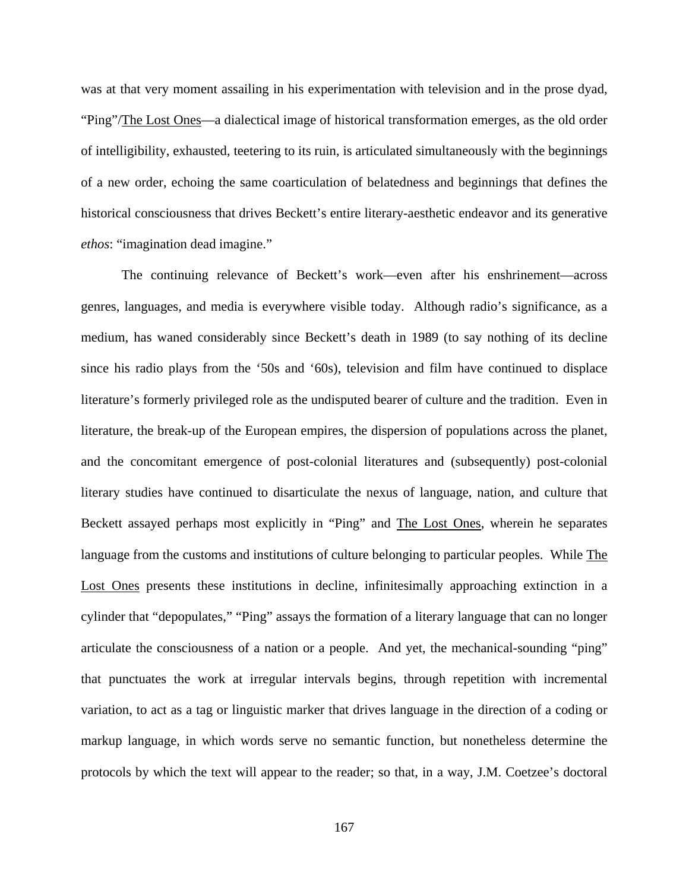was at that very moment assailing in his experimentation with television and in the prose dyad, "Ping"/<u>The Lost Ones</u>—a dialectical image of historical transformation emerges, as the old order of intelligibility, exhausted, teetering to its ruin, is articulated simultaneously with the beginnings of a new order, echoing the same coarticulation of belatedness and beginnings that defines the historical consciousness that drives Beckett's entire literary-aesthetic endeavor and its generative *ethos*: "imagination dead imagine."

The continuing relevance of Beckett's work—even after his enshrinement—across genres, languages, and media is everywhere visible today. Although radio's significance, as a medium, has waned considerably since Beckett's death in 1989 (to say nothing of its decline since his radio plays from the '50s and '60s), television and film have continued to displace literature's formerly privileged role as the undisputed bearer of culture and the tradition. Even in literature, the break-up of the European empires, the dispersion of populations across the planet, and the concomitant emergence of post-colonial literatures and (subsequently) post-colonial literary studies have continued to disarticulate the nexus of language, nation, and culture that Beckett assayed perhaps most explicitly in "Ping" and <u>The Lost Ones</u>, wherein he separates language from the customs and institutions of culture belonging to particular peoples. While <u>The Lost Ones</u> presents these institutions in decline, infinitesimally approaching extinction in a cylinder that "depopulates," "Ping" assays the formation of a literary language that can no longer articulate the consciousness of a nation or a people. And yet, the mechanical-sounding "ping" that punctuates the work at irregular intervals begins, through repetition with incremental variation, to act as a tag or linguistic marker that drives language in the direction of a coding or markup language, in which words serve no semantic function, but nonetheless determine the protocols by which the text will appear to the reader; so that, in a way, J.M. Coetzee's doctoral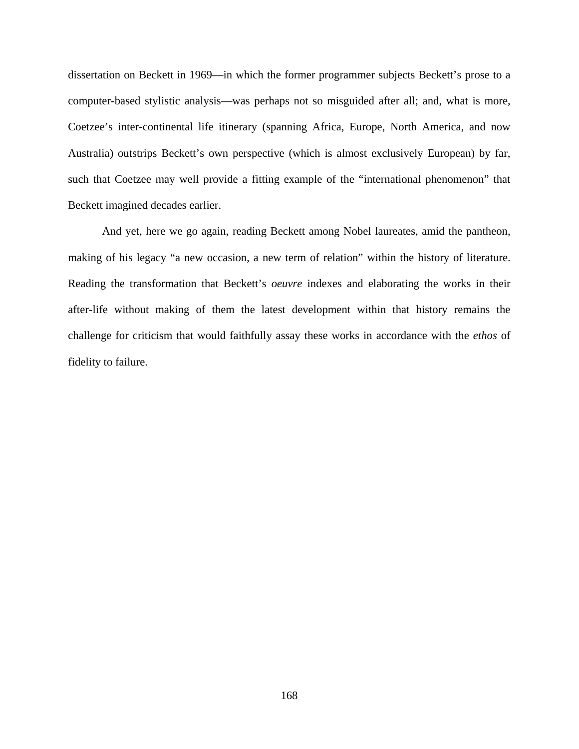dissertation on Beckett in 1969—in which the former programmer subjects Beckett's prose to a computer-based stylistic analysis—was perhaps not so misguided after all; and, what is more, Coetzee's inter-continental life itinerary (spanning Africa, Europe, North America, and now Australia) outstrips Beckett's own perspective (which is almost exclusively European) by far, such that Coetzee may well provide a fitting example of the "international phenomenon" that Beckett imagined decades earlier.

And yet, here we go again, reading Beckett among Nobel laureates, amid the pantheon, making of his legacy "a new occasion, a new term of relation" within the history of literature. Reading the transformation that Beckett's *oeuvre* indexes and elaborating the works in their after-life without making of them the latest development within that history remains the challenge for criticism that would faithfully assay these works in accordance with the *ethos* of fidelity to failure.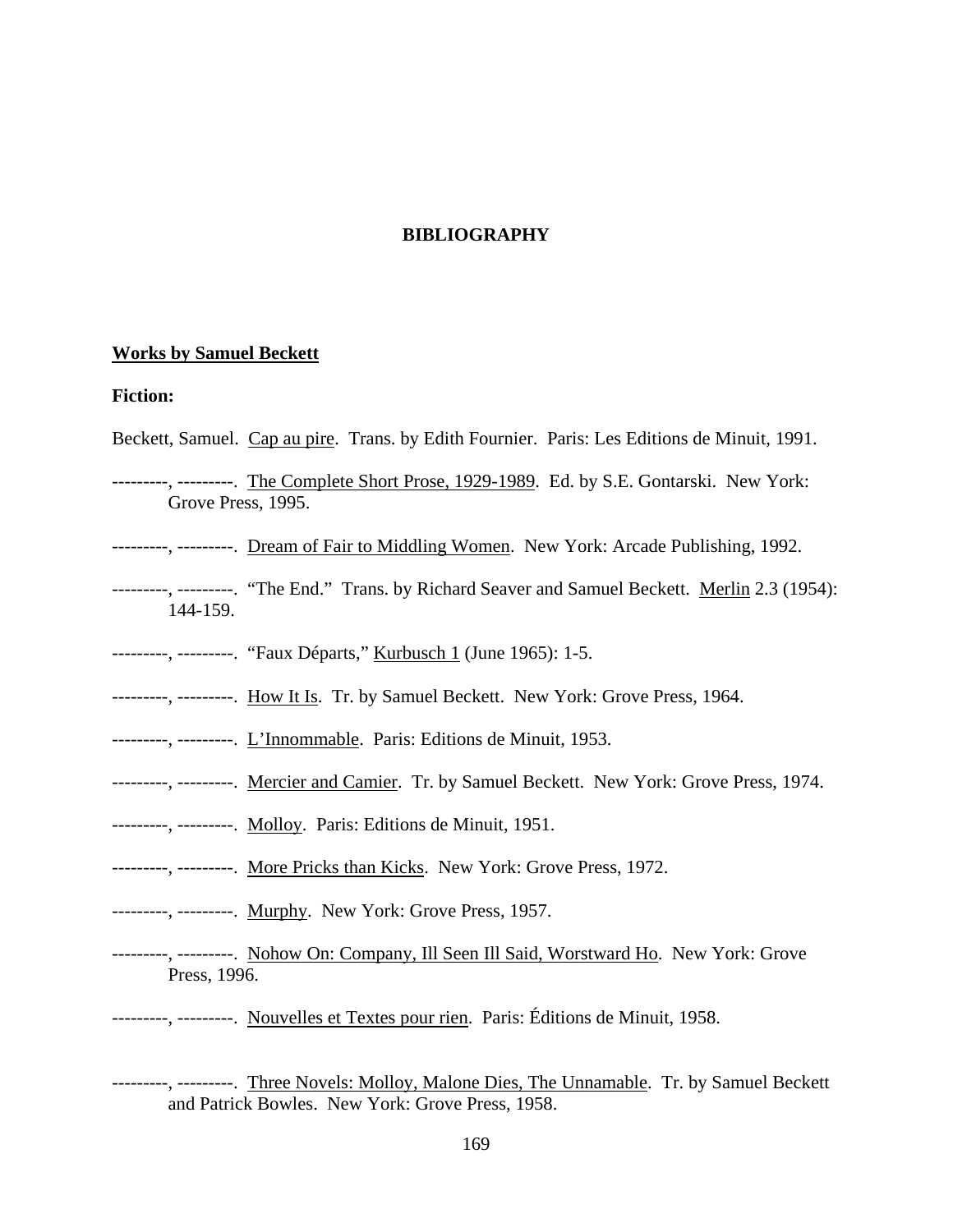**BIBLIOGRAPHY**

**Works by Samuel Beckett**

**Fiction:**

Beckett, Samuel. Cap au pire. Trans. by Edith Fournier. Paris: Les Editions de Minuit, 1991.

---------, ---------. The Complete Short Prose, 1929-1989. Ed. by S.E. Gontarski. New York: Grove Press, 1995.

---------, ---------. Dream of Fair to Middling Women. New York: Arcade Publishing, 1992.

---------, ---------. "The End." Trans. by Richard Seaver and Samuel Beckett. Merlin 2.3 (1954): 144-159.

---------, ---------. "Faux Départs," Kurbusch 1 (June 1965): 1-5.

---------, ---------. How It Is. Tr. by Samuel Beckett. New York: Grove Press, 1964.

---------, ---------. L'Innommable. Paris: Editions de Minuit, 1953.

---------, ---------. Mercier and Camier. Tr. by Samuel Beckett. New York: Grove Press, 1974.

---------, ---------. Molloy. Paris: Editions de Minuit, 1951.

---------, ---------. More Pricks than Kicks. New York: Grove Press, 1972.

---------, ---------. Murphy. New York: Grove Press, 1957.

---------, ---------. Nohow On: Company, Ill Seen Ill Said, Worstward Ho. New York: Grove Press, 1996.

---------, ---------. Nouvelles et Textes pour rien. Paris: Éditions de Minuit, 1958.

---------, ---------. Three Novels: Molloy, Malone Dies, The Unnamable. Tr. by Samuel Beckett and Patrick Bowles. New York: Grove Press, 1958.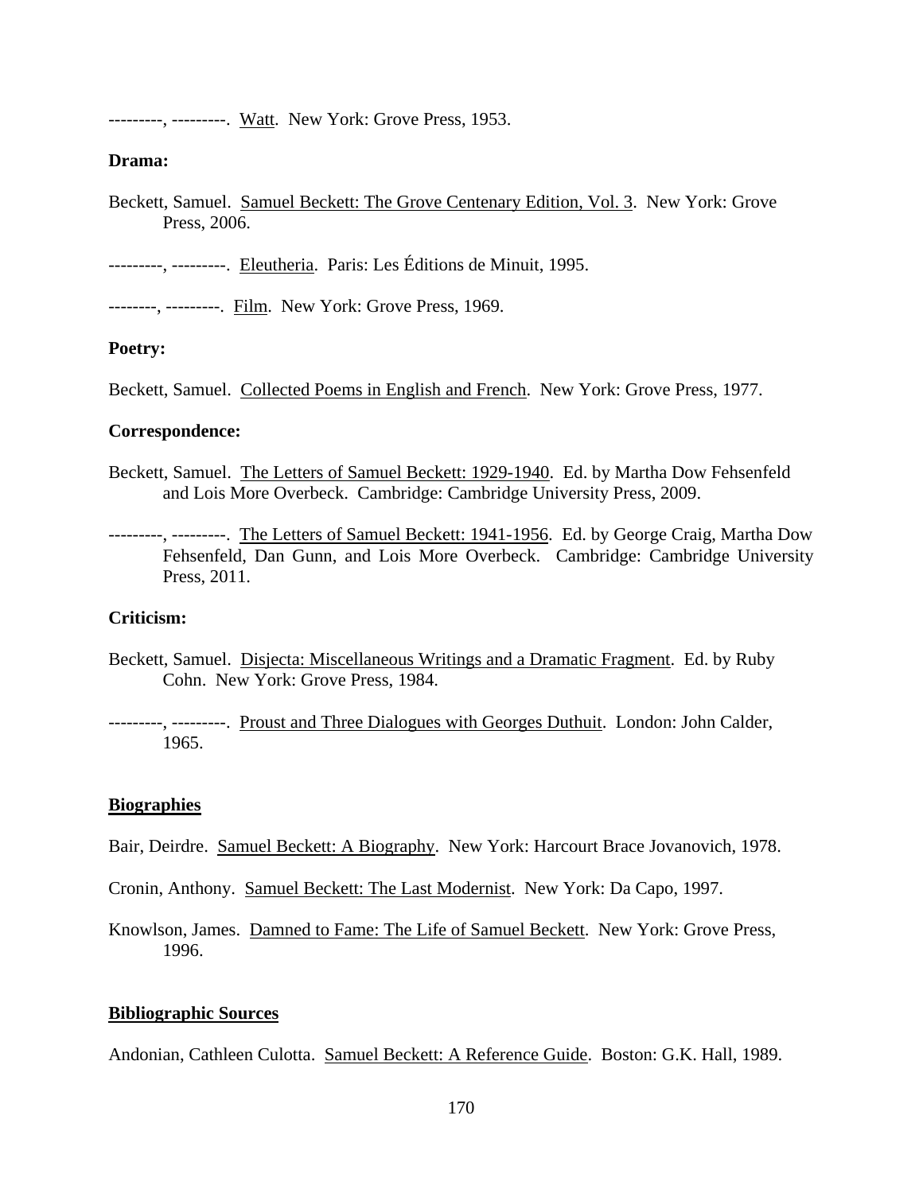---------, ---------. Watt. New York: Grove Press, 1953.

**Drama:**

Beckett, Samuel. Samuel Beckett: The Grove Centenary Edition, Vol. 3. New York: Grove Press, 2006.

---------, ---------. Eleutheria. Paris: Les Éditions de Minuit, 1995.

--------, ---------. Film. New York: Grove Press, 1969.

**Poetry:**

Beckett, Samuel. Collected Poems in English and French. New York: Grove Press, 1977.

**Correspondence:**

Beckett, Samuel. The Letters of Samuel Beckett: 1929-1940. Ed. by Martha Dow Fehsenfeld and Lois More Overbeck. Cambridge: Cambridge University Press, 2009.

---------, ---------. The Letters of Samuel Beckett: 1941-1956. Ed. by George Craig, Martha Dow Fehsenfeld, Dan Gunn, and Lois More Overbeck. Cambridge: Cambridge University Press, 2011.

**Criticism:**

Beckett, Samuel. Disjecta: Miscellaneous Writings and a Dramatic Fragment. Ed. by Ruby Cohn. New York: Grove Press, 1984.

---------, ---------. Proust and Three Dialogues with Georges Duthuit. London: John Calder, 1965.

## Biographies

Bair, Deirdre. Samuel Beckett: A Biography. New York: Harcourt Brace Jovanovich, 1978.

Cronin, Anthony. Samuel Beckett: The Last Modernist. New York: Da Capo, 1997.

Knowlson, James. Damned to Fame: The Life of Samuel Beckett. New York: Grove Press, 1996.

## Bibliographic Sources

Andonian, Cathleen Culotta. Samuel Beckett: A Reference Guide. Boston: G.K. Hall, 1989.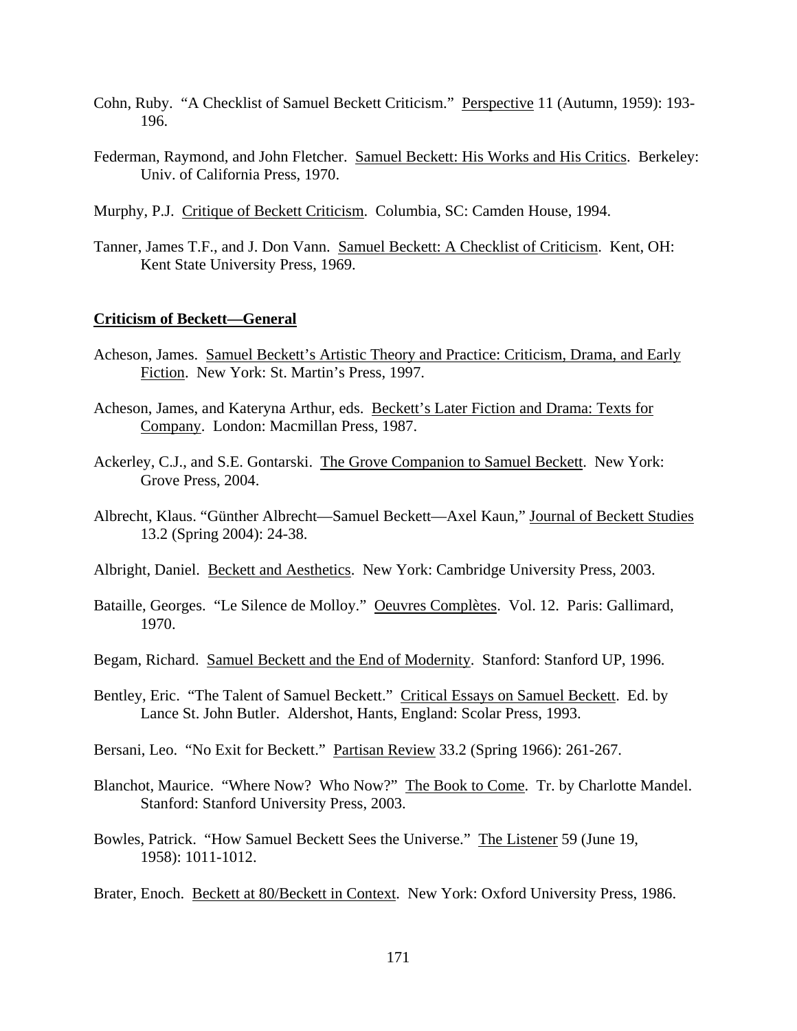Cohn, Ruby. "A Checklist of Samuel Beckett Criticism." Perspective 11 (Autumn, 1959): 193-196.

Federman, Raymond, and John Fletcher. Samuel Beckett: His Works and His Critics. Berkeley: Univ. of California Press, 1970.

Murphy, P.J. Critique of Beckett Criticism. Columbia, SC: Camden House, 1994.

Tanner, James T.F., and J. Don Vann. Samuel Beckett: A Checklist of Criticism. Kent, OH: Kent State University Press, 1969.

**Criticism of Beckett—General**

Acheson, James. Samuel Beckett's Artistic Theory and Practice: Criticism, Drama, and Early Fiction. New York: St. Martin's Press, 1997.

Acheson, James, and Kateryna Arthur, eds. Beckett's Later Fiction and Drama: Texts for Company. London: Macmillan Press, 1987.

Ackerley, C.J., and S.E. Gontarski. The Grove Companion to Samuel Beckett. New York: Grove Press, 2004.

Albrecht, Klaus. "Günther Albrecht—Samuel Beckett—Axel Kaun," Journal of Beckett Studies 13.2 (Spring 2004): 24-38.

Albright, Daniel. Beckett and Aesthetics. New York: Cambridge University Press, 2003.

Bataille, Georges. "Le Silence de Molloy." Oeuvres Complètes. Vol. 12. Paris: Gallimard, 1970.

Begam, Richard. Samuel Beckett and the End of Modernity. Stanford: Stanford UP, 1996.

Bentley, Eric. "The Talent of Samuel Beckett." Critical Essays on Samuel Beckett. Ed. by Lance St. John Butler. Aldershot, Hants, England: Scolar Press, 1993.

Bersani, Leo. "No Exit for Beckett." Partisan Review 33.2 (Spring 1966): 261-267.

Blanchot, Maurice. "Where Now? Who Now?" The Book to Come. Tr. by Charlotte Mandel. Stanford: Stanford University Press, 2003.

Bowles, Patrick. "How Samuel Beckett Sees the Universe." The Listener 59 (June 19, 1958): 1011-1012.

Brater, Enoch. Beckett at 80/Beckett in Context. New York: Oxford University Press, 1986.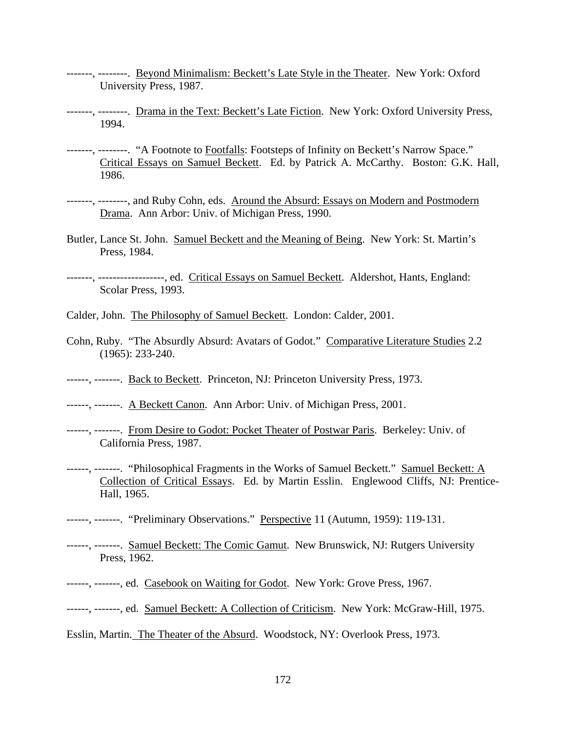-------, --------. Beyond Minimalism: Beckett's Late Style in the Theater. New York: Oxford University Press, 1987.

-------, --------. Drama in the Text: Beckett's Late Fiction. New York: Oxford University Press, 1994.

-------, --------. "A Footnote to Footfalls: Footsteps of Infinity on Beckett's Narrow Space." Critical Essays on Samuel Beckett. Ed. by Patrick A. McCarthy. Boston: G.K. Hall, 1986.

-------, --------, and Ruby Cohn, eds. Around the Absurd: Essays on Modern and Postmodern Drama. Ann Arbor: Univ. of Michigan Press, 1990.

Butler, Lance St. John. Samuel Beckett and the Meaning of Being. New York: St. Martin's Press, 1984.

-------, ------------------, ed. Critical Essays on Samuel Beckett. Aldershot, Hants, England: Scolar Press, 1993.

Calder, John. The Philosophy of Samuel Beckett. London: Calder, 2001.

Cohn, Ruby. "The Absurdly Absurd: Avatars of Godot." Comparative Literature Studies 2.2 (1965): 233-240.

------, -------. Back to Beckett. Princeton, NJ: Princeton University Press, 1973.

------, -------. A Beckett Canon. Ann Arbor: Univ. of Michigan Press, 2001.

------, -------. From Desire to Godot: Pocket Theater of Postwar Paris. Berkeley: Univ. of California Press, 1987.

------, -------. "Philosophical Fragments in the Works of Samuel Beckett." Samuel Beckett: A Collection of Critical Essays. Ed. by Martin Esslin. Englewood Cliffs, NJ: Prentice-Hall, 1965.

------, -------. "Preliminary Observations." Perspective 11 (Autumn, 1959): 119-131.

------, -------. Samuel Beckett: The Comic Gamut. New Brunswick, NJ: Rutgers University Press, 1962.

------, -------, ed. Casebook on Waiting for Godot. New York: Grove Press, 1967.

------, -------, ed. Samuel Beckett: A Collection of Criticism. New York: McGraw-Hill, 1975.

Esslin, Martin. The Theater of the Absurd. Woodstock, NY: Overlook Press, 1973.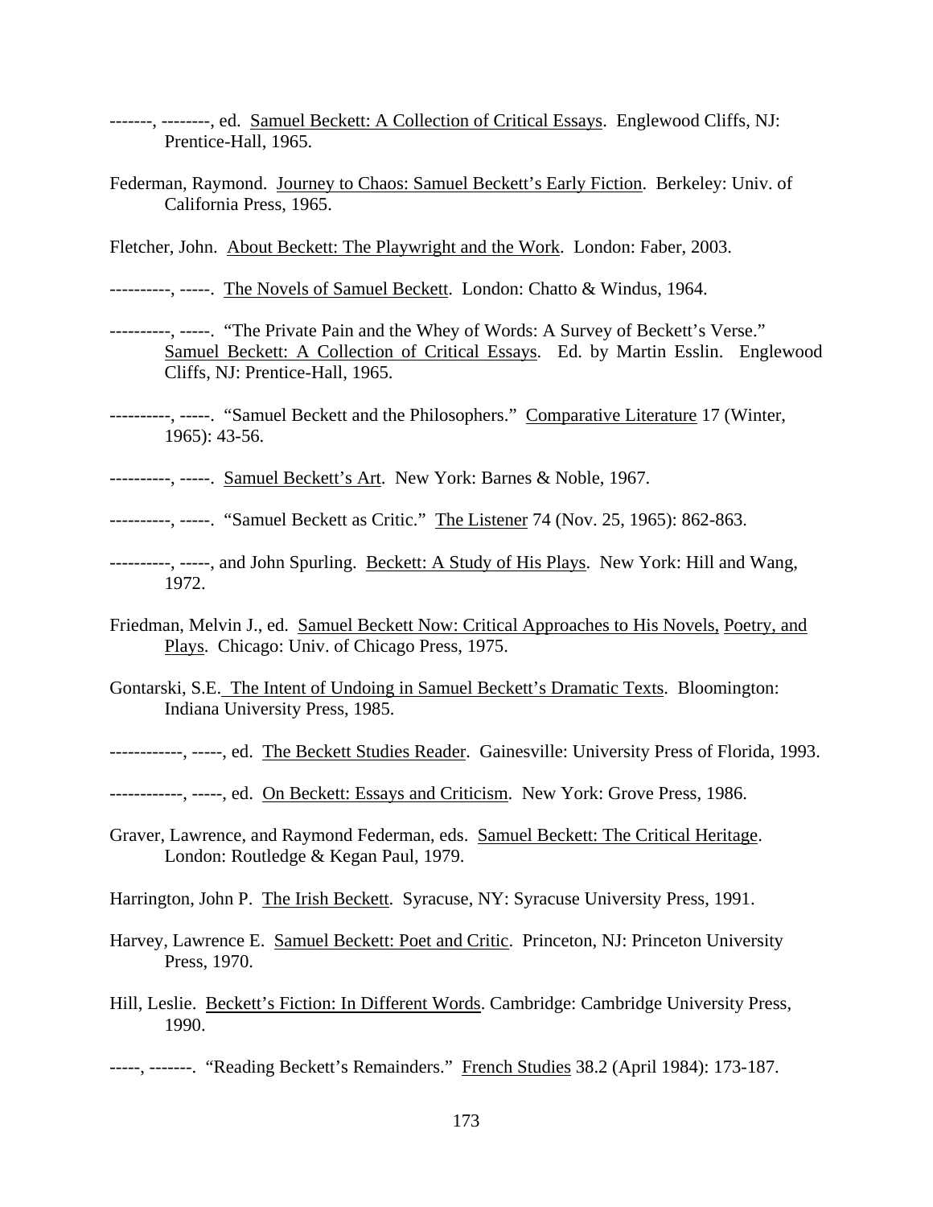-------, --------, ed. Samuel Beckett: A Collection of Critical Essays. Englewood Cliffs, NJ: Prentice-Hall, 1965.

Federman, Raymond. Journey to Chaos: Samuel Beckett's Early Fiction. Berkeley: Univ. of California Press, 1965.

Fletcher, John. About Beckett: The Playwright and the Work. London: Faber, 2003.

----------, -----. The Novels of Samuel Beckett. London: Chatto & Windus, 1964.

----------, -----. "The Private Pain and the Whey of Words: A Survey of Beckett's Verse." Samuel Beckett: A Collection of Critical Essays. Ed. by Martin Esslin. Englewood Cliffs, NJ: Prentice-Hall, 1965.

----------, -----. "Samuel Beckett and the Philosophers." Comparative Literature 17 (Winter, 1965): 43-56.

----------, -----. Samuel Beckett's Art. New York: Barnes & Noble, 1967.

----------, -----. "Samuel Beckett as Critic." The Listener 74 (Nov. 25, 1965): 862-863.

----------, -----, and John Spurling. Beckett: A Study of His Plays. New York: Hill and Wang, 1972.

Friedman, Melvin J., ed. Samuel Beckett Now: Critical Approaches to His Novels, Poetry, and Plays. Chicago: Univ. of Chicago Press, 1975.

Gontarski, S.E. The Intent of Undoing in Samuel Beckett's Dramatic Texts. Bloomington: Indiana University Press, 1985.

------------, -----, ed. The Beckett Studies Reader. Gainesville: University Press of Florida, 1993.

------------, -----, ed. On Beckett: Essays and Criticism. New York: Grove Press, 1986.

Graver, Lawrence, and Raymond Federman, eds. Samuel Beckett: The Critical Heritage. London: Routledge & Kegan Paul, 1979.

Harrington, John P. The Irish Beckett. Syracuse, NY: Syracuse University Press, 1991.

Harvey, Lawrence E. Samuel Beckett: Poet and Critic. Princeton, NJ: Princeton University Press, 1970.

Hill, Leslie. Beckett's Fiction: In Different Words. Cambridge: Cambridge University Press, 1990.

-----, -------. "Reading Beckett's Remainders." French Studies 38.2 (April 1984): 173-187.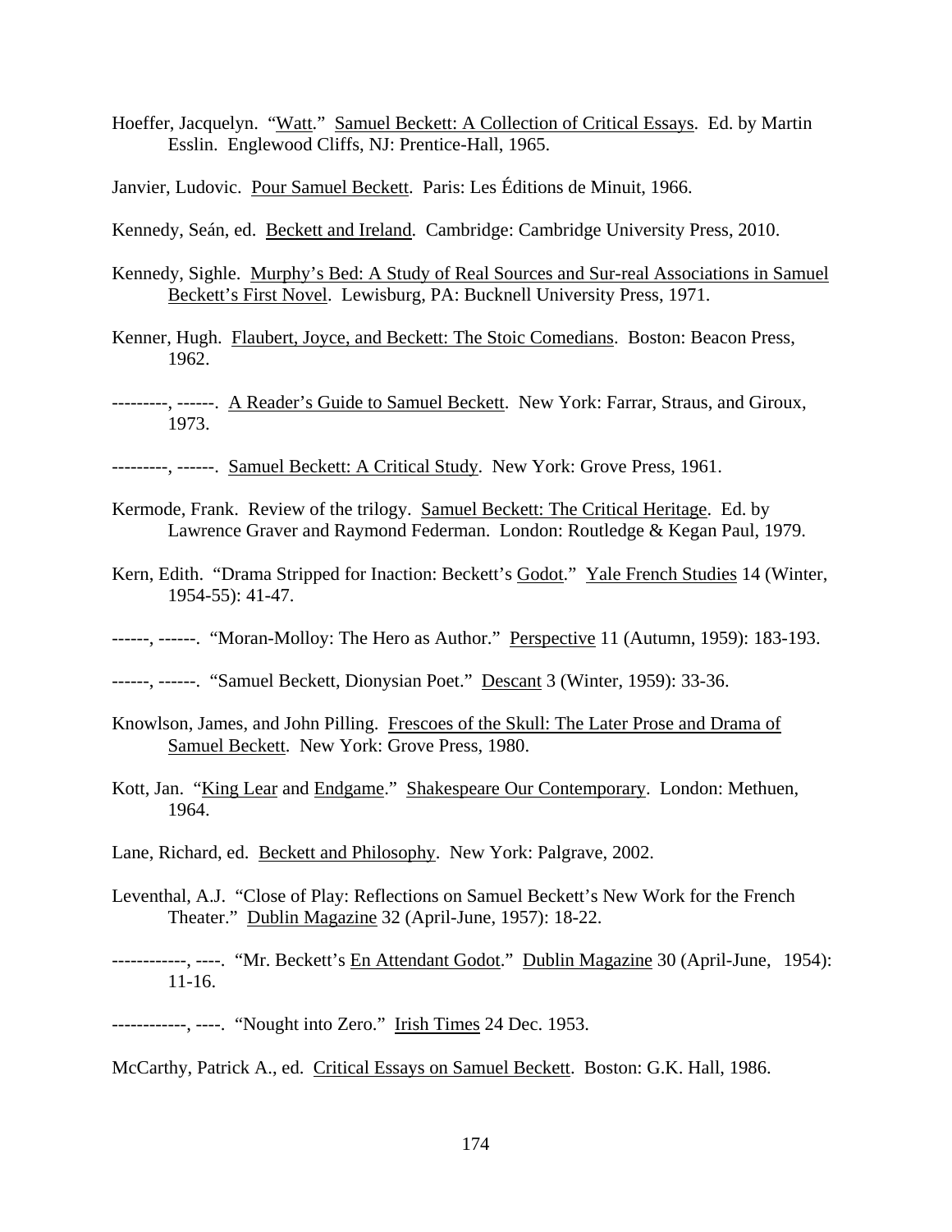Hoeffer, Jacquelyn. "Watt." Samuel Beckett: A Collection of Critical Essays. Ed. by Martin Esslin. Englewood Cliffs, NJ: Prentice-Hall, 1965.

Janvier, Ludovic. Pour Samuel Beckett. Paris: Les Éditions de Minuit, 1966.

Kennedy, Seán, ed. Beckett and Ireland. Cambridge: Cambridge University Press, 2010.

Kennedy, Sighle. Murphy's Bed: A Study of Real Sources and Sur-real Associations in Samuel Beckett's First Novel. Lewisburg, PA: Bucknell University Press, 1971.

Kenner, Hugh. Flaubert, Joyce, and Beckett: The Stoic Comedians. Boston: Beacon Press, 1962.

---------, ------. A Reader's Guide to Samuel Beckett. New York: Farrar, Straus, and Giroux, 1973.

---------, ------. Samuel Beckett: A Critical Study. New York: Grove Press, 1961.

Kermode, Frank. Review of the trilogy. Samuel Beckett: The Critical Heritage. Ed. by Lawrence Graver and Raymond Federman. London: Routledge & Kegan Paul, 1979.

Kern, Edith. "Drama Stripped for Inaction: Beckett's Godot." Yale French Studies 14 (Winter, 1954-55): 41-47.

------, ------. "Moran-Molloy: The Hero as Author." Perspective 11 (Autumn, 1959): 183-193.

------, ------. "Samuel Beckett, Dionysian Poet." Descant 3 (Winter, 1959): 33-36.

Knowlson, James, and John Pilling. Frescoes of the Skull: The Later Prose and Drama of Samuel Beckett. New York: Grove Press, 1980.

Kott, Jan. "King Lear and Endgame." Shakespeare Our Contemporary. London: Methuen, 1964.

Lane, Richard, ed. Beckett and Philosophy. New York: Palgrave, 2002.

Leventhal, A.J. "Close of Play: Reflections on Samuel Beckett's New Work for the French Theater." Dublin Magazine 32 (April-June, 1957): 18-22.

------------, ----. "Mr. Beckett's En Attendant Godot." Dublin Magazine 30 (April-June, 1954): 11-16.

------------, ----. "Nought into Zero." Irish Times 24 Dec. 1953.

McCarthy, Patrick A., ed. Critical Essays on Samuel Beckett. Boston: G.K. Hall, 1986.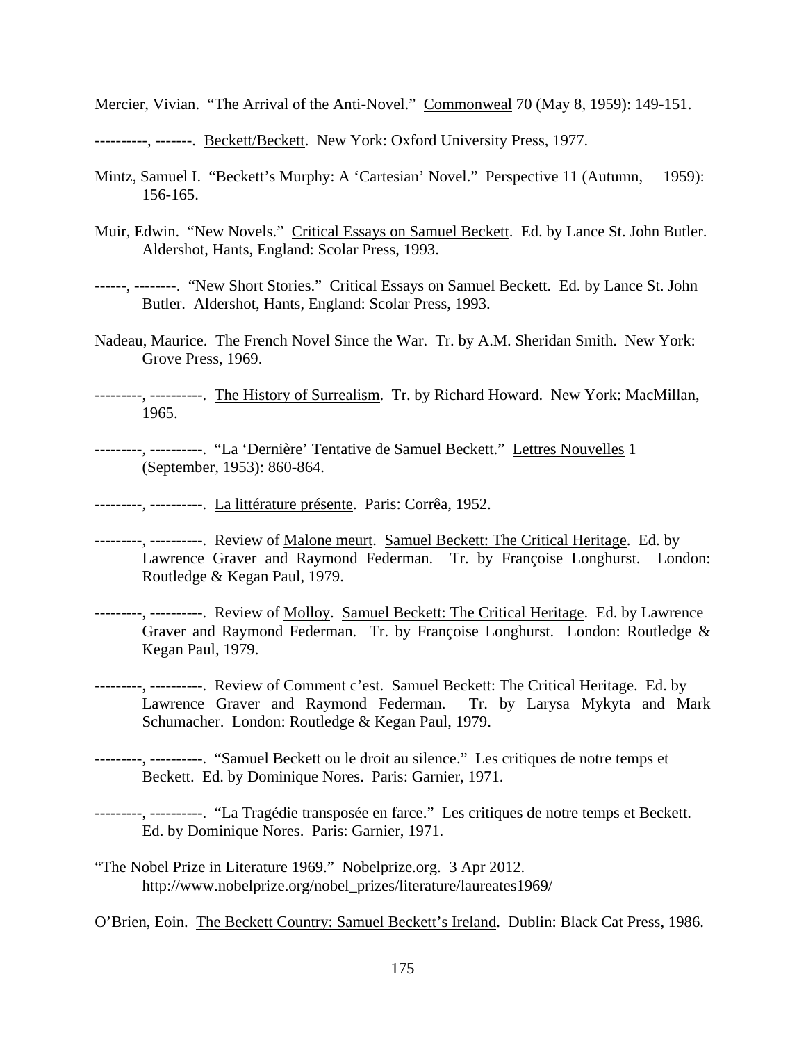Mercier, Vivian. “The Arrival of the Anti-Novel.” Commonweal 70 (May 8, 1959): 149-151.

----------, -------. Beckett/Beckett. New York: Oxford University Press, 1977.

Mintz, Samuel I. “Beckett’s Murphy: A ‘Cartesian’ Novel.” Perspective 11 (Autumn, 1959): 156-165.

Muir, Edwin. “New Novels.” Critical Essays on Samuel Beckett. Ed. by Lance St. John Butler. Aldershot, Hants, England: Scolar Press, 1993.

------, --------. “New Short Stories.” Critical Essays on Samuel Beckett. Ed. by Lance St. John Butler. Aldershot, Hants, England: Scolar Press, 1993.

Nadeau, Maurice. The French Novel Since the War. Tr. by A.M. Sheridan Smith. New York: Grove Press, 1969.

---------, ----------. The History of Surrealism. Tr. by Richard Howard. New York: MacMillan, 1965.

---------, ----------. “La ‘Dernière’ Tentative de Samuel Beckett.” Lettres Nouvelles 1 (September, 1953): 860-864.

---------, ----------. La littérature présente. Paris: Corrêa, 1952.

---------, ----------. Review of Malone meurt. Samuel Beckett: The Critical Heritage. Ed. by Lawrence Graver and Raymond Federman. Tr. by Françoise Longhurst. London: Routledge & Kegan Paul, 1979.

---------, ----------. Review of Molloy. Samuel Beckett: The Critical Heritage. Ed. by Lawrence Graver and Raymond Federman. Tr. by Françoise Longhurst. London: Routledge & Kegan Paul, 1979.

---------, ----------. Review of Comment c’est. Samuel Beckett: The Critical Heritage. Ed. by Lawrence Graver and Raymond Federman. Tr. by Larysa Mykyta and Mark Schumacher. London: Routledge & Kegan Paul, 1979.

---------, ----------. “Samuel Beckett ou le droit au silence.” Les critiques de notre temps et Beckett. Ed. by Dominique Nores. Paris: Garnier, 1971.

---------, ----------. “La Tragédie transposée en farce.” Les critiques de notre temps et Beckett. Ed. by Dominique Nores. Paris: Garnier, 1971.

“The Nobel Prize in Literature 1969.” Nobelprize.org. 3 Apr 2012. http://www.nobelprize.org/nobel_prizes/literature/laureates1969/

O’Brien, Eoin. The Beckett Country: Samuel Beckett’s Ireland. Dublin: Black Cat Press, 1986.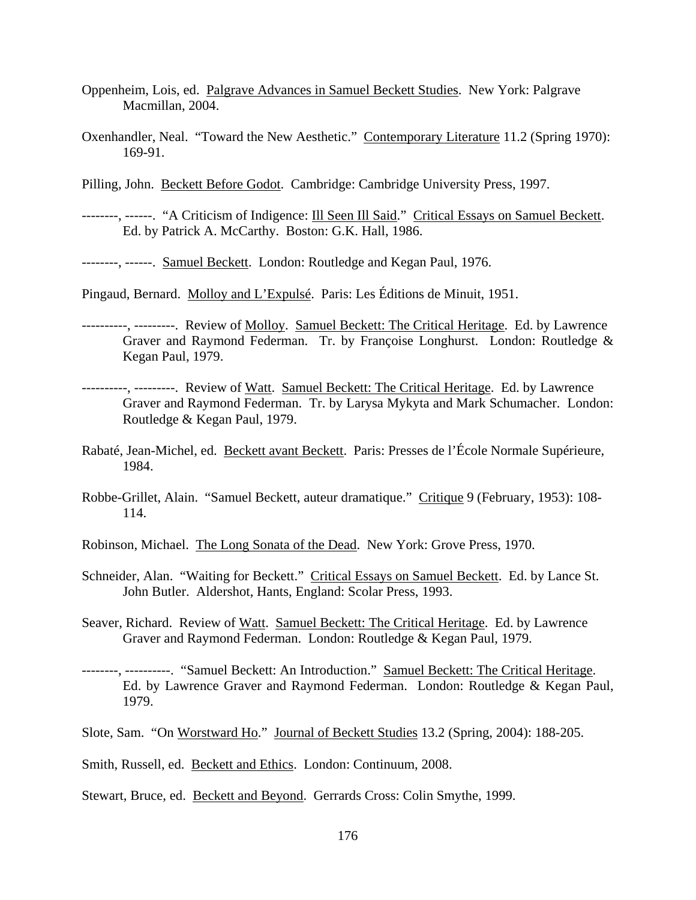Oppenheim, Lois, ed. Palgrave Advances in Samuel Beckett Studies. New York: Palgrave Macmillan, 2004.

Oxenhandler, Neal. "Toward the New Aesthetic." Contemporary Literature 11.2 (Spring 1970): 169-91.

Pilling, John. Beckett Before Godot. Cambridge: Cambridge University Press, 1997.

--------, ------. "A Criticism of Indigence: Ill Seen Ill Said." Critical Essays on Samuel Beckett. Ed. by Patrick A. McCarthy. Boston: G.K. Hall, 1986.

--------, ------. Samuel Beckett. London: Routledge and Kegan Paul, 1976.

Pingaud, Bernard. Molloy and L'Expulsé. Paris: Les Éditions de Minuit, 1951.

----------, ---------. Review of Molloy. Samuel Beckett: The Critical Heritage. Ed. by Lawrence Graver and Raymond Federman. Tr. by Françoise Longhurst. London: Routledge & Kegan Paul, 1979.

----------, ---------. Review of Watt. Samuel Beckett: The Critical Heritage. Ed. by Lawrence Graver and Raymond Federman. Tr. by Larysa Mykyta and Mark Schumacher. London: Routledge & Kegan Paul, 1979.

Rabaté, Jean-Michel, ed. Beckett avant Beckett. Paris: Presses de l'École Normale Supérieure, 1984.

Robbe-Grillet, Alain. "Samuel Beckett, auteur dramatique." Critique 9 (February, 1953): 108-114.

Robinson, Michael. The Long Sonata of the Dead. New York: Grove Press, 1970.

Schneider, Alan. "Waiting for Beckett." Critical Essays on Samuel Beckett. Ed. by Lance St. John Butler. Aldershot, Hants, England: Scolar Press, 1993.

Seaver, Richard. Review of Watt. Samuel Beckett: The Critical Heritage. Ed. by Lawrence Graver and Raymond Federman. London: Routledge & Kegan Paul, 1979.

--------, ----------. "Samuel Beckett: An Introduction." Samuel Beckett: The Critical Heritage. Ed. by Lawrence Graver and Raymond Federman. London: Routledge & Kegan Paul, 1979.

Slote, Sam. "On Worstward Ho." Journal of Beckett Studies 13.2 (Spring, 2004): 188-205.

Smith, Russell, ed. Beckett and Ethics. London: Continuum, 2008.

Stewart, Bruce, ed. Beckett and Beyond. Gerrards Cross: Colin Smythe, 1999.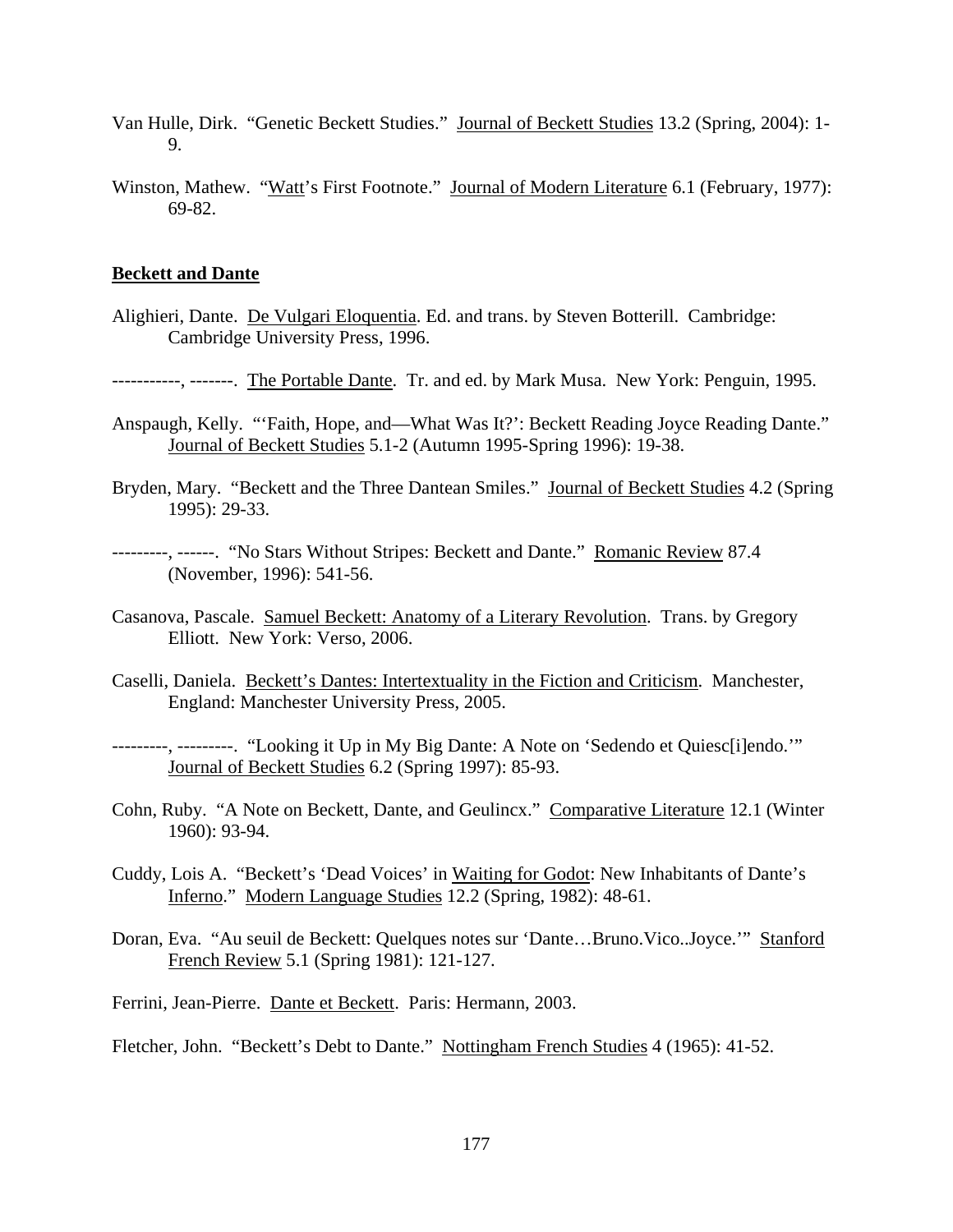Van Hulle, Dirk. "Genetic Beckett Studies." Journal of Beckett Studies 13.2 (Spring, 2004): 1-9.

Winston, Mathew. "Watt's First Footnote." Journal of Modern Literature 6.1 (February, 1977): 69-82.

## Beckett and Dante

Alighieri, Dante. De Vulgari Eloquentia. Ed. and trans. by Steven Botterill. Cambridge: Cambridge University Press, 1996.

-----------, -------. The Portable Dante. Tr. and ed. by Mark Musa. New York: Penguin, 1995.

Anspaugh, Kelly. "'Faith, Hope, and—What Was It?': Beckett Reading Joyce Reading Dante." Journal of Beckett Studies 5.1-2 (Autumn 1995-Spring 1996): 19-38.

Bryden, Mary. "Beckett and the Three Dantean Smiles." Journal of Beckett Studies 4.2 (Spring 1995): 29-33.

---------, ------. "No Stars Without Stripes: Beckett and Dante." Romanic Review 87.4 (November, 1996): 541-56.

Casanova, Pascale. Samuel Beckett: Anatomy of a Literary Revolution. Trans. by Gregory Elliott. New York: Verso, 2006.

Caselli, Daniela. Beckett's Dantes: Intertextuality in the Fiction and Criticism. Manchester, England: Manchester University Press, 2005.

---------, ---------. "Looking it Up in My Big Dante: A Note on 'Sedendo et Quiesc[i]endo.'" Journal of Beckett Studies 6.2 (Spring 1997): 85-93.

Cohn, Ruby. "A Note on Beckett, Dante, and Geulincx." Comparative Literature 12.1 (Winter 1960): 93-94.

Cuddy, Lois A. "Beckett's 'Dead Voices' in Waiting for Godot: New Inhabitants of Dante's Inferno." Modern Language Studies 12.2 (Spring, 1982): 48-61.

Doran, Eva. "Au seuil de Beckett: Quelques notes sur 'Dante…Bruno.Vico..Joyce.'" Stanford French Review 5.1 (Spring 1981): 121-127.

Ferrini, Jean-Pierre. Dante et Beckett. Paris: Hermann, 2003.

Fletcher, John. "Beckett's Debt to Dante." Nottingham French Studies 4 (1965): 41-52.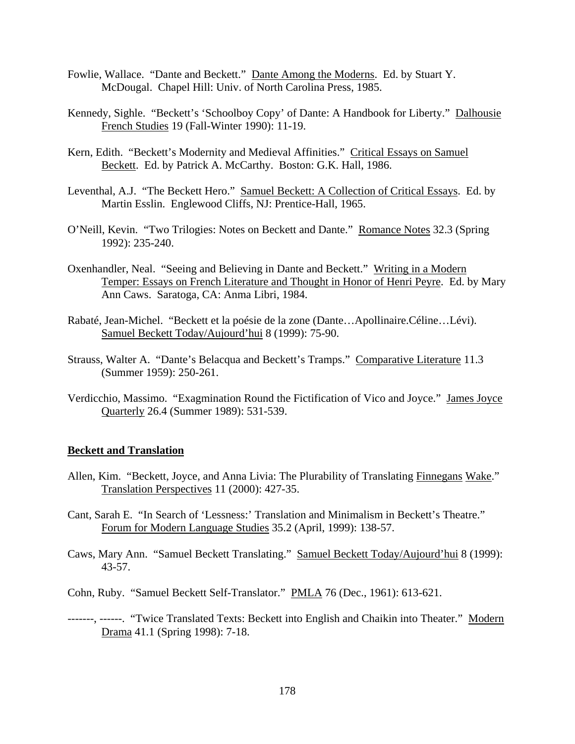Fowlie, Wallace. "Dante and Beckett." Dante Among the Moderns. Ed. by Stuart Y. McDougal. Chapel Hill: Univ. of North Carolina Press, 1985.

Kennedy, Sighle. "Beckett's 'Schoolboy Copy' of Dante: A Handbook for Liberty." Dalhousie French Studies 19 (Fall-Winter 1990): 11-19.

Kern, Edith. "Beckett's Modernity and Medieval Affinities." Critical Essays on Samuel Beckett. Ed. by Patrick A. McCarthy. Boston: G.K. Hall, 1986.

Leventhal, A.J. "The Beckett Hero." Samuel Beckett: A Collection of Critical Essays. Ed. by Martin Esslin. Englewood Cliffs, NJ: Prentice-Hall, 1965.

O'Neill, Kevin. "Two Trilogies: Notes on Beckett and Dante." Romance Notes 32.3 (Spring 1992): 235-240.

Oxenhandler, Neal. "Seeing and Believing in Dante and Beckett." Writing in a Modern Temper: Essays on French Literature and Thought in Honor of Henri Peyre. Ed. by Mary Ann Caws. Saratoga, CA: Anma Libri, 1984.

Rabaté, Jean-Michel. "Beckett et la poésie de la zone (Dante…Apollinaire.Céline…Lévi). Samuel Beckett Today/Aujourd'hui 8 (1999): 75-90.

Strauss, Walter A. "Dante's Belacqua and Beckett's Tramps." Comparative Literature 11.3 (Summer 1959): 250-261.

Verdicchio, Massimo. "Exagmination Round the Fictification of Vico and Joyce." James Joyce Quarterly 26.4 (Summer 1989): 531-539.

## Beckett and Translation

Allen, Kim. "Beckett, Joyce, and Anna Livia: The Plurability of Translating Finnegans Wake." Translation Perspectives 11 (2000): 427-35.

Cant, Sarah E. "In Search of 'Lessness:' Translation and Minimalism in Beckett's Theatre." Forum for Modern Language Studies 35.2 (April, 1999): 138-57.

Caws, Mary Ann. "Samuel Beckett Translating." Samuel Beckett Today/Aujourd'hui 8 (1999): 43-57.

Cohn, Ruby. "Samuel Beckett Self-Translator." PMLA 76 (Dec., 1961): 613-621.

-------, ------. "Twice Translated Texts: Beckett into English and Chaikin into Theater." Modern Drama 41.1 (Spring 1998): 7-18.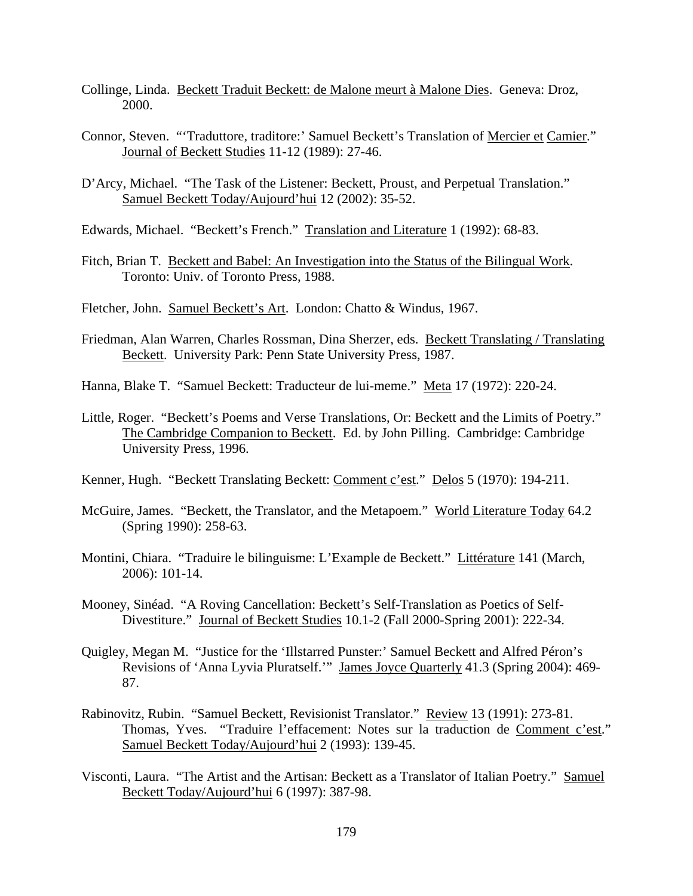Collinge, Linda. Beckett Traduit Beckett: de Malone meurt à Malone Dies. Geneva: Droz, 2000.

Connor, Steven. "'Traduttore, traditore:' Samuel Beckett's Translation of Mercier et Camier." Journal of Beckett Studies 11-12 (1989): 27-46.

D'Arcy, Michael. "The Task of the Listener: Beckett, Proust, and Perpetual Translation." Samuel Beckett Today/Aujourd'hui 12 (2002): 35-52.

Edwards, Michael. "Beckett's French." Translation and Literature 1 (1992): 68-83.

Fitch, Brian T. Beckett and Babel: An Investigation into the Status of the Bilingual Work. Toronto: Univ. of Toronto Press, 1988.

Fletcher, John. Samuel Beckett's Art. London: Chatto & Windus, 1967.

Friedman, Alan Warren, Charles Rossman, Dina Sherzer, eds. Beckett Translating / Translating Beckett. University Park: Penn State University Press, 1987.

Hanna, Blake T. "Samuel Beckett: Traducteur de lui-meme." Meta 17 (1972): 220-24.

Little, Roger. "Beckett's Poems and Verse Translations, Or: Beckett and the Limits of Poetry." The Cambridge Companion to Beckett. Ed. by John Pilling. Cambridge: Cambridge University Press, 1996.

Kenner, Hugh. "Beckett Translating Beckett: Comment c'est." Delos 5 (1970): 194-211.

McGuire, James. "Beckett, the Translator, and the Metapoem." World Literature Today 64.2 (Spring 1990): 258-63.

Montini, Chiara. "Traduire le bilinguisme: L'Example de Beckett." Littérature 141 (March, 2006): 101-14.

Mooney, Sinéad. "A Roving Cancellation: Beckett's Self-Translation as Poetics of Self-Divestiture." Journal of Beckett Studies 10.1-2 (Fall 2000-Spring 2001): 222-34.

Quigley, Megan M. "Justice for the 'Illstarred Punster:' Samuel Beckett and Alfred Péron's Revisions of 'Anna Lyvia Pluratself.'" James Joyce Quarterly 41.3 (Spring 2004): 469-87.

Rabinovitz, Rubin. "Samuel Beckett, Revisionist Translator." Review 13 (1991): 273-81.

Thomas, Yves. "Traduire l'effacement: Notes sur la traduction de Comment c'est." Samuel Beckett Today/Aujourd'hui 2 (1993): 139-45.

Visconti, Laura. "The Artist and the Artisan: Beckett as a Translator of Italian Poetry." Samuel Beckett Today/Aujourd'hui 6 (1997): 387-98.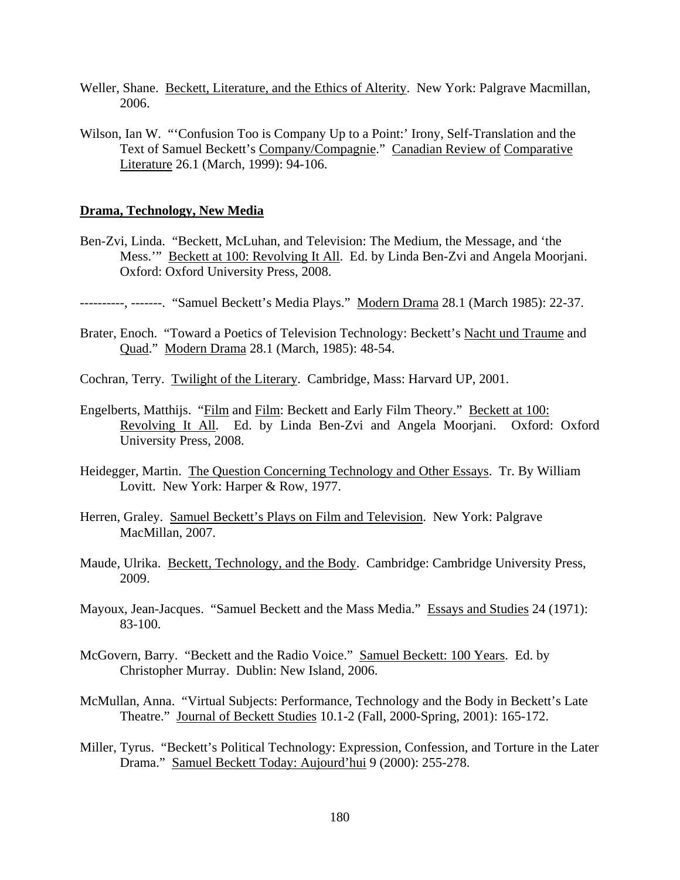Weller, Shane. Beckett, Literature, and the Ethics of Alterity. New York: Palgrave Macmillan, 2006.

Wilson, Ian W. "'Confusion Too is Company Up to a Point:' Irony, Self-Translation and the Text of Samuel Beckett's Company/Compagnie." Canadian Review of Comparative Literature 26.1 (March, 1999): 94-106.

**Drama, Technology, New Media**

Ben-Zvi, Linda. "Beckett, McLuhan, and Television: The Medium, the Message, and 'the Mess.'" Beckett at 100: Revolving It All. Ed. by Linda Ben-Zvi and Angela Moorjani. Oxford: Oxford University Press, 2008.

----------, -------. "Samuel Beckett's Media Plays." Modern Drama 28.1 (March 1985): 22-37.

Brater, Enoch. "Toward a Poetics of Television Technology: Beckett's Nacht und Traume and Quad." Modern Drama 28.1 (March, 1985): 48-54.

Cochran, Terry. Twilight of the Literary. Cambridge, Mass: Harvard UP, 2001.

Engelberts, Matthijs. "Film and Film: Beckett and Early Film Theory." Beckett at 100: Revolving It All. Ed. by Linda Ben-Zvi and Angela Moorjani. Oxford: Oxford University Press, 2008.

Heidegger, Martin. The Question Concerning Technology and Other Essays. Tr. By William Lovitt. New York: Harper & Row, 1977.

Herren, Graley. Samuel Beckett's Plays on Film and Television. New York: Palgrave MacMillan, 2007.

Maude, Ulrika. Beckett, Technology, and the Body. Cambridge: Cambridge University Press, 2009.

Mayoux, Jean-Jacques. "Samuel Beckett and the Mass Media." Essays and Studies 24 (1971): 83-100.

McGovern, Barry. "Beckett and the Radio Voice." Samuel Beckett: 100 Years. Ed. by Christopher Murray. Dublin: New Island, 2006.

McMullan, Anna. "Virtual Subjects: Performance, Technology and the Body in Beckett's Late Theatre." Journal of Beckett Studies 10.1-2 (Fall, 2000-Spring, 2001): 165-172.

Miller, Tyrus. "Beckett's Political Technology: Expression, Confession, and Torture in the Later Drama." Samuel Beckett Today: Aujourd'hui 9 (2000): 255-278.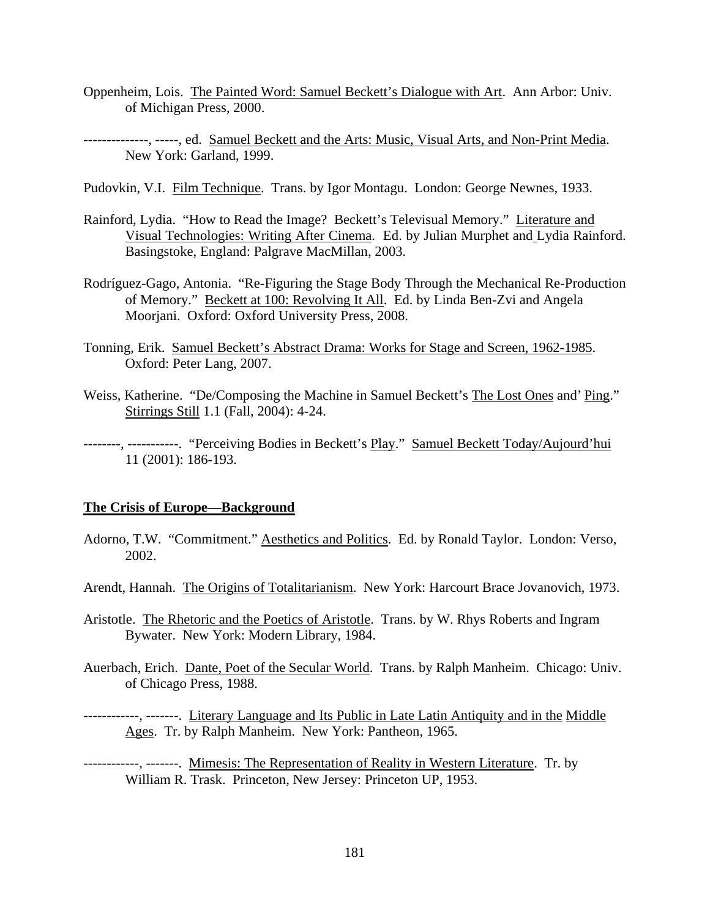Oppenheim, Lois. <u>The Painted Word: Samuel Beckett's Dialogue with Art</u>. Ann Arbor: Univ. of Michigan Press, 2000.

--------------, -----, ed. <u>Samuel Beckett and the Arts: Music, Visual Arts, and Non-Print Media</u>. New York: Garland, 1999.

Pudovkin, V.I. <u>Film Technique</u>. Trans. by Igor Montagu. London: George Newnes, 1933.

Rainford, Lydia. "How to Read the Image? Beckett's Televisual Memory." <u>Literature and Visual Technologies: Writing After Cinema</u>. Ed. by Julian Murphet and Lydia Rainford. Basingstoke, England: Palgrave MacMillan, 2003.

Rodríguez-Gago, Antonia. "Re-Figuring the Stage Body Through the Mechanical Re-Production of Memory." <u>Beckett at 100: Revolving It All</u>. Ed. by Linda Ben-Zvi and Angela Moorjani. Oxford: Oxford University Press, 2008.

Tonning, Erik. <u>Samuel Beckett's Abstract Drama: Works for Stage and Screen, 1962-1985</u>. Oxford: Peter Lang, 2007.

Weiss, Katherine. "De/Composing the Machine in Samuel Beckett's <u>The Lost Ones</u> and' <u>Ping</u>." <u>Stirrings Still</u> 1.1 (Fall, 2004): 4-24.

--------, -----------. "Perceiving Bodies in Beckett's <u>Play</u>." <u>Samuel Beckett Today/Aujourd'hui</u> 11 (2001): 186-193.

**<u>The Crisis of Europe—Background</u>**

Adorno, T.W. "Commitment." <u>Aesthetics and Politics</u>. Ed. by Ronald Taylor. London: Verso, 2002.

Arendt, Hannah. <u>The Origins of Totalitarianism</u>. New York: Harcourt Brace Jovanovich, 1973.

Aristotle. <u>The Rhetoric and the Poetics of Aristotle</u>. Trans. by W. Rhys Roberts and Ingram Bywater. New York: Modern Library, 1984.

Auerbach, Erich. <u>Dante, Poet of the Secular World</u>. Trans. by Ralph Manheim. Chicago: Univ. of Chicago Press, 1988.

------------, -------. <u>Literary Language and Its Public in Late Latin Antiquity and in the Middle Ages</u>. Tr. by Ralph Manheim. New York: Pantheon, 1965.

------------, -------. <u>Mimesis: The Representation of Reality in Western Literature</u>. Tr. by William R. Trask. Princeton, New Jersey: Princeton UP, 1953.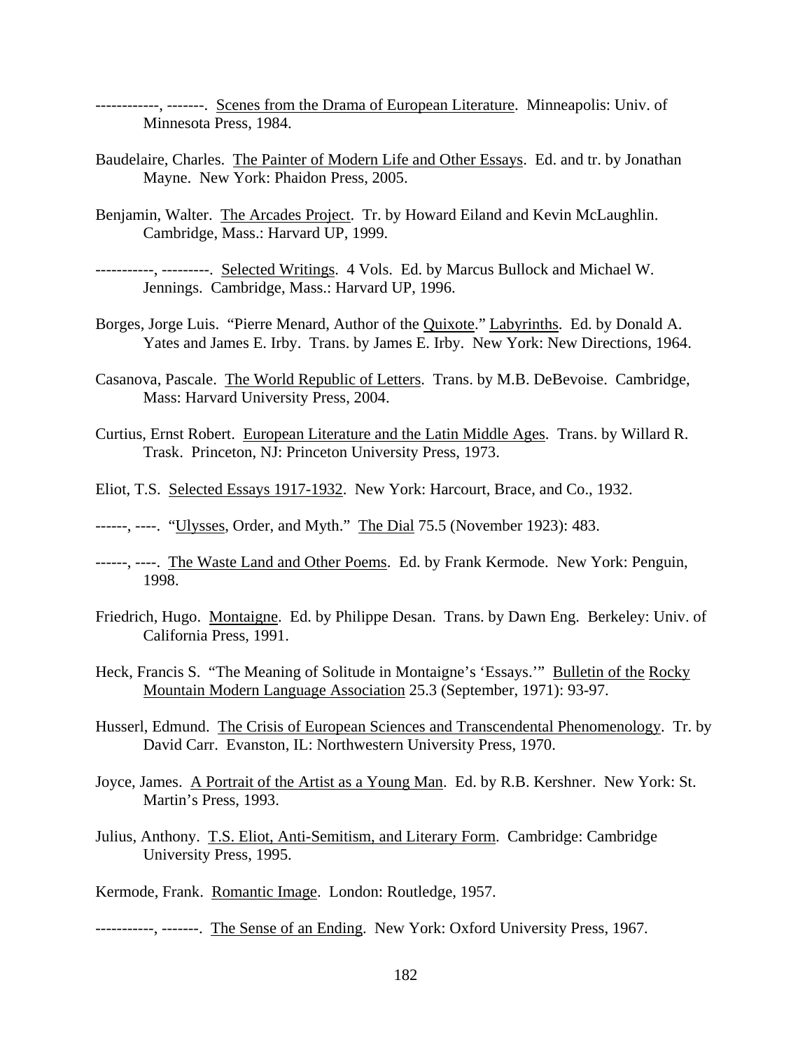------------, -------. Scenes from the Drama of European Literature. Minneapolis: Univ. of Minnesota Press, 1984.

Baudelaire, Charles. The Painter of Modern Life and Other Essays. Ed. and tr. by Jonathan Mayne. New York: Phaidon Press, 2005.

Benjamin, Walter. The Arcades Project. Tr. by Howard Eiland and Kevin McLaughlin. Cambridge, Mass.: Harvard UP, 1999.

-----------, ---------. Selected Writings. 4 Vols. Ed. by Marcus Bullock and Michael W. Jennings. Cambridge, Mass.: Harvard UP, 1996.

Borges, Jorge Luis. "Pierre Menard, Author of the Quixote." Labyrinths. Ed. by Donald A. Yates and James E. Irby. Trans. by James E. Irby. New York: New Directions, 1964.

Casanova, Pascale. The World Republic of Letters. Trans. by M.B. DeBevoise. Cambridge, Mass: Harvard University Press, 2004.

Curtius, Ernst Robert. European Literature and the Latin Middle Ages. Trans. by Willard R. Trask. Princeton, NJ: Princeton University Press, 1973.

Eliot, T.S. Selected Essays 1917-1932. New York: Harcourt, Brace, and Co., 1932.

------, ----. "Ulysses, Order, and Myth." The Dial 75.5 (November 1923): 483.

------, ----. The Waste Land and Other Poems. Ed. by Frank Kermode. New York: Penguin, 1998.

Friedrich, Hugo. Montaigne. Ed. by Philippe Desan. Trans. by Dawn Eng. Berkeley: Univ. of California Press, 1991.

Heck, Francis S. "The Meaning of Solitude in Montaigne's 'Essays.'" Bulletin of the Rocky Mountain Modern Language Association 25.3 (September, 1971): 93-97.

Husserl, Edmund. The Crisis of European Sciences and Transcendental Phenomenology. Tr. by David Carr. Evanston, IL: Northwestern University Press, 1970.

Joyce, James. A Portrait of the Artist as a Young Man. Ed. by R.B. Kershner. New York: St. Martin's Press, 1993.

Julius, Anthony. T.S. Eliot, Anti-Semitism, and Literary Form. Cambridge: Cambridge University Press, 1995.

Kermode, Frank. Romantic Image. London: Routledge, 1957.

-----------, -------. The Sense of an Ending. New York: Oxford University Press, 1967.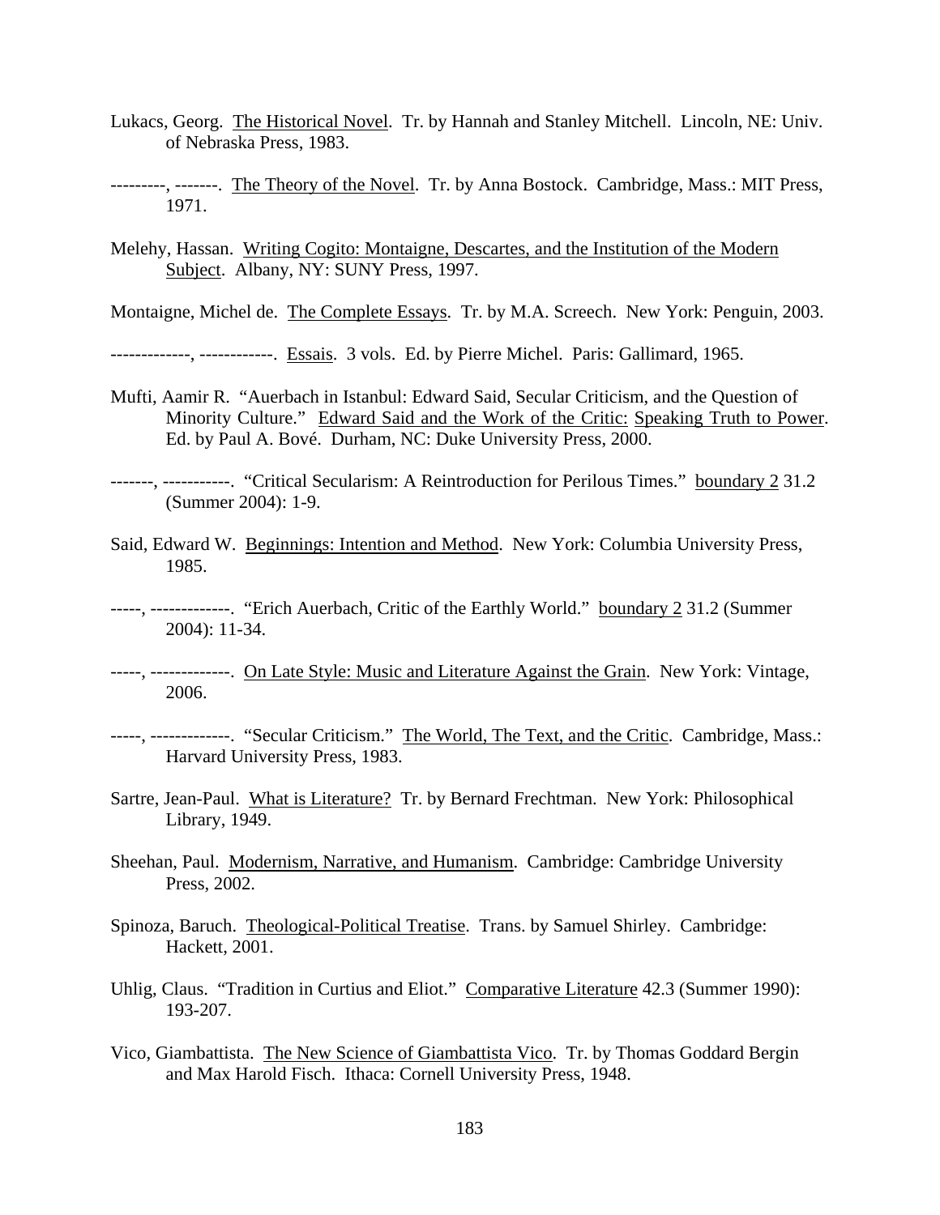Lukacs, Georg. The Historical Novel. Tr. by Hannah and Stanley Mitchell. Lincoln, NE: Univ. of Nebraska Press, 1983.

---------, -------. The Theory of the Novel. Tr. by Anna Bostock. Cambridge, Mass.: MIT Press, 1971.

Melehy, Hassan. Writing Cogito: Montaigne, Descartes, and the Institution of the Modern Subject. Albany, NY: SUNY Press, 1997.

Montaigne, Michel de. The Complete Essays. Tr. by M.A. Screech. New York: Penguin, 2003.

-------------, ------------. Essais. 3 vols. Ed. by Pierre Michel. Paris: Gallimard, 1965.

Mufti, Aamir R. "Auerbach in Istanbul: Edward Said, Secular Criticism, and the Question of Minority Culture." Edward Said and the Work of the Critic: Speaking Truth to Power. Ed. by Paul A. Bové. Durham, NC: Duke University Press, 2000.

-------, -----------. "Critical Secularism: A Reintroduction for Perilous Times." boundary 2 31.2 (Summer 2004): 1-9.

Said, Edward W. Beginnings: Intention and Method. New York: Columbia University Press, 1985.

-----, -------------. "Erich Auerbach, Critic of the Earthly World." boundary 2 31.2 (Summer 2004): 11-34.

-----, -------------. On Late Style: Music and Literature Against the Grain. New York: Vintage, 2006.

-----, -------------. "Secular Criticism." The World, The Text, and the Critic. Cambridge, Mass.: Harvard University Press, 1983.

Sartre, Jean-Paul. What is Literature? Tr. by Bernard Frechtman. New York: Philosophical Library, 1949.

Sheehan, Paul. Modernism, Narrative, and Humanism. Cambridge: Cambridge University Press, 2002.

Spinoza, Baruch. Theological-Political Treatise. Trans. by Samuel Shirley. Cambridge: Hackett, 2001.

Uhlig, Claus. "Tradition in Curtius and Eliot." Comparative Literature 42.3 (Summer 1990): 193-207.

Vico, Giambattista. The New Science of Giambattista Vico. Tr. by Thomas Goddard Bergin and Max Harold Fisch. Ithaca: Cornell University Press, 1948.